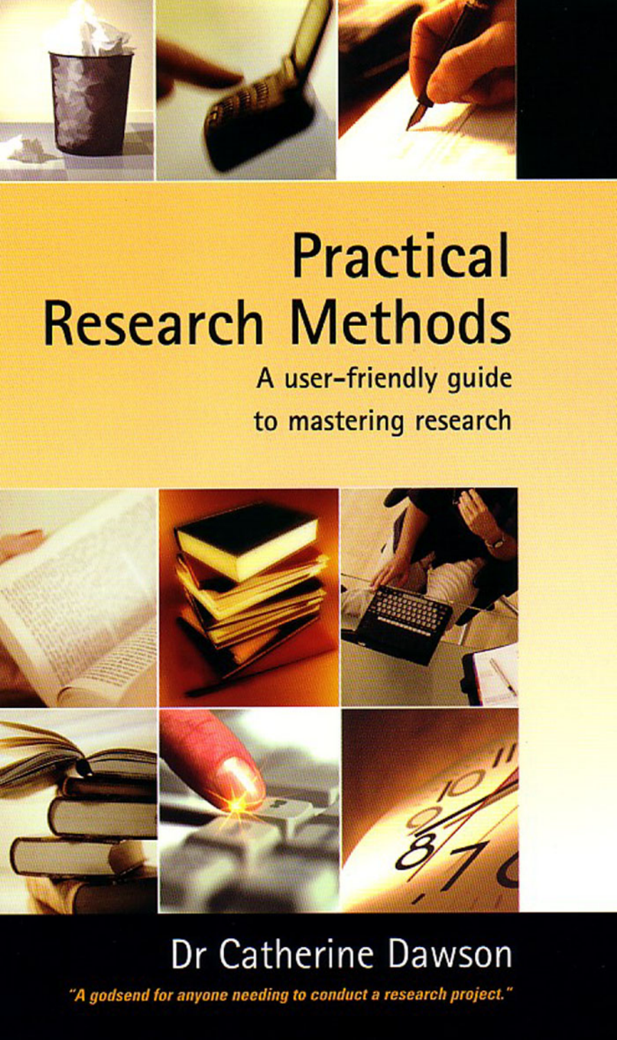# Practical Research Methods

## A user-friendly guide to mastering research

Dr Catherine Dawson

*"A godsend for anyone needing to conduct a research project."*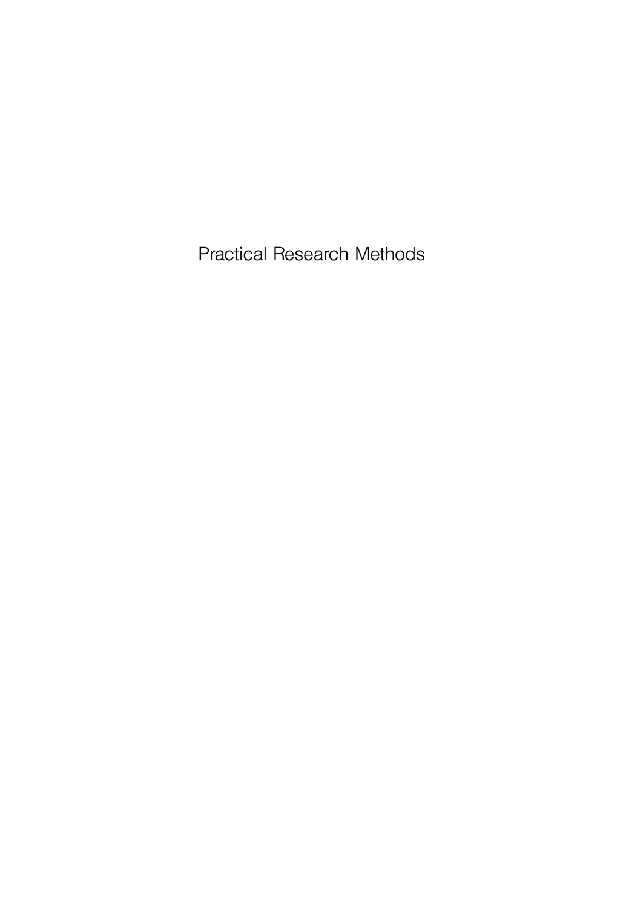Practical Research Methods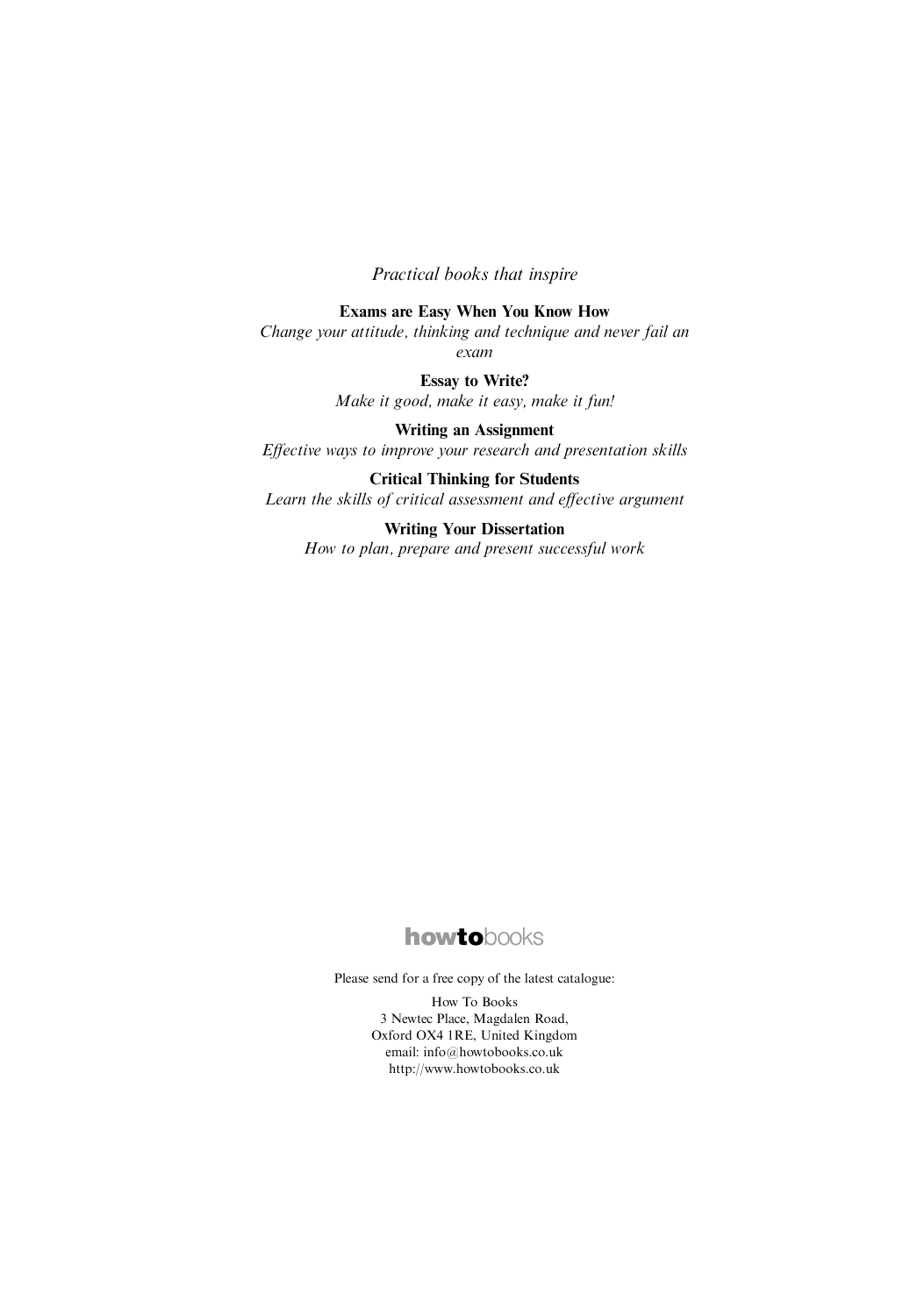*Practical books that inspire*

**Exams are Easy When You Know How**
*Change your attitude, thinking and technique and never fail an exam*

**Essay to Write?**
*Make it good, make it easy, make it fun!*

**Writing an Assignment**
*Effective ways to improve your research and presentation skills*

**Critical Thinking for Students**
*Learn the skills of critical assessment and effective argument*

**Writing Your Dissertation**
*How to plan, prepare and present successful work*

**howto**books

Please send for a free copy of the latest catalogue:

How To Books
3 Newtec Place, Magdalen Road,
Oxford OX4 1RE, United Kingdom
email: info@howtobooks.co.uk
http://www.howtobooks.co.uk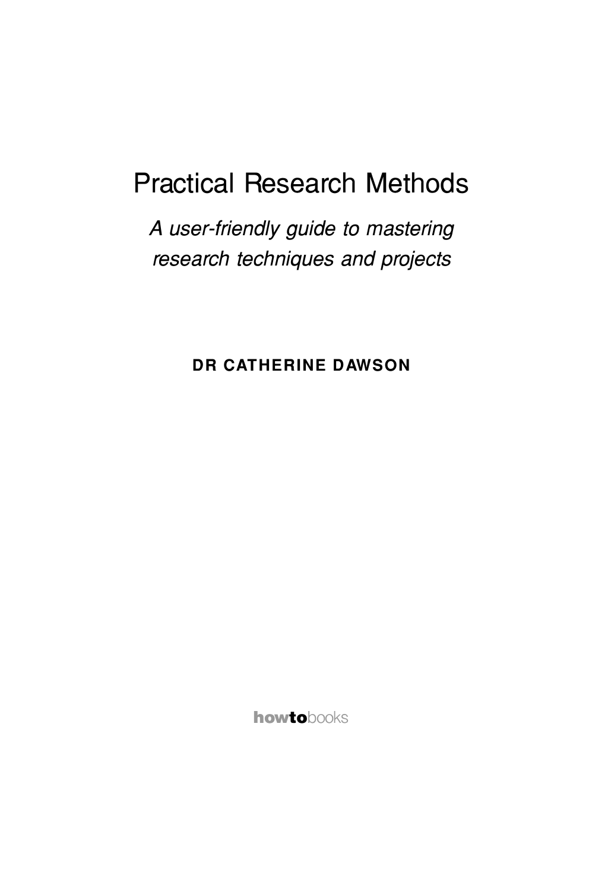# Practical Research Methods

*A user-friendly guide to mastering research techniques and projects*

**DR CATHERINE DAWSON**

**howto**books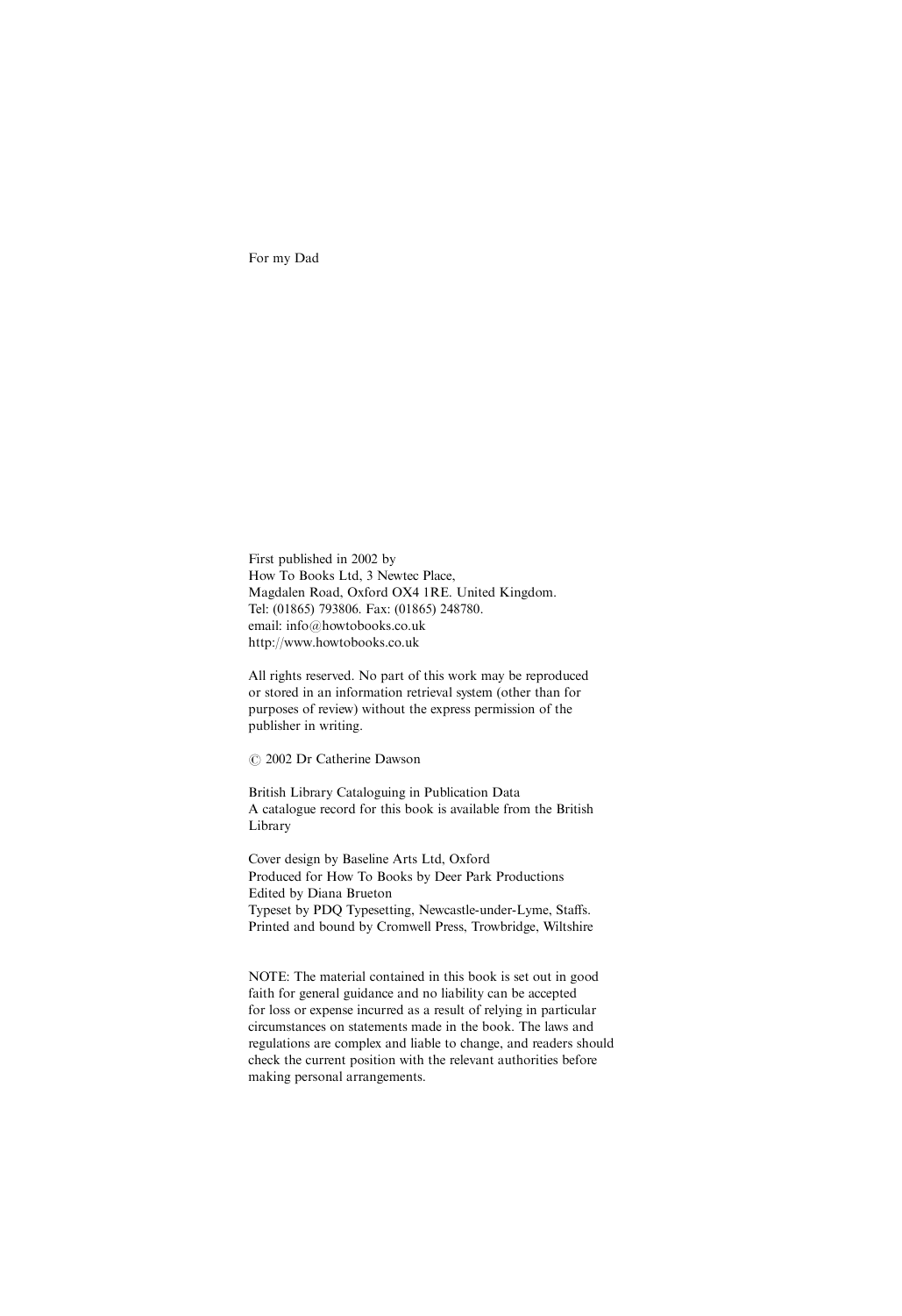For my Dad

First published in 2002 by
How To Books Ltd, 3 Newtec Place,
Magdalen Road, Oxford OX4 1RE. United Kingdom.
Tel: (01865) 793806. Fax: (01865) 248780.
email: info@howtobooks.co.uk
http://www.howtobooks.co.uk

All rights reserved. No part of this work may be reproduced or stored in an information retrieval system (other than for purposes of review) without the express permission of the publisher in writing.

© 2002 Dr Catherine Dawson

British Library Cataloguing in Publication Data
A catalogue record for this book is available from the British Library

Cover design by Baseline Arts Ltd, Oxford
Produced for How To Books by Deer Park Productions
Edited by Diana Brueton
Typeset by PDQ Typesetting, Newcastle-under-Lyme, Staffs.
Printed and bound by Cromwell Press, Trowbridge, Wiltshire

NOTE: The material contained in this book is set out in good faith for general guidance and no liability can be accepted for loss or expense incurred as a result of relying in particular circumstances on statements made in the book. The laws and regulations are complex and liable to change, and readers should check the current position with the relevant authorities before making personal arrangements.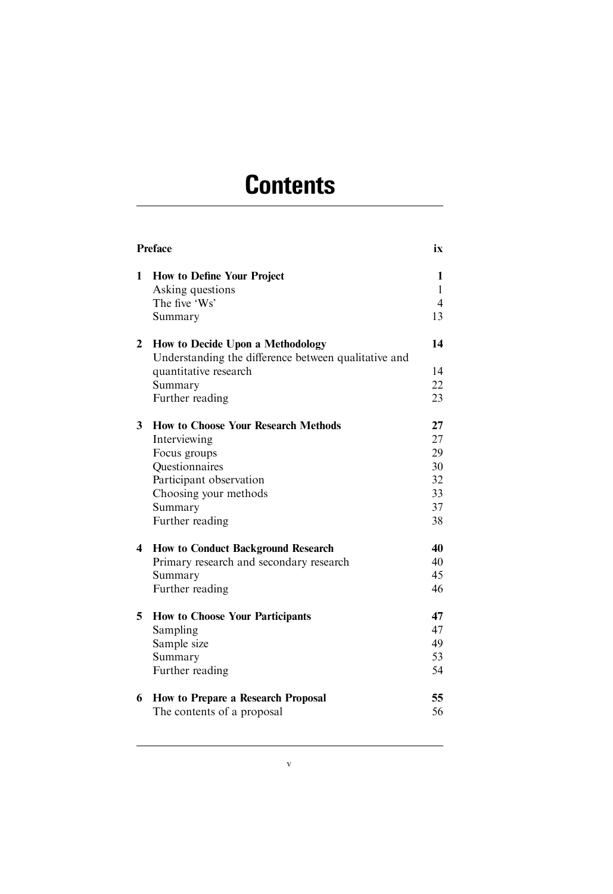# Contents

| | | |
|---|---|---|
| **Preface** | | **ix** |
| **1** | **How to Define Your Project** | **1** |
| | Asking questions | 1 |
| | The five 'Ws' | 4 |
| | Summary | 13 |
| **2** | **How to Decide Upon a Methodology** | **14** |
| | Understanding the difference between qualitative and quantitative research | 14 |
| | Summary | 22 |
| | Further reading | 23 |
| **3** | **How to Choose Your Research Methods** | **27** |
| | Interviewing | 27 |
| | Focus groups | 29 |
| | Questionnaires | 30 |
| | Participant observation | 32 |
| | Choosing your methods | 33 |
| | Summary | 37 |
| | Further reading | 38 |
| **4** | **How to Conduct Background Research** | **40** |
| | Primary research and secondary research | 40 |
| | Summary | 45 |
| | Further reading | 46 |
| **5** | **How to Choose Your Participants** | **47** |
| | Sampling | 47 |
| | Sample size | 49 |
| | Summary | 53 |
| | Further reading | 54 |
| **6** | **How to Prepare a Research Proposal** | **55** |
| | The contents of a proposal | 56 |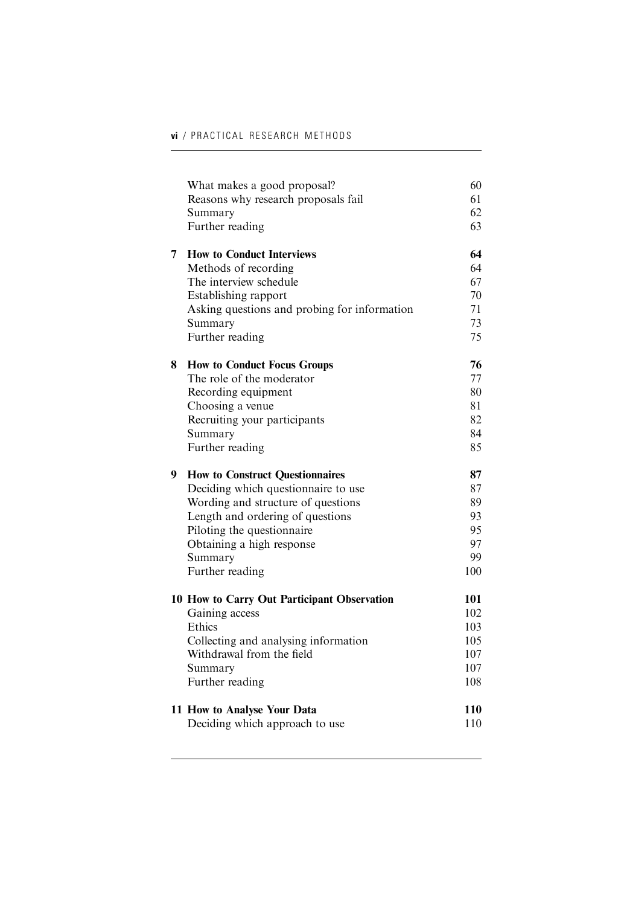| | | |
|---|---|---|
| | What makes a good proposal? | 60 |
| | Reasons why research proposals fail | 61 |
| | Summary | 62 |
| | Further reading | 63 |
| **7** | **How to Conduct Interviews** | **64** |
| | Methods of recording | 64 |
| | The interview schedule | 67 |
| | Establishing rapport | 70 |
| | Asking questions and probing for information | 71 |
| | Summary | 73 |
| | Further reading | 75 |
| **8** | **How to Conduct Focus Groups** | **76** |
| | The role of the moderator | 77 |
| | Recording equipment | 80 |
| | Choosing a venue | 81 |
| | Recruiting your participants | 82 |
| | Summary | 84 |
| | Further reading | 85 |
| **9** | **How to Construct Questionnaires** | **87** |
| | Deciding which questionnaire to use | 87 |
| | Wording and structure of questions | 89 |
| | Length and ordering of questions | 93 |
| | Piloting the questionnaire | 95 |
| | Obtaining a high response | 97 |
| | Summary | 99 |
| | Further reading | 100 |
| **10** | **How to Carry Out Participant Observation** | **101** |
| | Gaining access | 102 |
| | Ethics | 103 |
| | Collecting and analysing information | 105 |
| | Withdrawal from the field | 107 |
| | Summary | 107 |
| | Further reading | 108 |
| **11** | **How to Analyse Your Data** | **110** |
| | Deciding which approach to use | 110 |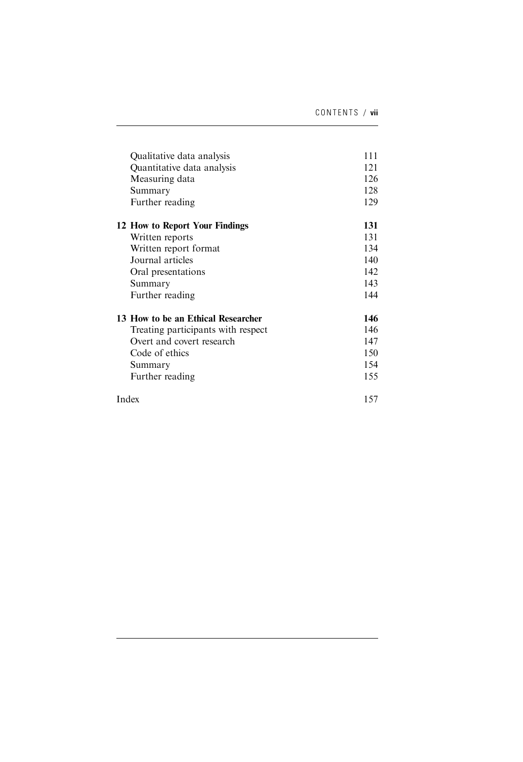| | |
|---|---|
| Qualitative data analysis | 111 |
| Quantitative data analysis | 121 |
| Measuring data | 126 |
| Summary | 128 |
| Further reading | 129 |
| **12 How to Report Your Findings** | **131** |
| Written reports | 131 |
| Written report format | 134 |
| Journal articles | 140 |
| Oral presentations | 142 |
| Summary | 143 |
| Further reading | 144 |
| **13 How to be an Ethical Researcher** | **146** |
| Treating participants with respect | 146 |
| Overt and covert research | 147 |
| Code of ethics | 150 |
| Summary | 154 |
| Further reading | 155 |
| Index | 157 |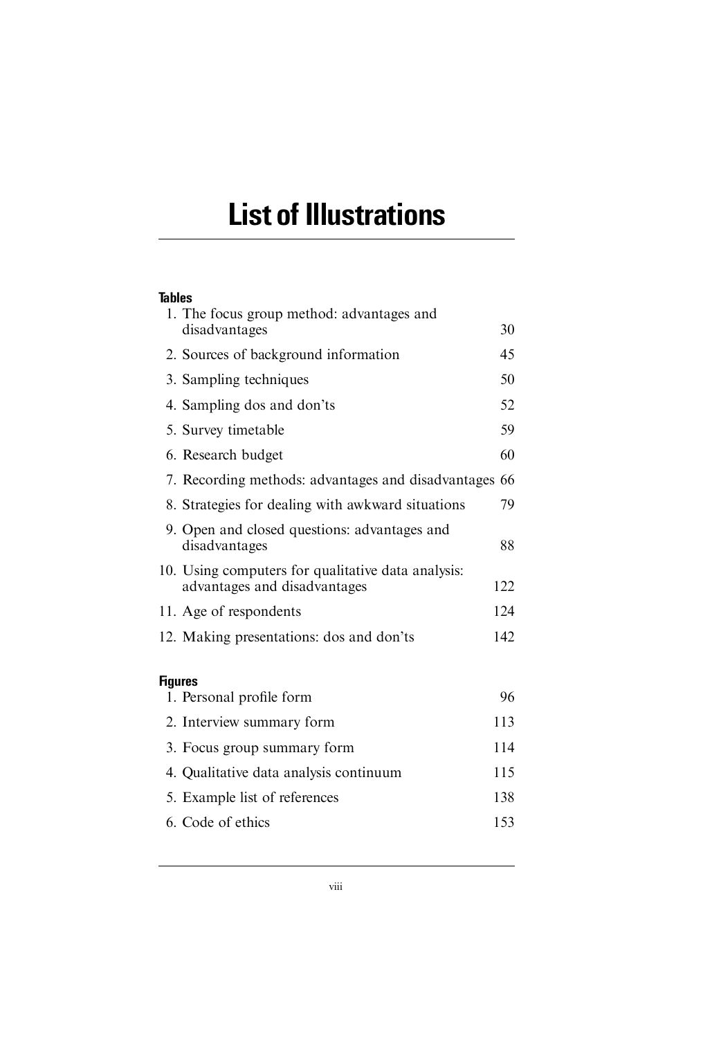# List of Illustrations

### Tables

| | |
|---|---|
| 1. The focus group method: advantages and disadvantages | 30 |
| 2. Sources of background information | 45 |
| 3. Sampling techniques | 50 |
| 4. Sampling dos and don'ts | 52 |
| 5. Survey timetable | 59 |
| 6. Research budget | 60 |
| 7. Recording methods: advantages and disadvantages | 66 |
| 8. Strategies for dealing with awkward situations | 79 |
| 9. Open and closed questions: advantages and disadvantages | 88 |
| 10. Using computers for qualitative data analysis: advantages and disadvantages | 122 |
| 11. Age of respondents | 124 |
| 12. Making presentations: dos and don'ts | 142 |

### Figures

| | |
|---|---|
| 1. Personal profile form | 96 |
| 2. Interview summary form | 113 |
| 3. Focus group summary form | 114 |
| 4. Qualitative data analysis continuum | 115 |
| 5. Example list of references | 138 |
| 6. Code of ethics | 153 |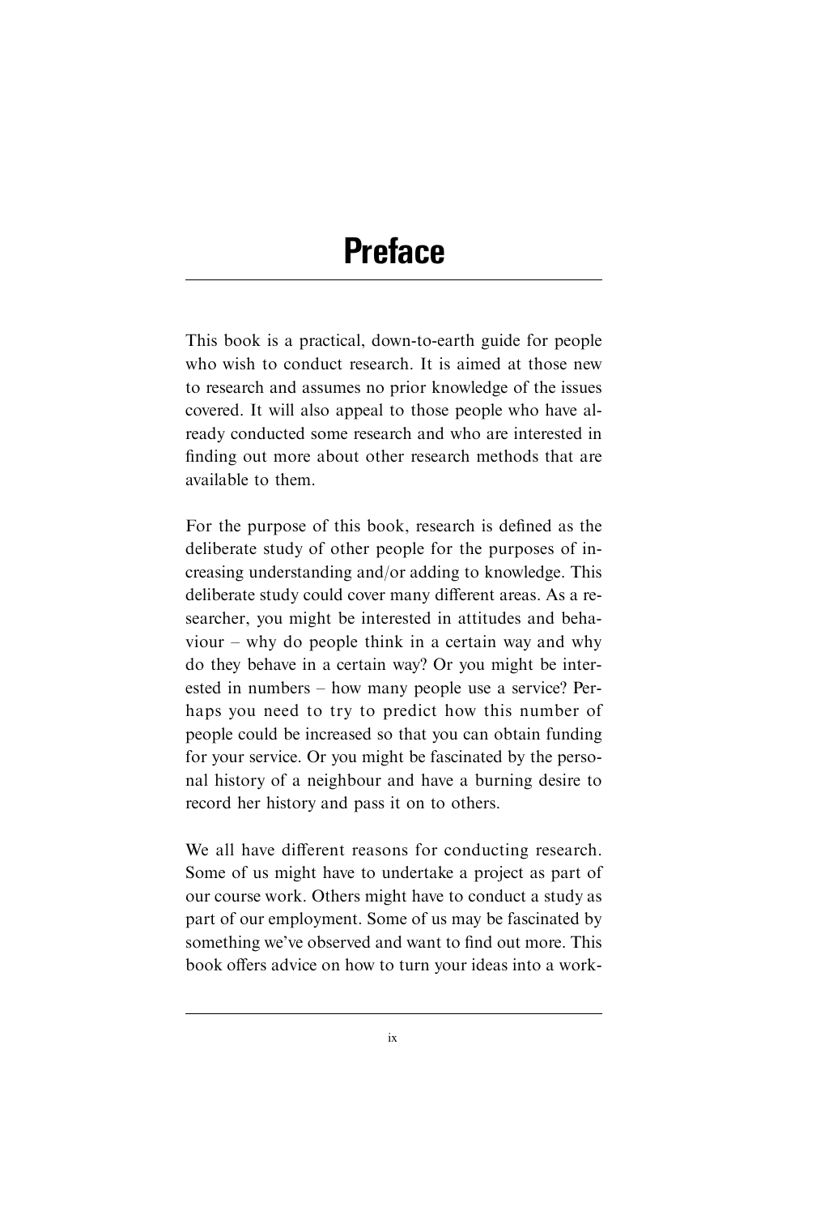# Preface

This book is a practical, down-to-earth guide for people who wish to conduct research. It is aimed at those new to research and assumes no prior knowledge of the issues covered. It will also appeal to those people who have already conducted some research and who are interested in finding out more about other research methods that are available to them.

For the purpose of this book, research is defined as the deliberate study of other people for the purposes of increasing understanding and/or adding to knowledge. This deliberate study could cover many different areas. As a researcher, you might be interested in attitudes and behaviour – why do people think in a certain way and why do they behave in a certain way? Or you might be interested in numbers – how many people use a service? Perhaps you need to try to predict how this number of people could be increased so that you can obtain funding for your service. Or you might be fascinated by the personal history of a neighbour and have a burning desire to record her history and pass it on to others.

We all have different reasons for conducting research. Some of us might have to undertake a project as part of our course work. Others might have to conduct a study as part of our employment. Some of us may be fascinated by something we've observed and want to find out more. This book offers advice on how to turn your ideas into a work-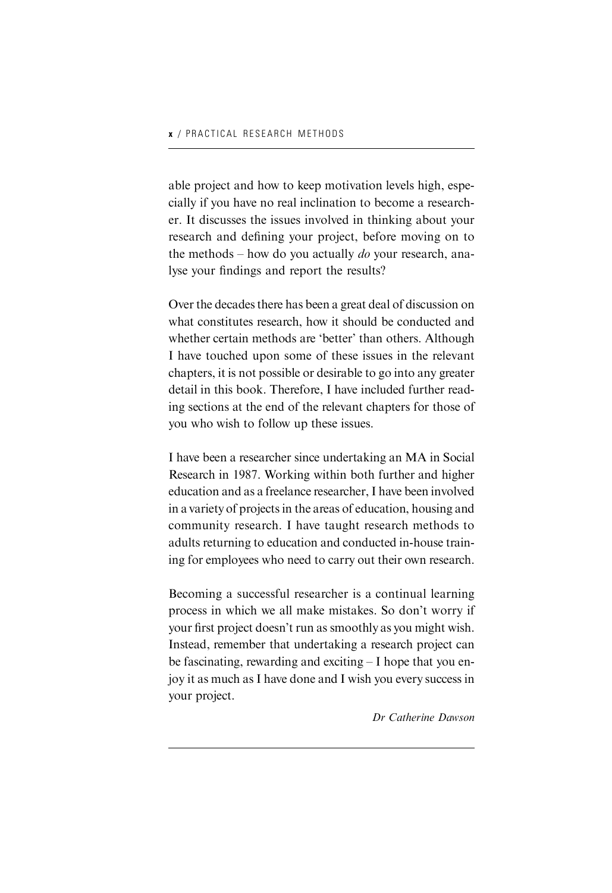able project and how to keep motivation levels high, especially if you have no real inclination to become a researcher. It discusses the issues involved in thinking about your research and defining your project, before moving on to the methods – how do you actually *do* your research, analyse your findings and report the results?

Over the decades there has been a great deal of discussion on what constitutes research, how it should be conducted and whether certain methods are 'better' than others. Although I have touched upon some of these issues in the relevant chapters, it is not possible or desirable to go into any greater detail in this book. Therefore, I have included further reading sections at the end of the relevant chapters for those of you who wish to follow up these issues.

I have been a researcher since undertaking an MA in Social Research in 1987. Working within both further and higher education and as a freelance researcher, I have been involved in a variety of projects in the areas of education, housing and community research. I have taught research methods to adults returning to education and conducted in-house training for employees who need to carry out their own research.

Becoming a successful researcher is a continual learning process in which we all make mistakes. So don't worry if your first project doesn't run as smoothly as you might wish. Instead, remember that undertaking a research project can be fascinating, rewarding and exciting – I hope that you enjoy it as much as I have done and I wish you every success in your project.

*Dr Catherine Dawson*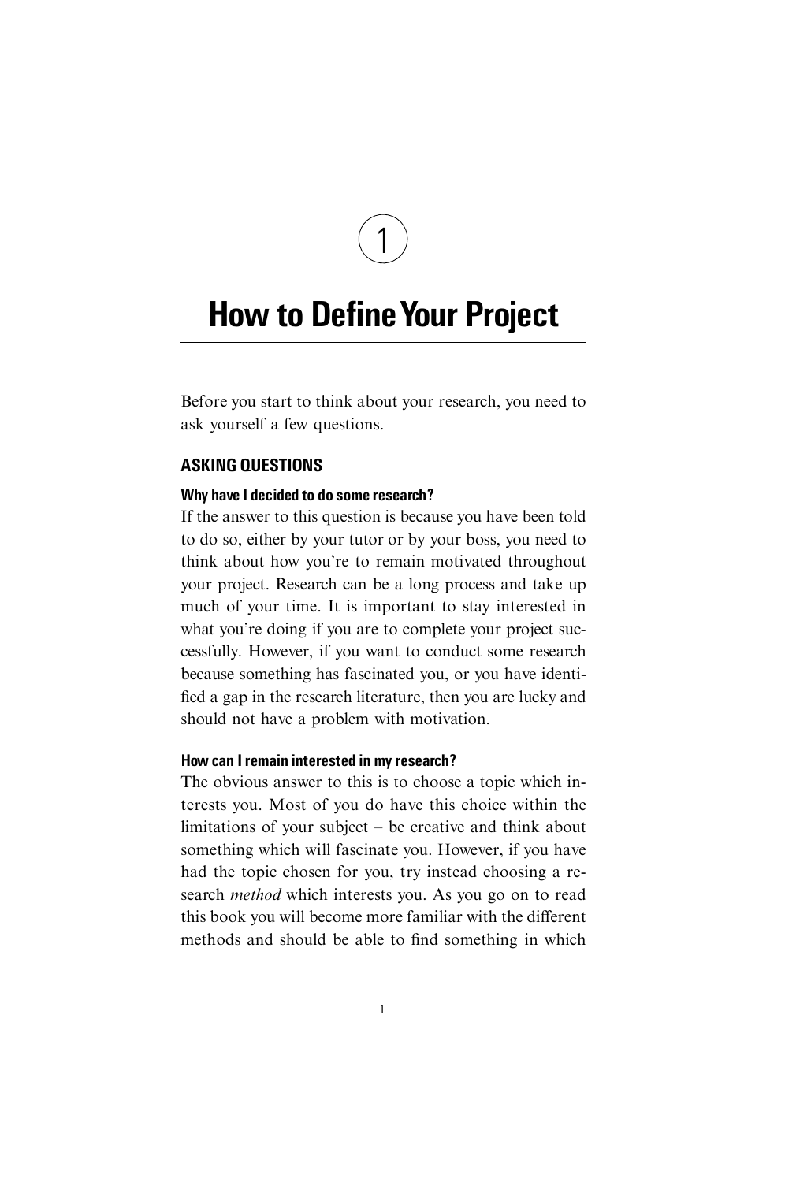# 1

# How to Define Your Project

Before you start to think about your research, you need to ask yourself a few questions.

## ASKING QUESTIONS

### Why have I decided to do some research?

If the answer to this question is because you have been told to do so, either by your tutor or by your boss, you need to think about how you're to remain motivated throughout your project. Research can be a long process and take up much of your time. It is important to stay interested in what you're doing if you are to complete your project successfully. However, if you want to conduct some research because something has fascinated you, or you have identified a gap in the research literature, then you are lucky and should not have a problem with motivation.

### How can I remain interested in my research?

The obvious answer to this is to choose a topic which interests you. Most of you do have this choice within the limitations of your subject – be creative and think about something which will fascinate you. However, if you have had the topic chosen for you, try instead choosing a research *method* which interests you. As you go on to read this book you will become more familiar with the different methods and should be able to find something in which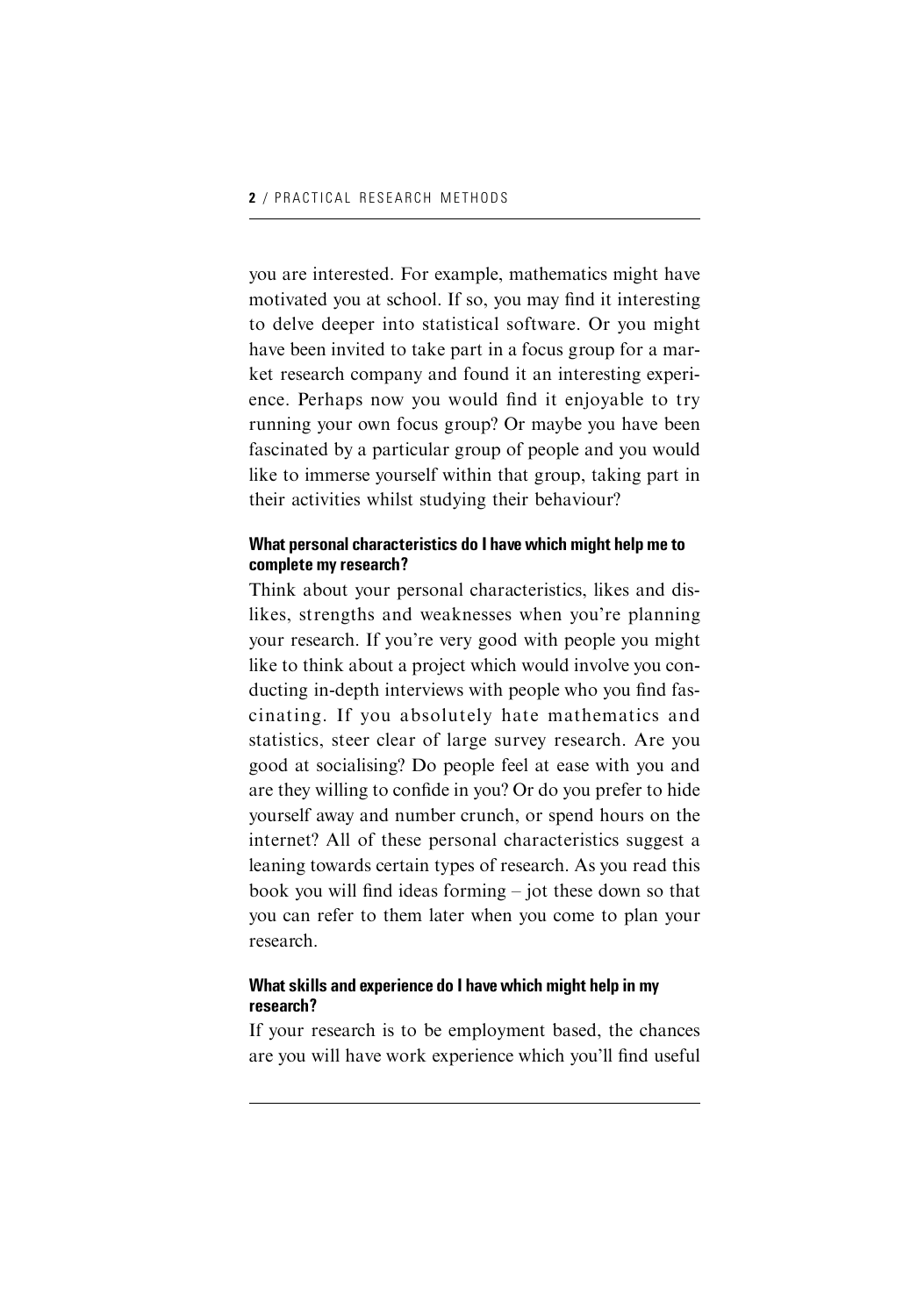you are interested. For example, mathematics might have motivated you at school. If so, you may find it interesting to delve deeper into statistical software. Or you might have been invited to take part in a focus group for a market research company and found it an interesting experience. Perhaps now you would find it enjoyable to try running your own focus group? Or maybe you have been fascinated by a particular group of people and you would like to immerse yourself within that group, taking part in their activities whilst studying their behaviour?

#### What personal characteristics do I have which might help me to complete my research?

Think about your personal characteristics, likes and dislikes, strengths and weaknesses when you're planning your research. If you're very good with people you might like to think about a project which would involve you conducting in-depth interviews with people who you find fascinating. If you absolutely hate mathematics and statistics, steer clear of large survey research. Are you good at socialising? Do people feel at ease with you and are they willing to confide in you? Or do you prefer to hide yourself away and number crunch, or spend hours on the internet? All of these personal characteristics suggest a leaning towards certain types of research. As you read this book you will find ideas forming – jot these down so that you can refer to them later when you come to plan your research.

#### What skills and experience do I have which might help in my research?

If your research is to be employment based, the chances are you will have work experience which you'll find useful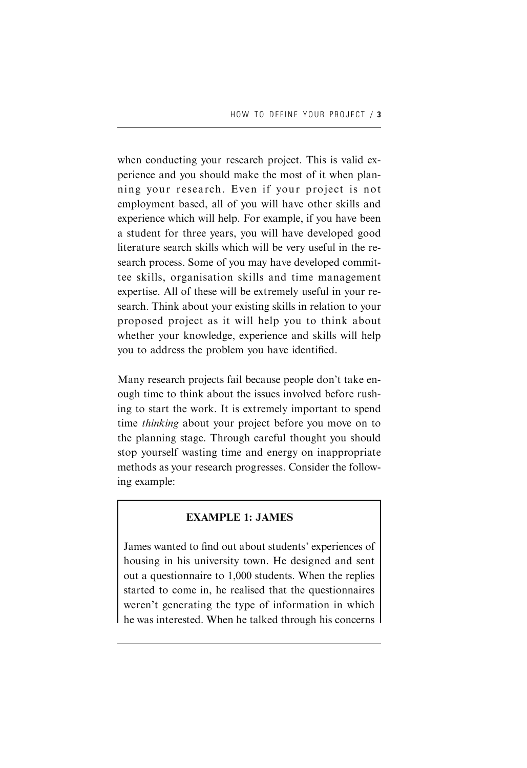when conducting your research project. This is valid experience and you should make the most of it when planning your research. Even if your project is not employment based, all of you will have other skills and experience which will help. For example, if you have been a student for three years, you will have developed good literature search skills which will be very useful in the research process. Some of you may have developed committee skills, organisation skills and time management expertise. All of these will be extremely useful in your research. Think about your existing skills in relation to your proposed project as it will help you to think about whether your knowledge, experience and skills will help you to address the problem you have identified.

Many research projects fail because people don't take enough time to think about the issues involved before rushing to start the work. It is extremely important to spend time *thinking* about your project before you move on to the planning stage. Through careful thought you should stop yourself wasting time and energy on inappropriate methods as your research progresses. Consider the following example:

**EXAMPLE 1: JAMES**

James wanted to find out about students' experiences of housing in his university town. He designed and sent out a questionnaire to 1,000 students. When the replies started to come in, he realised that the questionnaires weren't generating the type of information in which he was interested. When he talked through his concerns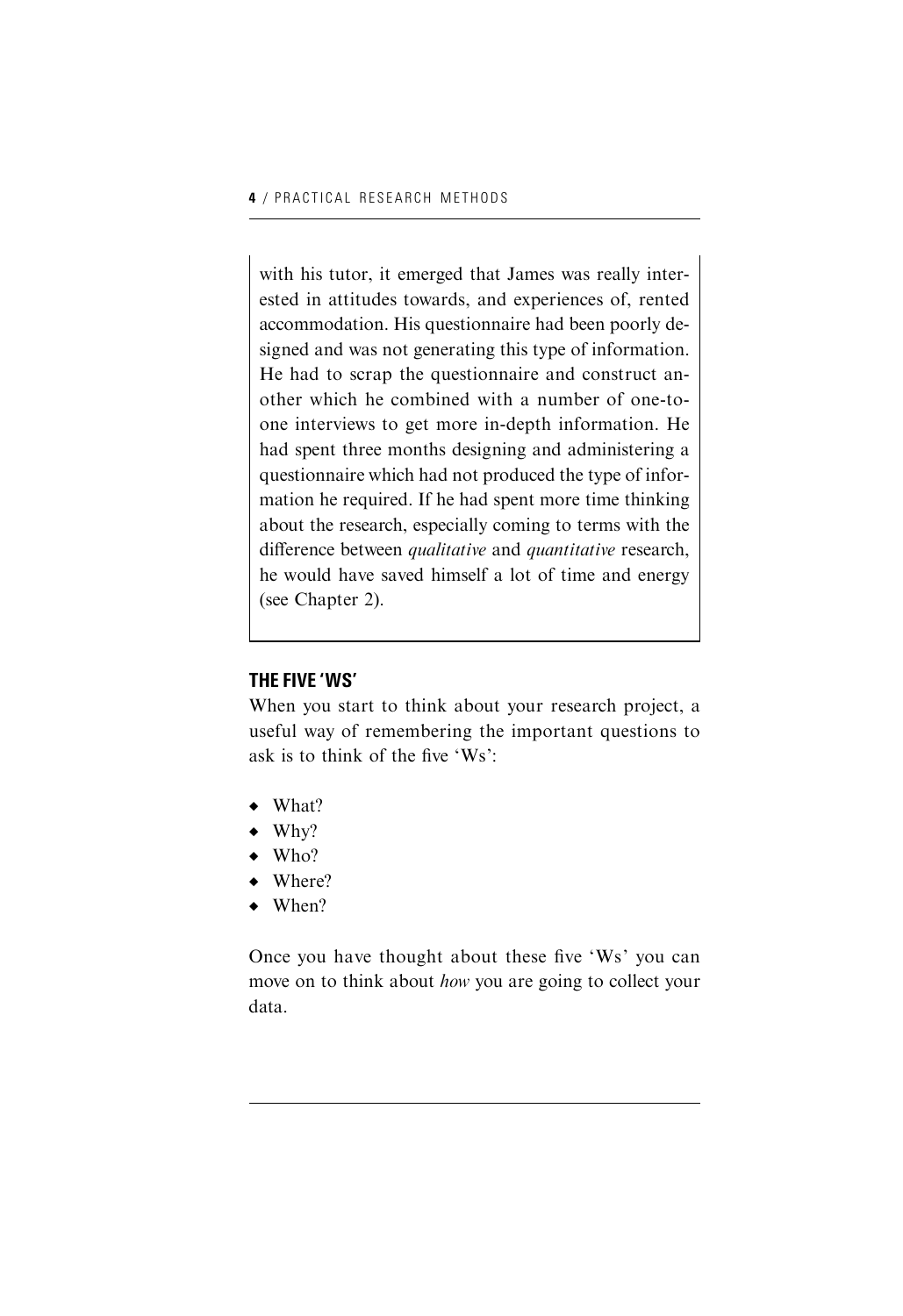with his tutor, it emerged that James was really interested in attitudes towards, and experiences of, rented accommodation. His questionnaire had been poorly designed and was not generating this type of information. He had to scrap the questionnaire and construct another which he combined with a number of one-to-one interviews to get more in-depth information. He had spent three months designing and administering a questionnaire which had not produced the type of information he required. If he had spent more time thinking about the research, especially coming to terms with the difference between *qualitative* and *quantitative* research, he would have saved himself a lot of time and energy (see Chapter 2).

## THE FIVE 'WS'

When you start to think about your research project, a useful way of remembering the important questions to ask is to think of the five 'Ws':

- What?
- Why?
- Who?
- Where?
- When?

Once you have thought about these five 'Ws' you can move on to think about *how* you are going to collect your data.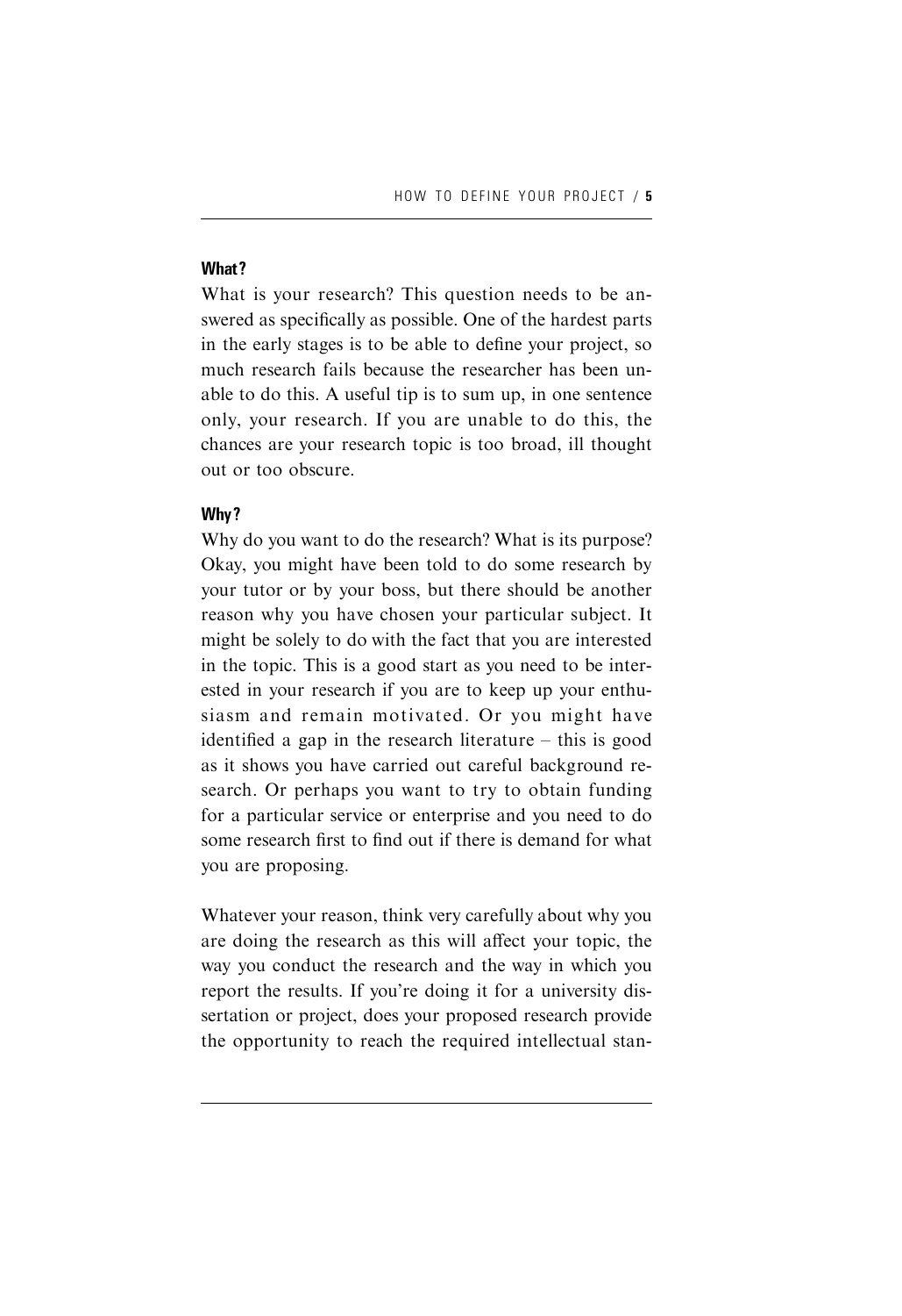### What?

What is your research? This question needs to be answered as specifically as possible. One of the hardest parts in the early stages is to be able to define your project, so much research fails because the researcher has been unable to do this. A useful tip is to sum up, in one sentence only, your research. If you are unable to do this, the chances are your research topic is too broad, ill thought out or too obscure.

### Why?

Why do you want to do the research? What is its purpose? Okay, you might have been told to do some research by your tutor or by your boss, but there should be another reason why you have chosen your particular subject. It might be solely to do with the fact that you are interested in the topic. This is a good start as you need to be interested in your research if you are to keep up your enthusiasm and remain motivated. Or you might have identified a gap in the research literature – this is good as it shows you have carried out careful background research. Or perhaps you want to try to obtain funding for a particular service or enterprise and you need to do some research first to find out if there is demand for what you are proposing.

Whatever your reason, think very carefully about why you are doing the research as this will affect your topic, the way you conduct the research and the way in which you report the results. If you're doing it for a university dissertation or project, does your proposed research provide the opportunity to reach the required intellectual stan-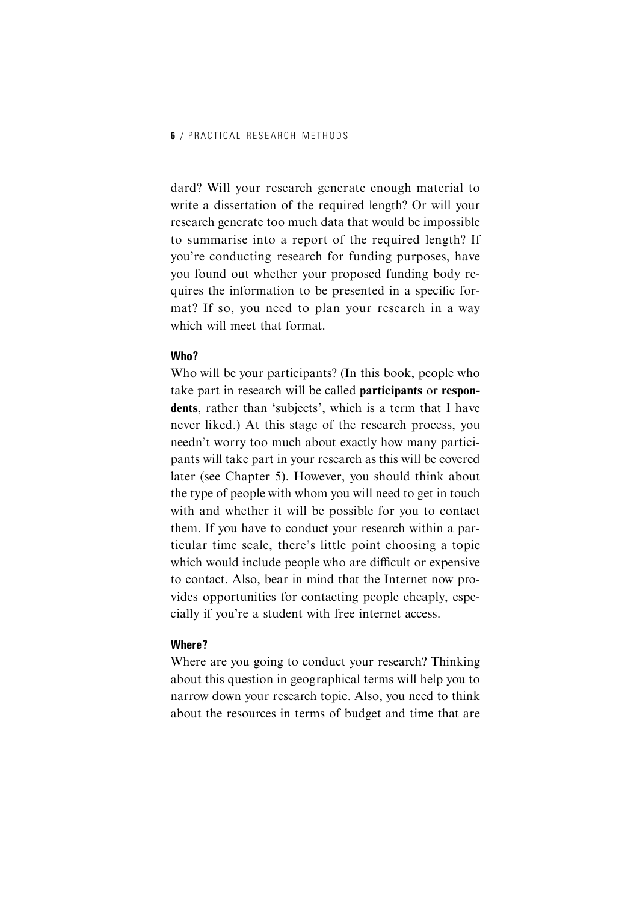dard? Will your research generate enough material to write a dissertation of the required length? Or will your research generate too much data that would be impossible to summarise into a report of the required length? If you're conducting research for funding purposes, have you found out whether your proposed funding body requires the information to be presented in a specific format? If so, you need to plan your research in a way which will meet that format.

#### Who?

Who will be your participants? (In this book, people who take part in research will be called **participants** or **respondents**, rather than 'subjects', which is a term that I have never liked.) At this stage of the research process, you needn't worry too much about exactly how many participants will take part in your research as this will be covered later (see Chapter 5). However, you should think about the type of people with whom you will need to get in touch with and whether it will be possible for you to contact them. If you have to conduct your research within a particular time scale, there's little point choosing a topic which would include people who are difficult or expensive to contact. Also, bear in mind that the Internet now provides opportunities for contacting people cheaply, especially if you're a student with free internet access.

#### Where?

Where are you going to conduct your research? Thinking about this question in geographical terms will help you to narrow down your research topic. Also, you need to think about the resources in terms of budget and time that are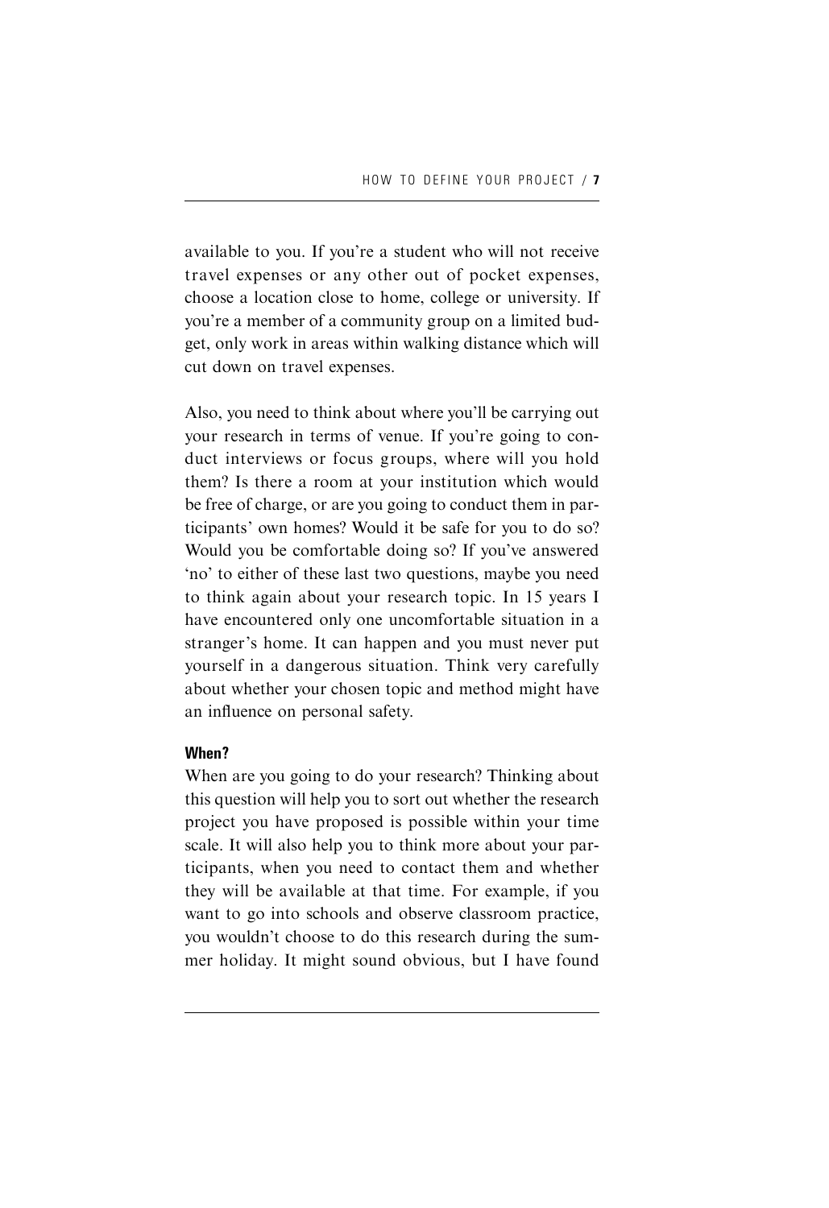available to you. If you're a student who will not receive travel expenses or any other out of pocket expenses, choose a location close to home, college or university. If you're a member of a community group on a limited budget, only work in areas within walking distance which will cut down on travel expenses.

Also, you need to think about where you'll be carrying out your research in terms of venue. If you're going to conduct interviews or focus groups, where will you hold them? Is there a room at your institution which would be free of charge, or are you going to conduct them in participants' own homes? Would it be safe for you to do so? Would you be comfortable doing so? If you've answered 'no' to either of these last two questions, maybe you need to think again about your research topic. In 15 years I have encountered only one uncomfortable situation in a stranger's home. It can happen and you must never put yourself in a dangerous situation. Think very carefully about whether your chosen topic and method might have an influence on personal safety.

#### When?

When are you going to do your research? Thinking about this question will help you to sort out whether the research project you have proposed is possible within your time scale. It will also help you to think more about your participants, when you need to contact them and whether they will be available at that time. For example, if you want to go into schools and observe classroom practice, you wouldn't choose to do this research during the summer holiday. It might sound obvious, but I have found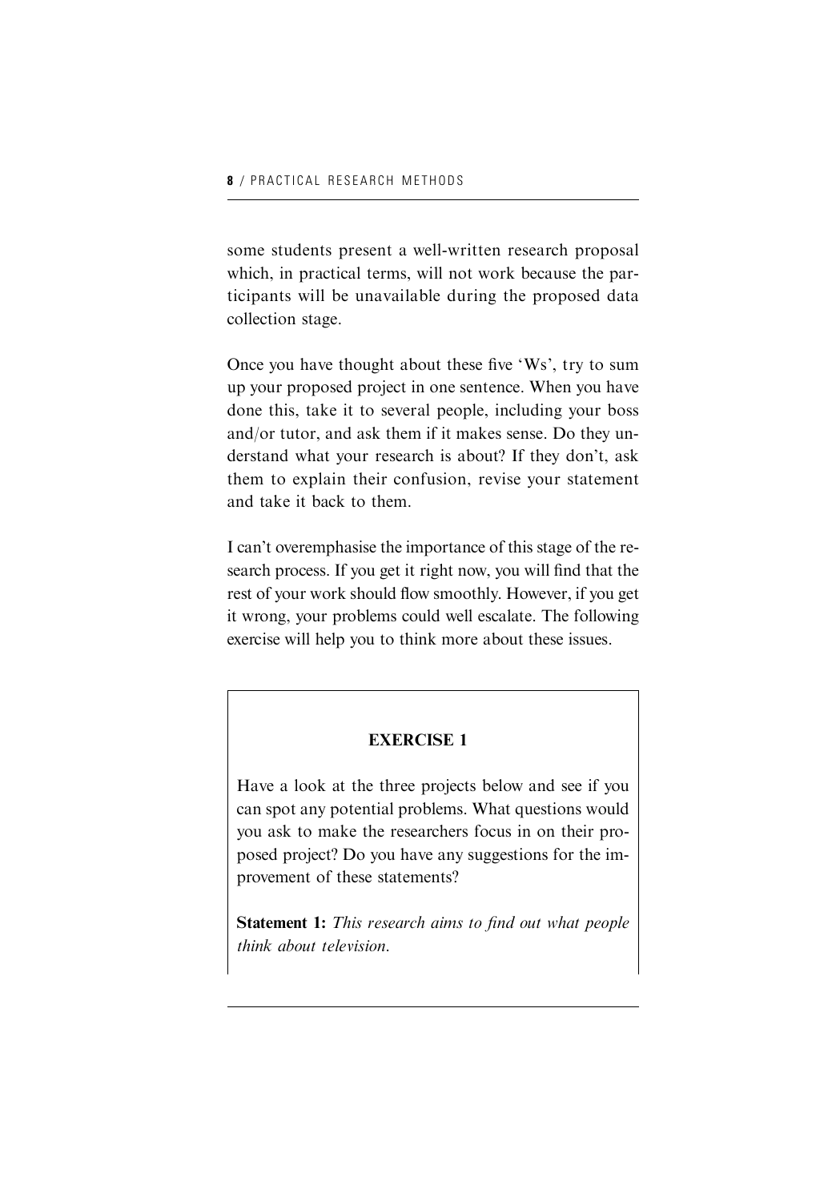some students present a well-written research proposal which, in practical terms, will not work because the participants will be unavailable during the proposed data collection stage.

Once you have thought about these five 'Ws', try to sum up your proposed project in one sentence. When you have done this, take it to several people, including your boss and/or tutor, and ask them if it makes sense. Do they understand what your research is about? If they don't, ask them to explain their confusion, revise your statement and take it back to them.

I can't overemphasise the importance of this stage of the research process. If you get it right now, you will find that the rest of your work should flow smoothly. However, if you get it wrong, your problems could well escalate. The following exercise will help you to think more about these issues.

**EXERCISE 1**

Have a look at the three projects below and see if you can spot any potential problems. What questions would you ask to make the researchers focus in on their proposed project? Do you have any suggestions for the improvement of these statements?

**Statement 1:** *This research aims to find out what people think about television.*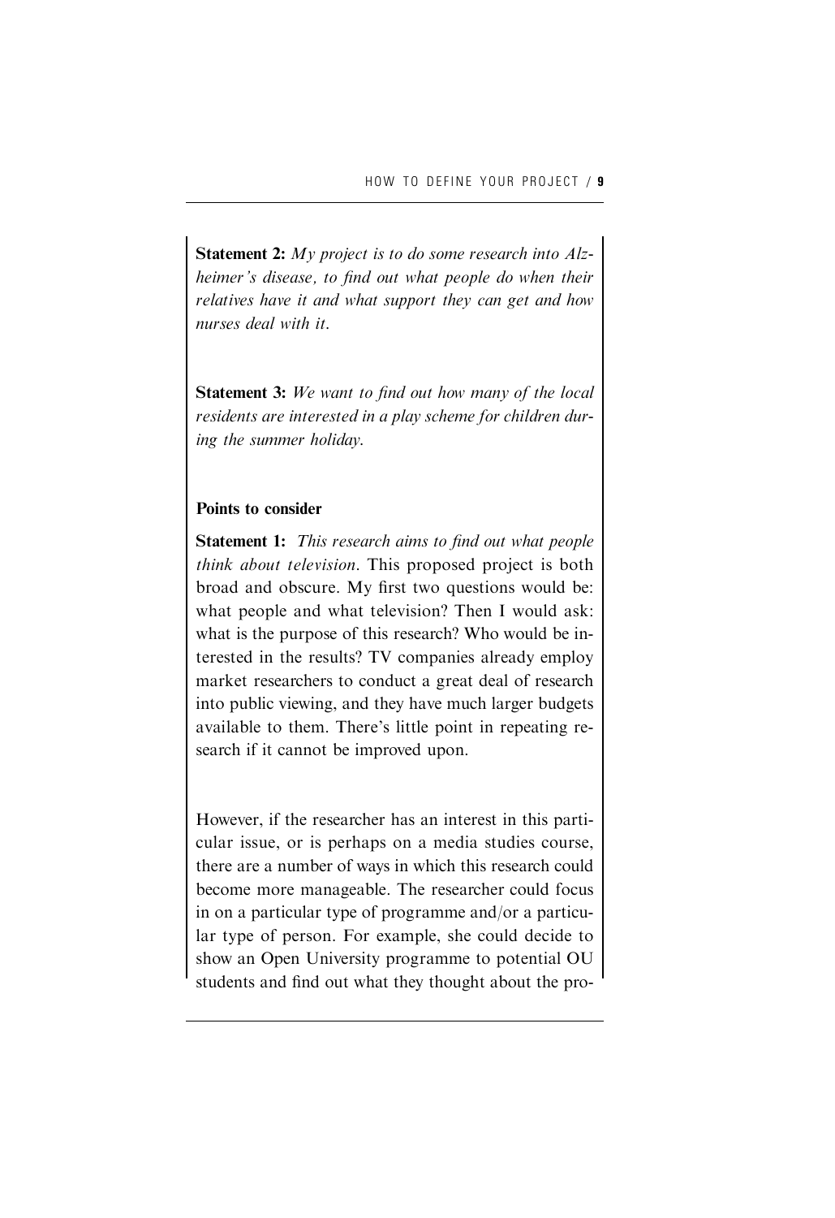**Statement 2:** *My project is to do some research into Alzheimer's disease, to find out what people do when their relatives have it and what support they can get and how nurses deal with it.*

**Statement 3:** *We want to find out how many of the local residents are interested in a play scheme for children during the summer holiday.*

**Points to consider**

**Statement 1:** *This research aims to find out what people think about television*. This proposed project is both broad and obscure. My first two questions would be: what people and what television? Then I would ask: what is the purpose of this research? Who would be interested in the results? TV companies already employ market researchers to conduct a great deal of research into public viewing, and they have much larger budgets available to them. There's little point in repeating research if it cannot be improved upon.

However, if the researcher has an interest in this particular issue, or is perhaps on a media studies course, there are a number of ways in which this research could become more manageable. The researcher could focus in on a particular type of programme and/or a particular type of person. For example, she could decide to show an Open University programme to potential OU students and find out what they thought about the pro-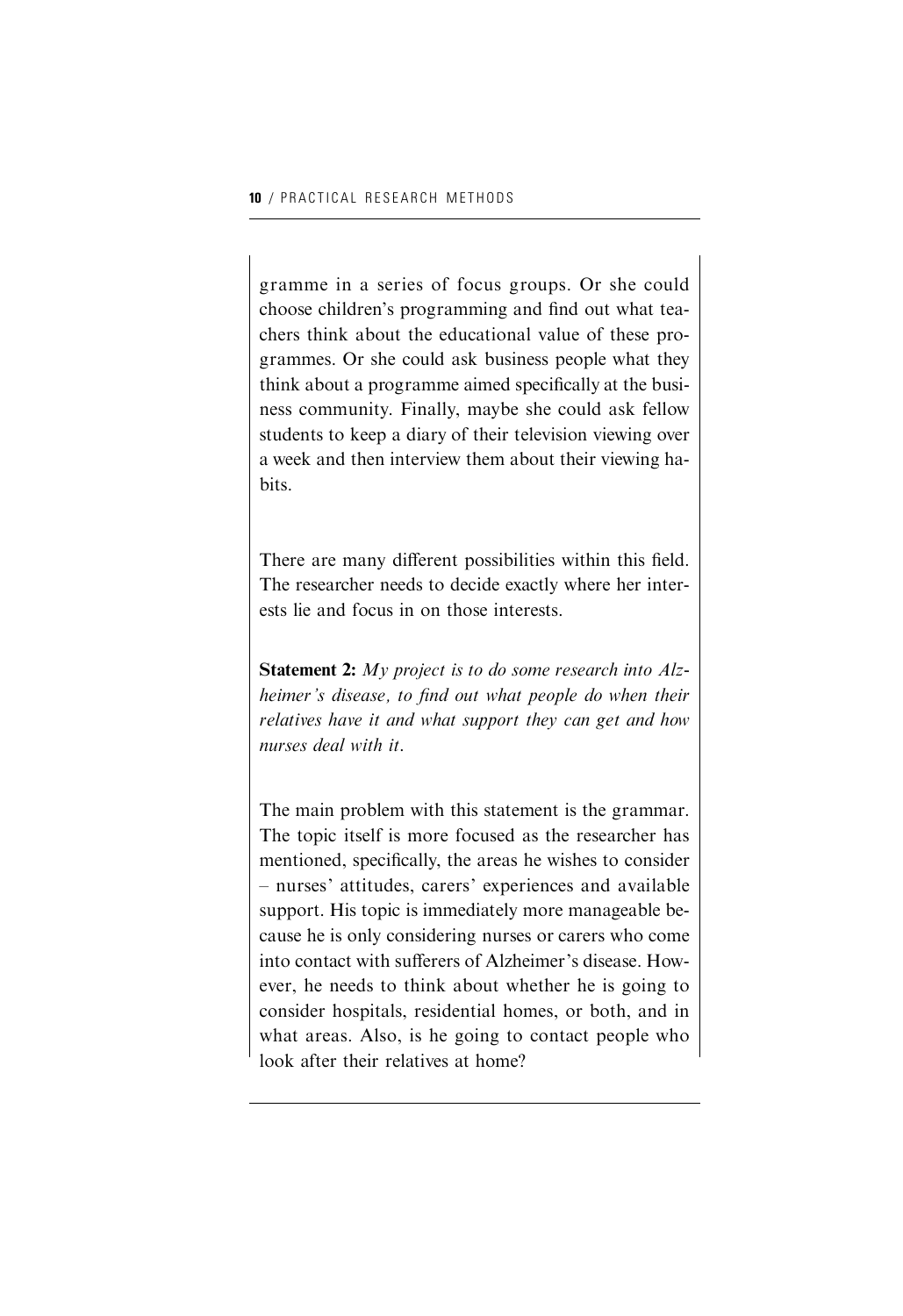gramme in a series of focus groups. Or she could choose children's programming and find out what teachers think about the educational value of these programmes. Or she could ask business people what they think about a programme aimed specifically at the business community. Finally, maybe she could ask fellow students to keep a diary of their television viewing over a week and then interview them about their viewing habits.

There are many different possibilities within this field. The researcher needs to decide exactly where her interests lie and focus in on those interests.

**Statement 2:** *My project is to do some research into Alzheimer's disease, to find out what people do when their relatives have it and what support they can get and how nurses deal with it.*

The main problem with this statement is the grammar. The topic itself is more focused as the researcher has mentioned, specifically, the areas he wishes to consider – nurses' attitudes, carers' experiences and available support. His topic is immediately more manageable because he is only considering nurses or carers who come into contact with sufferers of Alzheimer's disease. However, he needs to think about whether he is going to consider hospitals, residential homes, or both, and in what areas. Also, is he going to contact people who look after their relatives at home?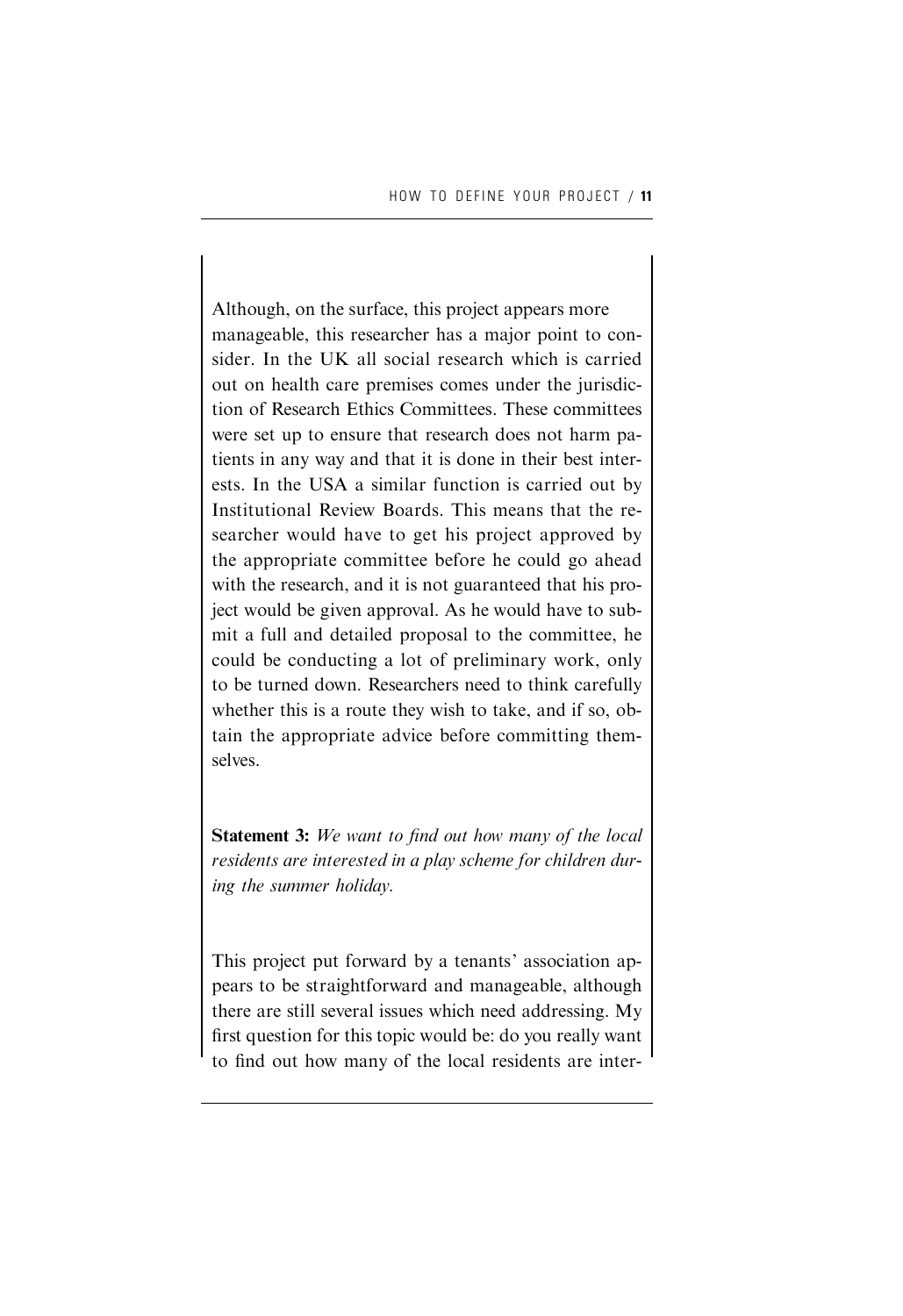Although, on the surface, this project appears more manageable, this researcher has a major point to consider. In the UK all social research which is carried out on health care premises comes under the jurisdiction of Research Ethics Committees. These committees were set up to ensure that research does not harm patients in any way and that it is done in their best interests. In the USA a similar function is carried out by Institutional Review Boards. This means that the researcher would have to get his project approved by the appropriate committee before he could go ahead with the research, and it is not guaranteed that his project would be given approval. As he would have to submit a full and detailed proposal to the committee, he could be conducting a lot of preliminary work, only to be turned down. Researchers need to think carefully whether this is a route they wish to take, and if so, obtain the appropriate advice before committing themselves.

**Statement 3:** *We want to find out how many of the local residents are interested in a play scheme for children during the summer holiday.*

This project put forward by a tenants' association appears to be straightforward and manageable, although there are still several issues which need addressing. My first question for this topic would be: do you really want to find out how many of the local residents are inter-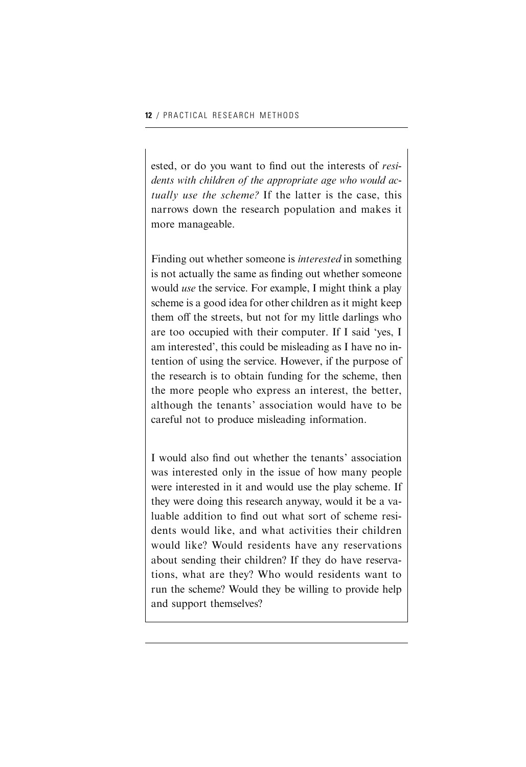ested, or do you want to find out the interests of *residents with children of the appropriate age who would actually use the scheme?* If the latter is the case, this narrows down the research population and makes it more manageable.

Finding out whether someone is *interested* in something is not actually the same as finding out whether someone would *use* the service. For example, I might think a play scheme is a good idea for other children as it might keep them off the streets, but not for my little darlings who are too occupied with their computer. If I said 'yes, I am interested', this could be misleading as I have no intention of using the service. However, if the purpose of the research is to obtain funding for the scheme, then the more people who express an interest, the better, although the tenants' association would have to be careful not to produce misleading information.

I would also find out whether the tenants' association was interested only in the issue of how many people were interested in it and would use the play scheme. If they were doing this research anyway, would it be a valuable addition to find out what sort of scheme residents would like, and what activities their children would like? Would residents have any reservations about sending their children? If they do have reservations, what are they? Who would residents want to run the scheme? Would they be willing to provide help and support themselves?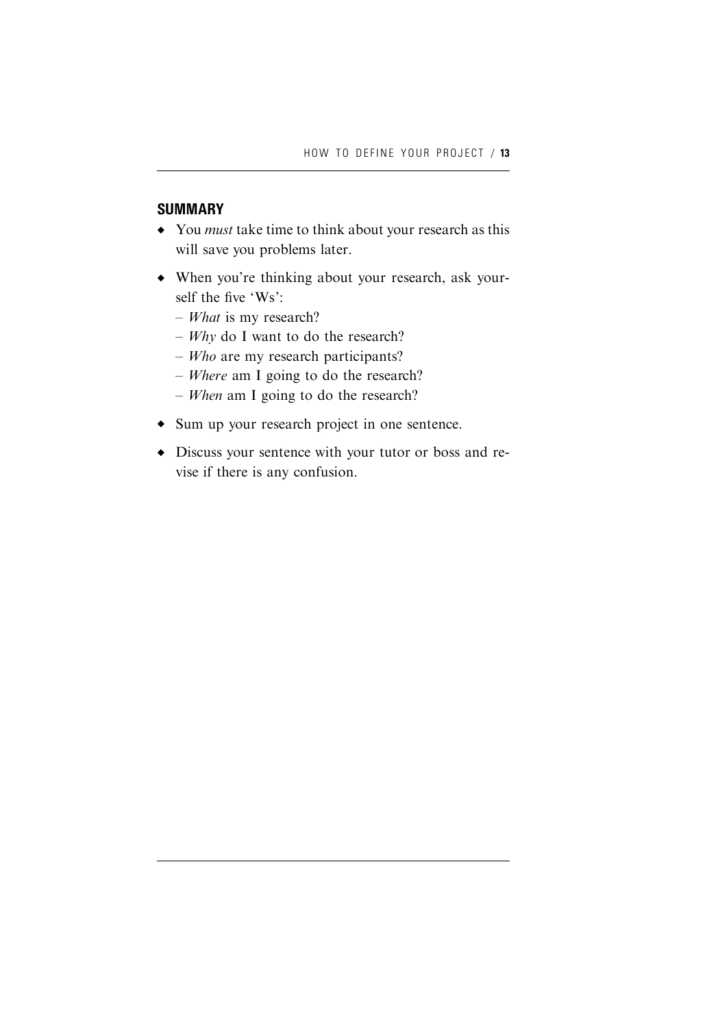## SUMMARY

- You *must* take time to think about your research as this will save you problems later.
- When you're thinking about your research, ask yourself the five 'Ws':
  - *What* is my research?
  - *Why* do I want to do the research?
  - *Who* are my research participants?
  - *Where* am I going to do the research?
  - *When* am I going to do the research?
- Sum up your research project in one sentence.
- Discuss your sentence with your tutor or boss and revise if there is any confusion.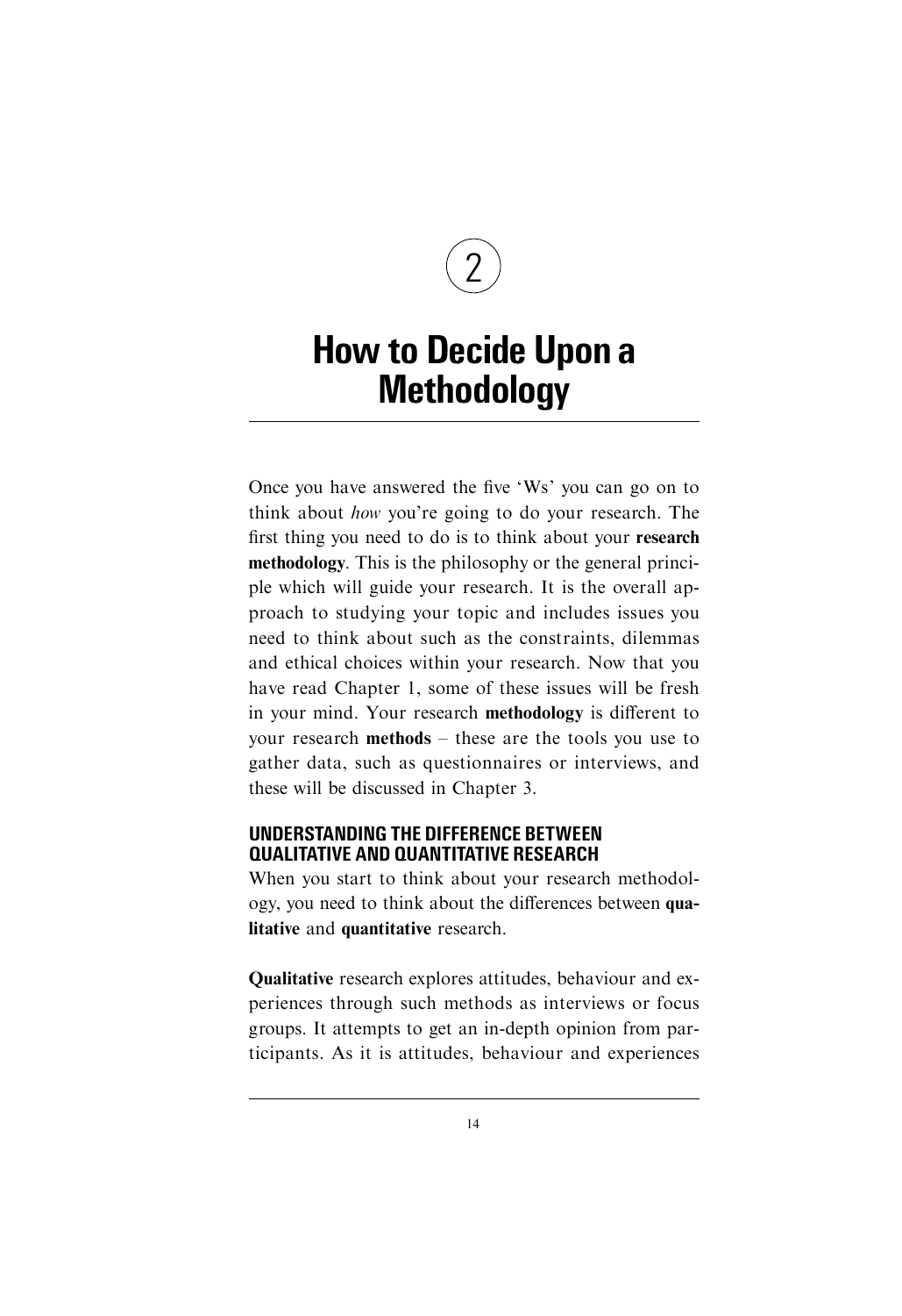# 2

# How to Decide Upon a Methodology

Once you have answered the five 'Ws' you can go on to think about *how* you're going to do your research. The first thing you need to do is to think about your **research methodology**. This is the philosophy or the general principle which will guide your research. It is the overall approach to studying your topic and includes issues you need to think about such as the constraints, dilemmas and ethical choices within your research. Now that you have read Chapter 1, some of these issues will be fresh in your mind. Your research **methodology** is different to your research **methods** – these are the tools you use to gather data, such as questionnaires or interviews, and these will be discussed in Chapter 3.

## UNDERSTANDING THE DIFFERENCE BETWEEN QUALITATIVE AND QUANTITATIVE RESEARCH

When you start to think about your research methodology, you need to think about the differences between **qualitative** and **quantitative** research.

**Qualitative** research explores attitudes, behaviour and experiences through such methods as interviews or focus groups. It attempts to get an in-depth opinion from participants. As it is attitudes, behaviour and experiences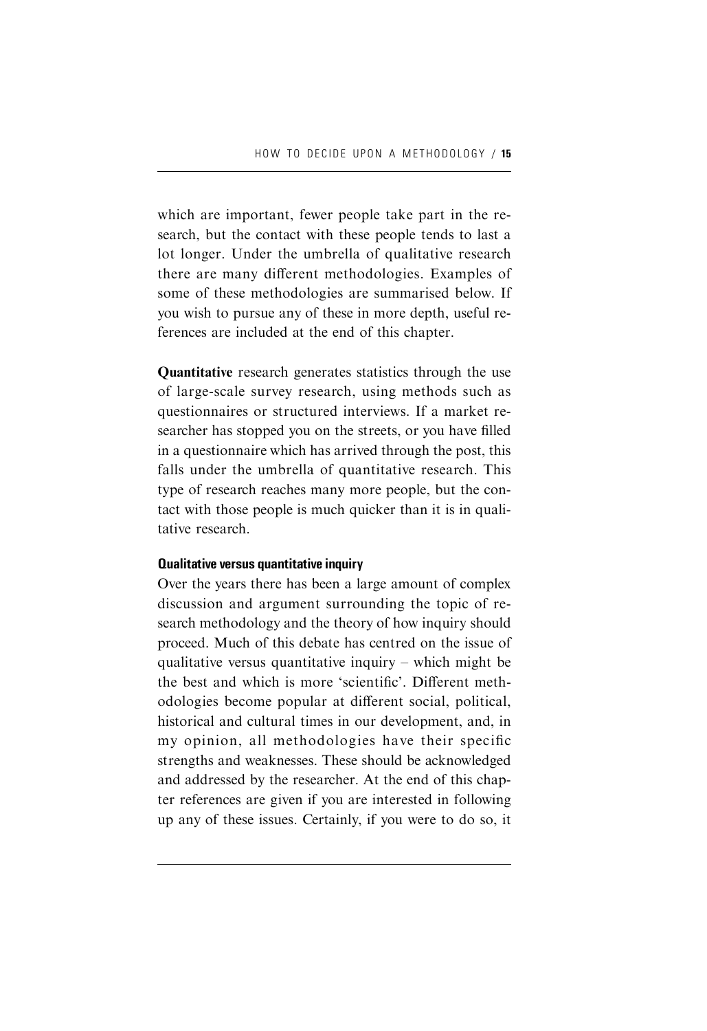which are important, fewer people take part in the research, but the contact with these people tends to last a lot longer. Under the umbrella of qualitative research there are many different methodologies. Examples of some of these methodologies are summarised below. If you wish to pursue any of these in more depth, useful references are included at the end of this chapter.

**Quantitative** research generates statistics through the use of large-scale survey research, using methods such as questionnaires or structured interviews. If a market researcher has stopped you on the streets, or you have filled in a questionnaire which has arrived through the post, this falls under the umbrella of quantitative research. This type of research reaches many more people, but the contact with those people is much quicker than it is in qualitative research.

#### Qualitative versus quantitative inquiry

Over the years there has been a large amount of complex discussion and argument surrounding the topic of research methodology and the theory of how inquiry should proceed. Much of this debate has centred on the issue of qualitative versus quantitative inquiry – which might be the best and which is more 'scientific'. Different methodologies become popular at different social, political, historical and cultural times in our development, and, in my opinion, all methodologies have their specific strengths and weaknesses. These should be acknowledged and addressed by the researcher. At the end of this chapter references are given if you are interested in following up any of these issues. Certainly, if you were to do so, it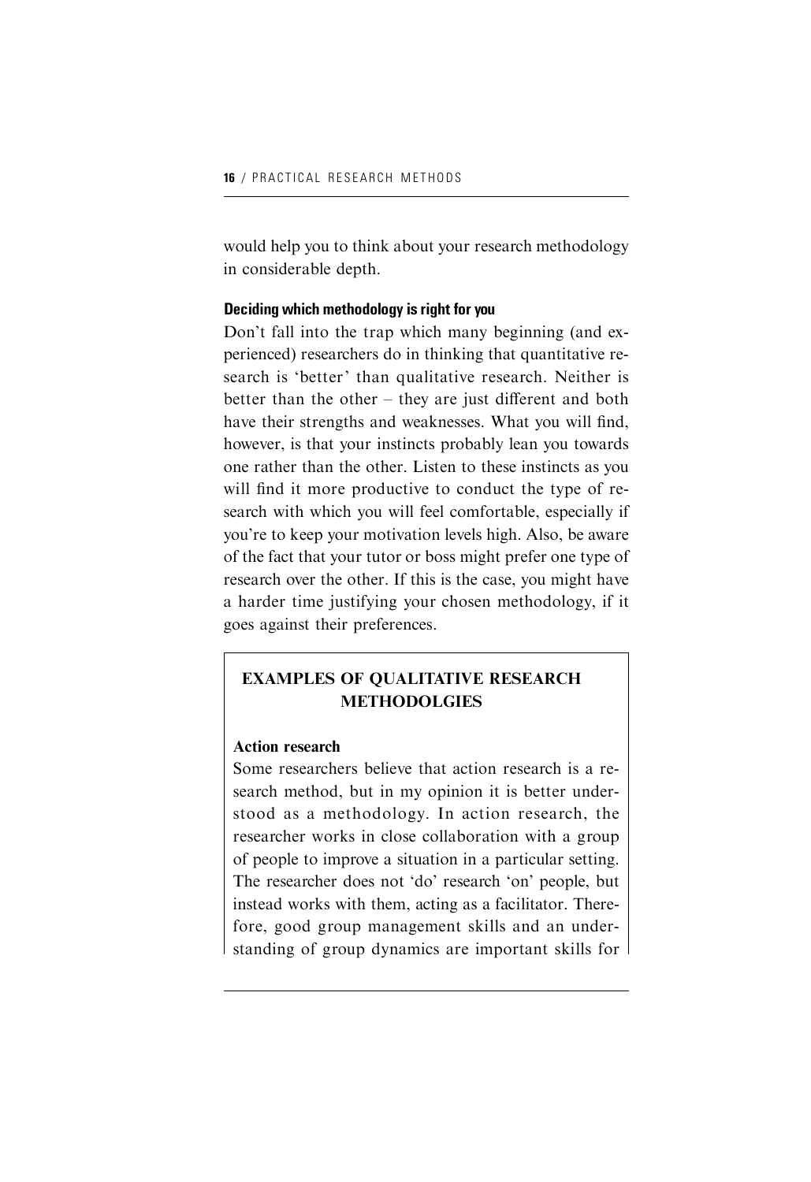would help you to think about your research methodology in considerable depth.

### Deciding which methodology is right for you

Don't fall into the trap which many beginning (and experienced) researchers do in thinking that quantitative research is 'better' than qualitative research. Neither is better than the other – they are just different and both have their strengths and weaknesses. What you will find, however, is that your instincts probably lean you towards one rather than the other. Listen to these instincts as you will find it more productive to conduct the type of research with which you will feel comfortable, especially if you're to keep your motivation levels high. Also, be aware of the fact that your tutor or boss might prefer one type of research over the other. If this is the case, you might have a harder time justifying your chosen methodology, if it goes against their preferences.

**EXAMPLES OF QUALITATIVE RESEARCH METHODOLGIES**

**Action research**

Some researchers believe that action research is a research method, but in my opinion it is better understood as a methodology. In action research, the researcher works in close collaboration with a group of people to improve a situation in a particular setting. The researcher does not 'do' research 'on' people, but instead works with them, acting as a facilitator. Therefore, good group management skills and an understanding of group dynamics are important skills for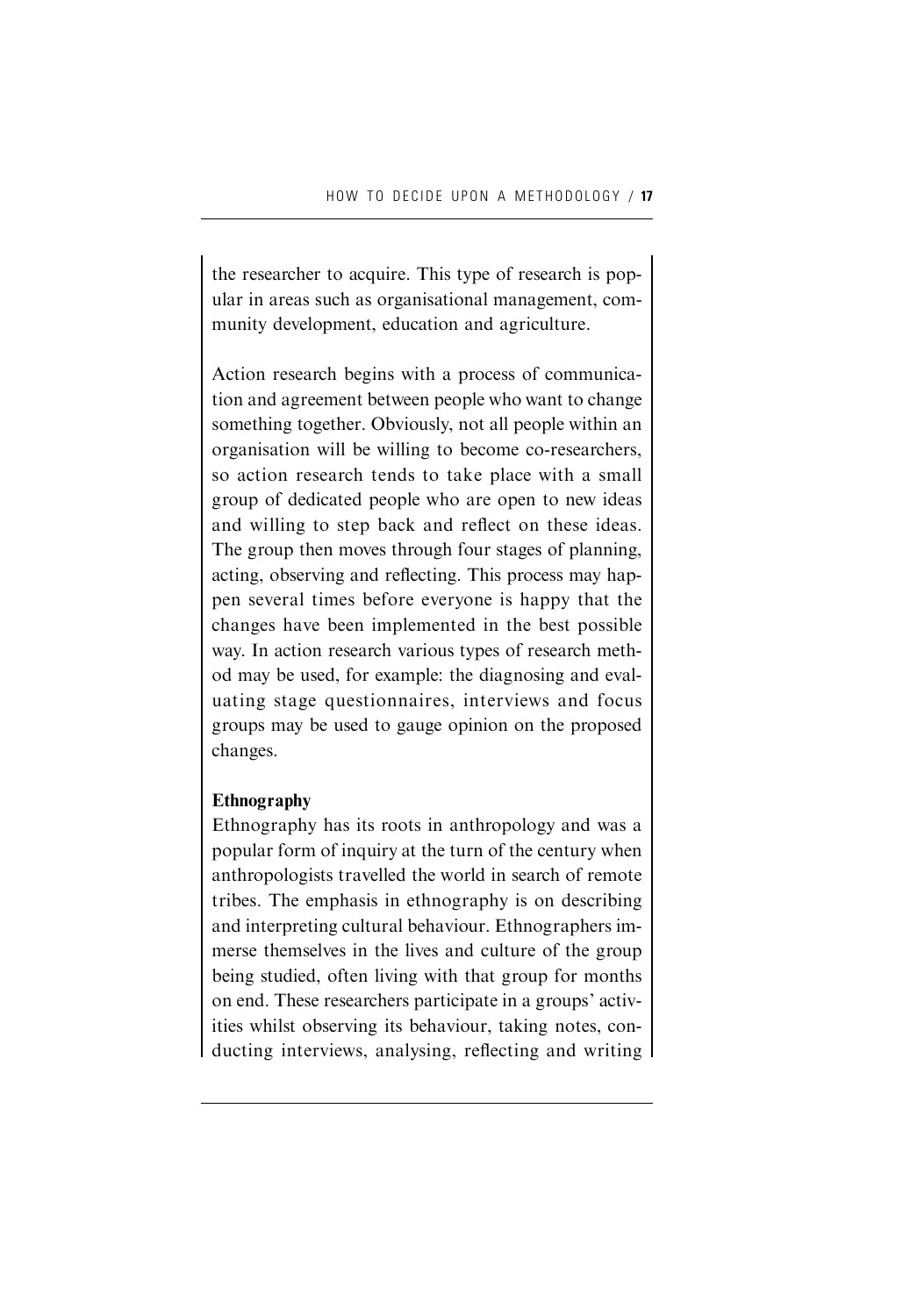the researcher to acquire. This type of research is popular in areas such as organisational management, community development, education and agriculture.

Action research begins with a process of communication and agreement between people who want to change something together. Obviously, not all people within an organisation will be willing to become co-researchers, so action research tends to take place with a small group of dedicated people who are open to new ideas and willing to step back and reflect on these ideas. The group then moves through four stages of planning, acting, observing and reflecting. This process may happen several times before everyone is happy that the changes have been implemented in the best possible way. In action research various types of research method may be used, for example: the diagnosing and evaluating stage questionnaires, interviews and focus groups may be used to gauge opinion on the proposed changes.

**Ethnography**

Ethnography has its roots in anthropology and was a popular form of inquiry at the turn of the century when anthropologists travelled the world in search of remote tribes. The emphasis in ethnography is on describing and interpreting cultural behaviour. Ethnographers immerse themselves in the lives and culture of the group being studied, often living with that group for months on end. These researchers participate in a groups' activities whilst observing its behaviour, taking notes, conducting interviews, analysing, reflecting and writing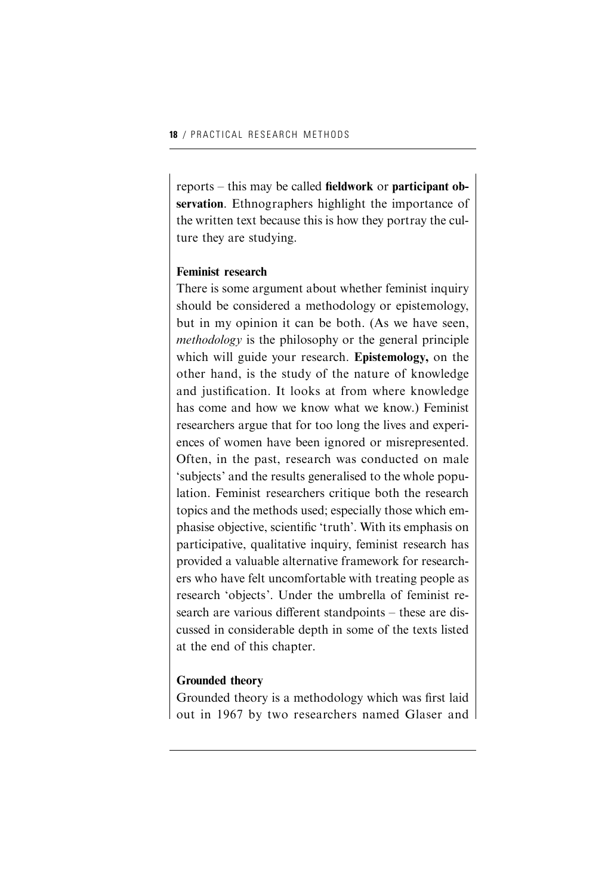reports – this may be called **fieldwork** or **participant observation**. Ethnographers highlight the importance of the written text because this is how they portray the culture they are studying.

**Feminist research**

There is some argument about whether feminist inquiry should be considered a methodology or epistemology, but in my opinion it can be both. (As we have seen, *methodology* is the philosophy or the general principle which will guide your research. **Epistemology,** on the other hand, is the study of the nature of knowledge and justification. It looks at from where knowledge has come and how we know what we know.) Feminist researchers argue that for too long the lives and experiences of women have been ignored or misrepresented. Often, in the past, research was conducted on male 'subjects' and the results generalised to the whole population. Feminist researchers critique both the research topics and the methods used; especially those which emphasise objective, scientific 'truth'. With its emphasis on participative, qualitative inquiry, feminist research has provided a valuable alternative framework for researchers who have felt uncomfortable with treating people as research 'objects'. Under the umbrella of feminist research are various different standpoints – these are discussed in considerable depth in some of the texts listed at the end of this chapter.

**Grounded theory**

Grounded theory is a methodology which was first laid out in 1967 by two researchers named Glaser and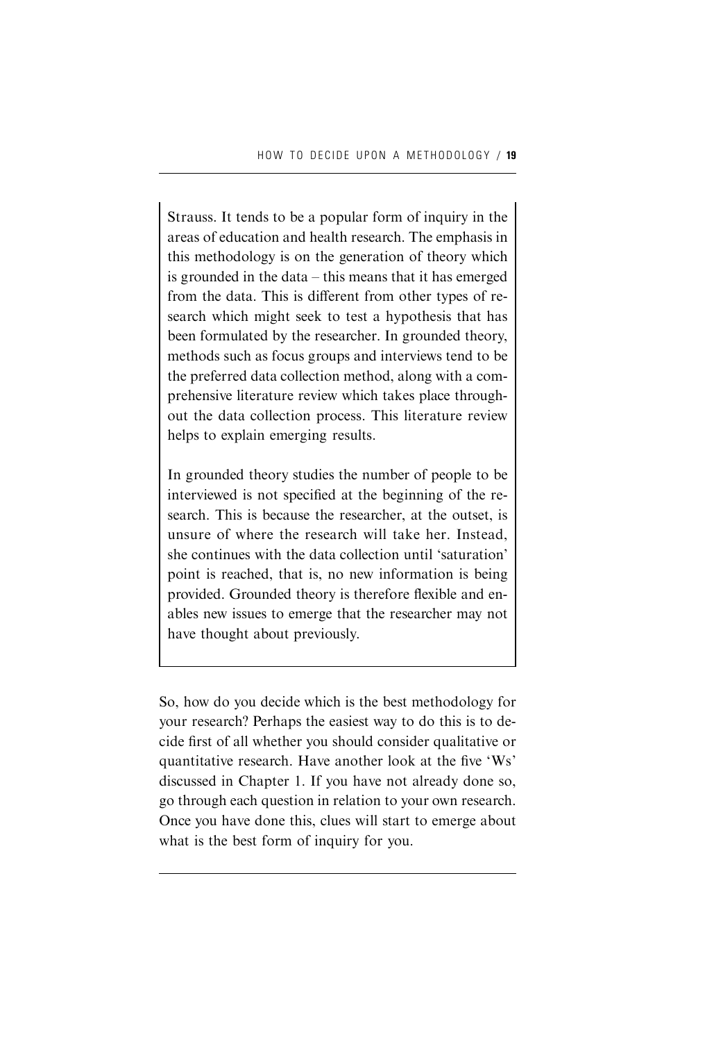Strauss. It tends to be a popular form of inquiry in the areas of education and health research. The emphasis in this methodology is on the generation of theory which is grounded in the data – this means that it has emerged from the data. This is different from other types of research which might seek to test a hypothesis that has been formulated by the researcher. In grounded theory, methods such as focus groups and interviews tend to be the preferred data collection method, along with a comprehensive literature review which takes place throughout the data collection process. This literature review helps to explain emerging results.

In grounded theory studies the number of people to be interviewed is not specified at the beginning of the research. This is because the researcher, at the outset, is unsure of where the research will take her. Instead, she continues with the data collection until 'saturation' point is reached, that is, no new information is being provided. Grounded theory is therefore flexible and enables new issues to emerge that the researcher may not have thought about previously.

So, how do you decide which is the best methodology for your research? Perhaps the easiest way to do this is to decide first of all whether you should consider qualitative or quantitative research. Have another look at the five 'Ws' discussed in Chapter 1. If you have not already done so, go through each question in relation to your own research. Once you have done this, clues will start to emerge about what is the best form of inquiry for you.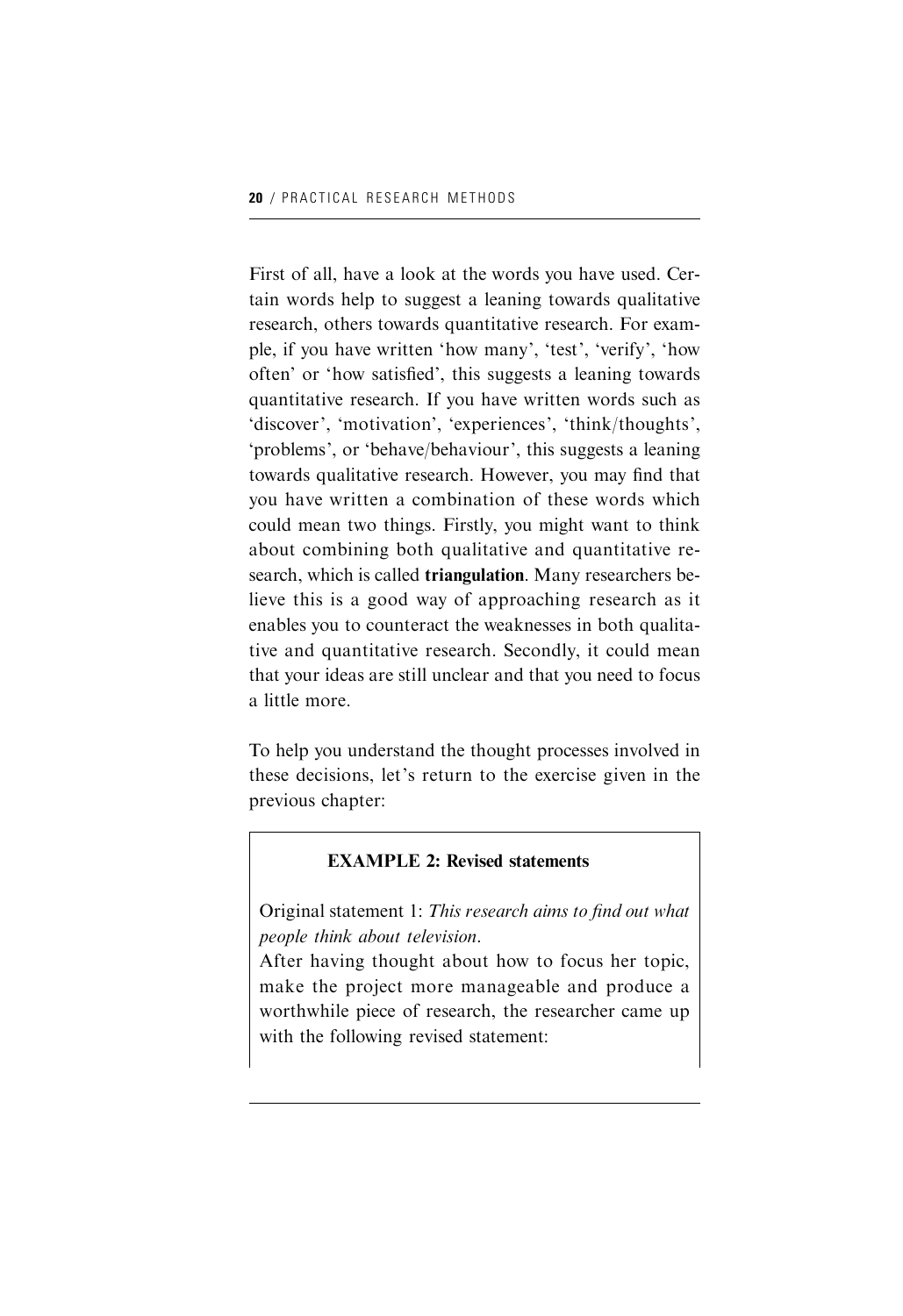First of all, have a look at the words you have used. Certain words help to suggest a leaning towards qualitative research, others towards quantitative research. For example, if you have written 'how many', 'test', 'verify', 'how often' or 'how satisfied', this suggests a leaning towards quantitative research. If you have written words such as 'discover', 'motivation', 'experiences', 'think/thoughts', 'problems', or 'behave/behaviour', this suggests a leaning towards qualitative research. However, you may find that you have written a combination of these words which could mean two things. Firstly, you might want to think about combining both qualitative and quantitative research, which is called **triangulation**. Many researchers believe this is a good way of approaching research as it enables you to counteract the weaknesses in both qualitative and quantitative research. Secondly, it could mean that your ideas are still unclear and that you need to focus a little more.

To help you understand the thought processes involved in these decisions, let's return to the exercise given in the previous chapter:

**EXAMPLE 2: Revised statements**

Original statement 1: *This research aims to find out what people think about television.*

After having thought about how to focus her topic, make the project more manageable and produce a worthwhile piece of research, the researcher came up with the following revised statement: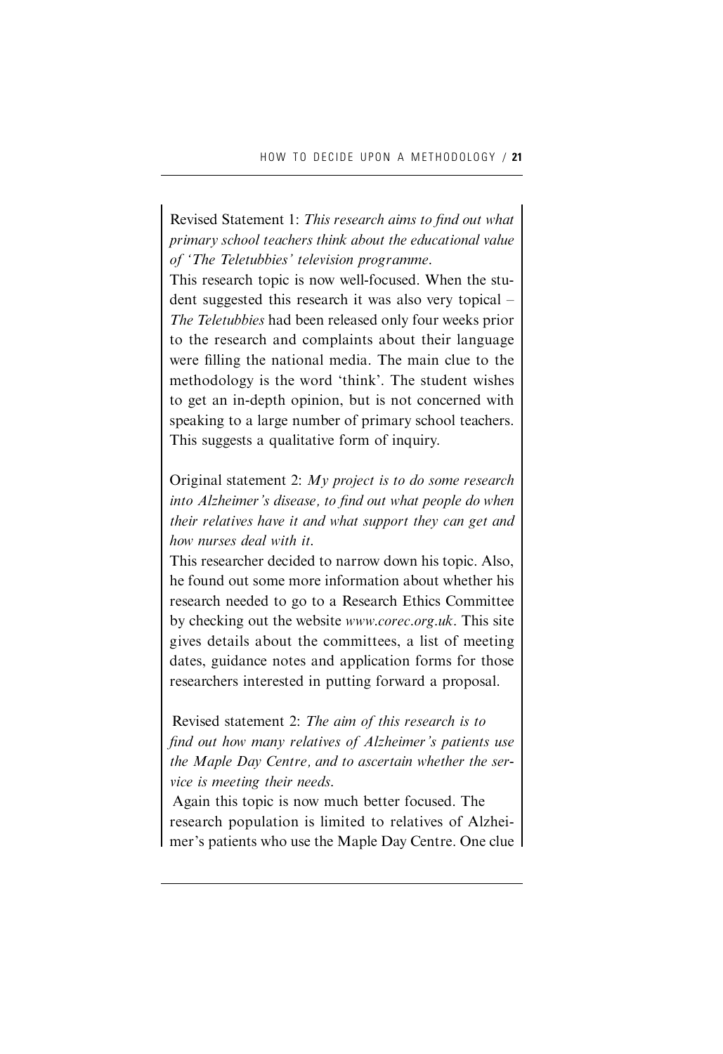Revised Statement 1: *This research aims to find out what primary school teachers think about the educational value of 'The Teletubbies' television programme.*

This research topic is now well-focused. When the student suggested this research it was also very topical – *The Teletubbies* had been released only four weeks prior to the research and complaints about their language were filling the national media. The main clue to the methodology is the word 'think'. The student wishes to get an in-depth opinion, but is not concerned with speaking to a large number of primary school teachers. This suggests a qualitative form of inquiry.

Original statement 2: *My project is to do some research into Alzheimer's disease, to find out what people do when their relatives have it and what support they can get and how nurses deal with it.*

This researcher decided to narrow down his topic. Also, he found out some more information about whether his research needed to go to a Research Ethics Committee by checking out the website *www.corec.org.uk*. This site gives details about the committees, a list of meeting dates, guidance notes and application forms for those researchers interested in putting forward a proposal.

Revised statement 2: *The aim of this research is to find out how many relatives of Alzheimer's patients use the Maple Day Centre, and to ascertain whether the service is meeting their needs.*

Again this topic is now much better focused. The research population is limited to relatives of Alzheimer's patients who use the Maple Day Centre. One clue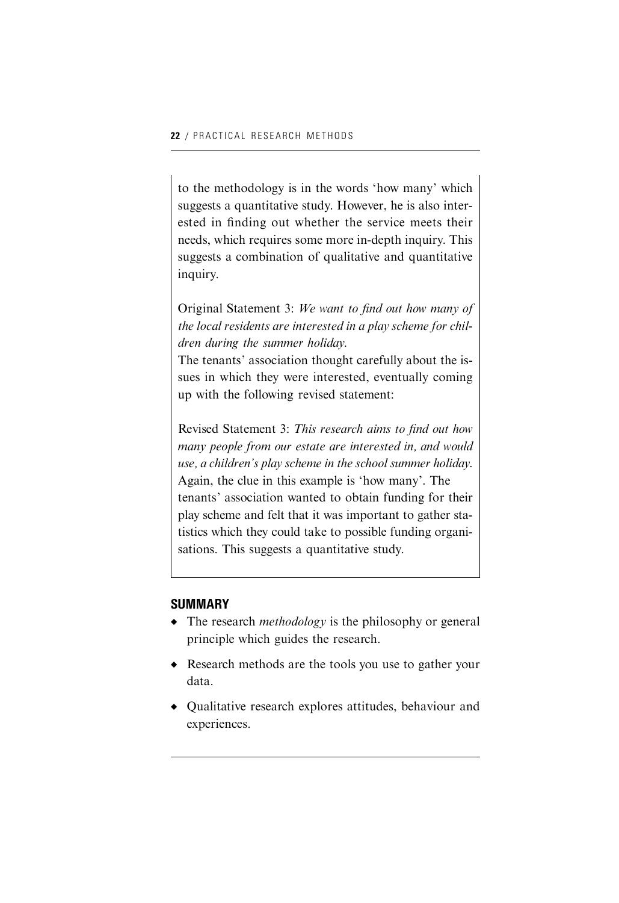to the methodology is in the words 'how many' which suggests a quantitative study. However, he is also interested in finding out whether the service meets their needs, which requires some more in-depth inquiry. This suggests a combination of qualitative and quantitative inquiry.

Original Statement 3: *We want to find out how many of the local residents are interested in a play scheme for children during the summer holiday.*

The tenants' association thought carefully about the issues in which they were interested, eventually coming up with the following revised statement:

Revised Statement 3: *This research aims to find out how many people from our estate are interested in, and would use, a children's play scheme in the school summer holiday.*

Again, the clue in this example is 'how many'. The tenants' association wanted to obtain funding for their play scheme and felt that it was important to gather statistics which they could take to possible funding organisations. This suggests a quantitative study.

## SUMMARY

- The research *methodology* is the philosophy or general principle which guides the research.
- Research methods are the tools you use to gather your data.
- Qualitative research explores attitudes, behaviour and experiences.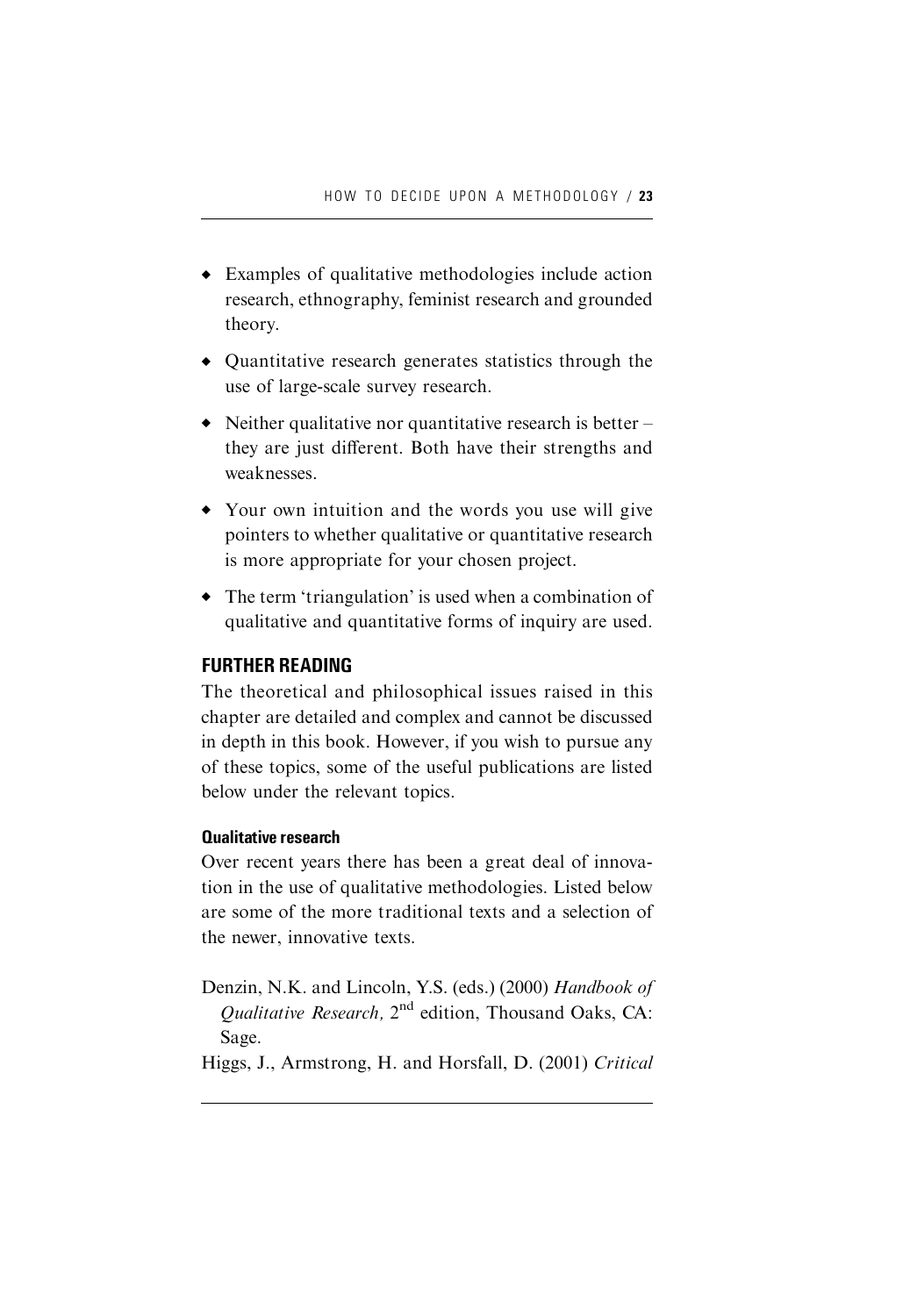- Examples of qualitative methodologies include action research, ethnography, feminist research and grounded theory.
- Quantitative research generates statistics through the use of large-scale survey research.
- Neither qualitative nor quantitative research is better – they are just different. Both have their strengths and weaknesses.
- Your own intuition and the words you use will give pointers to whether qualitative or quantitative research is more appropriate for your chosen project.
- The term 'triangulation' is used when a combination of qualitative and quantitative forms of inquiry are used.

## FURTHER READING

The theoretical and philosophical issues raised in this chapter are detailed and complex and cannot be discussed in depth in this book. However, if you wish to pursue any of these topics, some of the useful publications are listed below under the relevant topics.

### Qualitative research

Over recent years there has been a great deal of innovation in the use of qualitative methodologies. Listed below are some of the more traditional texts and a selection of the newer, innovative texts.

Denzin, N.K. and Lincoln, Y.S. (eds.) (2000) *Handbook of Qualitative Research,* 2nd edition, Thousand Oaks, CA: Sage.

Higgs, J., Armstrong, H. and Horsfall, D. (2001) *Critical*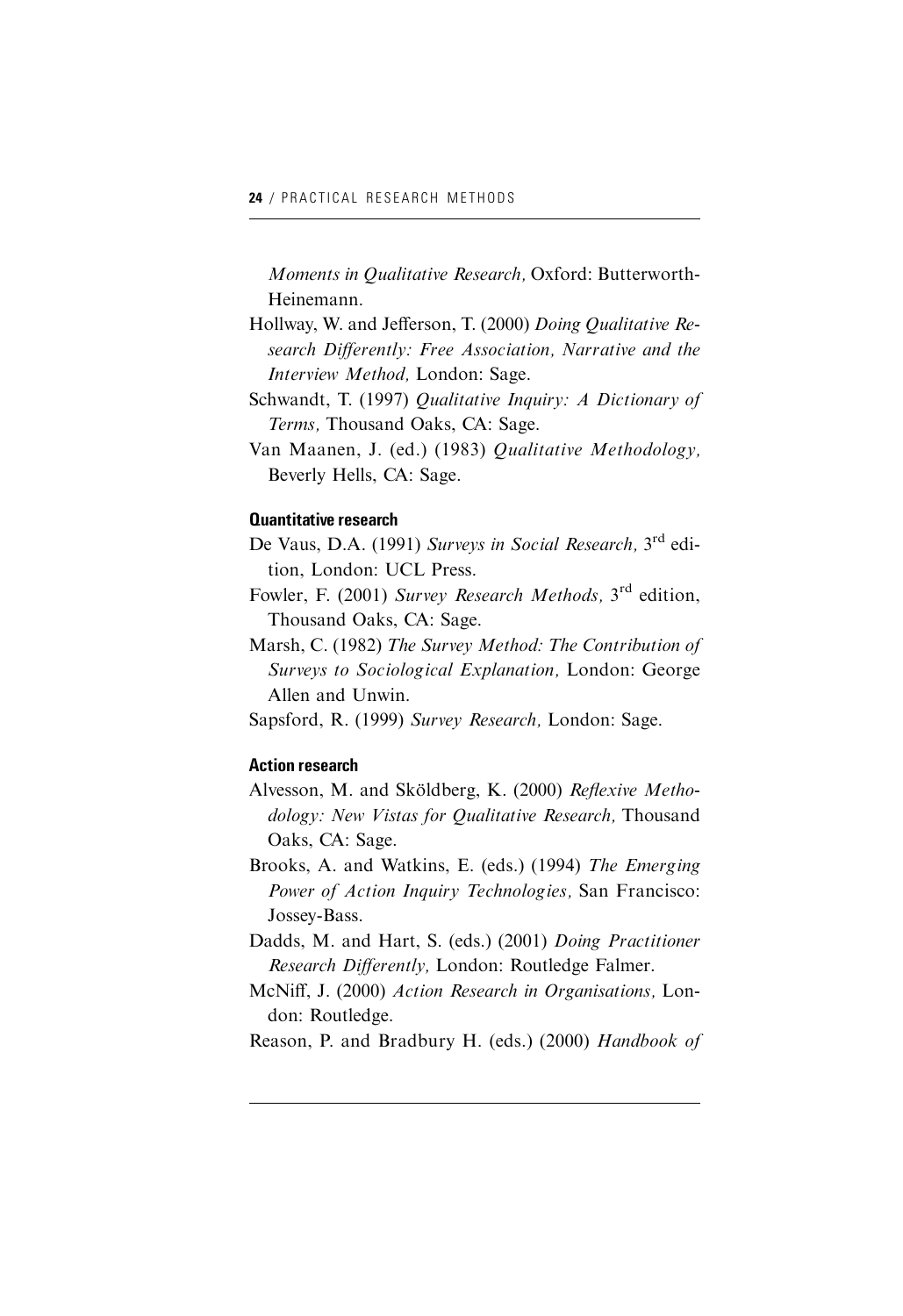*Moments in Qualitative Research,* Oxford: Butterworth-Heinemann.

Hollway, W. and Jefferson, T. (2000) *Doing Qualitative Research Differently: Free Association, Narrative and the Interview Method,* London: Sage.

Schwandt, T. (1997) *Qualitative Inquiry: A Dictionary of Terms,* Thousand Oaks, CA: Sage.

Van Maanen, J. (ed.) (1983) *Qualitative Methodology,* Beverly Hells, CA: Sage.

#### Quantitative research

De Vaus, D.A. (1991) *Surveys in Social Research,* 3rd edition, London: UCL Press.

Fowler, F. (2001) *Survey Research Methods,* 3rd edition, Thousand Oaks, CA: Sage.

Marsh, C. (1982) *The Survey Method: The Contribution of Surveys to Sociological Explanation,* London: George Allen and Unwin.

Sapsford, R. (1999) *Survey Research,* London: Sage.

#### Action research

Alvesson, M. and Sköldberg, K. (2000) *Reflexive Methodology: New Vistas for Qualitative Research,* Thousand Oaks, CA: Sage.

Brooks, A. and Watkins, E. (eds.) (1994) *The Emerging Power of Action Inquiry Technologies,* San Francisco: Jossey-Bass.

Dadds, M. and Hart, S. (eds.) (2001) *Doing Practitioner Research Differently,* London: Routledge Falmer.

McNiff, J. (2000) *Action Research in Organisations,* London: Routledge.

Reason, P. and Bradbury H. (eds.) (2000) *Handbook of*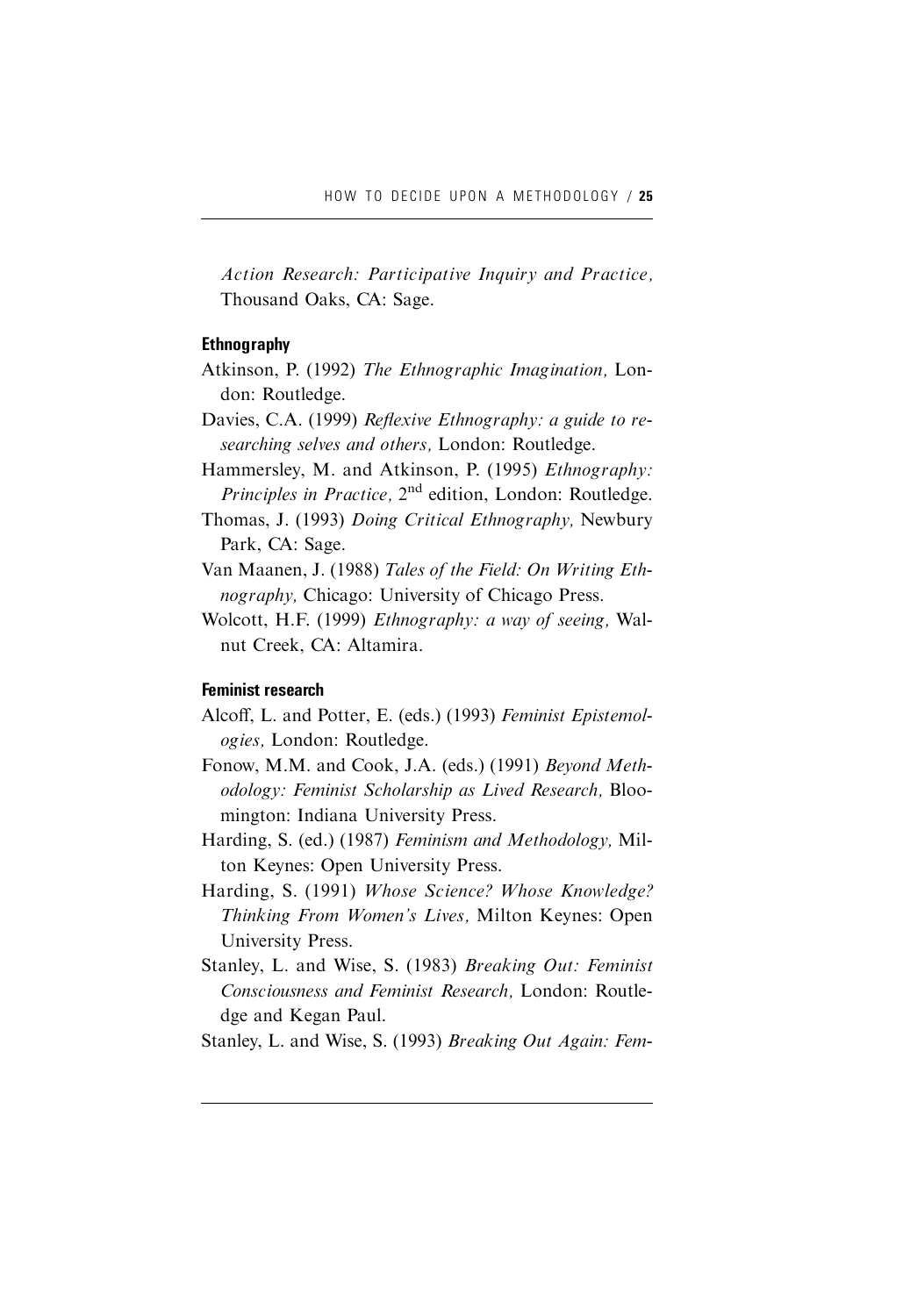*Action Research: Participative Inquiry and Practice,* Thousand Oaks, CA: Sage.

**Ethnography**

Atkinson, P. (1992) *The Ethnographic Imagination,* London: Routledge.

Davies, C.A. (1999) *Reflexive Ethnography: a guide to researching selves and others,* London: Routledge.

Hammersley, M. and Atkinson, P. (1995) *Ethnography: Principles in Practice,* 2nd edition, London: Routledge.

Thomas, J. (1993) *Doing Critical Ethnography,* Newbury Park, CA: Sage.

Van Maanen, J. (1988) *Tales of the Field: On Writing Ethnography,* Chicago: University of Chicago Press.

Wolcott, H.F. (1999) *Ethnography: a way of seeing,* Walnut Creek, CA: Altamira.

**Feminist research**

Alcoff, L. and Potter, E. (eds.) (1993) *Feminist Epistemologies,* London: Routledge.

Fonow, M.M. and Cook, J.A. (eds.) (1991) *Beyond Methodology: Feminist Scholarship as Lived Research,* Bloomington: Indiana University Press.

Harding, S. (ed.) (1987) *Feminism and Methodology,* Milton Keynes: Open University Press.

Harding, S. (1991) *Whose Science? Whose Knowledge? Thinking From Women's Lives,* Milton Keynes: Open University Press.

Stanley, L. and Wise, S. (1983) *Breaking Out: Feminist Consciousness and Feminist Research,* London: Routledge and Kegan Paul.

Stanley, L. and Wise, S. (1993) *Breaking Out Again: Fem-*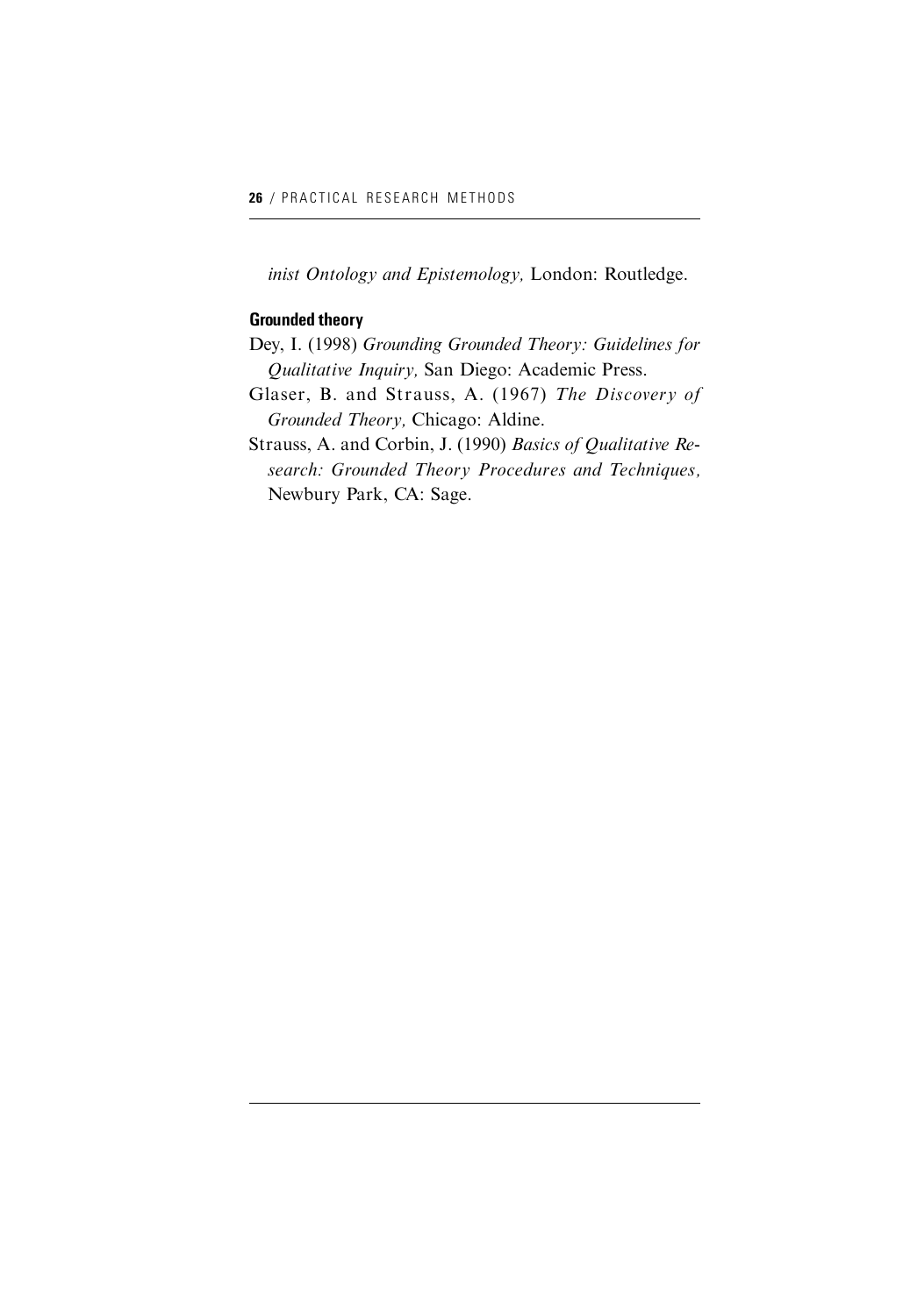*inist Ontology and Epistemology,* London: Routledge.

**Grounded theory**

Dey, I. (1998) *Grounding Grounded Theory: Guidelines for Qualitative Inquiry,* San Diego: Academic Press.

Glaser, B. and Strauss, A. (1967) *The Discovery of Grounded Theory,* Chicago: Aldine.

Strauss, A. and Corbin, J. (1990) *Basics of Qualitative Research: Grounded Theory Procedures and Techniques,* Newbury Park, CA: Sage.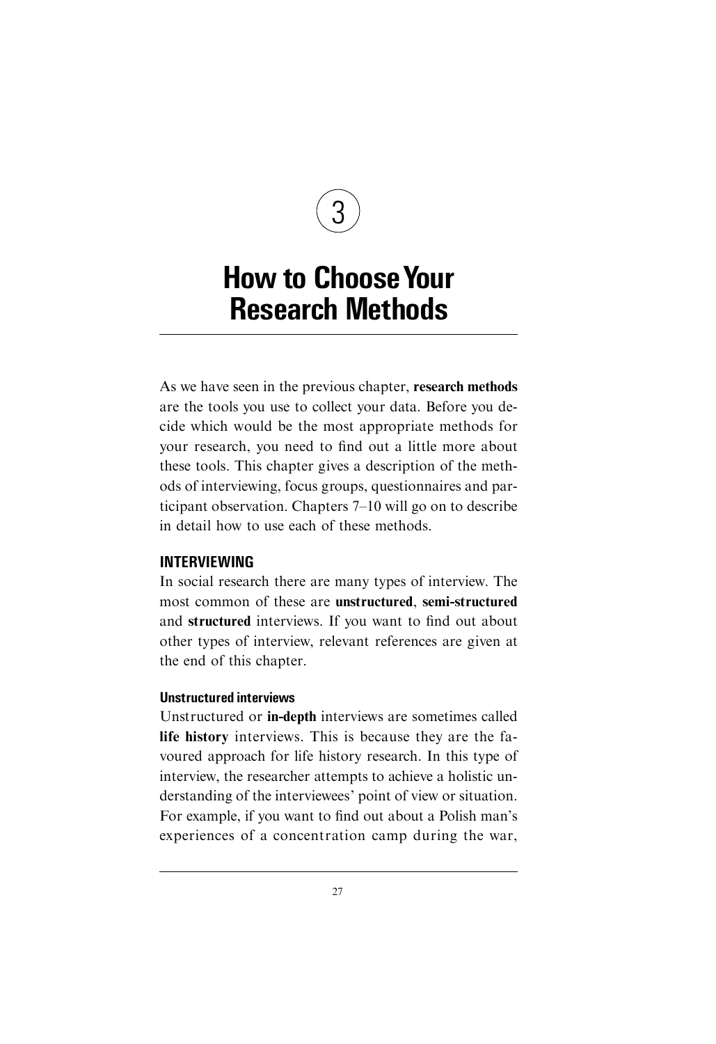# 3

# How to Choose Your Research Methods

As we have seen in the previous chapter, **research methods** are the tools you use to collect your data. Before you decide which would be the most appropriate methods for your research, you need to find out a little more about these tools. This chapter gives a description of the methods of interviewing, focus groups, questionnaires and participant observation. Chapters 7–10 will go on to describe in detail how to use each of these methods.

## INTERVIEWING

In social research there are many types of interview. The most common of these are **unstructured**, **semi-structured** and **structured** interviews. If you want to find out about other types of interview, relevant references are given at the end of this chapter.

### Unstructured interviews

Unstructured or **in-depth** interviews are sometimes called **life history** interviews. This is because they are the favoured approach for life history research. In this type of interview, the researcher attempts to achieve a holistic understanding of the interviewees' point of view or situation. For example, if you want to find out about a Polish man's experiences of a concentration camp during the war,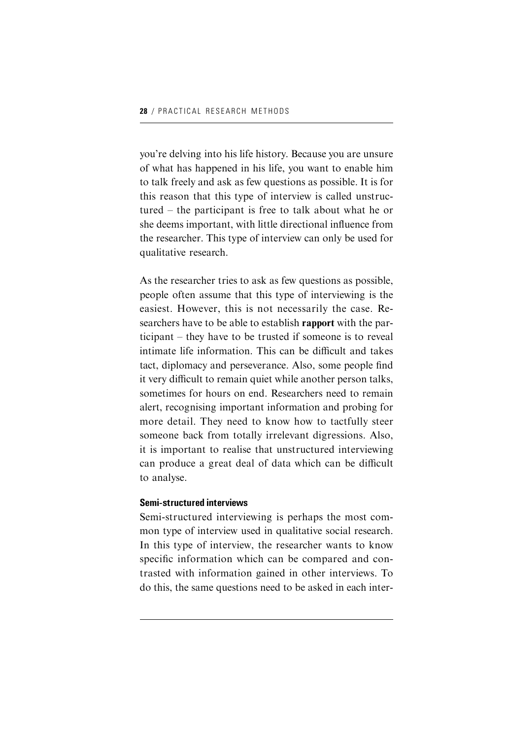you're delving into his life history. Because you are unsure of what has happened in his life, you want to enable him to talk freely and ask as few questions as possible. It is for this reason that this type of interview is called unstructured – the participant is free to talk about what he or she deems important, with little directional influence from the researcher. This type of interview can only be used for qualitative research.

As the researcher tries to ask as few questions as possible, people often assume that this type of interviewing is the easiest. However, this is not necessarily the case. Researchers have to be able to establish **rapport** with the participant – they have to be trusted if someone is to reveal intimate life information. This can be difficult and takes tact, diplomacy and perseverance. Also, some people find it very difficult to remain quiet while another person talks, sometimes for hours on end. Researchers need to remain alert, recognising important information and probing for more detail. They need to know how to tactfully steer someone back from totally irrelevant digressions. Also, it is important to realise that unstructured interviewing can produce a great deal of data which can be difficult to analyse.

#### Semi-structured interviews

Semi-structured interviewing is perhaps the most common type of interview used in qualitative social research. In this type of interview, the researcher wants to know specific information which can be compared and contrasted with information gained in other interviews. To do this, the same questions need to be asked in each inter-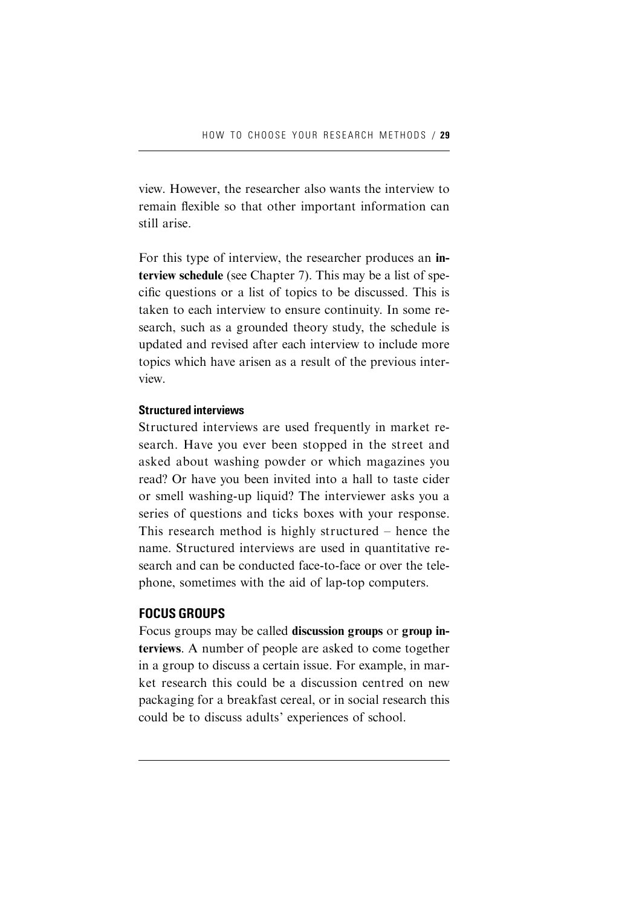view. However, the researcher also wants the interview to remain flexible so that other important information can still arise.

For this type of interview, the researcher produces an **interview schedule** (see Chapter 7). This may be a list of specific questions or a list of topics to be discussed. This is taken to each interview to ensure continuity. In some research, such as a grounded theory study, the schedule is updated and revised after each interview to include more topics which have arisen as a result of the previous interview.

#### Structured interviews

Structured interviews are used frequently in market research. Have you ever been stopped in the street and asked about washing powder or which magazines you read? Or have you been invited into a hall to taste cider or smell washing-up liquid? The interviewer asks you a series of questions and ticks boxes with your response. This research method is highly structured – hence the name. Structured interviews are used in quantitative research and can be conducted face-to-face or over the telephone, sometimes with the aid of lap-top computers.

### FOCUS GROUPS

Focus groups may be called **discussion groups** or **group interviews**. A number of people are asked to come together in a group to discuss a certain issue. For example, in market research this could be a discussion centred on new packaging for a breakfast cereal, or in social research this could be to discuss adults' experiences of school.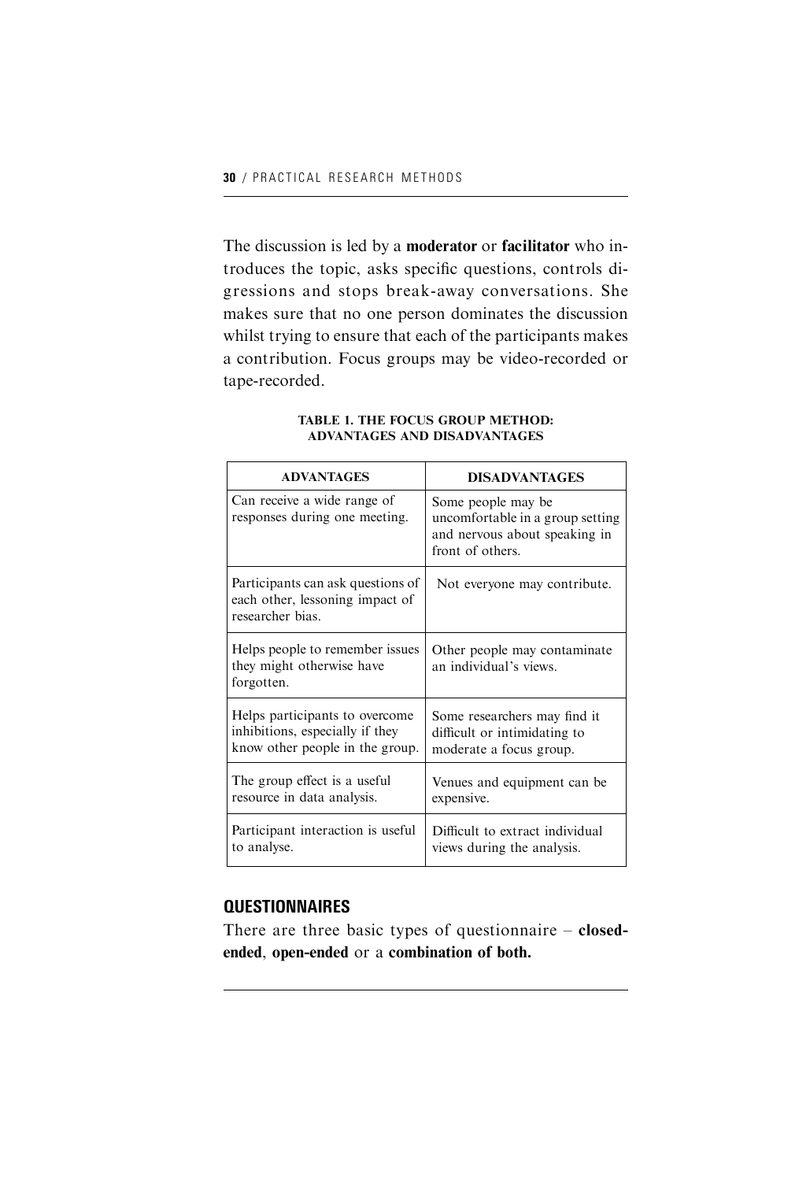The discussion is led by a **moderator** or **facilitator** who introduces the topic, asks specific questions, controls digressions and stops break-away conversations. She makes sure that no one person dominates the discussion whilst trying to ensure that each of the participants makes a contribution. Focus groups may be video-recorded or tape-recorded.

**TABLE 1. THE FOCUS GROUP METHOD: ADVANTAGES AND DISADVANTAGES**

| ADVANTAGES | DISADVANTAGES |
|---|---|
| Can receive a wide range of responses during one meeting. | Some people may be uncomfortable in a group setting and nervous about speaking in front of others. |
| Participants can ask questions of each other, lessoning impact of researcher bias. | Not everyone may contribute. |
| Helps people to remember issues they might otherwise have forgotten. | Other people may contaminate an individual's views. |
| Helps participants to overcome inhibitions, especially if they know other people in the group. | Some researchers may find it difficult or intimidating to moderate a focus group. |
| The group effect is a useful resource in data analysis. | Venues and equipment can be expensive. |
| Participant interaction is useful to analyse. | Difficult to extract individual views during the analysis. |

## QUESTIONNAIRES

There are three basic types of questionnaire – **closed-ended**, **open-ended** or a **combination of both.**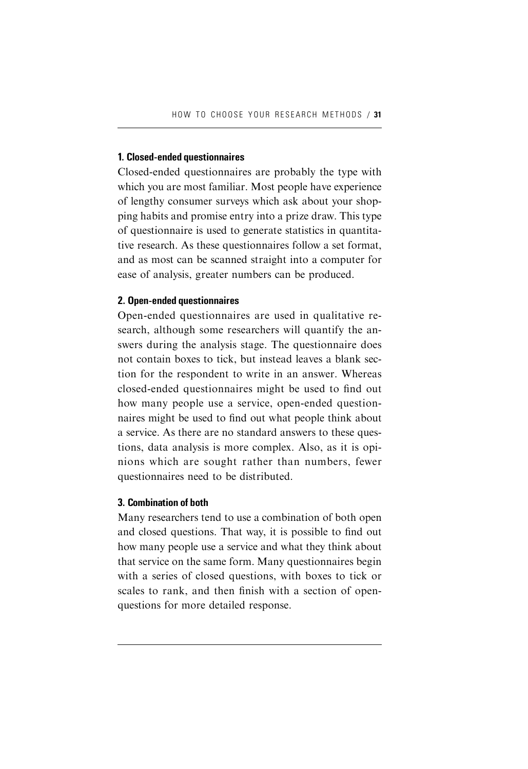### 1. Closed-ended questionnaires

Closed-ended questionnaires are probably the type with which you are most familiar. Most people have experience of lengthy consumer surveys which ask about your shopping habits and promise entry into a prize draw. This type of questionnaire is used to generate statistics in quantitative research. As these questionnaires follow a set format, and as most can be scanned straight into a computer for ease of analysis, greater numbers can be produced.

### 2. Open-ended questionnaires

Open-ended questionnaires are used in qualitative research, although some researchers will quantify the answers during the analysis stage. The questionnaire does not contain boxes to tick, but instead leaves a blank section for the respondent to write in an answer. Whereas closed-ended questionnaires might be used to find out how many people use a service, open-ended questionnaires might be used to find out what people think about a service. As there are no standard answers to these questions, data analysis is more complex. Also, as it is opinions which are sought rather than numbers, fewer questionnaires need to be distributed.

### 3. Combination of both

Many researchers tend to use a combination of both open and closed questions. That way, it is possible to find out how many people use a service and what they think about that service on the same form. Many questionnaires begin with a series of closed questions, with boxes to tick or scales to rank, and then finish with a section of open-questions for more detailed response.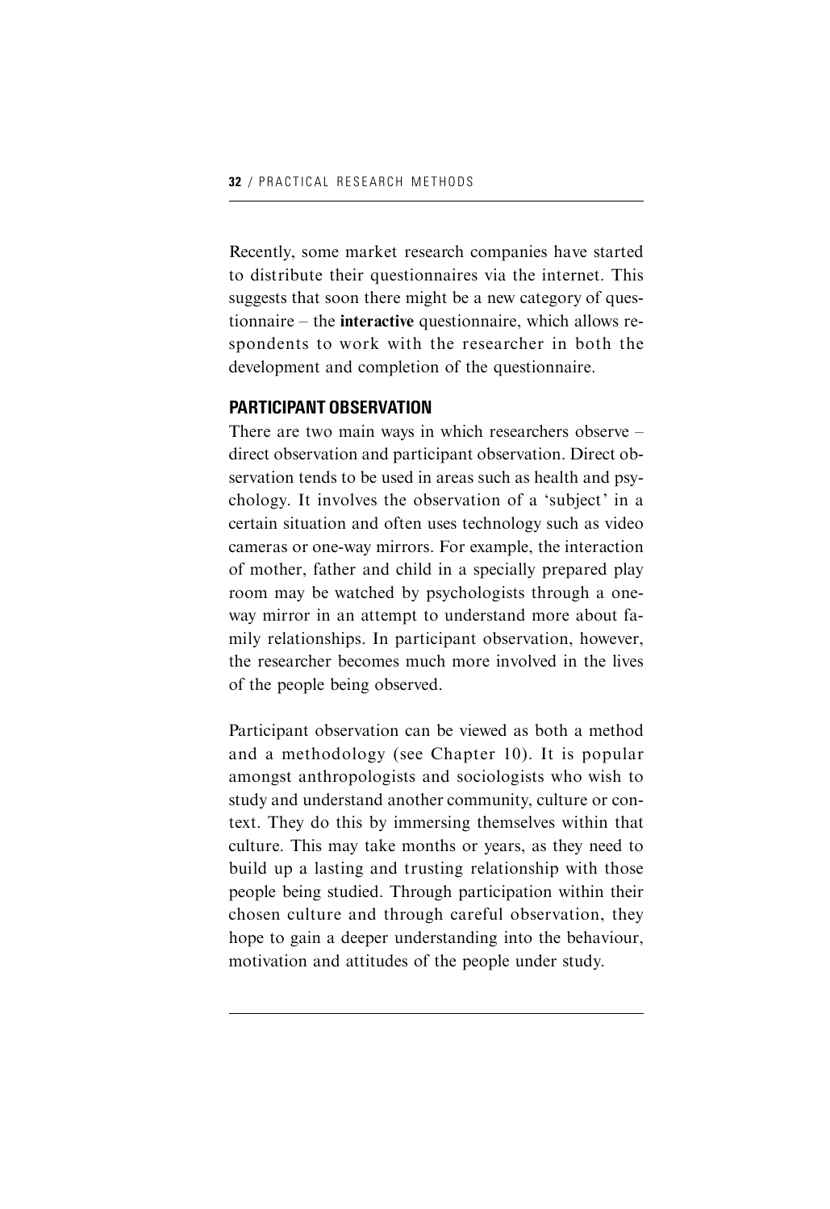Recently, some market research companies have started to distribute their questionnaires via the internet. This suggests that soon there might be a new category of questionnaire – the **interactive** questionnaire, which allows respondents to work with the researcher in both the development and completion of the questionnaire.

## PARTICIPANT OBSERVATION

There are two main ways in which researchers observe – direct observation and participant observation. Direct observation tends to be used in areas such as health and psychology. It involves the observation of a 'subject' in a certain situation and often uses technology such as video cameras or one-way mirrors. For example, the interaction of mother, father and child in a specially prepared play room may be watched by psychologists through a one-way mirror in an attempt to understand more about family relationships. In participant observation, however, the researcher becomes much more involved in the lives of the people being observed.

Participant observation can be viewed as both a method and a methodology (see Chapter 10). It is popular amongst anthropologists and sociologists who wish to study and understand another community, culture or context. They do this by immersing themselves within that culture. This may take months or years, as they need to build up a lasting and trusting relationship with those people being studied. Through participation within their chosen culture and through careful observation, they hope to gain a deeper understanding into the behaviour, motivation and attitudes of the people under study.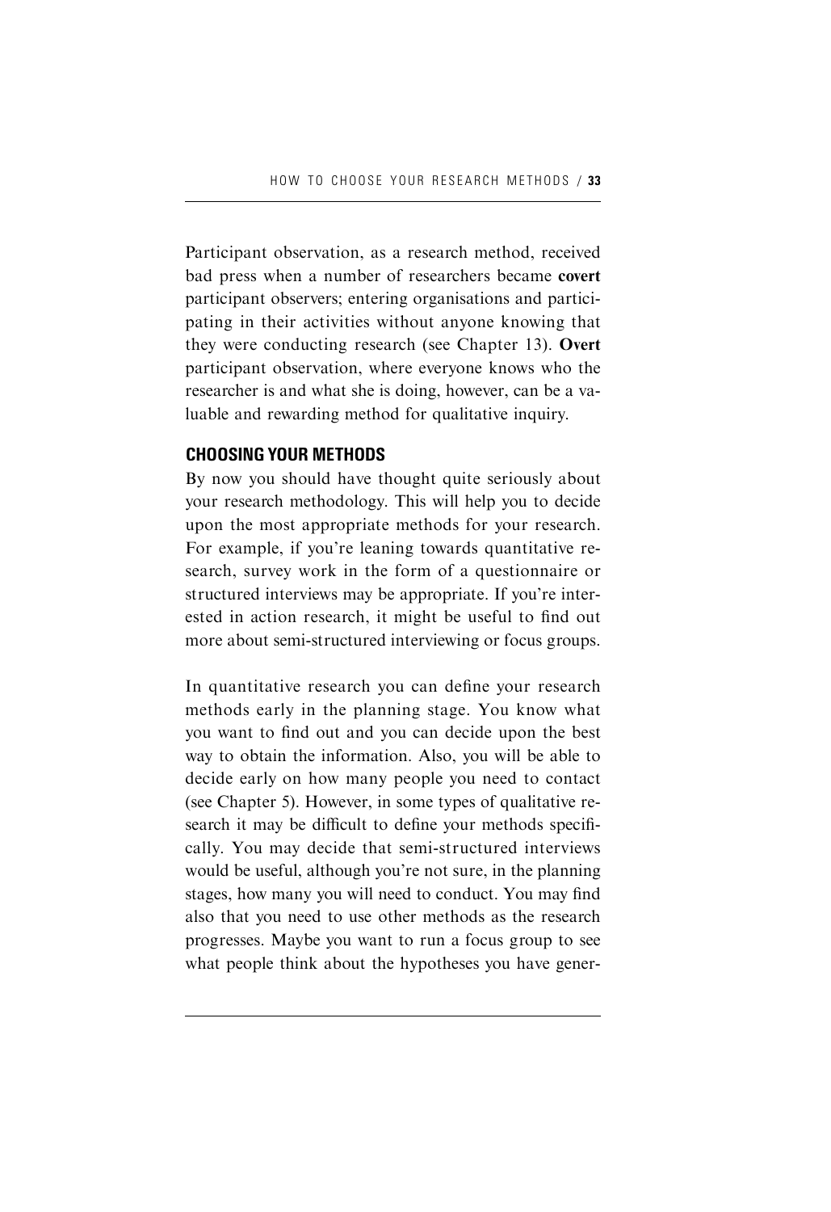Participant observation, as a research method, received bad press when a number of researchers became **covert** participant observers; entering organisations and participating in their activities without anyone knowing that they were conducting research (see Chapter 13). **Overt** participant observation, where everyone knows who the researcher is and what she is doing, however, can be a valuable and rewarding method for qualitative inquiry.

## CHOOSING YOUR METHODS

By now you should have thought quite seriously about your research methodology. This will help you to decide upon the most appropriate methods for your research. For example, if you're leaning towards quantitative research, survey work in the form of a questionnaire or structured interviews may be appropriate. If you're interested in action research, it might be useful to find out more about semi-structured interviewing or focus groups.

In quantitative research you can define your research methods early in the planning stage. You know what you want to find out and you can decide upon the best way to obtain the information. Also, you will be able to decide early on how many people you need to contact (see Chapter 5). However, in some types of qualitative research it may be difficult to define your methods specifically. You may decide that semi-structured interviews would be useful, although you're not sure, in the planning stages, how many you will need to conduct. You may find also that you need to use other methods as the research progresses. Maybe you want to run a focus group to see what people think about the hypotheses you have gener-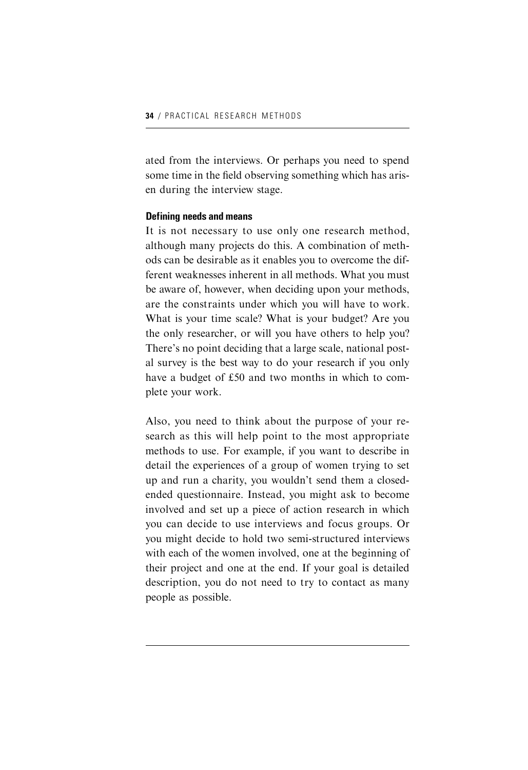ated from the interviews. Or perhaps you need to spend some time in the field observing something which has arisen during the interview stage.

### Defining needs and means

It is not necessary to use only one research method, although many projects do this. A combination of methods can be desirable as it enables you to overcome the different weaknesses inherent in all methods. What you must be aware of, however, when deciding upon your methods, are the constraints under which you will have to work. What is your time scale? What is your budget? Are you the only researcher, or will you have others to help you? There's no point deciding that a large scale, national postal survey is the best way to do your research if you only have a budget of £50 and two months in which to complete your work.

Also, you need to think about the purpose of your research as this will help point to the most appropriate methods to use. For example, if you want to describe in detail the experiences of a group of women trying to set up and run a charity, you wouldn't send them a closed-ended questionnaire. Instead, you might ask to become involved and set up a piece of action research in which you can decide to use interviews and focus groups. Or you might decide to hold two semi-structured interviews with each of the women involved, one at the beginning of their project and one at the end. If your goal is detailed description, you do not need to try to contact as many people as possible.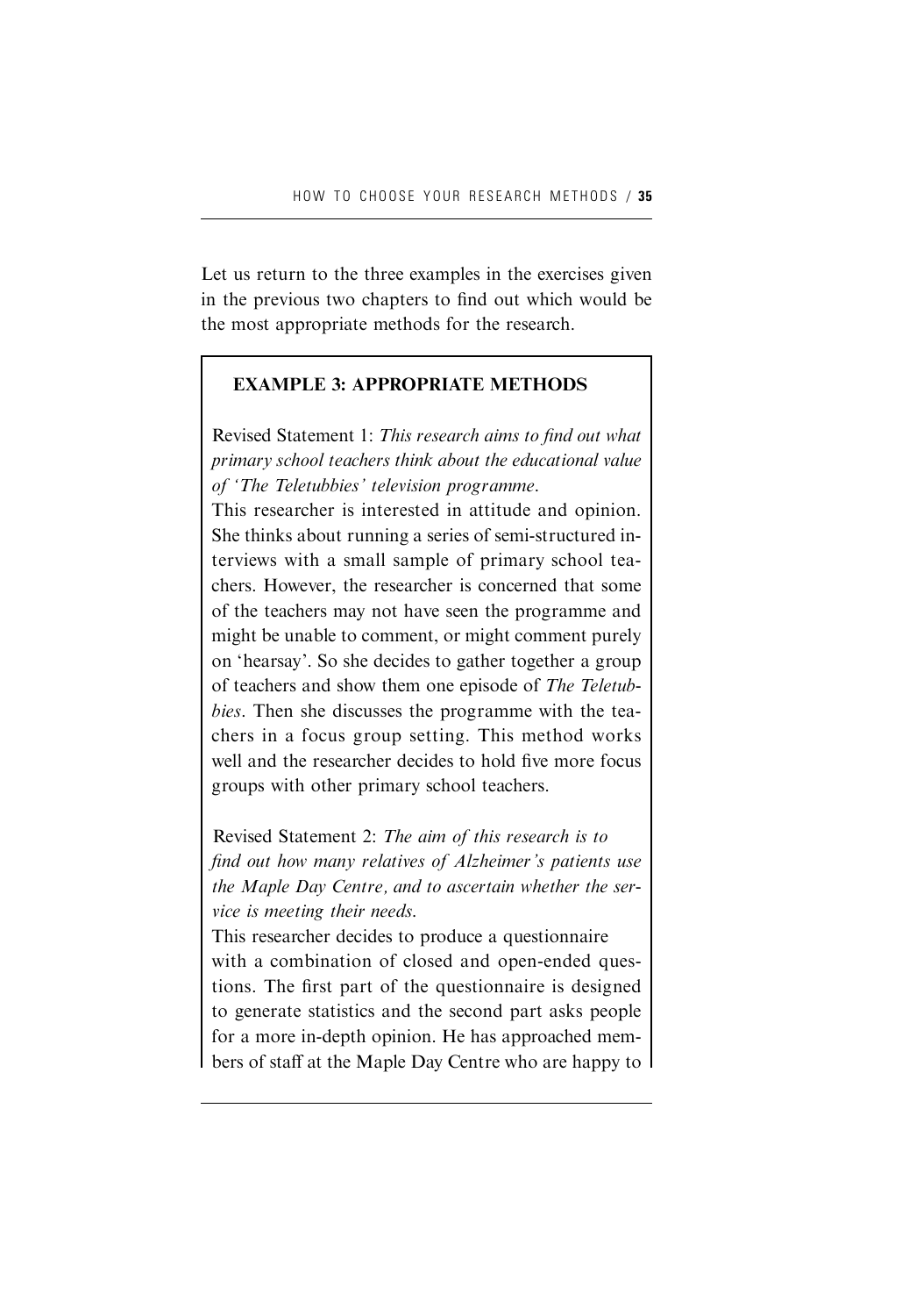Let us return to the three examples in the exercises given in the previous two chapters to find out which would be the most appropriate methods for the research.

> **EXAMPLE 3: APPROPRIATE METHODS**
>
> Revised Statement 1: *This research aims to find out what primary school teachers think about the educational value of 'The Teletubbies' television programme.*
> This researcher is interested in attitude and opinion. She thinks about running a series of semi-structured interviews with a small sample of primary school teachers. However, the researcher is concerned that some of the teachers may not have seen the programme and might be unable to comment, or might comment purely on 'hearsay'. So she decides to gather together a group of teachers and show them one episode of *The Teletubbies*. Then she discusses the programme with the teachers in a focus group setting. This method works well and the researcher decides to hold five more focus groups with other primary school teachers.
>
> Revised Statement 2: *The aim of this research is to find out how many relatives of Alzheimer's patients use the Maple Day Centre, and to ascertain whether the service is meeting their needs.*
> This researcher decides to produce a questionnaire with a combination of closed and open-ended questions. The first part of the questionnaire is designed to generate statistics and the second part asks people for a more in-depth opinion. He has approached members of staff at the Maple Day Centre who are happy to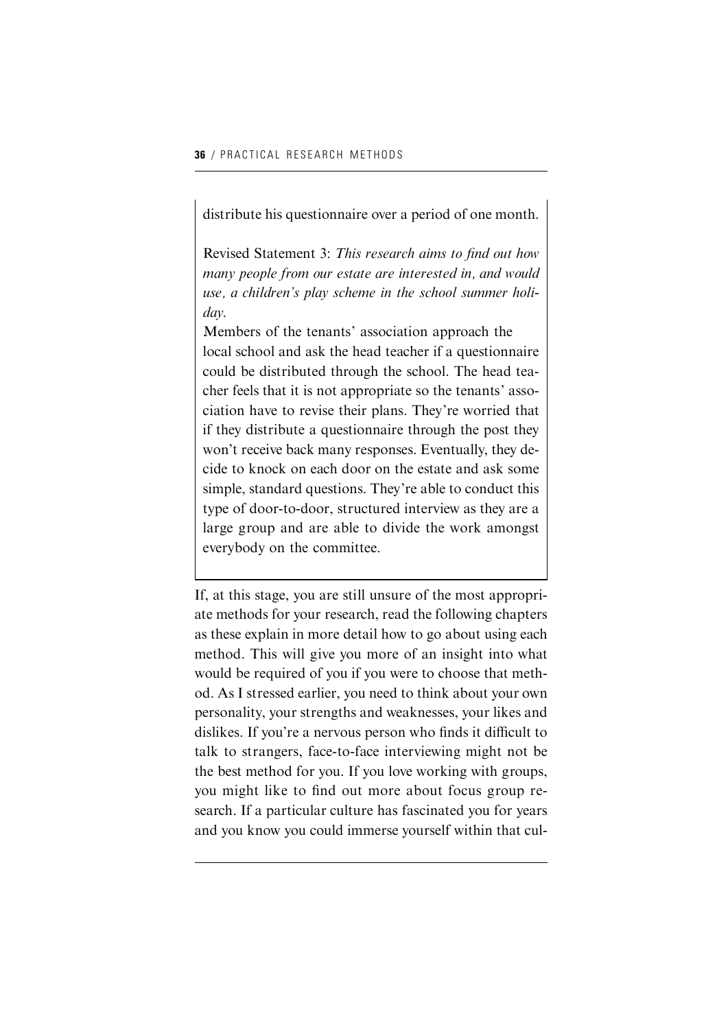distribute his questionnaire over a period of one month.

Revised Statement 3: *This research aims to find out how many people from our estate are interested in, and would use, a children's play scheme in the school summer holiday.*

Members of the tenants' association approach the local school and ask the head teacher if a questionnaire could be distributed through the school. The head teacher feels that it is not appropriate so the tenants' association have to revise their plans. They're worried that if they distribute a questionnaire through the post they won't receive back many responses. Eventually, they decide to knock on each door on the estate and ask some simple, standard questions. They're able to conduct this type of door-to-door, structured interview as they are a large group and are able to divide the work amongst everybody on the committee.

If, at this stage, you are still unsure of the most appropriate methods for your research, read the following chapters as these explain in more detail how to go about using each method. This will give you more of an insight into what would be required of you if you were to choose that method. As I stressed earlier, you need to think about your own personality, your strengths and weaknesses, your likes and dislikes. If you're a nervous person who finds it difficult to talk to strangers, face-to-face interviewing might not be the best method for you. If you love working with groups, you might like to find out more about focus group research. If a particular culture has fascinated you for years and you know you could immerse yourself within that cul-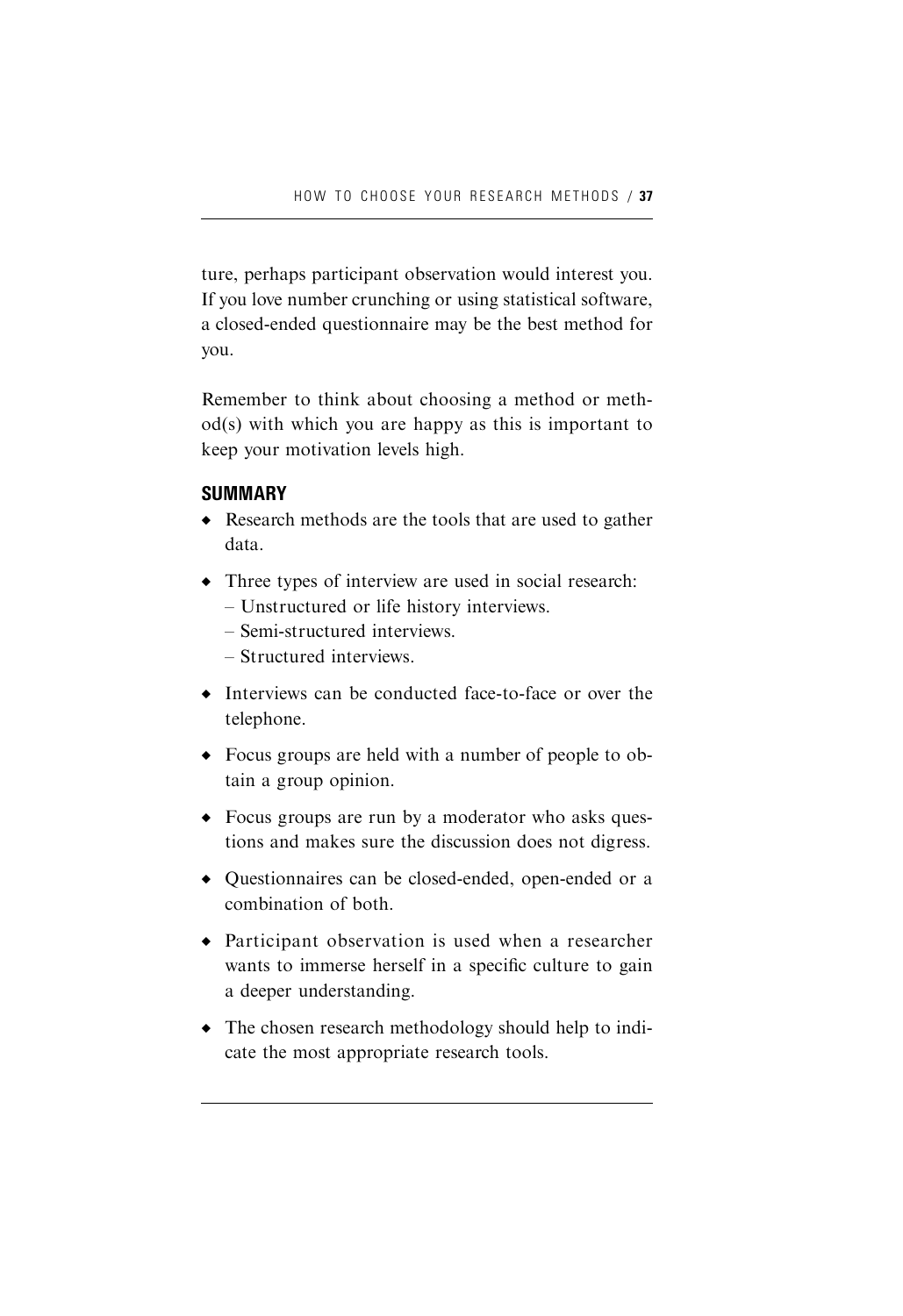ture, perhaps participant observation would interest you. If you love number crunching or using statistical software, a closed-ended questionnaire may be the best method for you.

Remember to think about choosing a method or method(s) with which you are happy as this is important to keep your motivation levels high.

## SUMMARY

- Research methods are the tools that are used to gather data.
- Three types of interview are used in social research:
  - Unstructured or life history interviews.
  - Semi-structured interviews.
  - Structured interviews.
- Interviews can be conducted face-to-face or over the telephone.
- Focus groups are held with a number of people to obtain a group opinion.
- Focus groups are run by a moderator who asks questions and makes sure the discussion does not digress.
- Questionnaires can be closed-ended, open-ended or a combination of both.
- Participant observation is used when a researcher wants to immerse herself in a specific culture to gain a deeper understanding.
- The chosen research methodology should help to indicate the most appropriate research tools.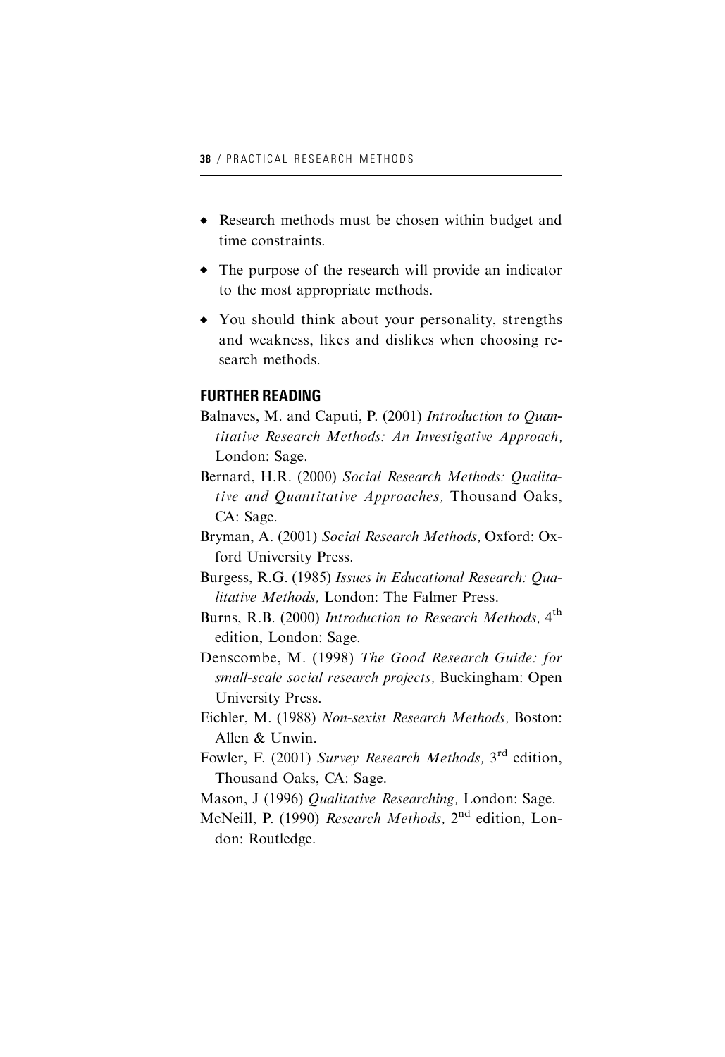- Research methods must be chosen within budget and time constraints.
- The purpose of the research will provide an indicator to the most appropriate methods.
- You should think about your personality, strengths and weakness, likes and dislikes when choosing research methods.

## FURTHER READING

Balnaves, M. and Caputi, P. (2001) *Introduction to Quantitative Research Methods: An Investigative Approach,* London: Sage.

Bernard, H.R. (2000) *Social Research Methods: Qualitative and Quantitative Approaches,* Thousand Oaks, CA: Sage.

Bryman, A. (2001) *Social Research Methods,* Oxford: Oxford University Press.

Burgess, R.G. (1985) *Issues in Educational Research: Qualitative Methods,* London: The Falmer Press.

Burns, R.B. (2000) *Introduction to Research Methods,* 4th edition, London: Sage.

Denscombe, M. (1998) *The Good Research Guide: for small-scale social research projects,* Buckingham: Open University Press.

Eichler, M. (1988) *Non-sexist Research Methods,* Boston: Allen & Unwin.

Fowler, F. (2001) *Survey Research Methods,* 3rd edition, Thousand Oaks, CA: Sage.

Mason, J (1996) *Qualitative Researching,* London: Sage.

McNeill, P. (1990) *Research Methods,* 2nd edition, London: Routledge.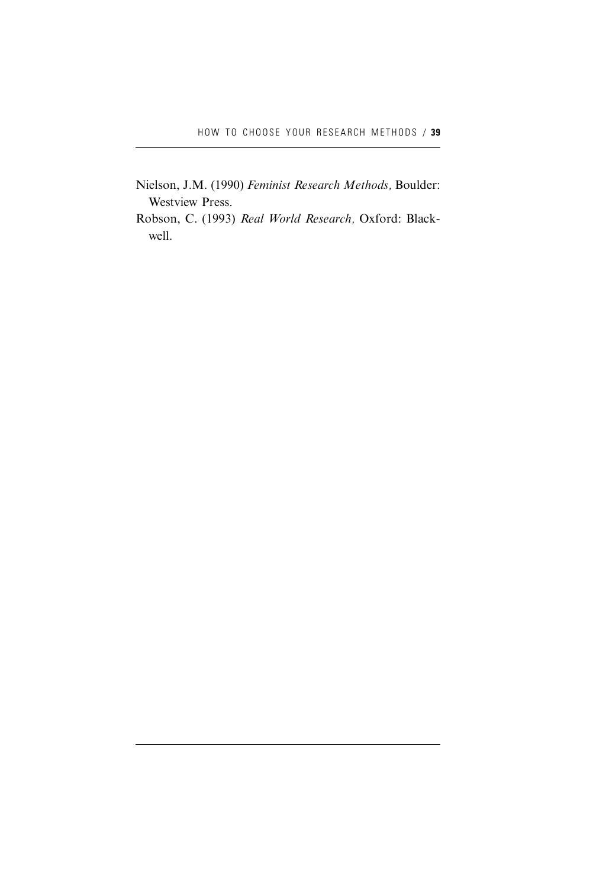Nielson, J.M. (1990) *Feminist Research Methods,* Boulder: Westview Press.

Robson, C. (1993) *Real World Research,* Oxford: Blackwell.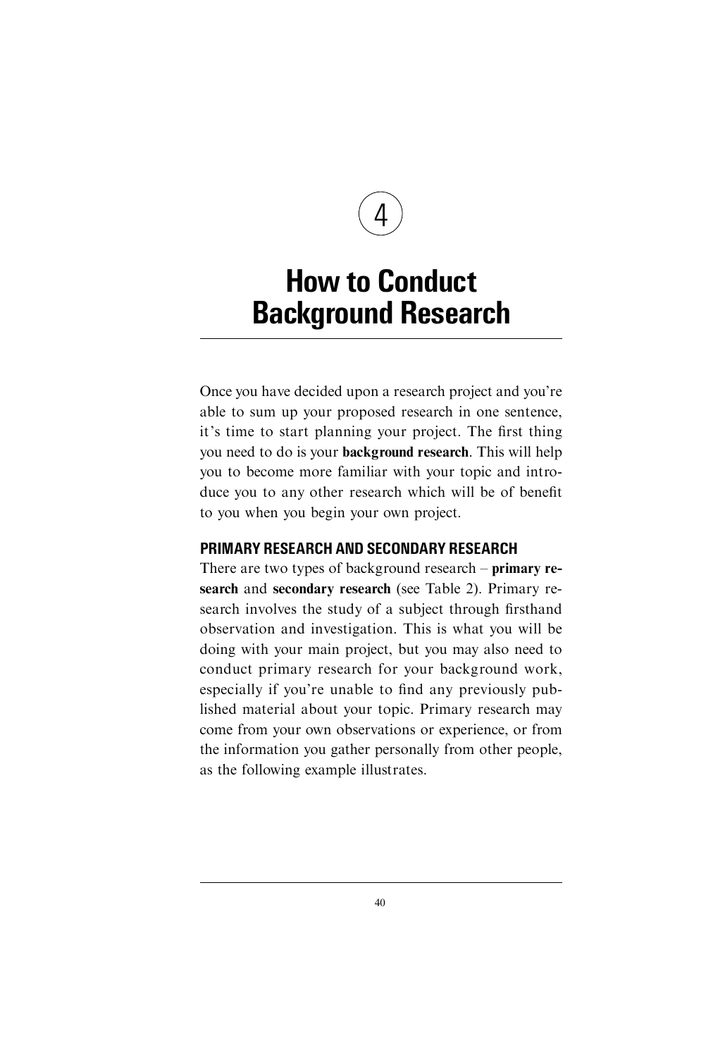# 4

# How to Conduct Background Research

Once you have decided upon a research project and you're able to sum up your proposed research in one sentence, it's time to start planning your project. The first thing you need to do is your **background research**. This will help you to become more familiar with your topic and introduce you to any other research which will be of benefit to you when you begin your own project.

## PRIMARY RESEARCH AND SECONDARY RESEARCH

There are two types of background research – **primary research** and **secondary research** (see Table 2). Primary research involves the study of a subject through firsthand observation and investigation. This is what you will be doing with your main project, but you may also need to conduct primary research for your background work, especially if you're unable to find any previously published material about your topic. Primary research may come from your own observations or experience, or from the information you gather personally from other people, as the following example illustrates.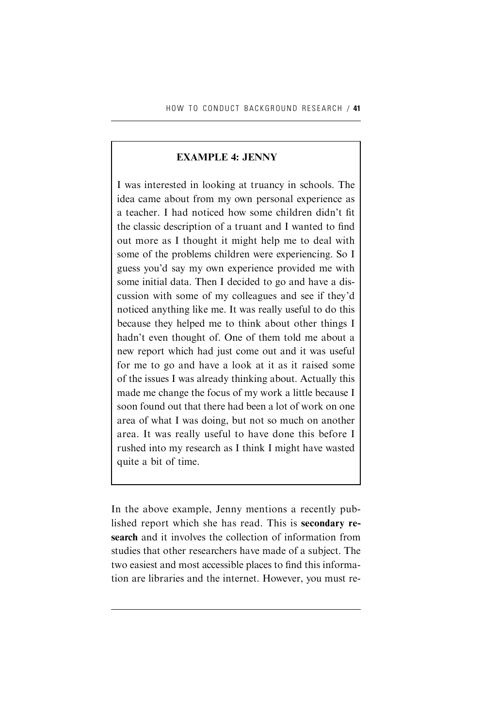**EXAMPLE 4: JENNY**

I was interested in looking at truancy in schools. The idea came about from my own personal experience as a teacher. I had noticed how some children didn't fit the classic description of a truant and I wanted to find out more as I thought it might help me to deal with some of the problems children were experiencing. So I guess you'd say my own experience provided me with some initial data. Then I decided to go and have a discussion with some of my colleagues and see if they'd noticed anything like me. It was really useful to do this because they helped me to think about other things I hadn't even thought of. One of them told me about a new report which had just come out and it was useful for me to go and have a look at it as it raised some of the issues I was already thinking about. Actually this made me change the focus of my work a little because I soon found out that there had been a lot of work on one area of what I was doing, but not so much on another area. It was really useful to have done this before I rushed into my research as I think I might have wasted quite a bit of time.

In the above example, Jenny mentions a recently published report which she has read. This is **secondary research** and it involves the collection of information from studies that other researchers have made of a subject. The two easiest and most accessible places to find this information are libraries and the internet. However, you must re-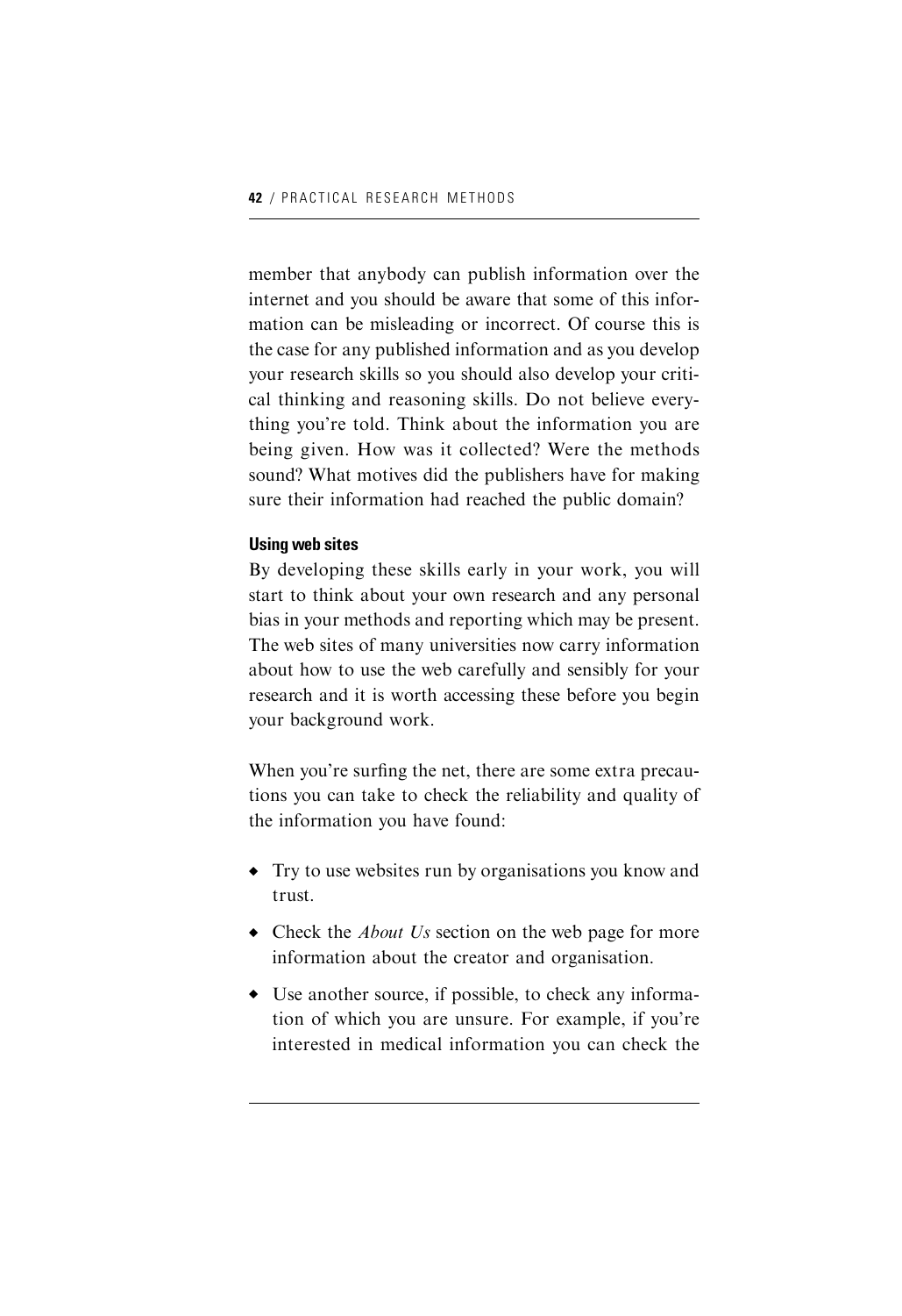member that anybody can publish information over the internet and you should be aware that some of this information can be misleading or incorrect. Of course this is the case for any published information and as you develop your research skills so you should also develop your critical thinking and reasoning skills. Do not believe everything you're told. Think about the information you are being given. How was it collected? Were the methods sound? What motives did the publishers have for making sure their information had reached the public domain?

### Using web sites

By developing these skills early in your work, you will start to think about your own research and any personal bias in your methods and reporting which may be present. The web sites of many universities now carry information about how to use the web carefully and sensibly for your research and it is worth accessing these before you begin your background work.

When you're surfing the net, there are some extra precautions you can take to check the reliability and quality of the information you have found:

- Try to use websites run by organisations you know and trust.
- Check the *About Us* section on the web page for more information about the creator and organisation.
- Use another source, if possible, to check any information of which you are unsure. For example, if you're interested in medical information you can check the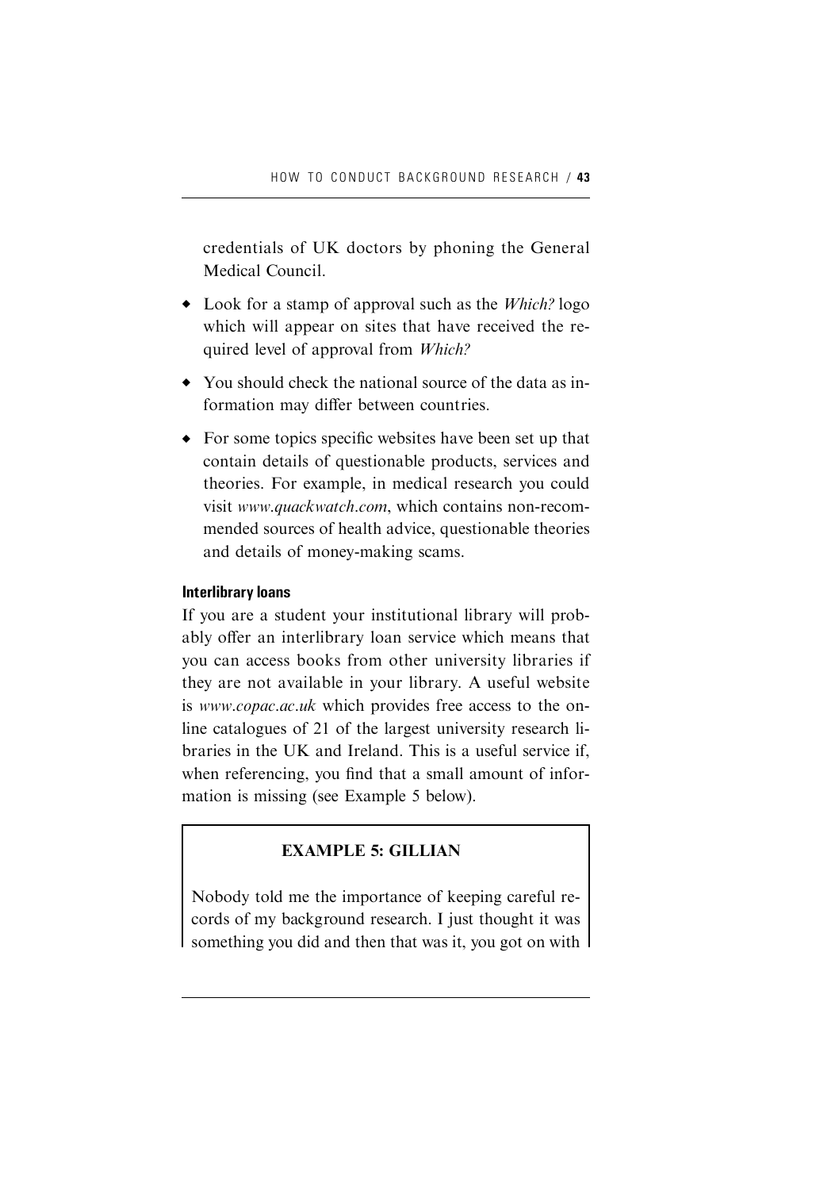credentials of UK doctors by phoning the General Medical Council.

- Look for a stamp of approval such as the *Which?* logo which will appear on sites that have received the required level of approval from *Which?*
- You should check the national source of the data as information may differ between countries.
- For some topics specific websites have been set up that contain details of questionable products, services and theories. For example, in medical research you could visit *www.quackwatch.com*, which contains non-recommended sources of health advice, questionable theories and details of money-making scams.

#### Interlibrary loans

If you are a student your institutional library will probably offer an interlibrary loan service which means that you can access books from other university libraries if they are not available in your library. A useful website is *www.copac.ac.uk* which provides free access to the online catalogues of 21 of the largest university research libraries in the UK and Ireland. This is a useful service if, when referencing, you find that a small amount of information is missing (see Example 5 below).

**EXAMPLE 5: GILLIAN**

Nobody told me the importance of keeping careful records of my background research. I just thought it was something you did and then that was it, you got on with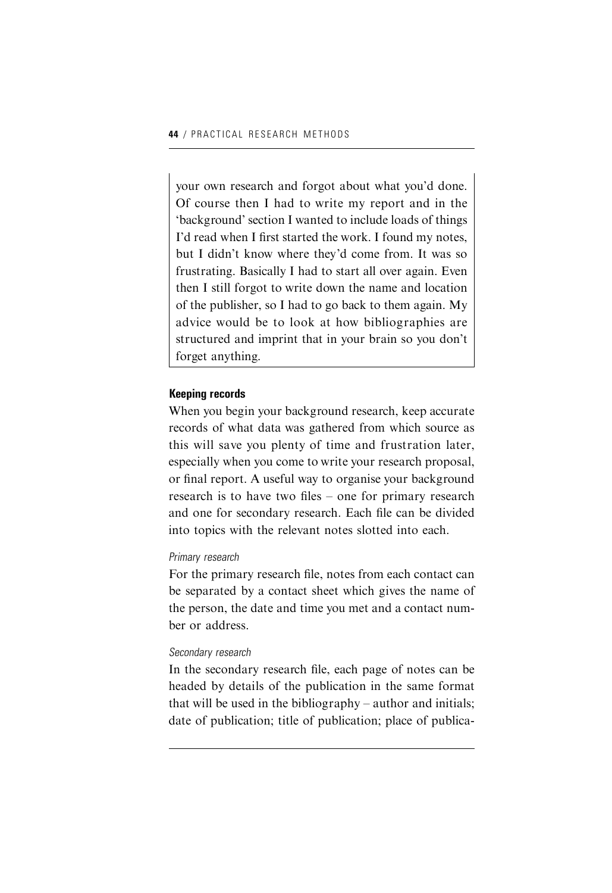your own research and forgot about what you'd done. Of course then I had to write my report and in the 'background' section I wanted to include loads of things I'd read when I first started the work. I found my notes, but I didn't know where they'd come from. It was so frustrating. Basically I had to start all over again. Even then I still forgot to write down the name and location of the publisher, so I had to go back to them again. My advice would be to look at how bibliographies are structured and imprint that in your brain so you don't forget anything.

### Keeping records

When you begin your background research, keep accurate records of what data was gathered from which source as this will save you plenty of time and frustration later, especially when you come to write your research proposal, or final report. A useful way to organise your background research is to have two files – one for primary research and one for secondary research. Each file can be divided into topics with the relevant notes slotted into each.

#### *Primary research*

For the primary research file, notes from each contact can be separated by a contact sheet which gives the name of the person, the date and time you met and a contact number or address.

#### *Secondary research*

In the secondary research file, each page of notes can be headed by details of the publication in the same format that will be used in the bibliography – author and initials; date of publication; title of publication; place of publica-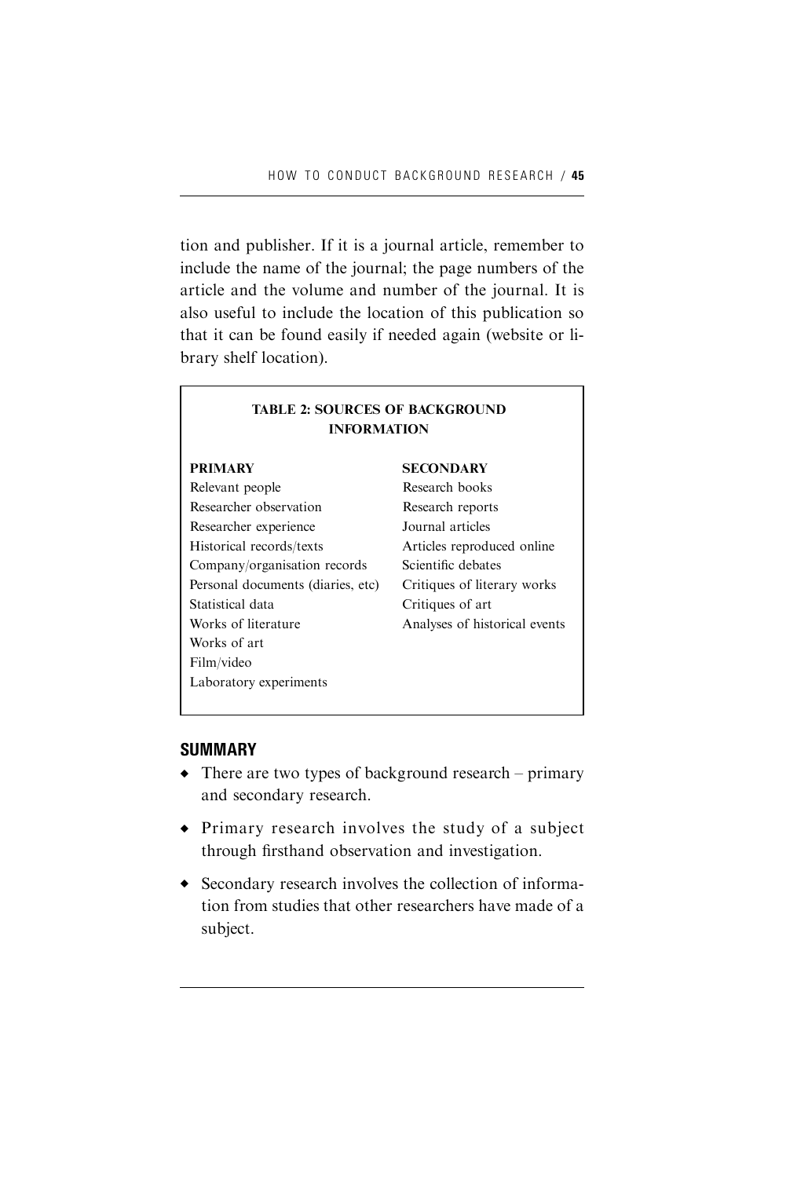tion and publisher. If it is a journal article, remember to include the name of the journal; the page numbers of the article and the volume and number of the journal. It is also useful to include the location of this publication so that it can be found easily if needed again (website or library shelf location).

**TABLE 2: SOURCES OF BACKGROUND INFORMATION**

| PRIMARY | SECONDARY |
| --- | --- |
| Relevant people | Research books |
| Researcher observation | Research reports |
| Researcher experience | Journal articles |
| Historical records/texts | Articles reproduced online |
| Company/organisation records | Scientific debates |
| Personal documents (diaries, etc) | Critiques of literary works |
| Statistical data | Critiques of art |
| Works of literature | Analyses of historical events |
| Works of art | |
| Film/video | |
| Laboratory experiments | |

## SUMMARY

- There are two types of background research – primary and secondary research.
- Primary research involves the study of a subject through firsthand observation and investigation.
- Secondary research involves the collection of information from studies that other researchers have made of a subject.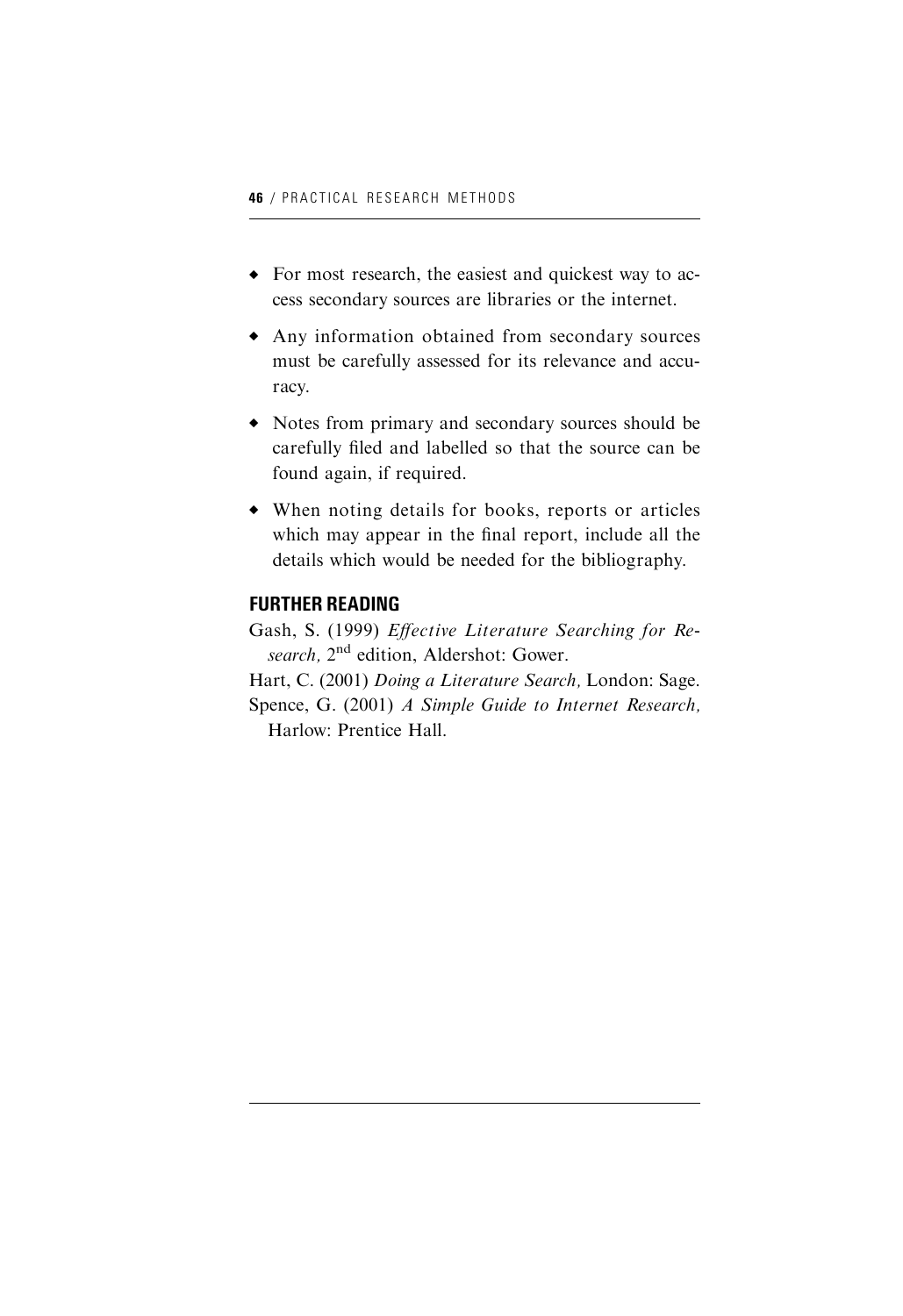- For most research, the easiest and quickest way to access secondary sources are libraries or the internet.
- Any information obtained from secondary sources must be carefully assessed for its relevance and accuracy.
- Notes from primary and secondary sources should be carefully filed and labelled so that the source can be found again, if required.
- When noting details for books, reports or articles which may appear in the final report, include all the details which would be needed for the bibliography.

## FURTHER READING

Gash, S. (1999) *Effective Literature Searching for Research,* 2nd edition, Aldershot: Gower.

Hart, C. (2001) *Doing a Literature Search,* London: Sage.

Spence, G. (2001) *A Simple Guide to Internet Research,* Harlow: Prentice Hall.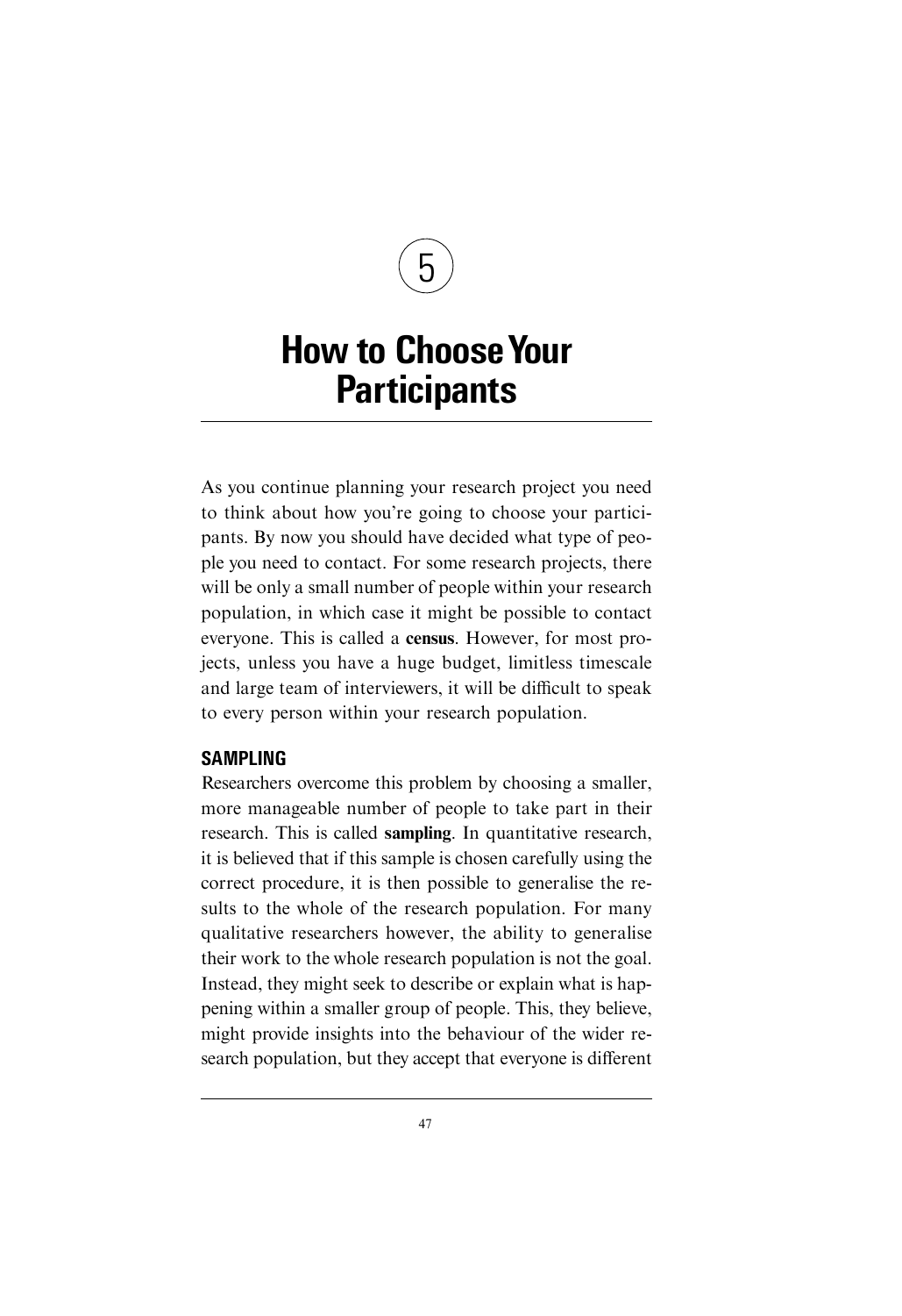# 5

# How to Choose Your Participants

As you continue planning your research project you need to think about how you're going to choose your participants. By now you should have decided what type of people you need to contact. For some research projects, there will be only a small number of people within your research population, in which case it might be possible to contact everyone. This is called a **census**. However, for most projects, unless you have a huge budget, limitless timescale and large team of interviewers, it will be difficult to speak to every person within your research population.

## SAMPLING

Researchers overcome this problem by choosing a smaller, more manageable number of people to take part in their research. This is called **sampling**. In quantitative research, it is believed that if this sample is chosen carefully using the correct procedure, it is then possible to generalise the results to the whole of the research population. For many qualitative researchers however, the ability to generalise their work to the whole research population is not the goal. Instead, they might seek to describe or explain what is happening within a smaller group of people. This, they believe, might provide insights into the behaviour of the wider research population, but they accept that everyone is different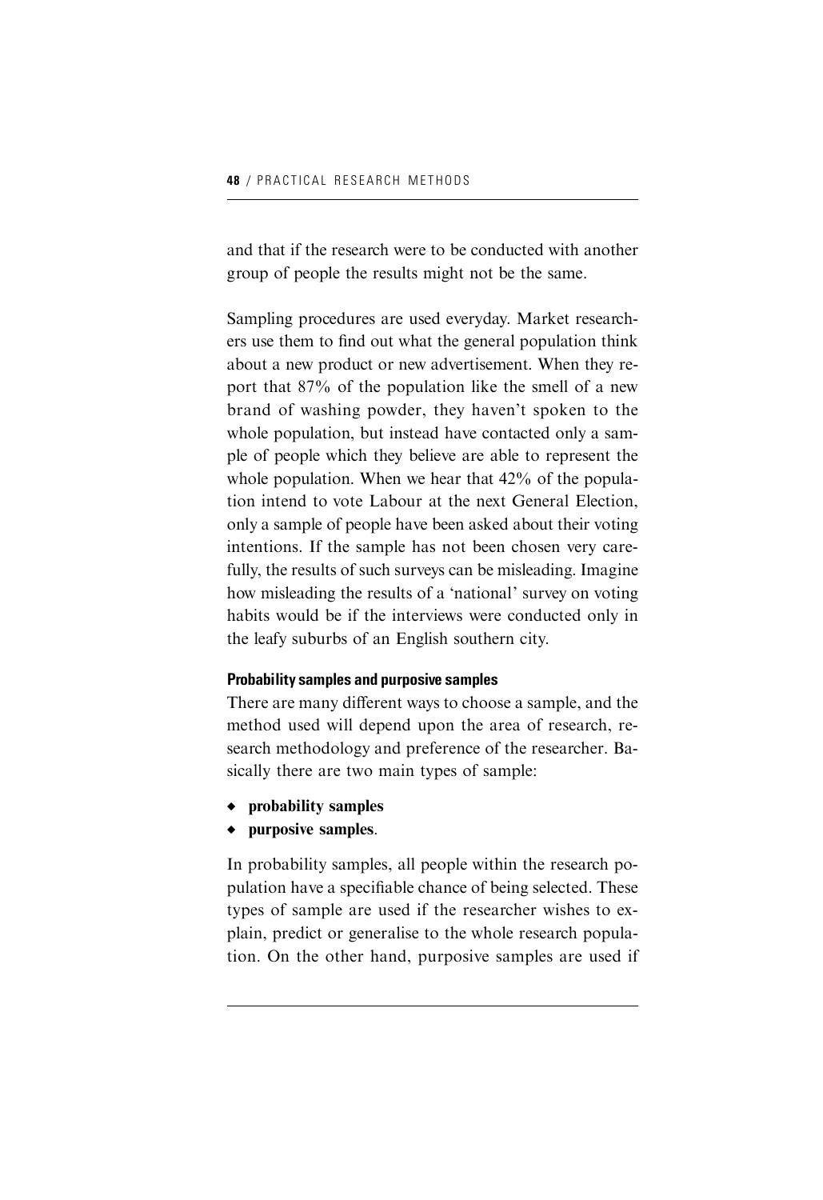and that if the research were to be conducted with another group of people the results might not be the same.

Sampling procedures are used everyday. Market researchers use them to find out what the general population think about a new product or new advertisement. When they report that 87% of the population like the smell of a new brand of washing powder, they haven't spoken to the whole population, but instead have contacted only a sample of people which they believe are able to represent the whole population. When we hear that 42% of the population intend to vote Labour at the next General Election, only a sample of people have been asked about their voting intentions. If the sample has not been chosen very carefully, the results of such surveys can be misleading. Imagine how misleading the results of a 'national' survey on voting habits would be if the interviews were conducted only in the leafy suburbs of an English southern city.

#### Probability samples and purposive samples

There are many different ways to choose a sample, and the method used will depend upon the area of research, research methodology and preference of the researcher. Basically there are two main types of sample:

- **probability samples**
- **purposive samples**.

In probability samples, all people within the research population have a specifiable chance of being selected. These types of sample are used if the researcher wishes to explain, predict or generalise to the whole research population. On the other hand, purposive samples are used if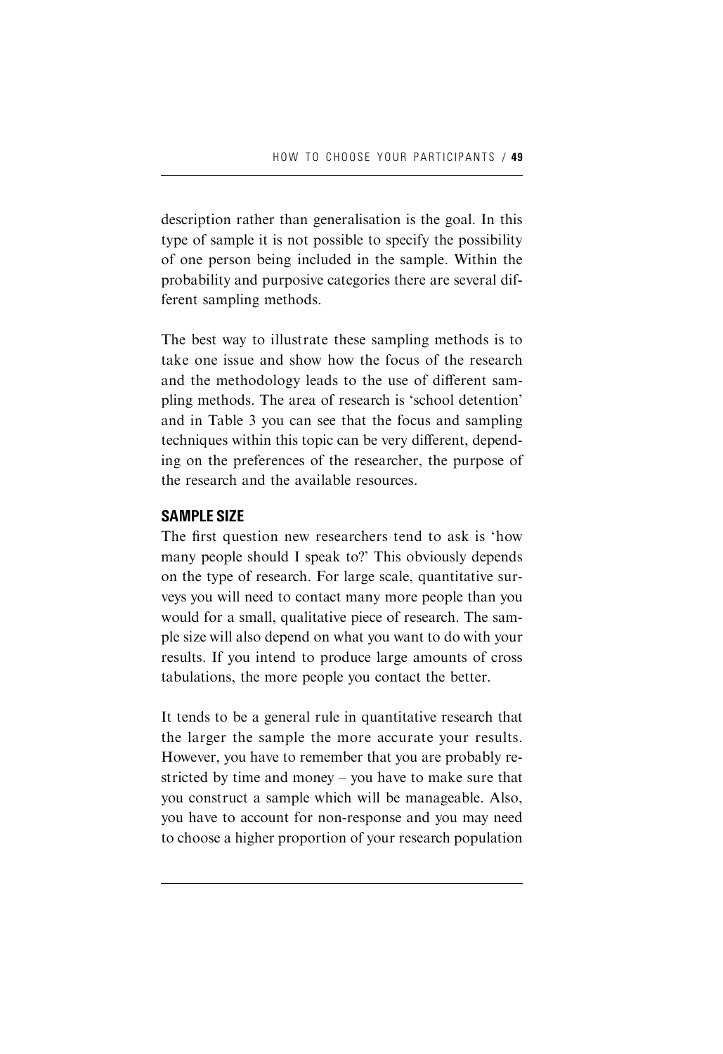description rather than generalisation is the goal. In this type of sample it is not possible to specify the possibility of one person being included in the sample. Within the probability and purposive categories there are several different sampling methods.

The best way to illustrate these sampling methods is to take one issue and show how the focus of the research and the methodology leads to the use of different sampling methods. The area of research is 'school detention' and in Table 3 you can see that the focus and sampling techniques within this topic can be very different, depending on the preferences of the researcher, the purpose of the research and the available resources.

### SAMPLE SIZE

The first question new researchers tend to ask is 'how many people should I speak to?' This obviously depends on the type of research. For large scale, quantitative surveys you will need to contact many more people than you would for a small, qualitative piece of research. The sample size will also depend on what you want to do with your results. If you intend to produce large amounts of cross tabulations, the more people you contact the better.

It tends to be a general rule in quantitative research that the larger the sample the more accurate your results. However, you have to remember that you are probably restricted by time and money – you have to make sure that you construct a sample which will be manageable. Also, you have to account for non-response and you may need to choose a higher proportion of your research population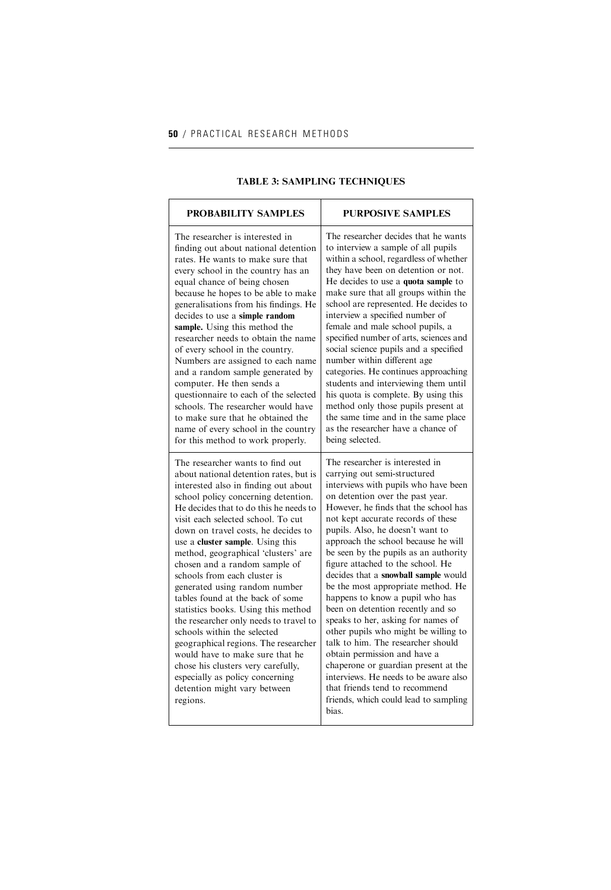**TABLE 3: SAMPLING TECHNIQUES**

| PROBABILITY SAMPLES | PURPOSIVE SAMPLES |
|---|---|
| The researcher is interested in finding out about national detention rates. He wants to make sure that every school in the country has an equal chance of being chosen because he hopes to be able to make generalisations from his findings. He decides to use a **simple random sample.** Using this method the researcher needs to obtain the name of every school in the country. Numbers are assigned to each name and a random sample generated by computer. He then sends a questionnaire to each of the selected schools. The researcher would have to make sure that he obtained the name of every school in the country for this method to work properly. | The researcher decides that he wants to interview a sample of all pupils within a school, regardless of whether they have been on detention or not. He decides to use a **quota sample** to make sure that all groups within the school are represented. He decides to interview a specified number of female and male school pupils, a specified number of arts, sciences and social science pupils and a specified number within different age categories. He continues approaching students and interviewing them until his quota is complete. By using this method only those pupils present at the same time and in the same place as the researcher have a chance of being selected. |
| The researcher wants to find out about national detention rates, but is interested also in finding out about school policy concerning detention. He decides that to do this he needs to visit each selected school. To cut down on travel costs, he decides to use a **cluster sample**. Using this method, geographical 'clusters' are chosen and a random sample of schools from each cluster is generated using random number tables found at the back of some statistics books. Using this method the researcher only needs to travel to schools within the selected geographical regions. The researcher would have to make sure that he chose his clusters very carefully, especially as policy concerning detention might vary between regions. | The researcher is interested in carrying out semi-structured interviews with pupils who have been on detention over the past year. However, he finds that the school has not kept accurate records of these pupils. Also, he doesn't want to approach the school because he will be seen by the pupils as an authority figure attached to the school. He decides that a **snowball sample** would be the most appropriate method. He happens to know a pupil who has been on detention recently and so speaks to her, asking for names of other pupils who might be willing to talk to him. The researcher should obtain permission and have a chaperone or guardian present at the interviews. He needs to be aware also that friends tend to recommend friends, which could lead to sampling bias. |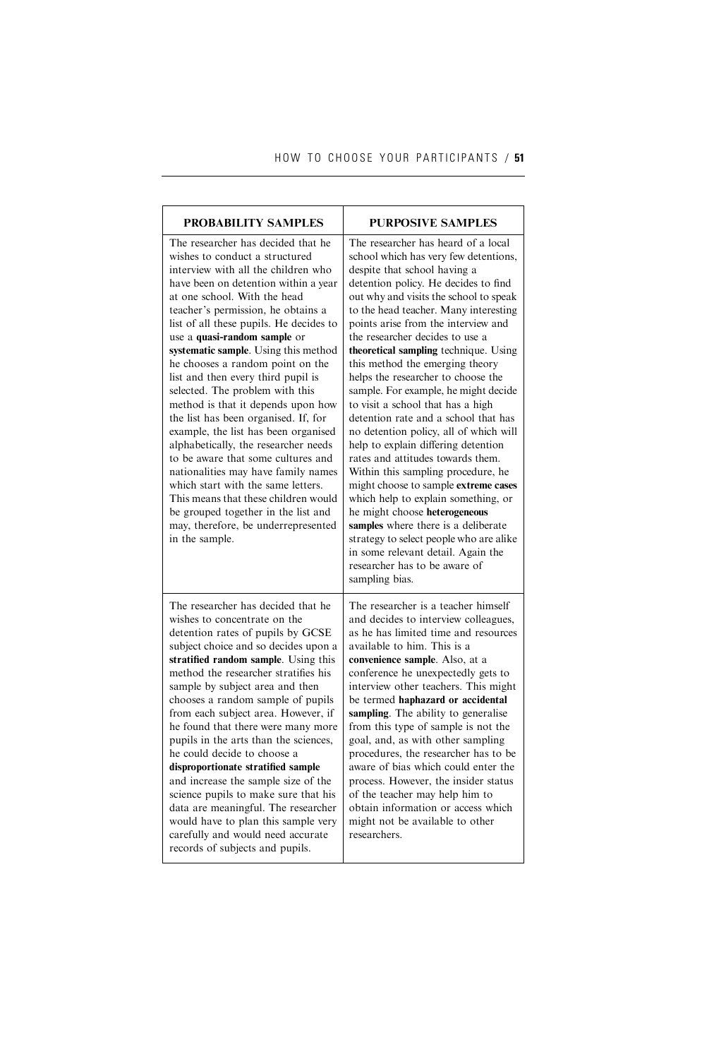| PROBABILITY SAMPLES | PURPOSIVE SAMPLES |
|---|---|
| The researcher has decided that he wishes to conduct a structured interview with all the children who have been on detention within a year at one school. With the head teacher's permission, he obtains a list of all these pupils. He decides to use a **quasi-random sample** or **systematic sample**. Using this method he chooses a random point on the list and then every third pupil is selected. The problem with this method is that it depends upon how the list has been organised. If, for example, the list has been organised alphabetically, the researcher needs to be aware that some cultures and nationalities may have family names which start with the same letters. This means that these children would be grouped together in the list and may, therefore, be underrepresented in the sample. | The researcher has heard of a local school which has very few detentions, despite that school having a detention policy. He decides to find out why and visits the school to speak to the head teacher. Many interesting points arise from the interview and the researcher decides to use a **theoretical sampling** technique. Using this method the emerging theory helps the researcher to choose the sample. For example, he might decide to visit a school that has a high detention rate and a school that has no detention policy, all of which will help to explain differing detention rates and attitudes towards them. Within this sampling procedure, he might choose to sample **extreme cases** which help to explain something, or he might choose **heterogeneous samples** where there is a deliberate strategy to select people who are alike in some relevant detail. Again the researcher has to be aware of sampling bias. |
| The researcher has decided that he wishes to concentrate on the detention rates of pupils by GCSE subject choice and so decides upon a **stratified random sample**. Using this method the researcher stratifies his sample by subject area and then chooses a random sample of pupils from each subject area. However, if he found that there were many more pupils in the arts than the sciences, he could decide to choose a **disproportionate stratified sample** and increase the sample size of the science pupils to make sure that his data are meaningful. The researcher would have to plan this sample very carefully and would need accurate records of subjects and pupils. | The researcher is a teacher himself and decides to interview colleagues, as he has limited time and resources available to him. This is a **convenience sample**. Also, at a conference he unexpectedly gets to interview other teachers. This might be termed **haphazard or accidental sampling**. The ability to generalise from this type of sample is not the goal, and, as with other sampling procedures, the researcher has to be aware of bias which could enter the process. However, the insider status of the teacher may help him to obtain information or access which might not be available to other researchers. |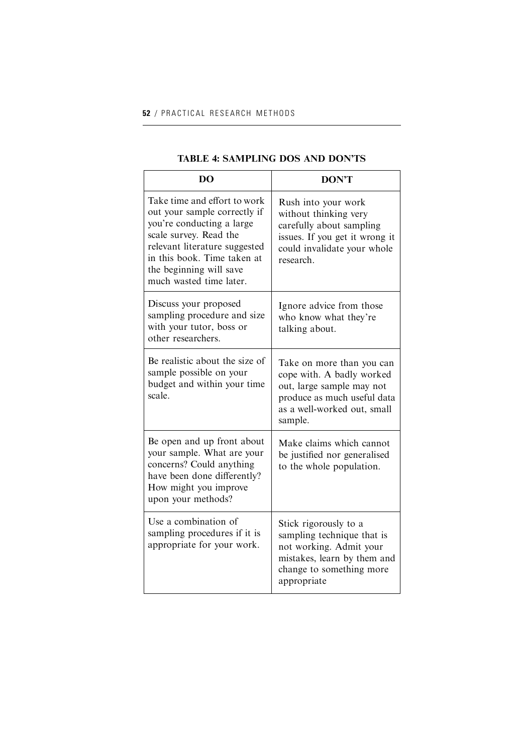**TABLE 4: SAMPLING DOS AND DON'TS**

| DO | DON'T |
|---|---|
| Take time and effort to work out your sample correctly if you're conducting a large scale survey. Read the relevant literature suggested in this book. Time taken at the beginning will save much wasted time later. | Rush into your work without thinking very carefully about sampling issues. If you get it wrong it could invalidate your whole research. |
| Discuss your proposed sampling procedure and size with your tutor, boss or other researchers. | Ignore advice from those who know what they're talking about. |
| Be realistic about the size of sample possible on your budget and within your time scale. | Take on more than you can cope with. A badly worked out, large sample may not produce as much useful data as a well-worked out, small sample. |
| Be open and up front about your sample. What are your concerns? Could anything have been done differently? How might you improve upon your methods? | Make claims which cannot be justified nor generalised to the whole population. |
| Use a combination of sampling procedures if it is appropriate for your work. | Stick rigorously to a sampling technique that is not working. Admit your mistakes, learn by them and change to something more appropriate |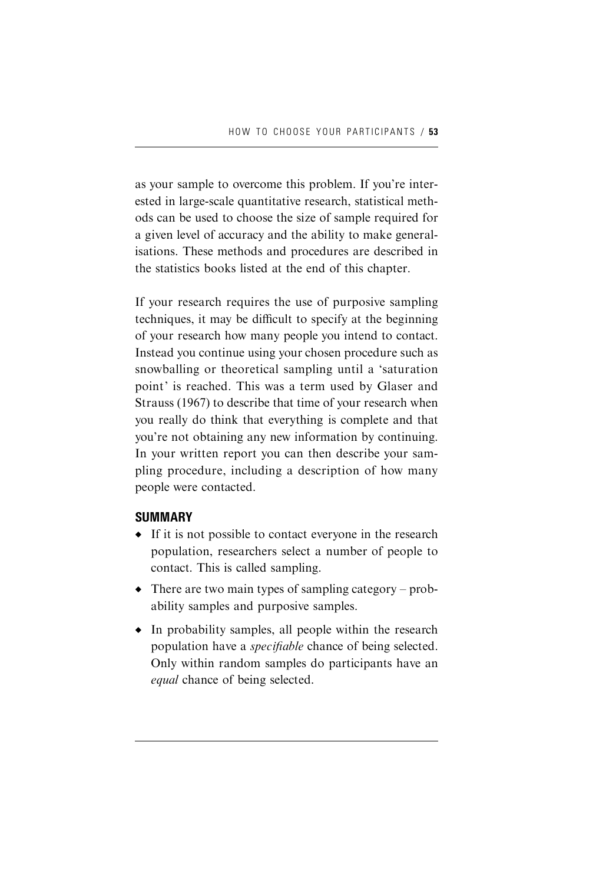as your sample to overcome this problem. If you're interested in large-scale quantitative research, statistical methods can be used to choose the size of sample required for a given level of accuracy and the ability to make generalisations. These methods and procedures are described in the statistics books listed at the end of this chapter.

If your research requires the use of purposive sampling techniques, it may be difficult to specify at the beginning of your research how many people you intend to contact. Instead you continue using your chosen procedure such as snowballing or theoretical sampling until a 'saturation point' is reached. This was a term used by Glaser and Strauss (1967) to describe that time of your research when you really do think that everything is complete and that you're not obtaining any new information by continuing. In your written report you can then describe your sampling procedure, including a description of how many people were contacted.

## SUMMARY

- If it is not possible to contact everyone in the research population, researchers select a number of people to contact. This is called sampling.
- There are two main types of sampling category – probability samples and purposive samples.
- In probability samples, all people within the research population have a *specifiable* chance of being selected. Only within random samples do participants have an *equal* chance of being selected.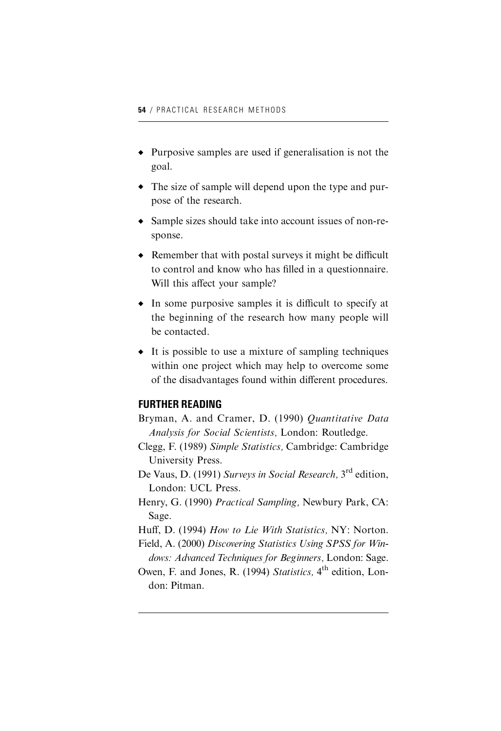- Purposive samples are used if generalisation is not the goal.
- The size of sample will depend upon the type and purpose of the research.
- Sample sizes should take into account issues of non-response.
- Remember that with postal surveys it might be difficult to control and know who has filled in a questionnaire. Will this affect your sample?
- In some purposive samples it is difficult to specify at the beginning of the research how many people will be contacted.
- It is possible to use a mixture of sampling techniques within one project which may help to overcome some of the disadvantages found within different procedures.

## FURTHER READING

Bryman, A. and Cramer, D. (1990) *Quantitative Data Analysis for Social Scientists,* London: Routledge.

Clegg, F. (1989) *Simple Statistics,* Cambridge: Cambridge University Press.

De Vaus, D. (1991) *Surveys in Social Research,* 3rd edition, London: UCL Press.

Henry, G. (1990) *Practical Sampling,* Newbury Park, CA: Sage.

Huff, D. (1994) *How to Lie With Statistics,* NY: Norton.

Field, A. (2000) *Discovering Statistics Using SPSS for Windows: Advanced Techniques for Beginners,* London: Sage.

Owen, F. and Jones, R. (1994) *Statistics,* 4th edition, London: Pitman.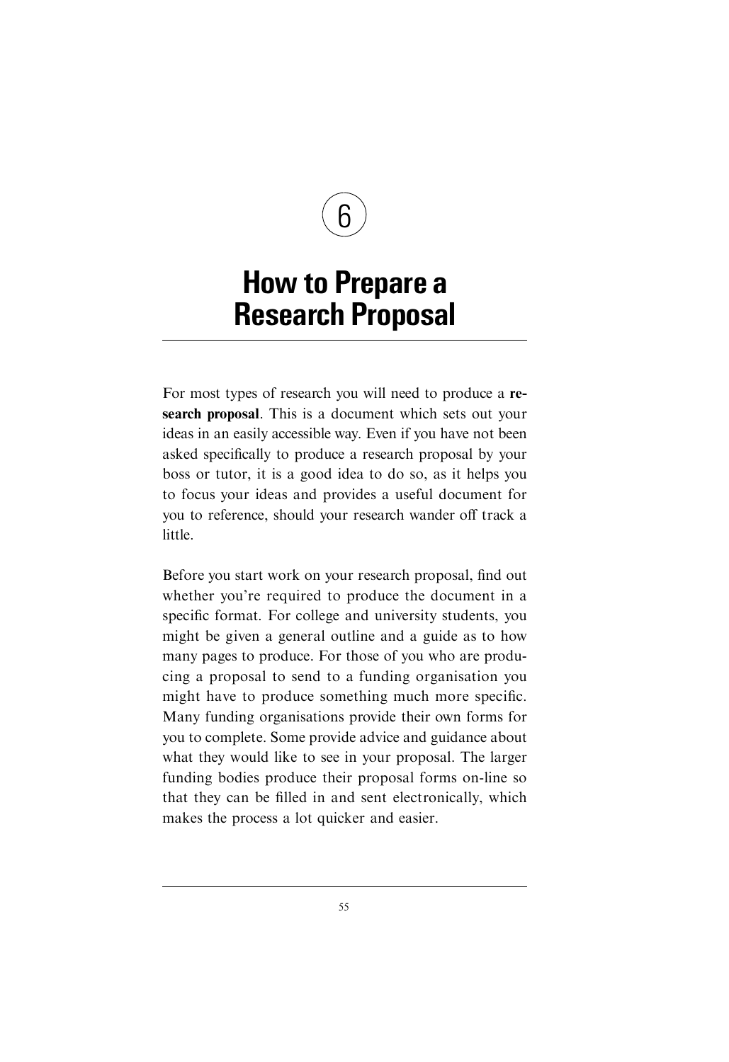# 6

# How to Prepare a Research Proposal

For most types of research you will need to produce a **research proposal**. This is a document which sets out your ideas in an easily accessible way. Even if you have not been asked specifically to produce a research proposal by your boss or tutor, it is a good idea to do so, as it helps you to focus your ideas and provides a useful document for you to reference, should your research wander off track a little.

Before you start work on your research proposal, find out whether you're required to produce the document in a specific format. For college and university students, you might be given a general outline and a guide as to how many pages to produce. For those of you who are producing a proposal to send to a funding organisation you might have to produce something much more specific. Many funding organisations provide their own forms for you to complete. Some provide advice and guidance about what they would like to see in your proposal. The larger funding bodies produce their proposal forms on-line so that they can be filled in and sent electronically, which makes the process a lot quicker and easier.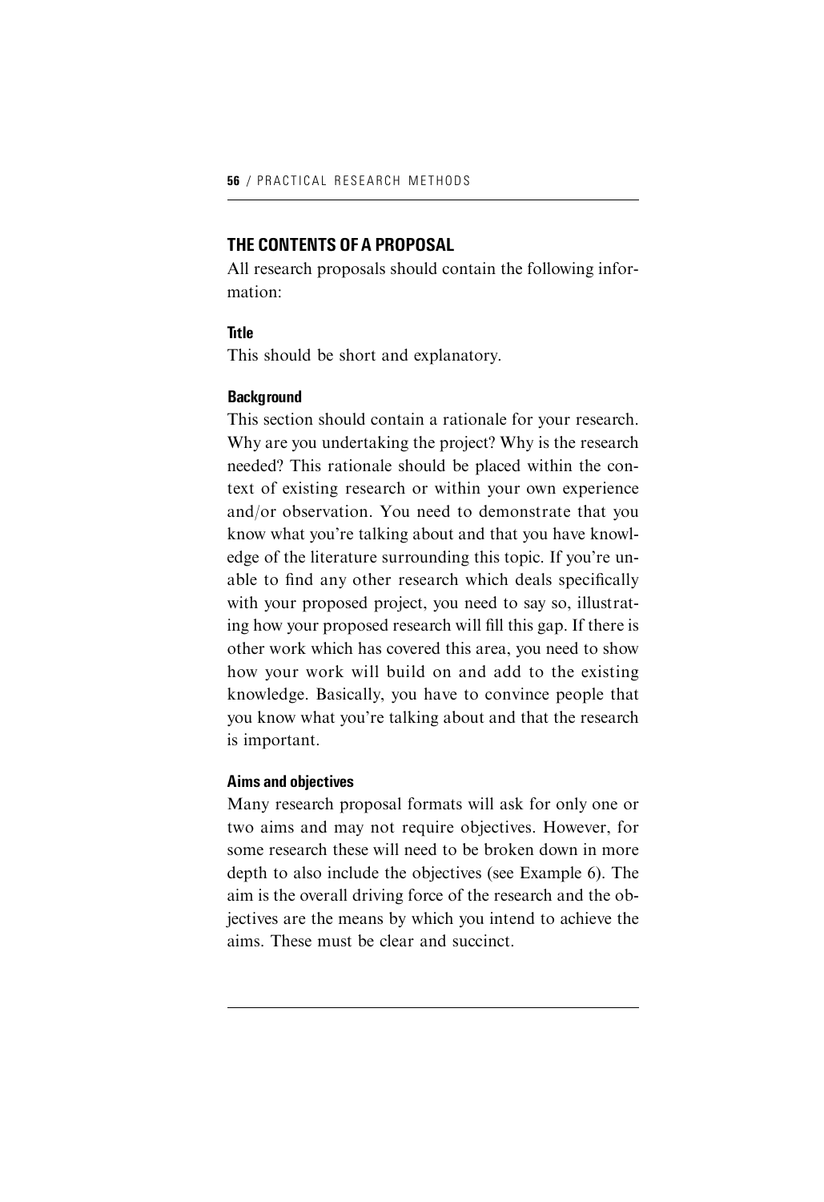## THE CONTENTS OF A PROPOSAL

All research proposals should contain the following information:

### Title

This should be short and explanatory.

### Background

This section should contain a rationale for your research. Why are you undertaking the project? Why is the research needed? This rationale should be placed within the context of existing research or within your own experience and/or observation. You need to demonstrate that you know what you're talking about and that you have knowledge of the literature surrounding this topic. If you're unable to find any other research which deals specifically with your proposed project, you need to say so, illustrating how your proposed research will fill this gap. If there is other work which has covered this area, you need to show how your work will build on and add to the existing knowledge. Basically, you have to convince people that you know what you're talking about and that the research is important.

### Aims and objectives

Many research proposal formats will ask for only one or two aims and may not require objectives. However, for some research these will need to be broken down in more depth to also include the objectives (see Example 6). The aim is the overall driving force of the research and the objectives are the means by which you intend to achieve the aims. These must be clear and succinct.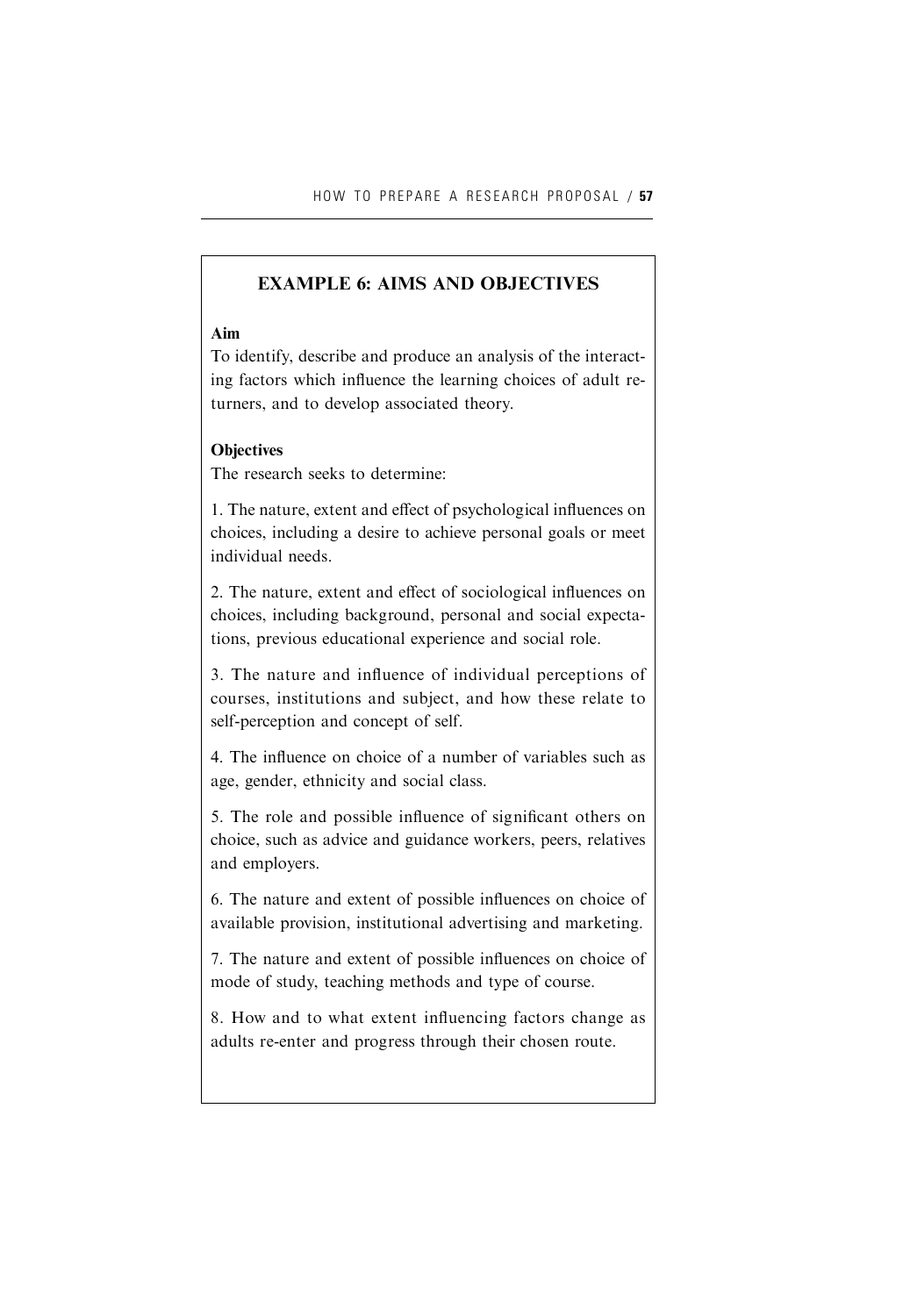## EXAMPLE 6: AIMS AND OBJECTIVES

**Aim**

To identify, describe and produce an analysis of the interacting factors which influence the learning choices of adult returners, and to develop associated theory.

**Objectives**

The research seeks to determine:

1. The nature, extent and effect of psychological influences on choices, including a desire to achieve personal goals or meet individual needs.

2. The nature, extent and effect of sociological influences on choices, including background, personal and social expectations, previous educational experience and social role.

3. The nature and influence of individual perceptions of courses, institutions and subject, and how these relate to self-perception and concept of self.

4. The influence on choice of a number of variables such as age, gender, ethnicity and social class.

5. The role and possible influence of significant others on choice, such as advice and guidance workers, peers, relatives and employers.

6. The nature and extent of possible influences on choice of available provision, institutional advertising and marketing.

7. The nature and extent of possible influences on choice of mode of study, teaching methods and type of course.

8. How and to what extent influencing factors change as adults re-enter and progress through their chosen route.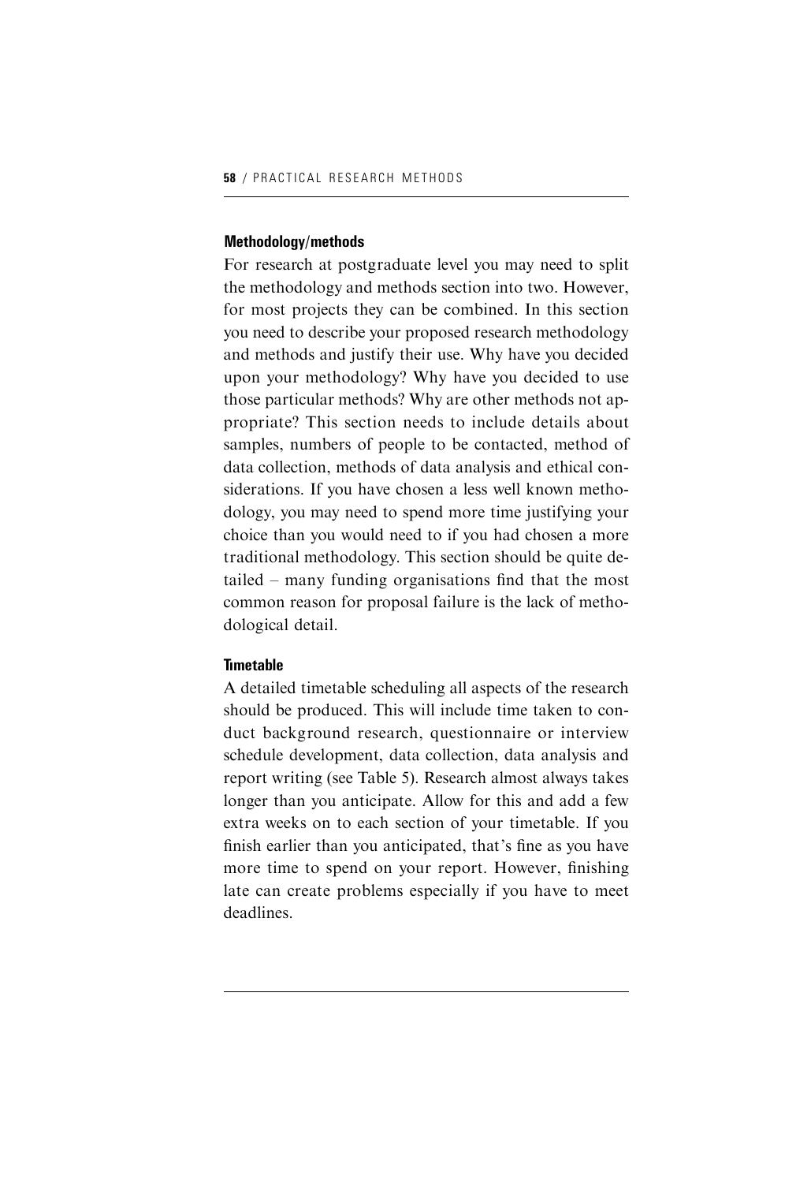### Methodology/methods

For research at postgraduate level you may need to split the methodology and methods section into two. However, for most projects they can be combined. In this section you need to describe your proposed research methodology and methods and justify their use. Why have you decided upon your methodology? Why have you decided to use those particular methods? Why are other methods not appropriate? This section needs to include details about samples, numbers of people to be contacted, method of data collection, methods of data analysis and ethical considerations. If you have chosen a less well known methodology, you may need to spend more time justifying your choice than you would need to if you had chosen a more traditional methodology. This section should be quite detailed – many funding organisations find that the most common reason for proposal failure is the lack of methodological detail.

### Timetable

A detailed timetable scheduling all aspects of the research should be produced. This will include time taken to conduct background research, questionnaire or interview schedule development, data collection, data analysis and report writing (see Table 5). Research almost always takes longer than you anticipate. Allow for this and add a few extra weeks on to each section of your timetable. If you finish earlier than you anticipated, that's fine as you have more time to spend on your report. However, finishing late can create problems especially if you have to meet deadlines.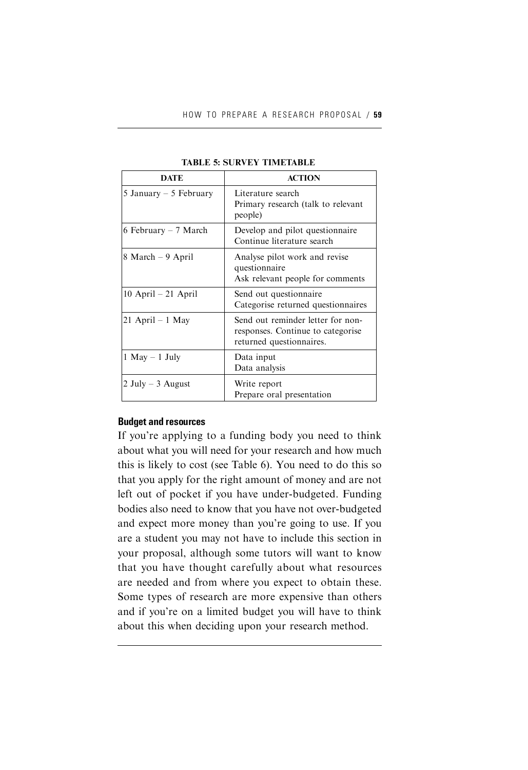**TABLE 5: SURVEY TIMETABLE**

| DATE | ACTION |
|---|---|
| 5 January – 5 February | Literature search<br>Primary research (talk to relevant people) |
| 6 February – 7 March | Develop and pilot questionnaire<br>Continue literature search |
| 8 March – 9 April | Analyse pilot work and revise questionnaire<br>Ask relevant people for comments |
| 10 April – 21 April | Send out questionnaire<br>Categorise returned questionnaires |
| 21 April – 1 May | Send out reminder letter for non-responses. Continue to categorise returned questionnaires. |
| 1 May – 1 July | Data input<br>Data analysis |
| 2 July – 3 August | Write report<br>Prepare oral presentation |

### Budget and resources

If you're applying to a funding body you need to think about what you will need for your research and how much this is likely to cost (see Table 6). You need to do this so that you apply for the right amount of money and are not left out of pocket if you have under-budgeted. Funding bodies also need to know that you have not over-budgeted and expect more money than you're going to use. If you are a student you may not have to include this section in your proposal, although some tutors will want to know that you have thought carefully about what resources are needed and from where you expect to obtain these. Some types of research are more expensive than others and if you're on a limited budget you will have to think about this when deciding upon your research method.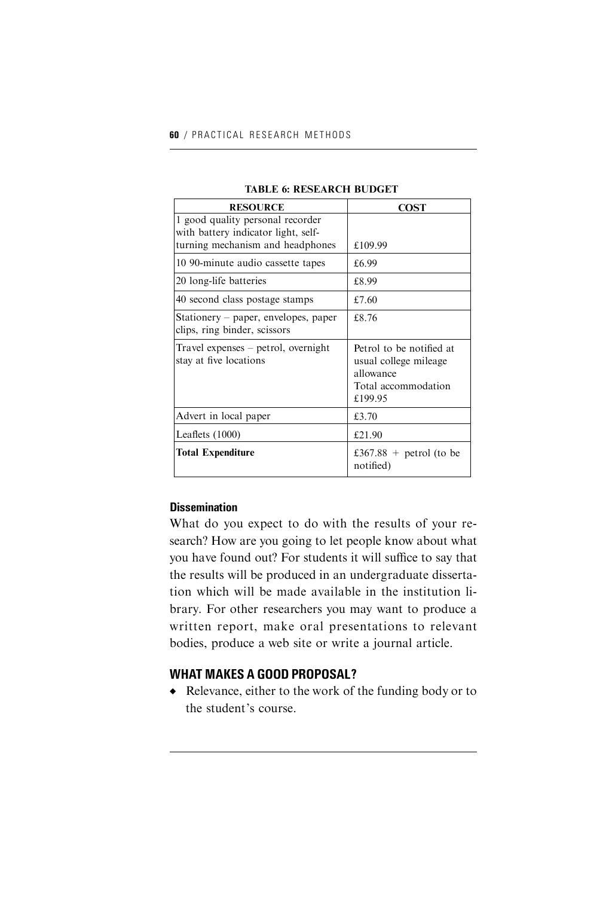**TABLE 6: RESEARCH BUDGET**

| RESOURCE | COST |
|---|---|
| 1 good quality personal recorder with battery indicator light, self-turning mechanism and headphones | £109.99 |
| 10 90-minute audio cassette tapes | £6.99 |
| 20 long-life batteries | £8.99 |
| 40 second class postage stamps | £7.60 |
| Stationery – paper, envelopes, paper clips, ring binder, scissors | £8.76 |
| Travel expenses – petrol, overnight stay at five locations | Petrol to be notified at usual college mileage allowance<br>Total accommodation £199.95 |
| Advert in local paper | £3.70 |
| Leaflets (1000) | £21.90 |
| **Total Expenditure** | £367.88 + petrol (to be notified) |

#### Dissemination

What do you expect to do with the results of your research? How are you going to let people know about what you have found out? For students it will suffice to say that the results will be produced in an undergraduate dissertation which will be made available in the institution library. For other researchers you may want to produce a written report, make oral presentations to relevant bodies, produce a web site or write a journal article.

### WHAT MAKES A GOOD PROPOSAL?

- Relevance, either to the work of the funding body or to the student's course.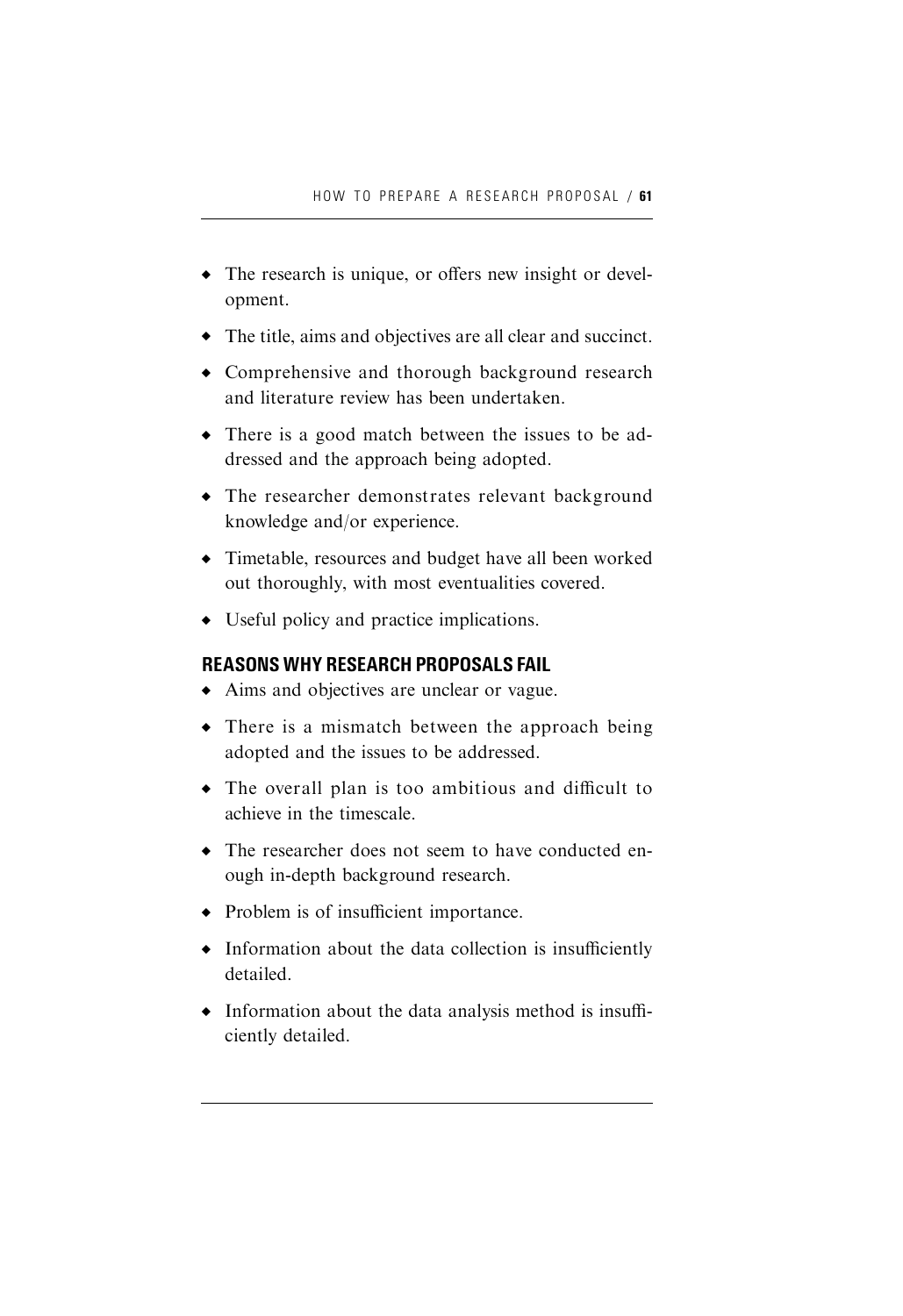- The research is unique, or offers new insight or development.
- The title, aims and objectives are all clear and succinct.
- Comprehensive and thorough background research and literature review has been undertaken.
- There is a good match between the issues to be addressed and the approach being adopted.
- The researcher demonstrates relevant background knowledge and/or experience.
- Timetable, resources and budget have all been worked out thoroughly, with most eventualities covered.
- Useful policy and practice implications.

## REASONS WHY RESEARCH PROPOSALS FAIL

- Aims and objectives are unclear or vague.
- There is a mismatch between the approach being adopted and the issues to be addressed.
- The overall plan is too ambitious and difficult to achieve in the timescale.
- The researcher does not seem to have conducted enough in-depth background research.
- Problem is of insufficient importance.
- Information about the data collection is insufficiently detailed.
- Information about the data analysis method is insufficiently detailed.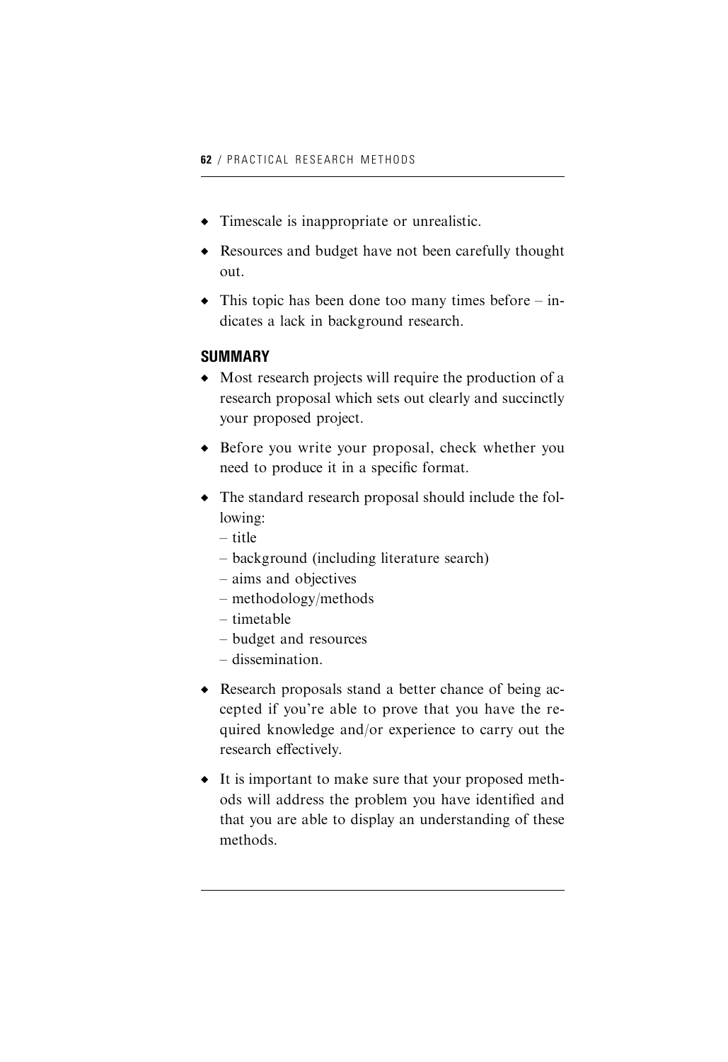- Timescale is inappropriate or unrealistic.
- Resources and budget have not been carefully thought out.
- This topic has been done too many times before – indicates a lack in background research.

## SUMMARY

- Most research projects will require the production of a research proposal which sets out clearly and succinctly your proposed project.
- Before you write your proposal, check whether you need to produce it in a specific format.
- The standard research proposal should include the following:
  - title
  - background (including literature search)
  - aims and objectives
  - methodology/methods
  - timetable
  - budget and resources
  - dissemination.
- Research proposals stand a better chance of being accepted if you're able to prove that you have the required knowledge and/or experience to carry out the research effectively.
- It is important to make sure that your proposed methods will address the problem you have identified and that you are able to display an understanding of these methods.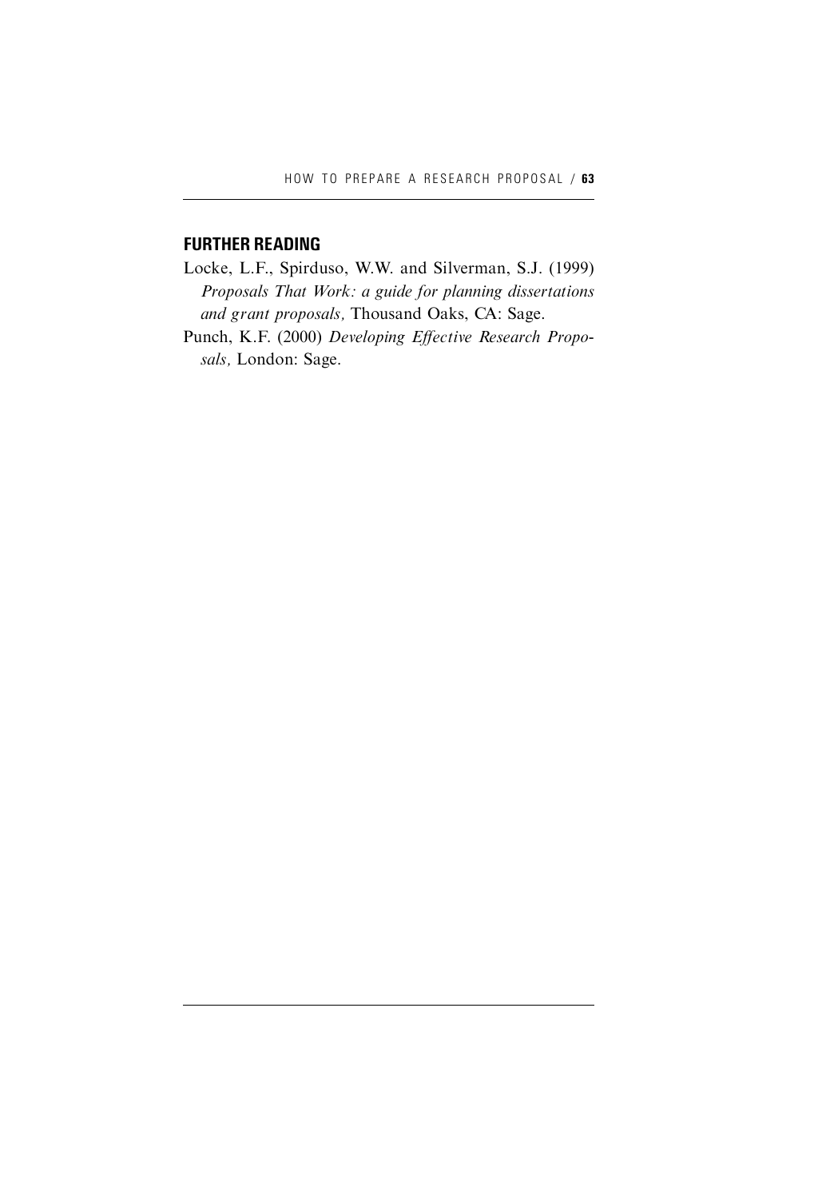## FURTHER READING

Locke, L.F., Spirduso, W.W. and Silverman, S.J. (1999) *Proposals That Work: a guide for planning dissertations and grant proposals,* Thousand Oaks, CA: Sage.

Punch, K.F. (2000) *Developing Effective Research Proposals,* London: Sage.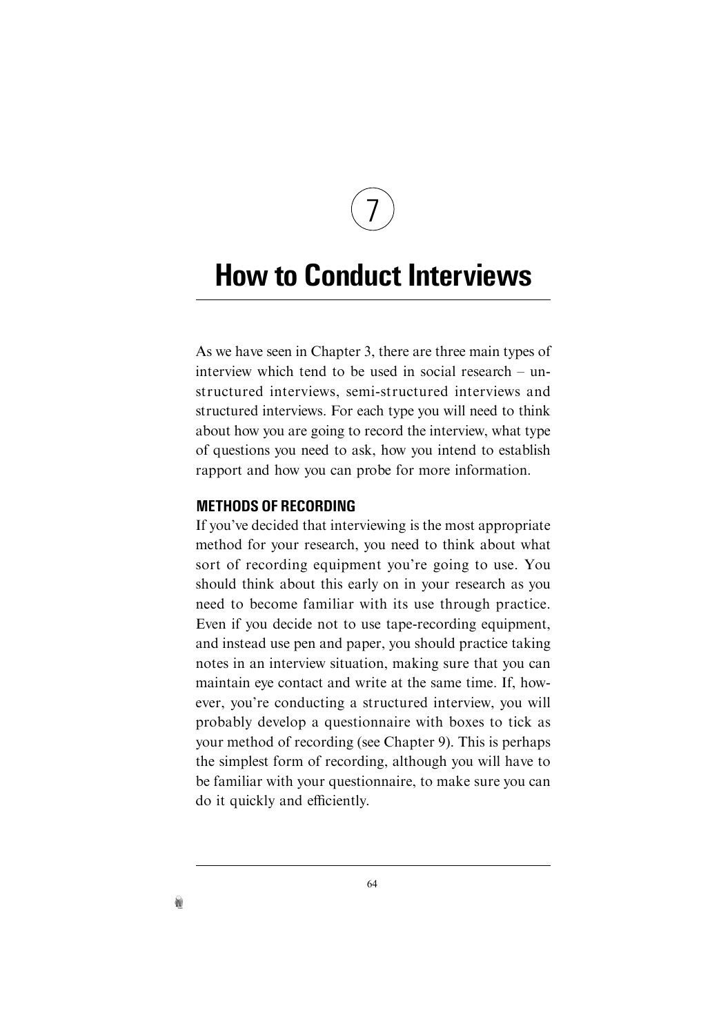# 7

# How to Conduct Interviews

As we have seen in Chapter 3, there are three main types of interview which tend to be used in social research – unstructured interviews, semi-structured interviews and structured interviews. For each type you will need to think about how you are going to record the interview, what type of questions you need to ask, how you intend to establish rapport and how you can probe for more information.

## METHODS OF RECORDING

If you've decided that interviewing is the most appropriate method for your research, you need to think about what sort of recording equipment you're going to use. You should think about this early on in your research as you need to become familiar with its use through practice. Even if you decide not to use tape-recording equipment, and instead use pen and paper, you should practice taking notes in an interview situation, making sure that you can maintain eye contact and write at the same time. If, however, you're conducting a structured interview, you will probably develop a questionnaire with boxes to tick as your method of recording (see Chapter 9). This is perhaps the simplest form of recording, although you will have to be familiar with your questionnaire, to make sure you can do it quickly and efficiently.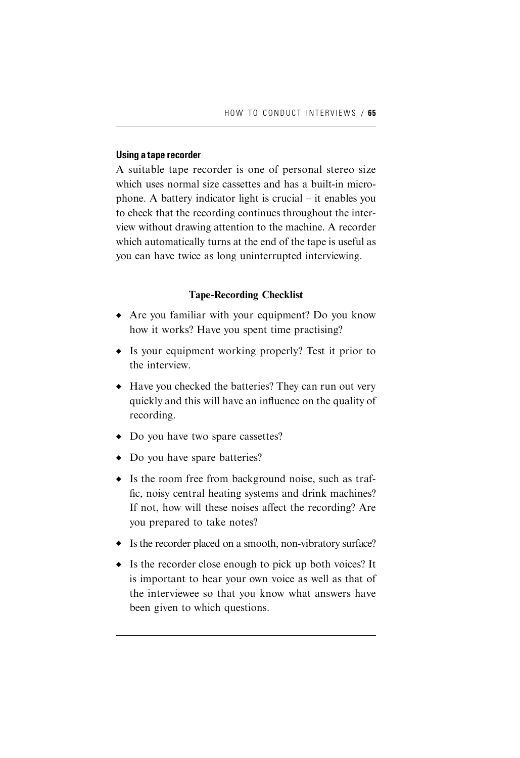### Using a tape recorder

A suitable tape recorder is one of personal stereo size which uses normal size cassettes and has a built-in microphone. A battery indicator light is crucial – it enables you to check that the recording continues throughout the interview without drawing attention to the machine. A recorder which automatically turns at the end of the tape is useful as you can have twice as long uninterrupted interviewing.

**Tape-Recording Checklist**

- Are you familiar with your equipment? Do you know how it works? Have you spent time practising?
- Is your equipment working properly? Test it prior to the interview.
- Have you checked the batteries? They can run out very quickly and this will have an influence on the quality of recording.
- Do you have two spare cassettes?
- Do you have spare batteries?
- Is the room free from background noise, such as traffic, noisy central heating systems and drink machines? If not, how will these noises affect the recording? Are you prepared to take notes?
- Is the recorder placed on a smooth, non-vibratory surface?
- Is the recorder close enough to pick up both voices? It is important to hear your own voice as well as that of the interviewee so that you know what answers have been given to which questions.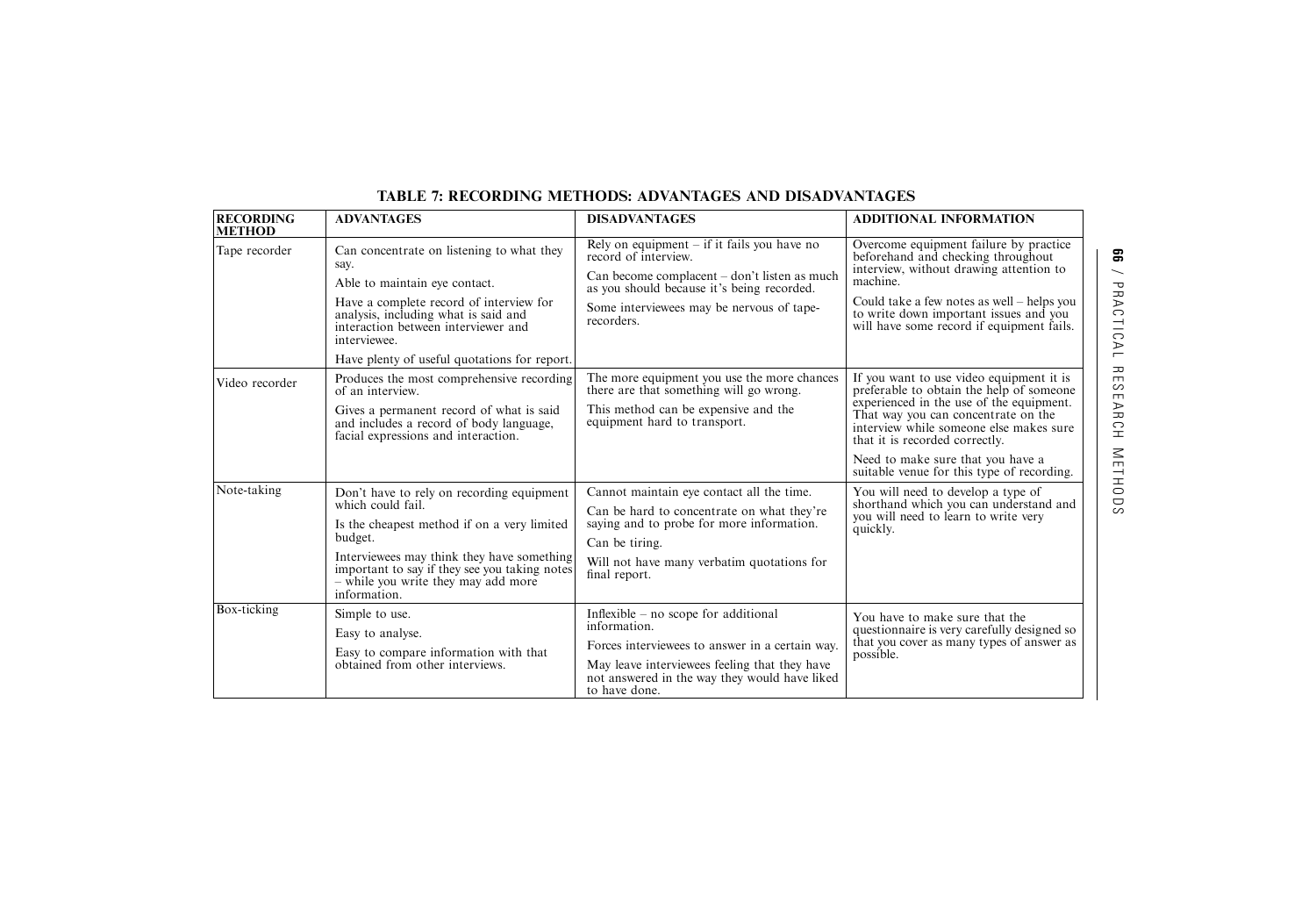**TABLE 7: RECORDING METHODS: ADVANTAGES AND DISADVANTAGES**

| RECORDING METHOD | ADVANTAGES | DISADVANTAGES | ADDITIONAL INFORMATION |
|---|---|---|---|
| Tape recorder | Can concentrate on listening to what they say.<br>Able to maintain eye contact.<br>Have a complete record of interview for analysis, including what is said and interaction between interviewer and interviewee.<br>Have plenty of useful quotations for report. | Rely on equipment – if it fails you have no record of interview.<br>Can become complacent – don't listen as much as you should because it's being recorded.<br>Some interviewees may be nervous of tape-recorders. | Overcome equipment failure by practice beforehand and checking throughout interview, without drawing attention to machine.<br>Could take a few notes as well – helps you to write down important issues and you will have some record if equipment fails. |
| Video recorder | Produces the most comprehensive recording of an interview.<br>Gives a permanent record of what is said and includes a record of body language, facial expressions and interaction. | The more equipment you use the more chances there are that something will go wrong.<br>This method can be expensive and the equipment hard to transport. | If you want to use video equipment it is preferable to obtain the help of someone experienced in the use of the equipment. That way you can concentrate on the interview while someone else makes sure that it is recorded correctly.<br>Need to make sure that you have a suitable venue for this type of recording. |
| Note-taking | Don't have to rely on recording equipment which could fail.<br>Is the cheapest method if on a very limited budget.<br>Interviewees may think they have something important to say if they see you taking notes – while you write they may add more information. | Cannot maintain eye contact all the time.<br>Can be hard to concentrate on what they're saying and to probe for more information.<br>Can be tiring.<br>Will not have many verbatim quotations for final report. | You will need to develop a type of shorthand which you can understand and you will need to learn to write very quickly. |
| Box-ticking | Simple to use.<br>Easy to analyse.<br>Easy to compare information with that obtained from other interviews. | Inflexible – no scope for additional information.<br>Forces interviewees to answer in a certain way.<br>May leave interviewees feeling that they have not answered in the way they would have liked to have done. | You have to make sure that the questionnaire is very carefully designed so that you cover as many types of answer as possible. |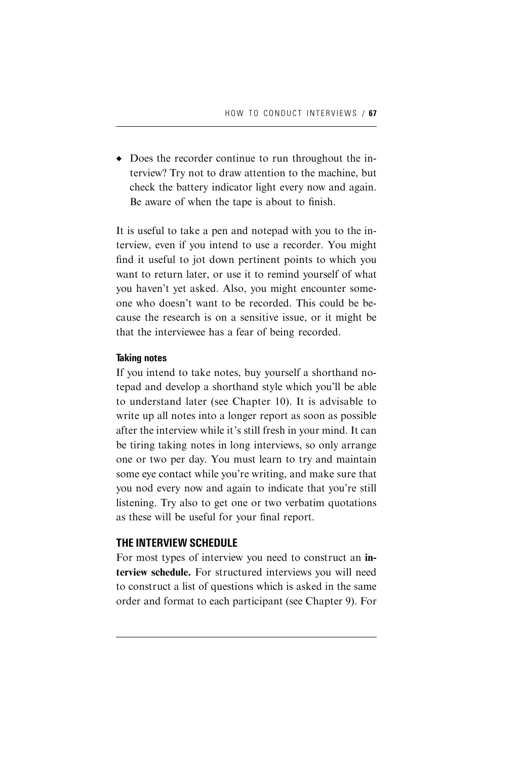- Does the recorder continue to run throughout the interview? Try not to draw attention to the machine, but check the battery indicator light every now and again. Be aware of when the tape is about to finish.

It is useful to take a pen and notepad with you to the interview, even if you intend to use a recorder. You might find it useful to jot down pertinent points to which you want to return later, or use it to remind yourself of what you haven't yet asked. Also, you might encounter someone who doesn't want to be recorded. This could be because the research is on a sensitive issue, or it might be that the interviewee has a fear of being recorded.

#### Taking notes

If you intend to take notes, buy yourself a shorthand notepad and develop a shorthand style which you'll be able to understand later (see Chapter 10). It is advisable to write up all notes into a longer report as soon as possible after the interview while it's still fresh in your mind. It can be tiring taking notes in long interviews, so only arrange one or two per day. You must learn to try and maintain some eye contact while you're writing, and make sure that you nod every now and again to indicate that you're still listening. Try also to get one or two verbatim quotations as these will be useful for your final report.

### THE INTERVIEW SCHEDULE

For most types of interview you need to construct an **interview schedule.** For structured interviews you will need to construct a list of questions which is asked in the same order and format to each participant (see Chapter 9). For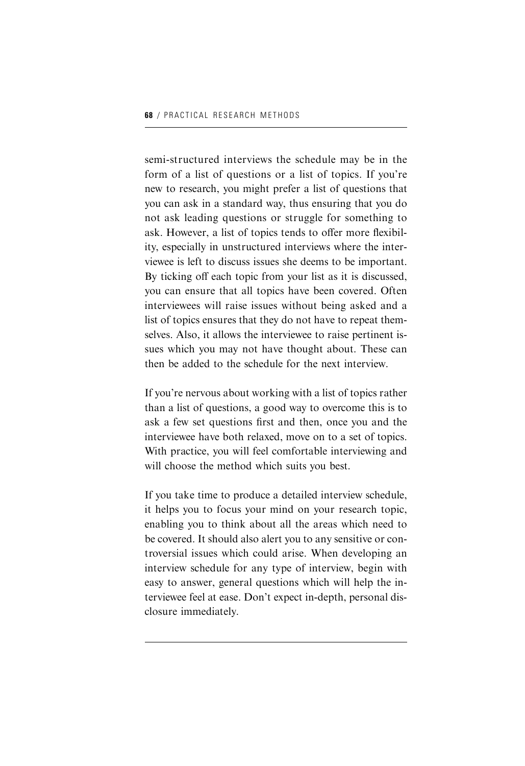semi-structured interviews the schedule may be in the form of a list of questions or a list of topics. If you're new to research, you might prefer a list of questions that you can ask in a standard way, thus ensuring that you do not ask leading questions or struggle for something to ask. However, a list of topics tends to offer more flexibility, especially in unstructured interviews where the interviewee is left to discuss issues she deems to be important. By ticking off each topic from your list as it is discussed, you can ensure that all topics have been covered. Often interviewees will raise issues without being asked and a list of topics ensures that they do not have to repeat themselves. Also, it allows the interviewee to raise pertinent issues which you may not have thought about. These can then be added to the schedule for the next interview.

If you're nervous about working with a list of topics rather than a list of questions, a good way to overcome this is to ask a few set questions first and then, once you and the interviewee have both relaxed, move on to a set of topics. With practice, you will feel comfortable interviewing and will choose the method which suits you best.

If you take time to produce a detailed interview schedule, it helps you to focus your mind on your research topic, enabling you to think about all the areas which need to be covered. It should also alert you to any sensitive or controversial issues which could arise. When developing an interview schedule for any type of interview, begin with easy to answer, general questions which will help the interviewee feel at ease. Don't expect in-depth, personal disclosure immediately.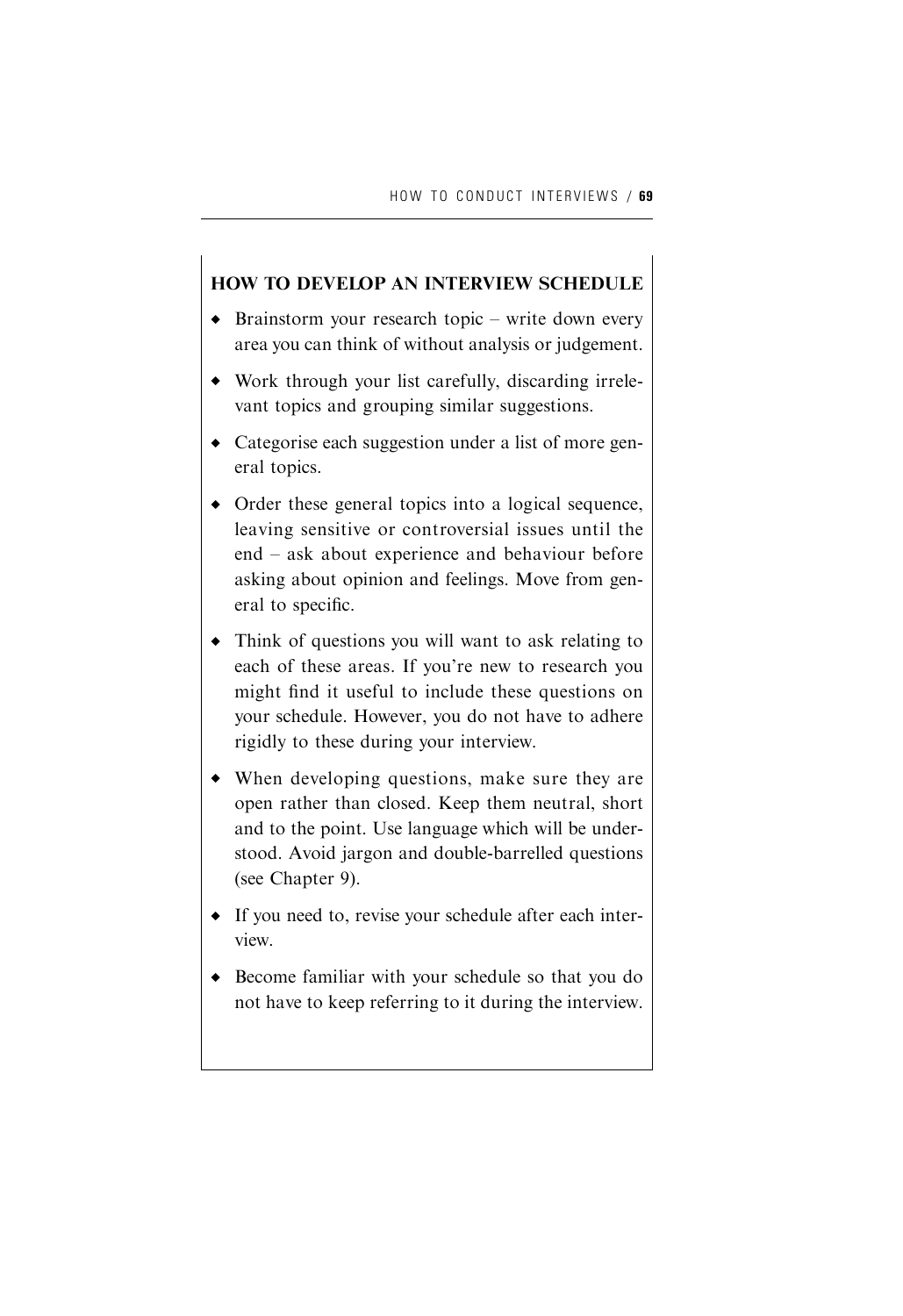### HOW TO DEVELOP AN INTERVIEW SCHEDULE

- Brainstorm your research topic – write down every area you can think of without analysis or judgement.
- Work through your list carefully, discarding irrelevant topics and grouping similar suggestions.
- Categorise each suggestion under a list of more general topics.
- Order these general topics into a logical sequence, leaving sensitive or controversial issues until the end – ask about experience and behaviour before asking about opinion and feelings. Move from general to specific.
- Think of questions you will want to ask relating to each of these areas. If you're new to research you might find it useful to include these questions on your schedule. However, you do not have to adhere rigidly to these during your interview.
- When developing questions, make sure they are open rather than closed. Keep them neutral, short and to the point. Use language which will be understood. Avoid jargon and double-barrelled questions (see Chapter 9).
- If you need to, revise your schedule after each interview.
- Become familiar with your schedule so that you do not have to keep referring to it during the interview.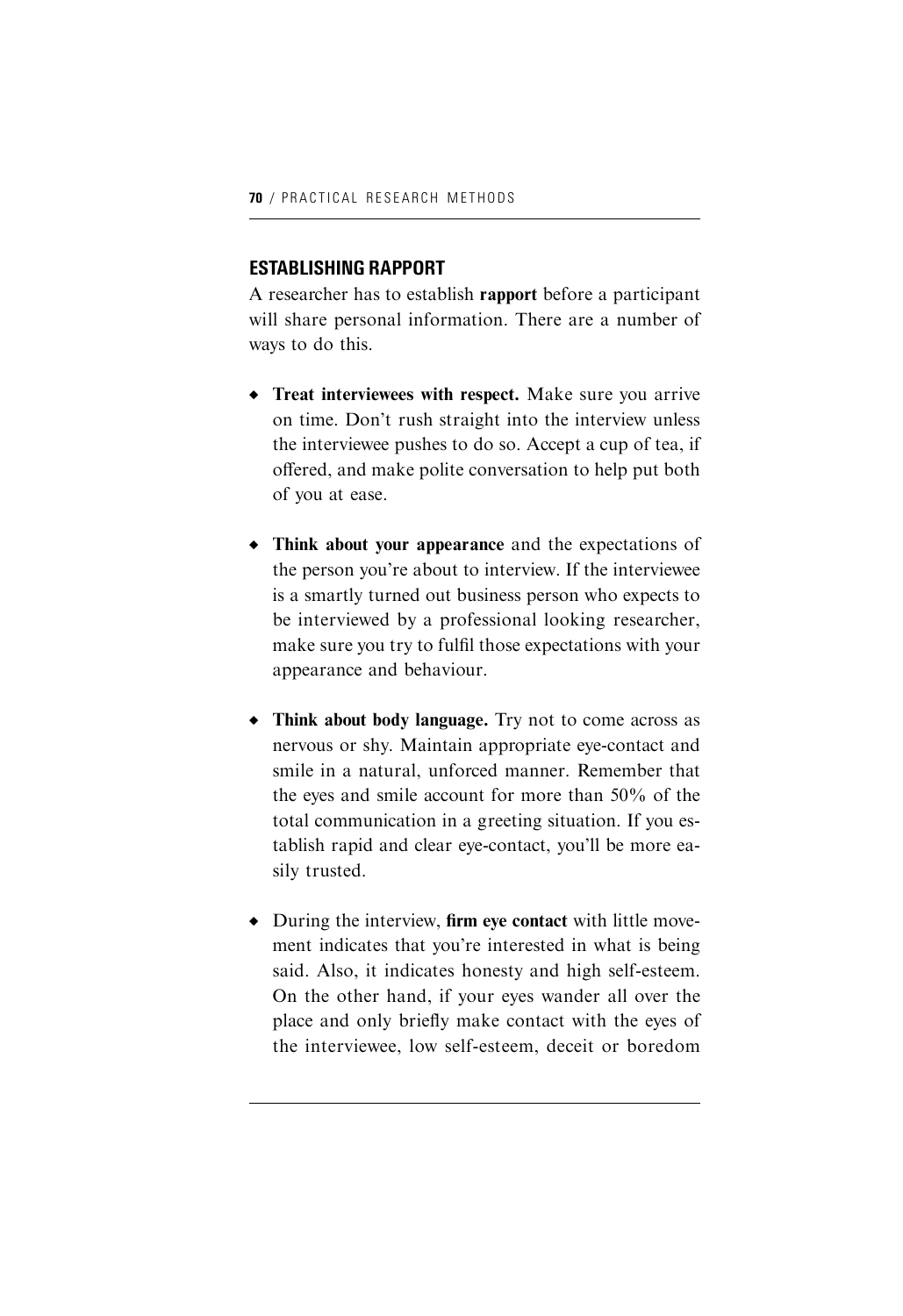## ESTABLISHING RAPPORT

A researcher has to establish **rapport** before a participant will share personal information. There are a number of ways to do this.

- **Treat interviewees with respect.** Make sure you arrive on time. Don't rush straight into the interview unless the interviewee pushes to do so. Accept a cup of tea, if offered, and make polite conversation to help put both of you at ease.

- **Think about your appearance** and the expectations of the person you're about to interview. If the interviewee is a smartly turned out business person who expects to be interviewed by a professional looking researcher, make sure you try to fulfil those expectations with your appearance and behaviour.

- **Think about body language.** Try not to come across as nervous or shy. Maintain appropriate eye-contact and smile in a natural, unforced manner. Remember that the eyes and smile account for more than 50% of the total communication in a greeting situation. If you establish rapid and clear eye-contact, you'll be more easily trusted.

- During the interview, **firm eye contact** with little movement indicates that you're interested in what is being said. Also, it indicates honesty and high self-esteem. On the other hand, if your eyes wander all over the place and only briefly make contact with the eyes of the interviewee, low self-esteem, deceit or boredom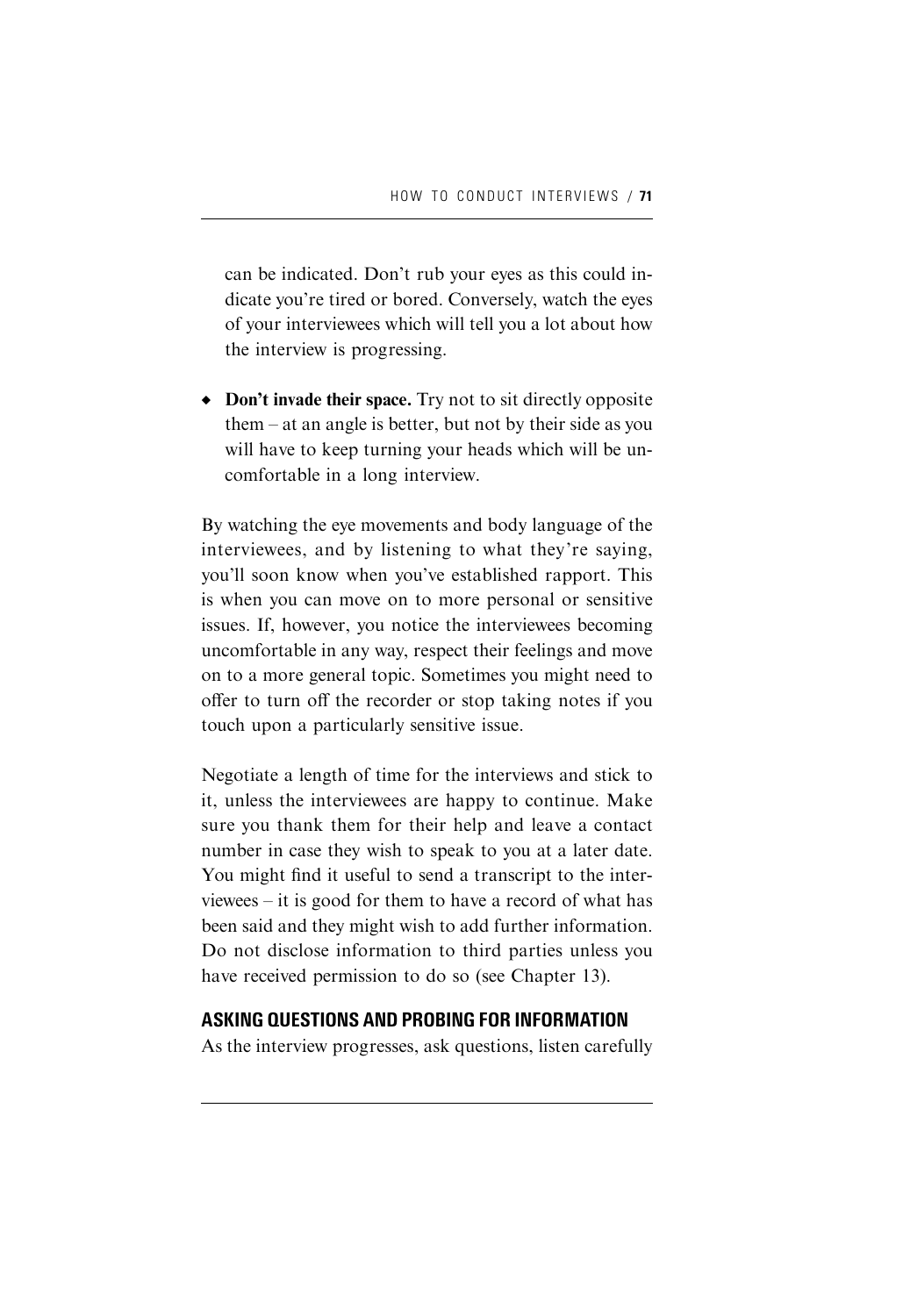can be indicated. Don't rub your eyes as this could indicate you're tired or bored. Conversely, watch the eyes of your interviewees which will tell you a lot about how the interview is progressing.

- **Don't invade their space.** Try not to sit directly opposite them – at an angle is better, but not by their side as you will have to keep turning your heads which will be uncomfortable in a long interview.

By watching the eye movements and body language of the interviewees, and by listening to what they're saying, you'll soon know when you've established rapport. This is when you can move on to more personal or sensitive issues. If, however, you notice the interviewees becoming uncomfortable in any way, respect their feelings and move on to a more general topic. Sometimes you might need to offer to turn off the recorder or stop taking notes if you touch upon a particularly sensitive issue.

Negotiate a length of time for the interviews and stick to it, unless the interviewees are happy to continue. Make sure you thank them for their help and leave a contact number in case they wish to speak to you at a later date. You might find it useful to send a transcript to the interviewees – it is good for them to have a record of what has been said and they might wish to add further information. Do not disclose information to third parties unless you have received permission to do so (see Chapter 13).

## ASKING QUESTIONS AND PROBING FOR INFORMATION

As the interview progresses, ask questions, listen carefully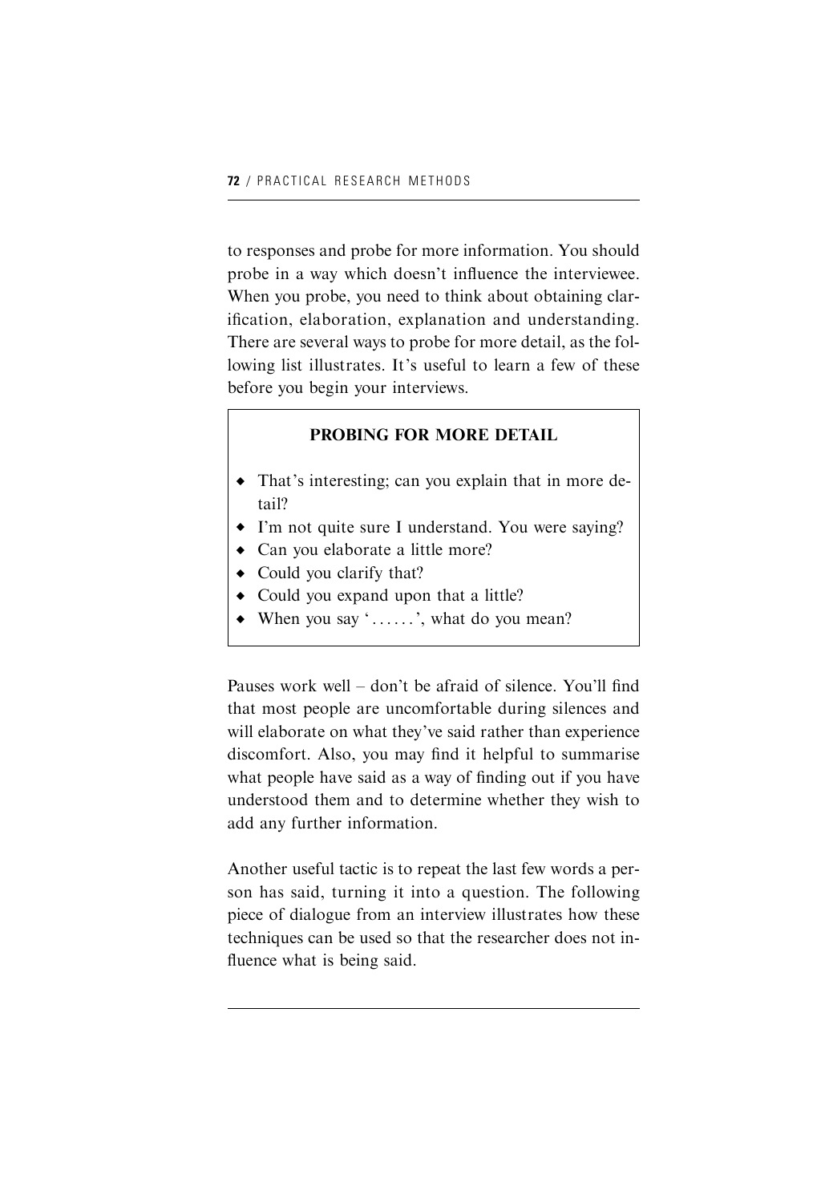to responses and probe for more information. You should probe in a way which doesn't influence the interviewee. When you probe, you need to think about obtaining clarification, elaboration, explanation and understanding. There are several ways to probe for more detail, as the following list illustrates. It's useful to learn a few of these before you begin your interviews.

**PROBING FOR MORE DETAIL**

- That's interesting; can you explain that in more detail?
- I'm not quite sure I understand. You were saying?
- Can you elaborate a little more?
- Could you clarify that?
- Could you expand upon that a little?
- When you say '......', what do you mean?

Pauses work well – don't be afraid of silence. You'll find that most people are uncomfortable during silences and will elaborate on what they've said rather than experience discomfort. Also, you may find it helpful to summarise what people have said as a way of finding out if you have understood them and to determine whether they wish to add any further information.

Another useful tactic is to repeat the last few words a person has said, turning it into a question. The following piece of dialogue from an interview illustrates how these techniques can be used so that the researcher does not influence what is being said.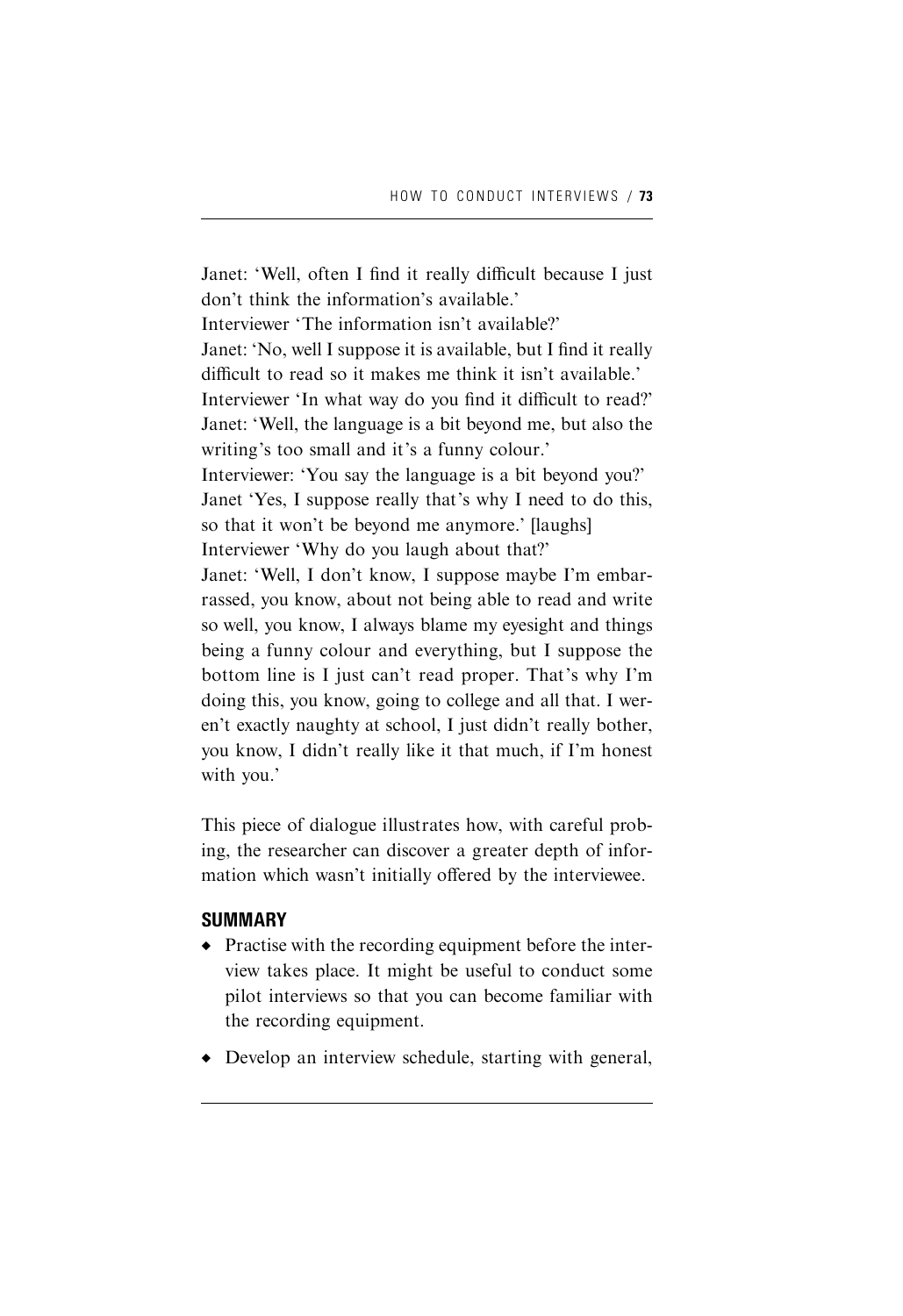Janet: 'Well, often I find it really difficult because I just don't think the information's available.'

Interviewer 'The information isn't available?'

Janet: 'No, well I suppose it is available, but I find it really difficult to read so it makes me think it isn't available.'

Interviewer 'In what way do you find it difficult to read?'

Janet: 'Well, the language is a bit beyond me, but also the writing's too small and it's a funny colour.'

Interviewer: 'You say the language is a bit beyond you?'

Janet 'Yes, I suppose really that's why I need to do this, so that it won't be beyond me anymore.' [laughs]

Interviewer 'Why do you laugh about that?'

Janet: 'Well, I don't know, I suppose maybe I'm embarrassed, you know, about not being able to read and write so well, you know, I always blame my eyesight and things being a funny colour and everything, but I suppose the bottom line is I just can't read proper. That's why I'm doing this, you know, going to college and all that. I weren't exactly naughty at school, I just didn't really bother, you know, I didn't really like it that much, if I'm honest with you.'

This piece of dialogue illustrates how, with careful probing, the researcher can discover a greater depth of information which wasn't initially offered by the interviewee.

## SUMMARY

- Practise with the recording equipment before the interview takes place. It might be useful to conduct some pilot interviews so that you can become familiar with the recording equipment.
- Develop an interview schedule, starting with general,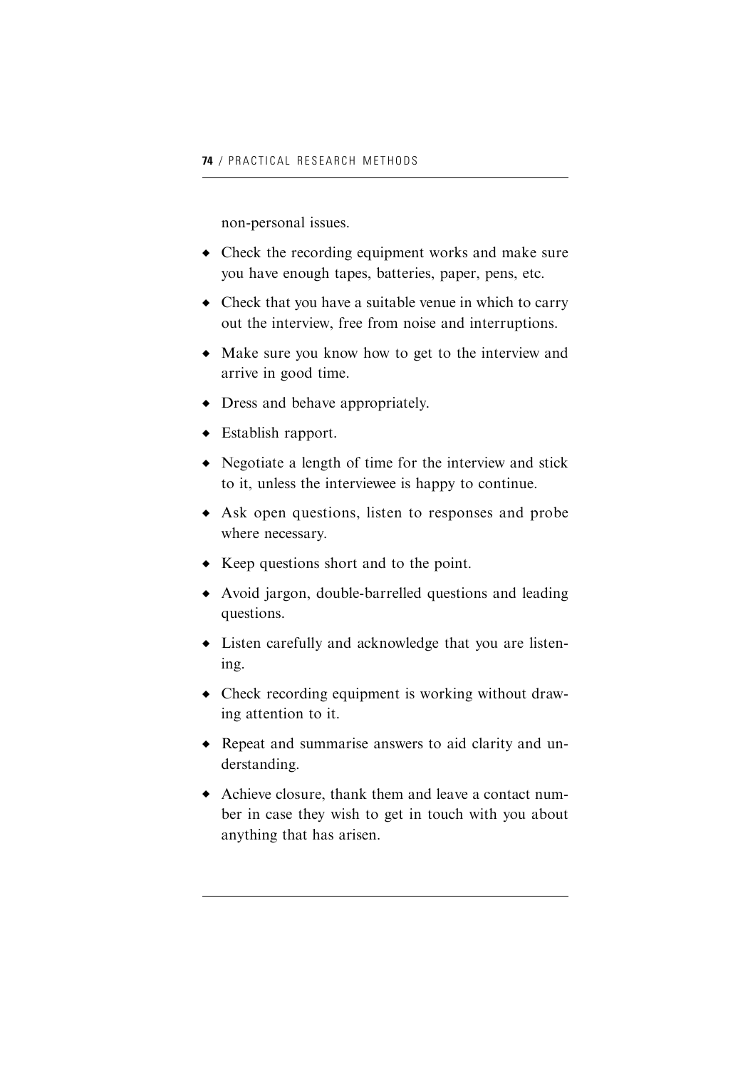non-personal issues.

- Check the recording equipment works and make sure you have enough tapes, batteries, paper, pens, etc.
- Check that you have a suitable venue in which to carry out the interview, free from noise and interruptions.
- Make sure you know how to get to the interview and arrive in good time.
- Dress and behave appropriately.
- Establish rapport.
- Negotiate a length of time for the interview and stick to it, unless the interviewee is happy to continue.
- Ask open questions, listen to responses and probe where necessary.
- Keep questions short and to the point.
- Avoid jargon, double-barrelled questions and leading questions.
- Listen carefully and acknowledge that you are listening.
- Check recording equipment is working without drawing attention to it.
- Repeat and summarise answers to aid clarity and understanding.
- Achieve closure, thank them and leave a contact number in case they wish to get in touch with you about anything that has arisen.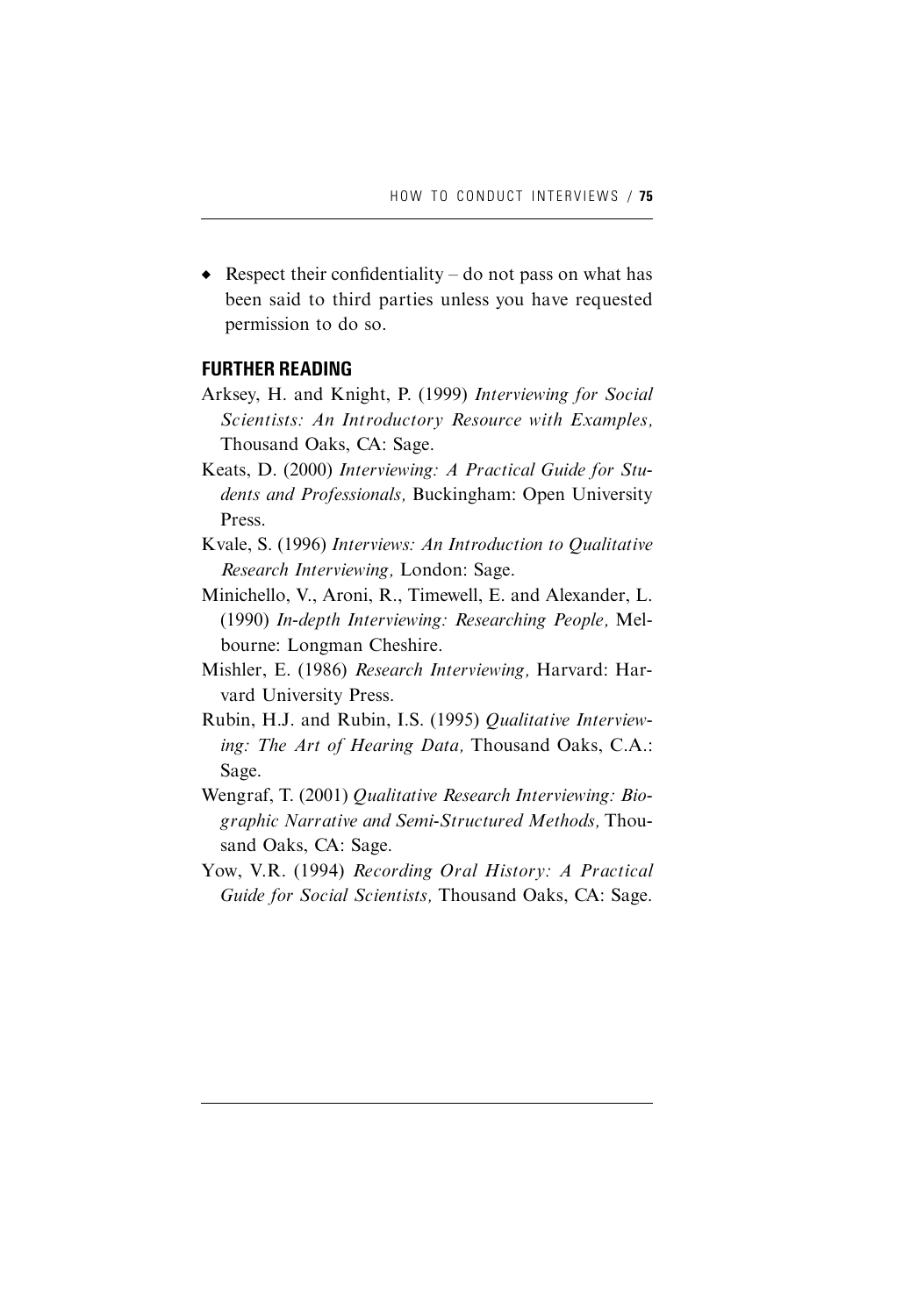- Respect their confidentiality – do not pass on what has been said to third parties unless you have requested permission to do so.

## FURTHER READING

Arksey, H. and Knight, P. (1999) *Interviewing for Social Scientists: An Introductory Resource with Examples,* Thousand Oaks, CA: Sage.

Keats, D. (2000) *Interviewing: A Practical Guide for Students and Professionals,* Buckingham: Open University Press.

Kvale, S. (1996) *Interviews: An Introduction to Qualitative Research Interviewing,* London: Sage.

Minichello, V., Aroni, R., Timewell, E. and Alexander, L. (1990) *In-depth Interviewing: Researching People,* Melbourne: Longman Cheshire.

Mishler, E. (1986) *Research Interviewing,* Harvard: Harvard University Press.

Rubin, H.J. and Rubin, I.S. (1995) *Qualitative Interviewing: The Art of Hearing Data,* Thousand Oaks, C.A.: Sage.

Wengraf, T. (2001) *Qualitative Research Interviewing: Biographic Narrative and Semi-Structured Methods,* Thousand Oaks, CA: Sage.

Yow, V.R. (1994) *Recording Oral History: A Practical Guide for Social Scientists,* Thousand Oaks, CA: Sage.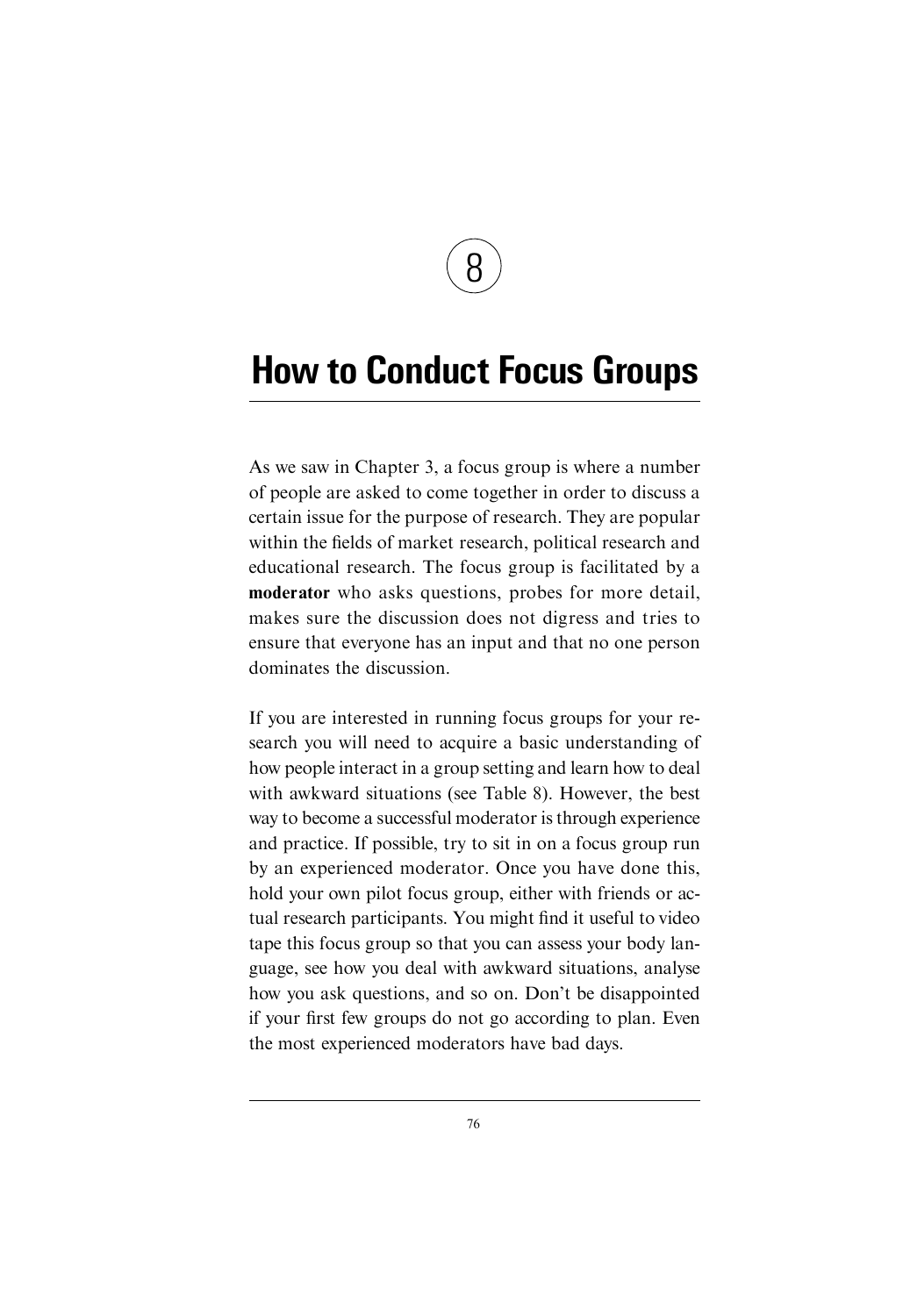# 8

# How to Conduct Focus Groups

As we saw in Chapter 3, a focus group is where a number of people are asked to come together in order to discuss a certain issue for the purpose of research. They are popular within the fields of market research, political research and educational research. The focus group is facilitated by a **moderator** who asks questions, probes for more detail, makes sure the discussion does not digress and tries to ensure that everyone has an input and that no one person dominates the discussion.

If you are interested in running focus groups for your research you will need to acquire a basic understanding of how people interact in a group setting and learn how to deal with awkward situations (see Table 8). However, the best way to become a successful moderator is through experience and practice. If possible, try to sit in on a focus group run by an experienced moderator. Once you have done this, hold your own pilot focus group, either with friends or actual research participants. You might find it useful to video tape this focus group so that you can assess your body language, see how you deal with awkward situations, analyse how you ask questions, and so on. Don't be disappointed if your first few groups do not go according to plan. Even the most experienced moderators have bad days.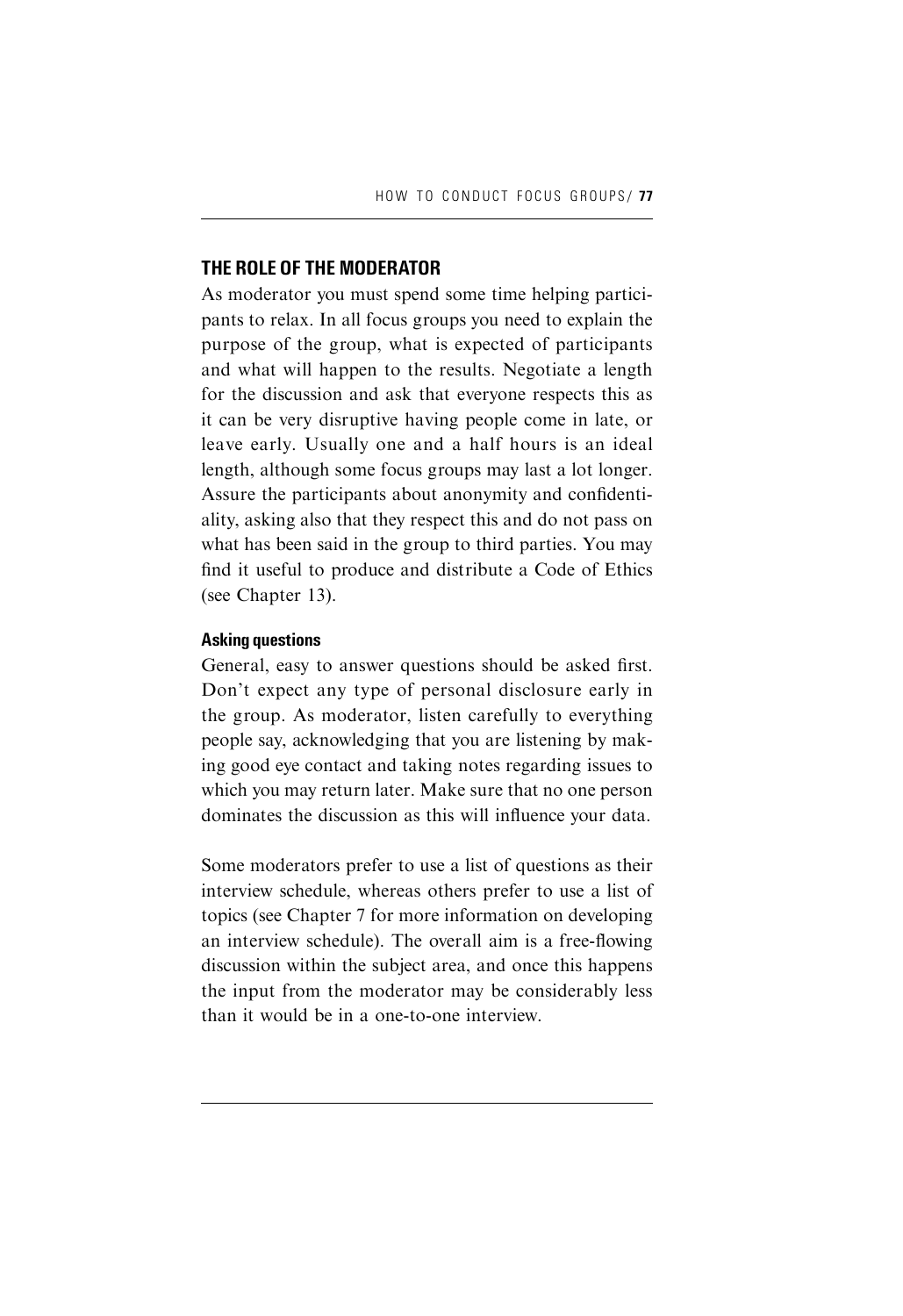## THE ROLE OF THE MODERATOR

As moderator you must spend some time helping participants to relax. In all focus groups you need to explain the purpose of the group, what is expected of participants and what will happen to the results. Negotiate a length for the discussion and ask that everyone respects this as it can be very disruptive having people come in late, or leave early. Usually one and a half hours is an ideal length, although some focus groups may last a lot longer. Assure the participants about anonymity and confidentiality, asking also that they respect this and do not pass on what has been said in the group to third parties. You may find it useful to produce and distribute a Code of Ethics (see Chapter 13).

### Asking questions

General, easy to answer questions should be asked first. Don't expect any type of personal disclosure early in the group. As moderator, listen carefully to everything people say, acknowledging that you are listening by making good eye contact and taking notes regarding issues to which you may return later. Make sure that no one person dominates the discussion as this will influence your data.

Some moderators prefer to use a list of questions as their interview schedule, whereas others prefer to use a list of topics (see Chapter 7 for more information on developing an interview schedule). The overall aim is a free-flowing discussion within the subject area, and once this happens the input from the moderator may be considerably less than it would be in a one-to-one interview.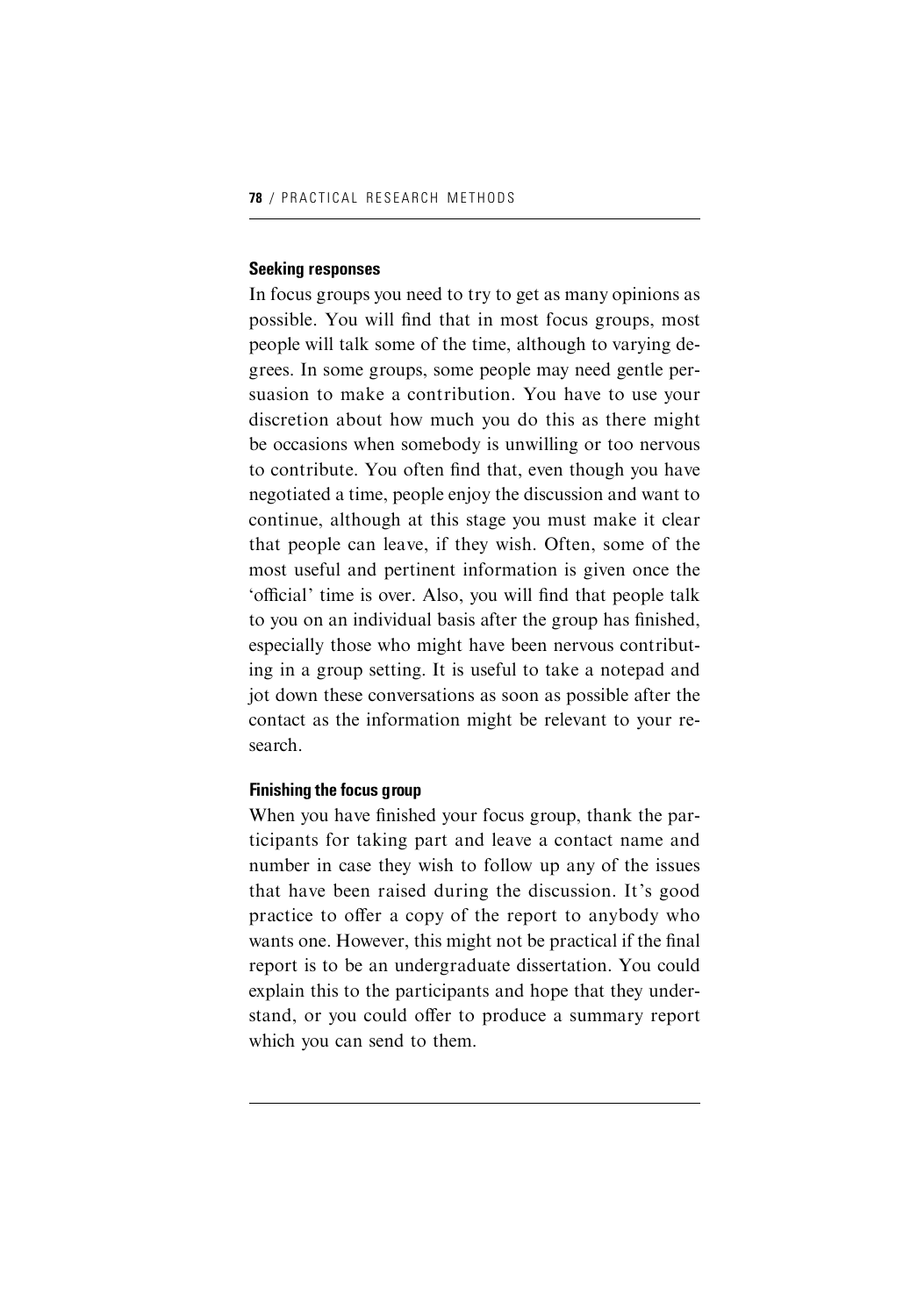### Seeking responses

In focus groups you need to try to get as many opinions as possible. You will find that in most focus groups, most people will talk some of the time, although to varying degrees. In some groups, some people may need gentle persuasion to make a contribution. You have to use your discretion about how much you do this as there might be occasions when somebody is unwilling or too nervous to contribute. You often find that, even though you have negotiated a time, people enjoy the discussion and want to continue, although at this stage you must make it clear that people can leave, if they wish. Often, some of the most useful and pertinent information is given once the 'official' time is over. Also, you will find that people talk to you on an individual basis after the group has finished, especially those who might have been nervous contributing in a group setting. It is useful to take a notepad and jot down these conversations as soon as possible after the contact as the information might be relevant to your research.

### Finishing the focus group

When you have finished your focus group, thank the participants for taking part and leave a contact name and number in case they wish to follow up any of the issues that have been raised during the discussion. It's good practice to offer a copy of the report to anybody who wants one. However, this might not be practical if the final report is to be an undergraduate dissertation. You could explain this to the participants and hope that they understand, or you could offer to produce a summary report which you can send to them.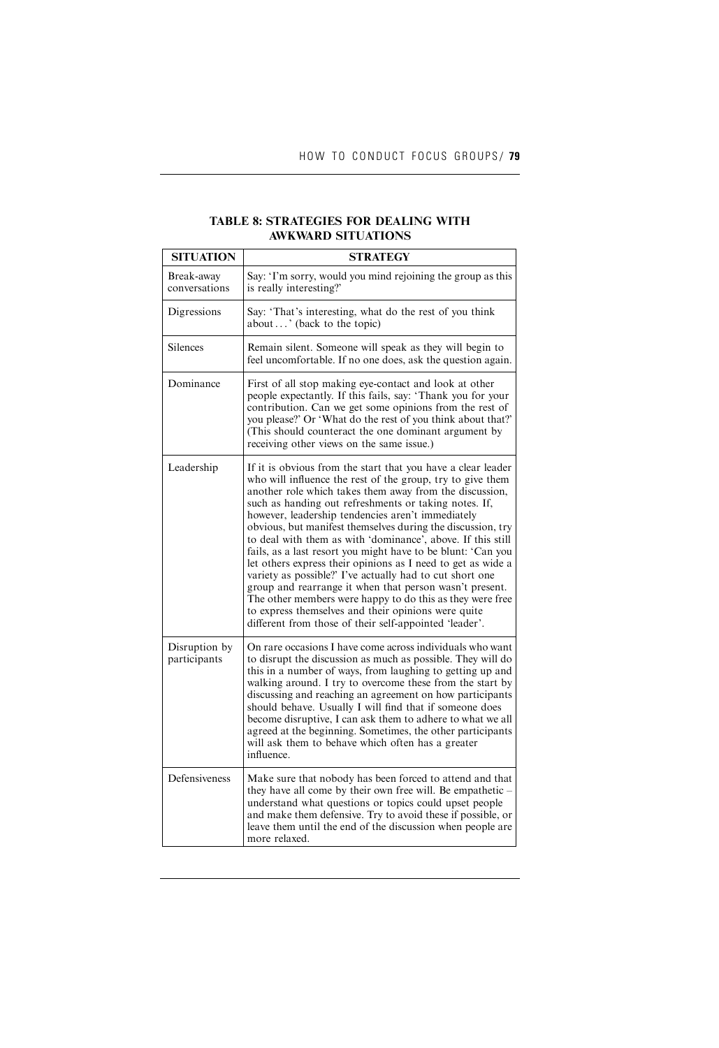**TABLE 8: STRATEGIES FOR DEALING WITH AWKWARD SITUATIONS**

| SITUATION | STRATEGY |
|---|---|
| Break-away conversations | Say: 'I'm sorry, would you mind rejoining the group as this is really interesting?' |
| Digressions | Say: 'That's interesting, what do the rest of you think about . . .' (back to the topic) |
| Silences | Remain silent. Someone will speak as they will begin to feel uncomfortable. If no one does, ask the question again. |
| Dominance | First of all stop making eye-contact and look at other people expectantly. If this fails, say: 'Thank you for your contribution. Can we get some opinions from the rest of you please?' Or 'What do the rest of you think about that?' (This should counteract the one dominant argument by receiving other views on the same issue.) |
| Leadership | If it is obvious from the start that you have a clear leader who will influence the rest of the group, try to give them another role which takes them away from the discussion, such as handing out refreshments or taking notes. If, however, leadership tendencies aren't immediately obvious, but manifest themselves during the discussion, try to deal with them as with 'dominance', above. If this still fails, as a last resort you might have to be blunt: 'Can you let others express their opinions as I need to get as wide a variety as possible?' I've actually had to cut short one group and rearrange it when that person wasn't present. The other members were happy to do this as they were free to express themselves and their opinions were quite different from those of their self-appointed 'leader'. |
| Disruption by participants | On rare occasions I have come across individuals who want to disrupt the discussion as much as possible. They will do this in a number of ways, from laughing to getting up and walking around. I try to overcome these from the start by discussing and reaching an agreement on how participants should behave. Usually I will find that if someone does become disruptive, I can ask them to adhere to what we all agreed at the beginning. Sometimes, the other participants will ask them to behave which often has a greater influence. |
| Defensiveness | Make sure that nobody has been forced to attend and that they have all come by their own free will. Be empathetic – understand what questions or topics could upset people and make them defensive. Try to avoid these if possible, or leave them until the end of the discussion when people are more relaxed. |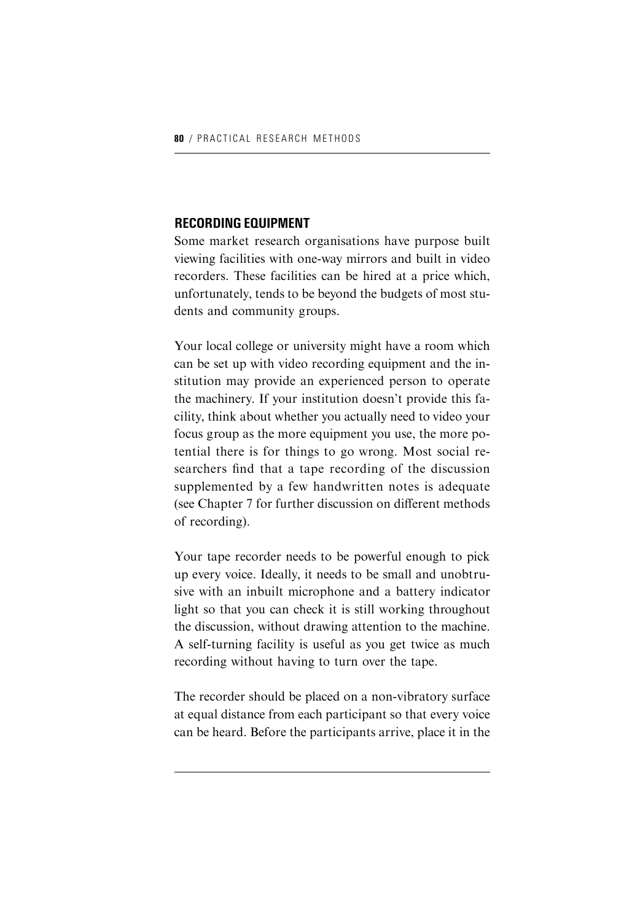## RECORDING EQUIPMENT

Some market research organisations have purpose built viewing facilities with one-way mirrors and built in video recorders. These facilities can be hired at a price which, unfortunately, tends to be beyond the budgets of most students and community groups.

Your local college or university might have a room which can be set up with video recording equipment and the institution may provide an experienced person to operate the machinery. If your institution doesn't provide this facility, think about whether you actually need to video your focus group as the more equipment you use, the more potential there is for things to go wrong. Most social researchers find that a tape recording of the discussion supplemented by a few handwritten notes is adequate (see Chapter 7 for further discussion on different methods of recording).

Your tape recorder needs to be powerful enough to pick up every voice. Ideally, it needs to be small and unobtrusive with an inbuilt microphone and a battery indicator light so that you can check it is still working throughout the discussion, without drawing attention to the machine. A self-turning facility is useful as you get twice as much recording without having to turn over the tape.

The recorder should be placed on a non-vibratory surface at equal distance from each participant so that every voice can be heard. Before the participants arrive, place it in the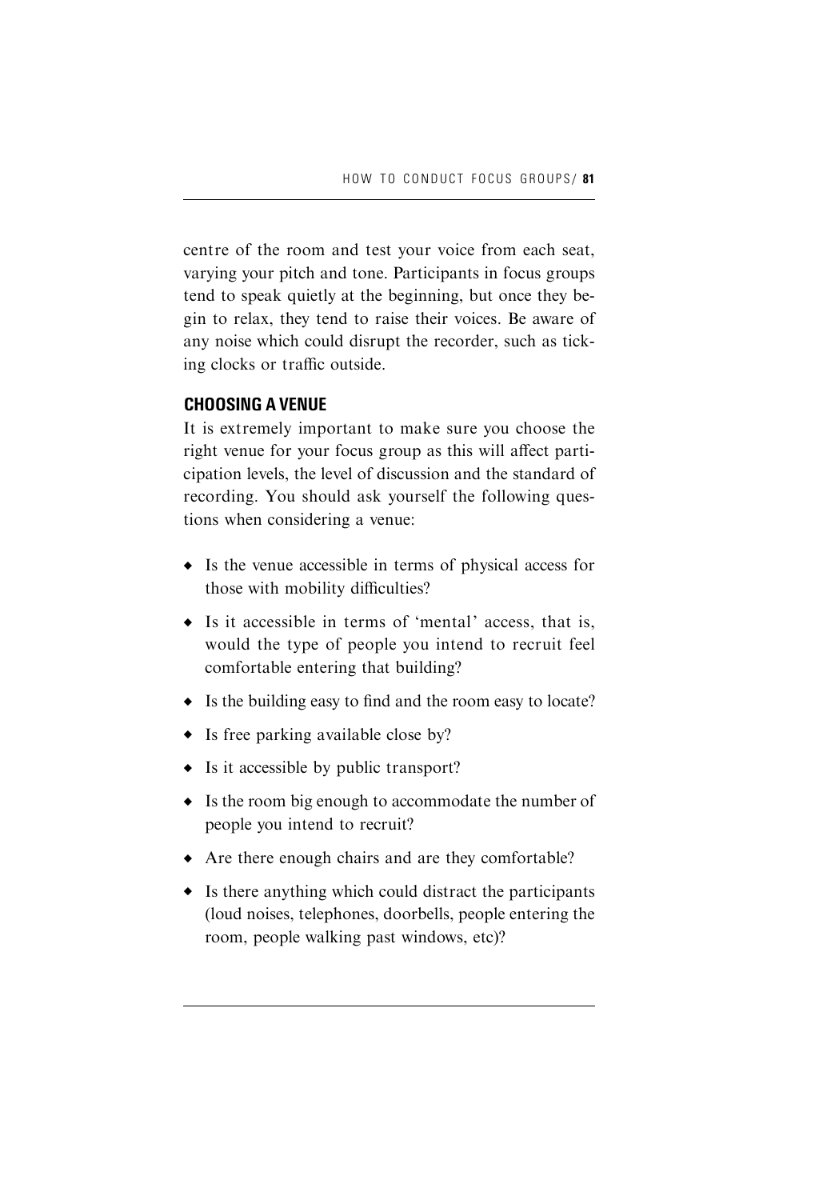centre of the room and test your voice from each seat, varying your pitch and tone. Participants in focus groups tend to speak quietly at the beginning, but once they begin to relax, they tend to raise their voices. Be aware of any noise which could disrupt the recorder, such as ticking clocks or traffic outside.

### CHOOSING A VENUE

It is extremely important to make sure you choose the right venue for your focus group as this will affect participation levels, the level of discussion and the standard of recording. You should ask yourself the following questions when considering a venue:

- Is the venue accessible in terms of physical access for those with mobility difficulties?
- Is it accessible in terms of 'mental' access, that is, would the type of people you intend to recruit feel comfortable entering that building?
- Is the building easy to find and the room easy to locate?
- Is free parking available close by?
- Is it accessible by public transport?
- Is the room big enough to accommodate the number of people you intend to recruit?
- Are there enough chairs and are they comfortable?
- Is there anything which could distract the participants (loud noises, telephones, doorbells, people entering the room, people walking past windows, etc)?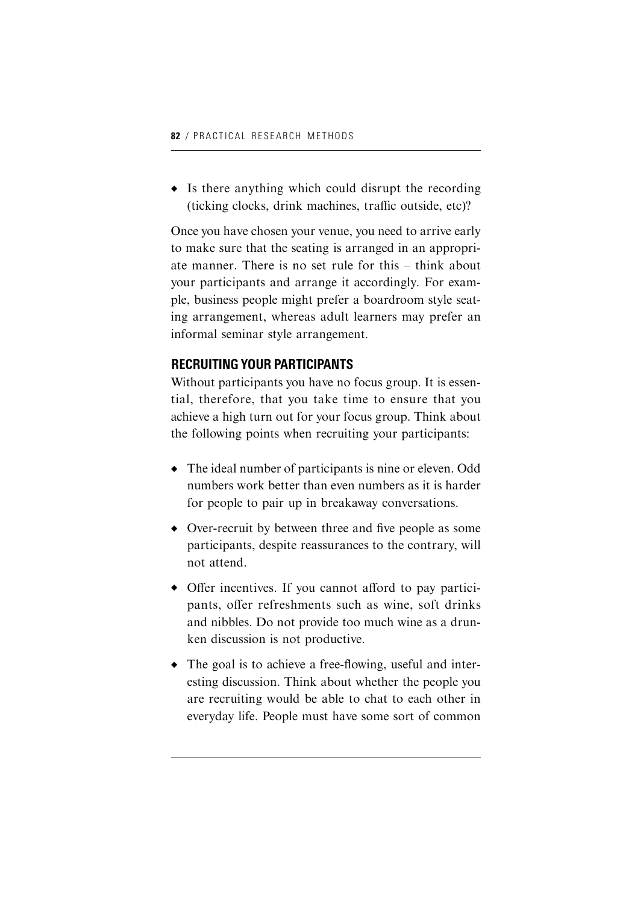- Is there anything which could disrupt the recording (ticking clocks, drink machines, traffic outside, etc)?

Once you have chosen your venue, you need to arrive early to make sure that the seating is arranged in an appropriate manner. There is no set rule for this – think about your participants and arrange it accordingly. For example, business people might prefer a boardroom style seating arrangement, whereas adult learners may prefer an informal seminar style arrangement.

## RECRUITING YOUR PARTICIPANTS

Without participants you have no focus group. It is essential, therefore, that you take time to ensure that you achieve a high turn out for your focus group. Think about the following points when recruiting your participants:

- The ideal number of participants is nine or eleven. Odd numbers work better than even numbers as it is harder for people to pair up in breakaway conversations.
- Over-recruit by between three and five people as some participants, despite reassurances to the contrary, will not attend.
- Offer incentives. If you cannot afford to pay participants, offer refreshments such as wine, soft drinks and nibbles. Do not provide too much wine as a drunken discussion is not productive.
- The goal is to achieve a free-flowing, useful and interesting discussion. Think about whether the people you are recruiting would be able to chat to each other in everyday life. People must have some sort of common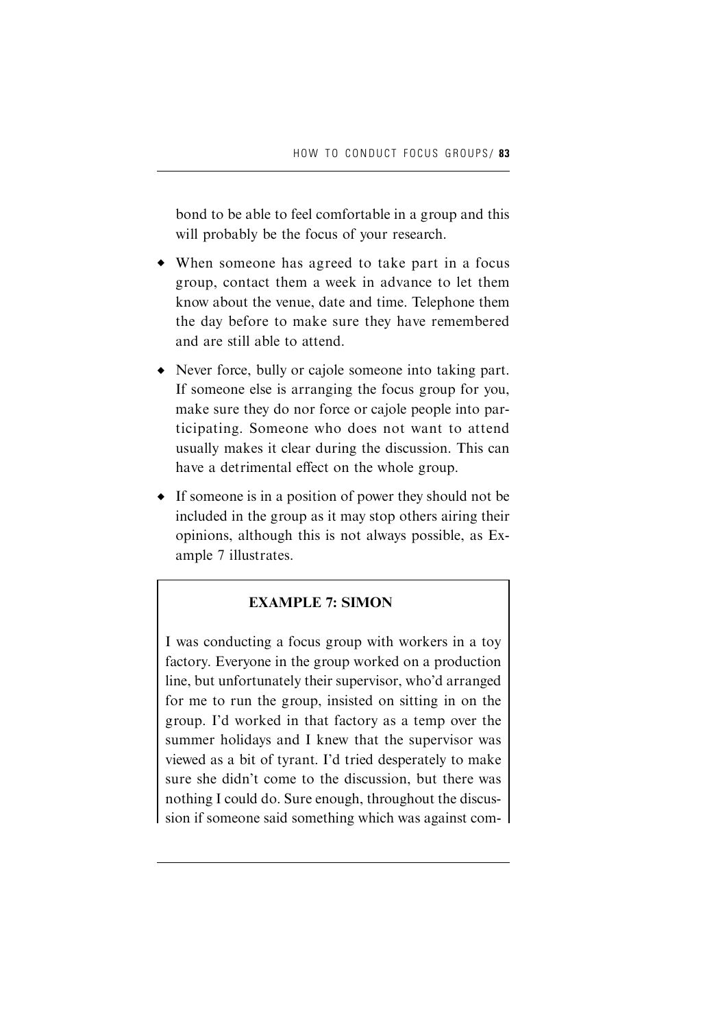bond to be able to feel comfortable in a group and this will probably be the focus of your research.

- When someone has agreed to take part in a focus group, contact them a week in advance to let them know about the venue, date and time. Telephone them the day before to make sure they have remembered and are still able to attend.
- Never force, bully or cajole someone into taking part. If someone else is arranging the focus group for you, make sure they do nor force or cajole people into participating. Someone who does not want to attend usually makes it clear during the discussion. This can have a detrimental effect on the whole group.
- If someone is in a position of power they should not be included in the group as it may stop others airing their opinions, although this is not always possible, as Example 7 illustrates.

**EXAMPLE 7: SIMON**

I was conducting a focus group with workers in a toy factory. Everyone in the group worked on a production line, but unfortunately their supervisor, who'd arranged for me to run the group, insisted on sitting in on the group. I'd worked in that factory as a temp over the summer holidays and I knew that the supervisor was viewed as a bit of tyrant. I'd tried desperately to make sure she didn't come to the discussion, but there was nothing I could do. Sure enough, throughout the discussion if someone said something which was against com-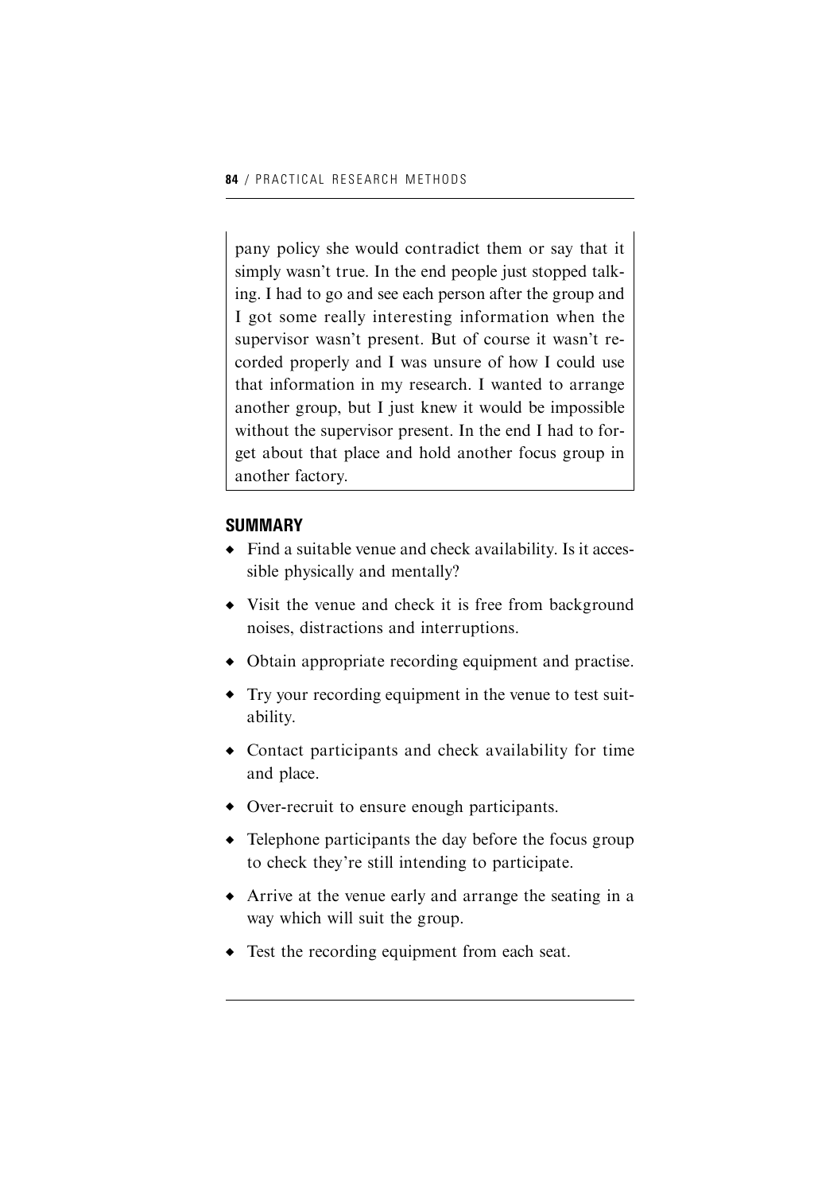pany policy she would contradict them or say that it simply wasn't true. In the end people just stopped talking. I had to go and see each person after the group and I got some really interesting information when the supervisor wasn't present. But of course it wasn't recorded properly and I was unsure of how I could use that information in my research. I wanted to arrange another group, but I just knew it would be impossible without the supervisor present. In the end I had to forget about that place and hold another focus group in another factory.

## SUMMARY

- Find a suitable venue and check availability. Is it accessible physically and mentally?
- Visit the venue and check it is free from background noises, distractions and interruptions.
- Obtain appropriate recording equipment and practise.
- Try your recording equipment in the venue to test suitability.
- Contact participants and check availability for time and place.
- Over-recruit to ensure enough participants.
- Telephone participants the day before the focus group to check they're still intending to participate.
- Arrive at the venue early and arrange the seating in a way which will suit the group.
- Test the recording equipment from each seat.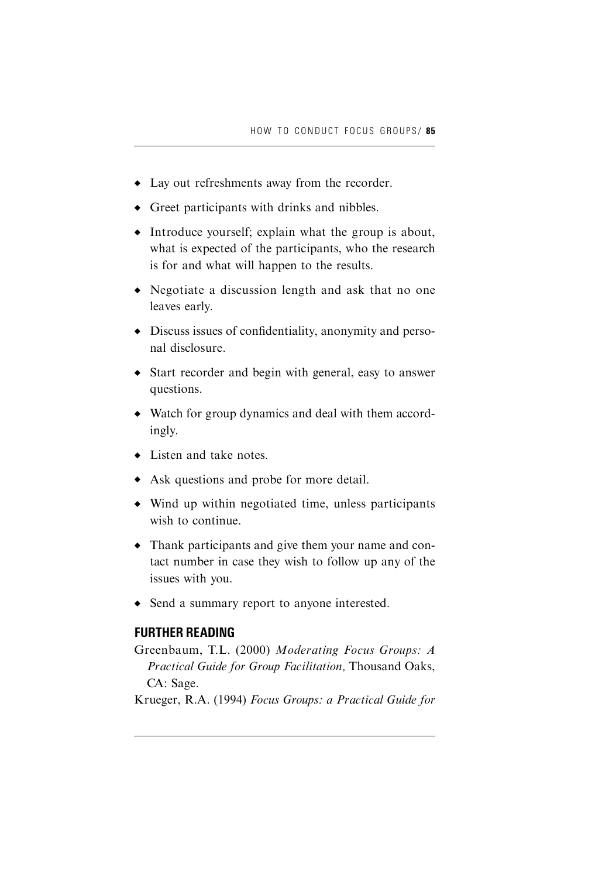- Lay out refreshments away from the recorder.
- Greet participants with drinks and nibbles.
- Introduce yourself; explain what the group is about, what is expected of the participants, who the research is for and what will happen to the results.
- Negotiate a discussion length and ask that no one leaves early.
- Discuss issues of confidentiality, anonymity and personal disclosure.
- Start recorder and begin with general, easy to answer questions.
- Watch for group dynamics and deal with them accordingly.
- Listen and take notes.
- Ask questions and probe for more detail.
- Wind up within negotiated time, unless participants wish to continue.
- Thank participants and give them your name and contact number in case they wish to follow up any of the issues with you.
- Send a summary report to anyone interested.

## FURTHER READING

Greenbaum, T.L. (2000) *Moderating Focus Groups: A Practical Guide for Group Facilitation,* Thousand Oaks, CA: Sage.

Krueger, R.A. (1994) *Focus Groups: a Practical Guide for*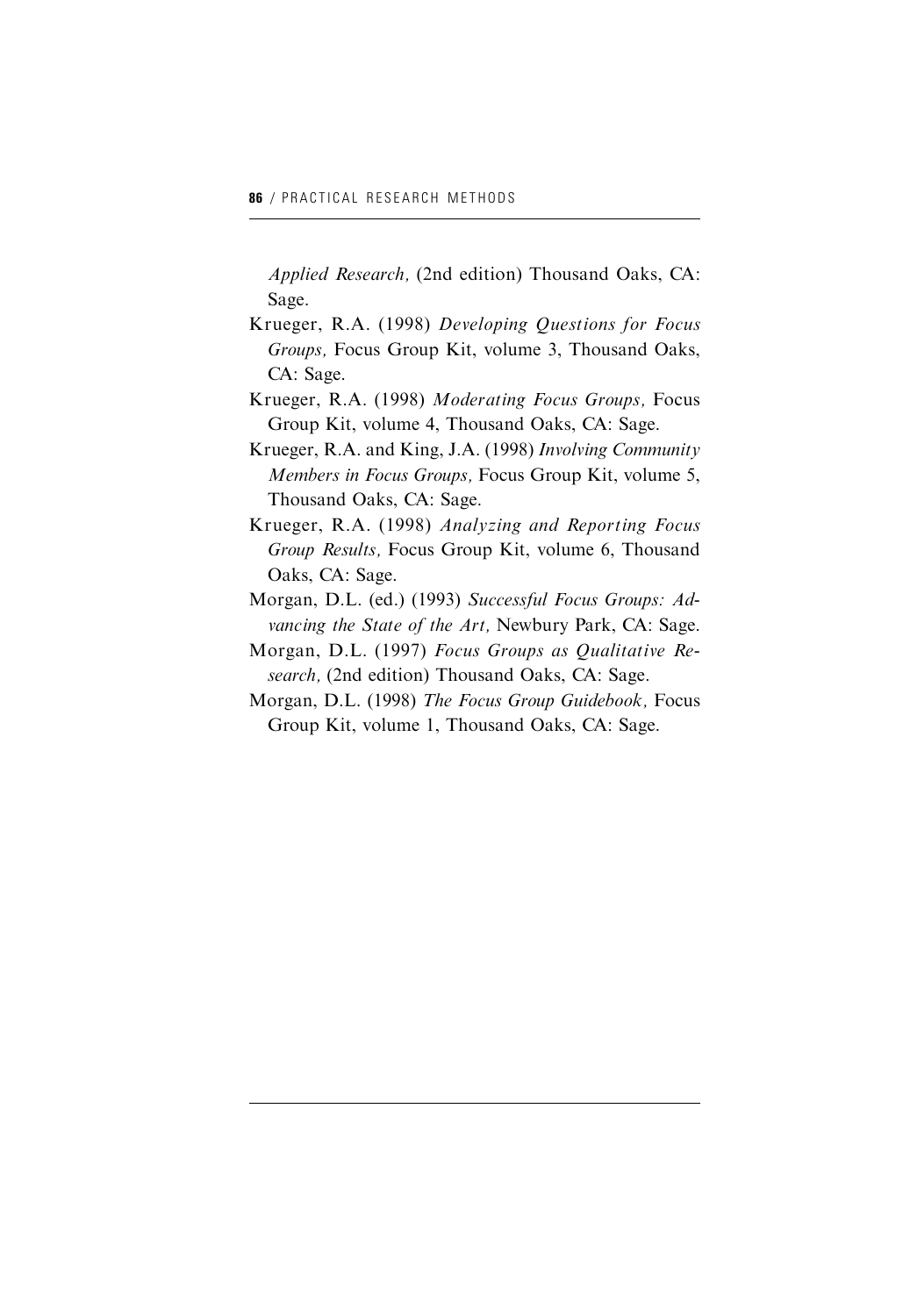*Applied Research,* (2nd edition) Thousand Oaks, CA: Sage.

Krueger, R.A. (1998) *Developing Questions for Focus Groups,* Focus Group Kit, volume 3, Thousand Oaks, CA: Sage.

Krueger, R.A. (1998) *Moderating Focus Groups,* Focus Group Kit, volume 4, Thousand Oaks, CA: Sage.

Krueger, R.A. and King, J.A. (1998) *Involving Community Members in Focus Groups,* Focus Group Kit, volume 5, Thousand Oaks, CA: Sage.

Krueger, R.A. (1998) *Analyzing and Reporting Focus Group Results,* Focus Group Kit, volume 6, Thousand Oaks, CA: Sage.

Morgan, D.L. (ed.) (1993) *Successful Focus Groups: Advancing the State of the Art,* Newbury Park, CA: Sage.

Morgan, D.L. (1997) *Focus Groups as Qualitative Research,* (2nd edition) Thousand Oaks, CA: Sage.

Morgan, D.L. (1998) *The Focus Group Guidebook,* Focus Group Kit, volume 1, Thousand Oaks, CA: Sage.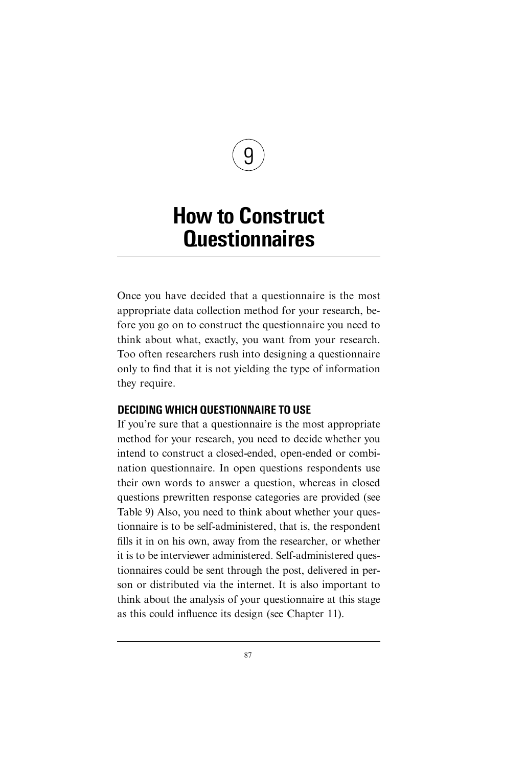# 9

# How to Construct Questionnaires

Once you have decided that a questionnaire is the most appropriate data collection method for your research, before you go on to construct the questionnaire you need to think about what, exactly, you want from your research. Too often researchers rush into designing a questionnaire only to find that it is not yielding the type of information they require.

## DECIDING WHICH QUESTIONNAIRE TO USE

If you're sure that a questionnaire is the most appropriate method for your research, you need to decide whether you intend to construct a closed-ended, open-ended or combination questionnaire. In open questions respondents use their own words to answer a question, whereas in closed questions prewritten response categories are provided (see Table 9) Also, you need to think about whether your questionnaire is to be self-administered, that is, the respondent fills it in on his own, away from the researcher, or whether it is to be interviewer administered. Self-administered questionnaires could be sent through the post, delivered in person or distributed via the internet. It is also important to think about the analysis of your questionnaire at this stage as this could influence its design (see Chapter 11).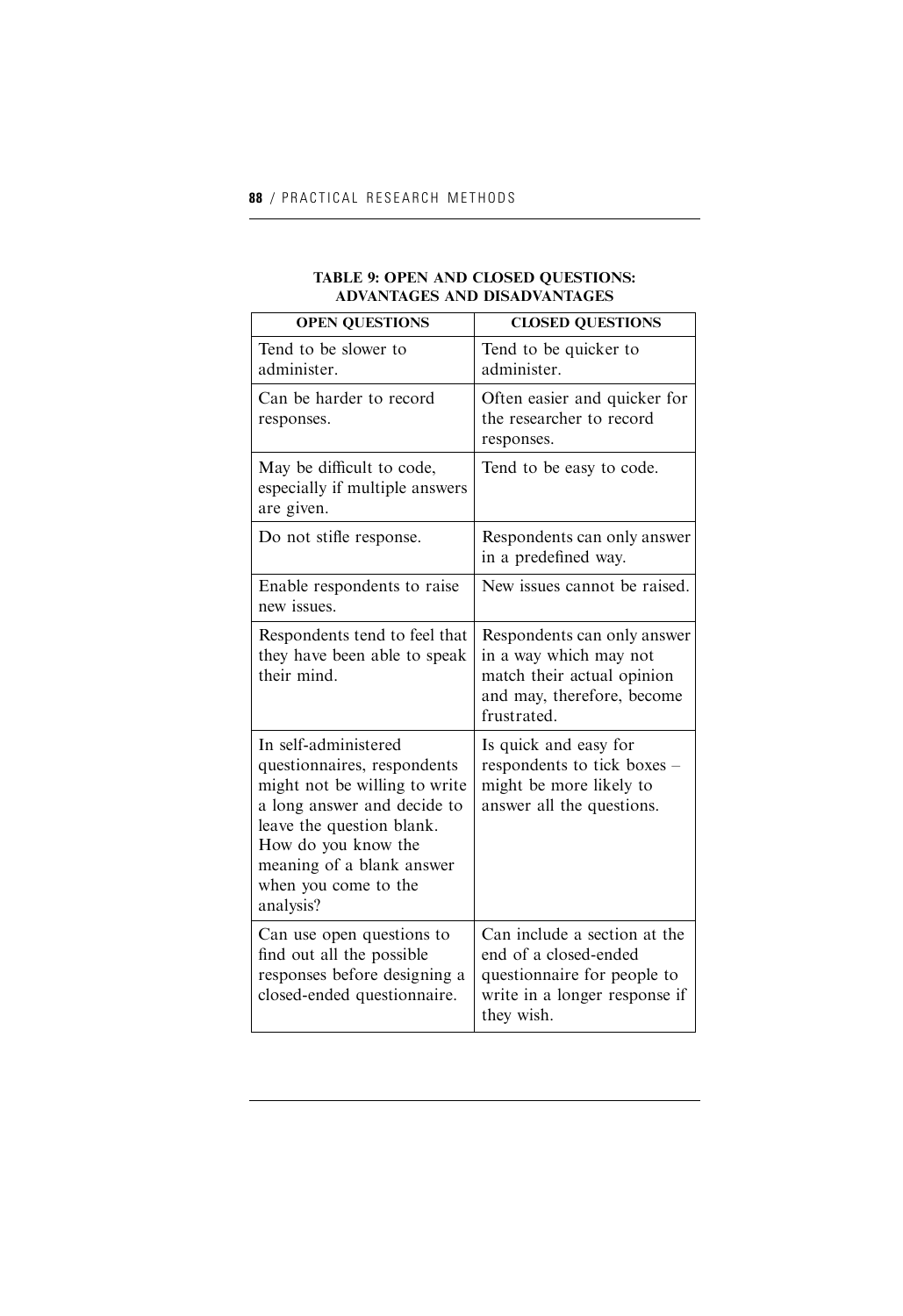**TABLE 9: OPEN AND CLOSED QUESTIONS: ADVANTAGES AND DISADVANTAGES**

| OPEN QUESTIONS | CLOSED QUESTIONS |
|---|---|
| Tend to be slower to administer. | Tend to be quicker to administer. |
| Can be harder to record responses. | Often easier and quicker for the researcher to record responses. |
| May be difficult to code, especially if multiple answers are given. | Tend to be easy to code. |
| Do not stifle response. | Respondents can only answer in a predefined way. |
| Enable respondents to raise new issues. | New issues cannot be raised. |
| Respondents tend to feel that they have been able to speak their mind. | Respondents can only answer in a way which may not match their actual opinion and may, therefore, become frustrated. |
| In self-administered questionnaires, respondents might not be willing to write a long answer and decide to leave the question blank. How do you know the meaning of a blank answer when you come to the analysis? | Is quick and easy for respondents to tick boxes – might be more likely to answer all the questions. |
| Can use open questions to find out all the possible responses before designing a closed-ended questionnaire. | Can include a section at the end of a closed-ended questionnaire for people to write in a longer response if they wish. |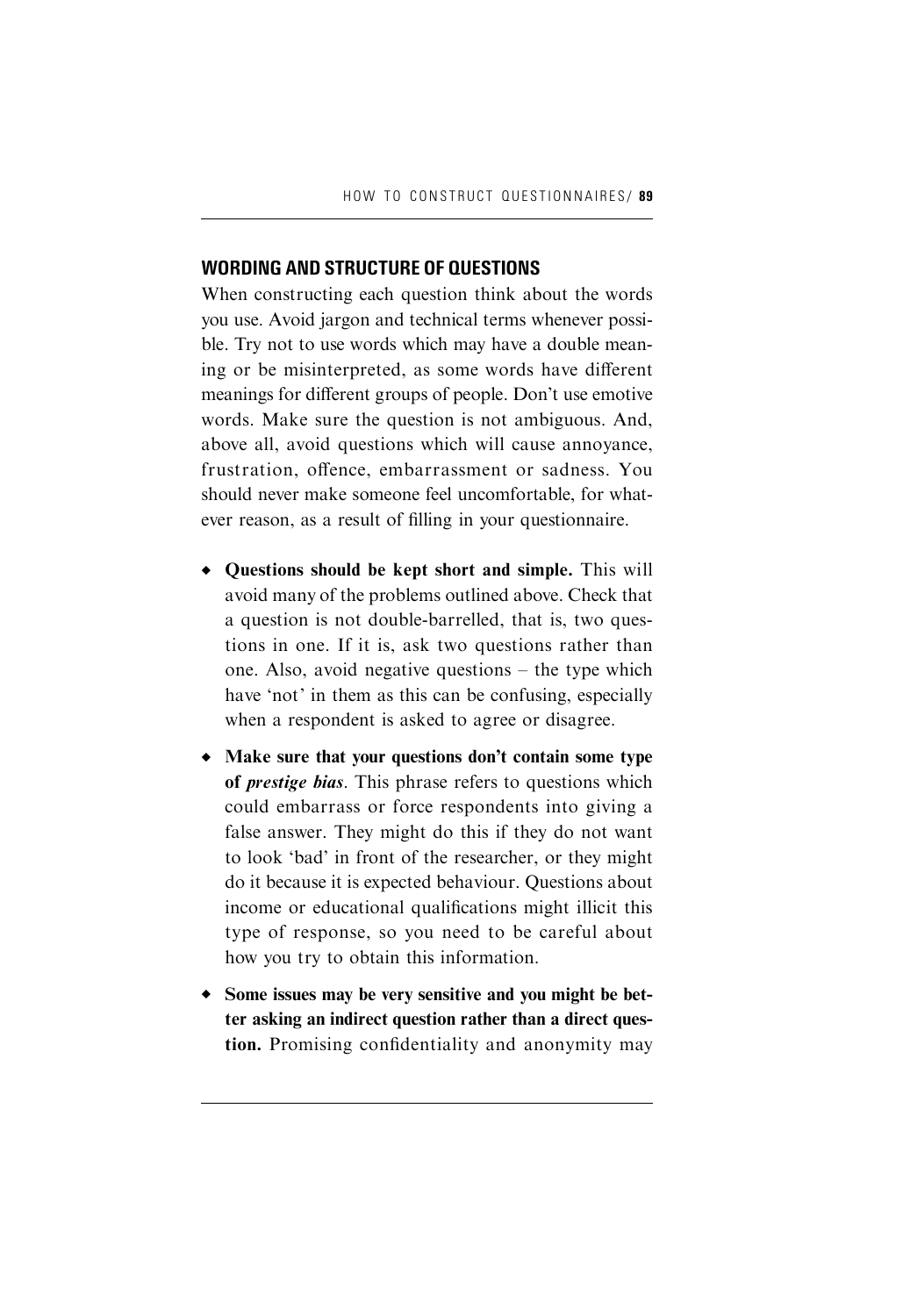## WORDING AND STRUCTURE OF QUESTIONS

When constructing each question think about the words you use. Avoid jargon and technical terms whenever possible. Try not to use words which may have a double meaning or be misinterpreted, as some words have different meanings for different groups of people. Don't use emotive words. Make sure the question is not ambiguous. And, above all, avoid questions which will cause annoyance, frustration, offence, embarrassment or sadness. You should never make someone feel uncomfortable, for whatever reason, as a result of filling in your questionnaire.

- **Questions should be kept short and simple.** This will avoid many of the problems outlined above. Check that a question is not double-barrelled, that is, two questions in one. If it is, ask two questions rather than one. Also, avoid negative questions – the type which have 'not' in them as this can be confusing, especially when a respondent is asked to agree or disagree.
- **Make sure that your questions don't contain some type of *prestige bias*.** This phrase refers to questions which could embarrass or force respondents into giving a false answer. They might do this if they do not want to look 'bad' in front of the researcher, or they might do it because it is expected behaviour. Questions about income or educational qualifications might illicit this type of response, so you need to be careful about how you try to obtain this information.
- **Some issues may be very sensitive and you might be better asking an indirect question rather than a direct question.** Promising confidentiality and anonymity may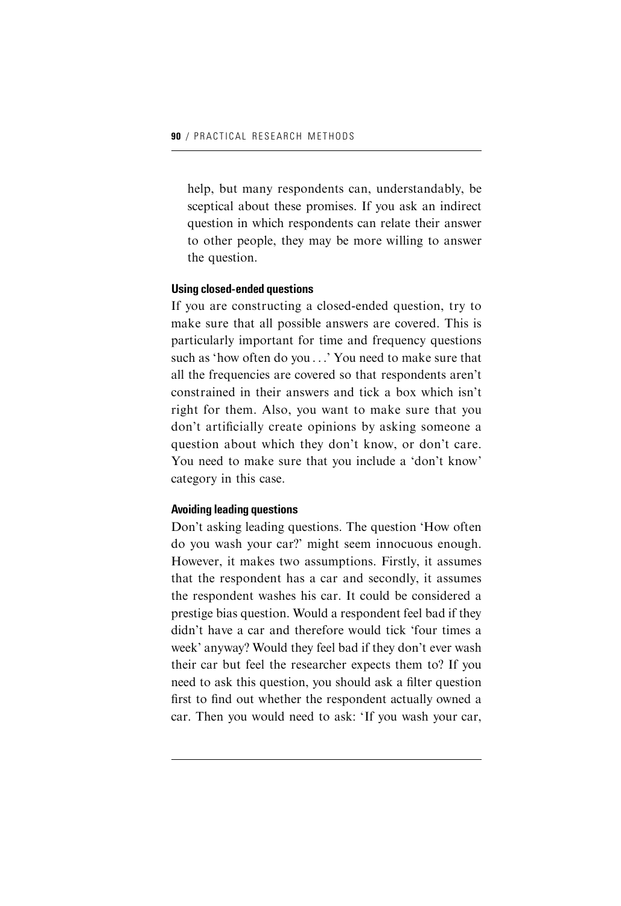help, but many respondents can, understandably, be sceptical about these promises. If you ask an indirect question in which respondents can relate their answer to other people, they may be more willing to answer the question.

#### Using closed-ended questions

If you are constructing a closed-ended question, try to make sure that all possible answers are covered. This is particularly important for time and frequency questions such as 'how often do you . . .' You need to make sure that all the frequencies are covered so that respondents aren't constrained in their answers and tick a box which isn't right for them. Also, you want to make sure that you don't artificially create opinions by asking someone a question about which they don't know, or don't care. You need to make sure that you include a 'don't know' category in this case.

#### Avoiding leading questions

Don't asking leading questions. The question 'How often do you wash your car?' might seem innocuous enough. However, it makes two assumptions. Firstly, it assumes that the respondent has a car and secondly, it assumes the respondent washes his car. It could be considered a prestige bias question. Would a respondent feel bad if they didn't have a car and therefore would tick 'four times a week' anyway? Would they feel bad if they don't ever wash their car but feel the researcher expects them to? If you need to ask this question, you should ask a filter question first to find out whether the respondent actually owned a car. Then you would need to ask: 'If you wash your car,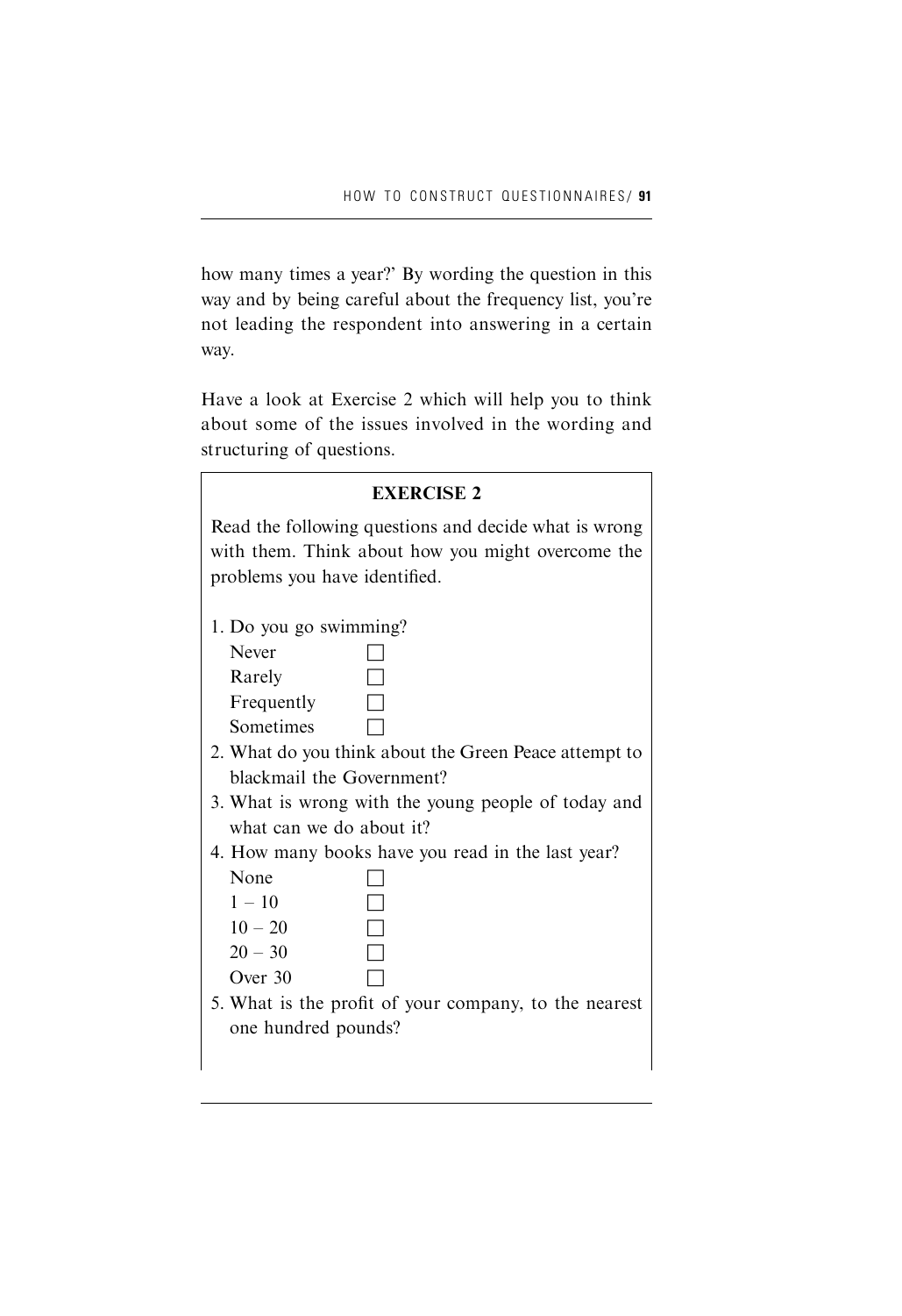how many times a year?' By wording the question in this way and by being careful about the frequency list, you're not leading the respondent into answering in a certain way.

Have a look at Exercise 2 which will help you to think about some of the issues involved in the wording and structuring of questions.

**EXERCISE 2**

Read the following questions and decide what is wrong with them. Think about how you might overcome the problems you have identified.

1. Do you go swimming?
   - Never ☐
   - Rarely ☐
   - Frequently ☐
   - Sometimes ☐
2. What do you think about the Green Peace attempt to blackmail the Government?
3. What is wrong with the young people of today and what can we do about it?
4. How many books have you read in the last year?
   - None ☐
   - 1 – 10 ☐
   - 10 – 20 ☐
   - 20 – 30 ☐
   - Over 30 ☐
5. What is the profit of your company, to the nearest one hundred pounds?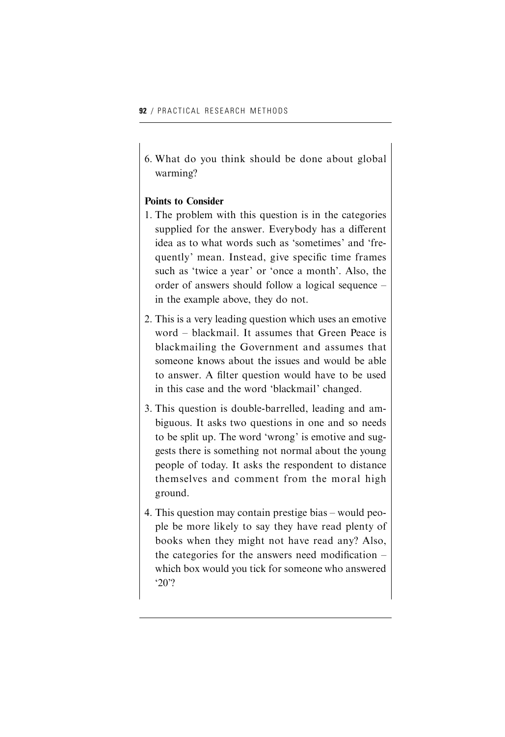6. What do you think should be done about global warming?

**Points to Consider**

1. The problem with this question is in the categories supplied for the answer. Everybody has a different idea as to what words such as 'sometimes' and 'frequently' mean. Instead, give specific time frames such as 'twice a year' or 'once a month'. Also, the order of answers should follow a logical sequence – in the example above, they do not.

2. This is a very leading question which uses an emotive word – blackmail. It assumes that Green Peace is blackmailing the Government and assumes that someone knows about the issues and would be able to answer. A filter question would have to be used in this case and the word 'blackmail' changed.

3. This question is double-barrelled, leading and ambiguous. It asks two questions in one and so needs to be split up. The word 'wrong' is emotive and suggests there is something not normal about the young people of today. It asks the respondent to distance themselves and comment from the moral high ground.

4. This question may contain prestige bias – would people be more likely to say they have read plenty of books when they might not have read any? Also, the categories for the answers need modification – which box would you tick for someone who answered '20'?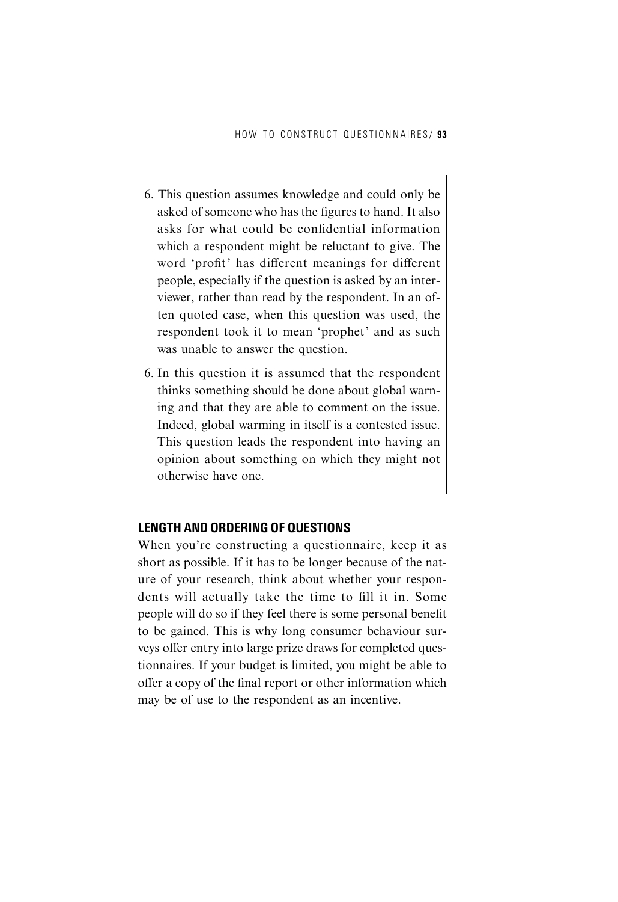6. This question assumes knowledge and could only be asked of someone who has the figures to hand. It also asks for what could be confidential information which a respondent might be reluctant to give. The word 'profit' has different meanings for different people, especially if the question is asked by an interviewer, rather than read by the respondent. In an often quoted case, when this question was used, the respondent took it to mean 'prophet' and as such was unable to answer the question.

6. In this question it is assumed that the respondent thinks something should be done about global warning and that they are able to comment on the issue. Indeed, global warming in itself is a contested issue. This question leads the respondent into having an opinion about something on which they might not otherwise have one.

## LENGTH AND ORDERING OF QUESTIONS

When you're constructing a questionnaire, keep it as short as possible. If it has to be longer because of the nature of your research, think about whether your respondents will actually take the time to fill it in. Some people will do so if they feel there is some personal benefit to be gained. This is why long consumer behaviour surveys offer entry into large prize draws for completed questionnaires. If your budget is limited, you might be able to offer a copy of the final report or other information which may be of use to the respondent as an incentive.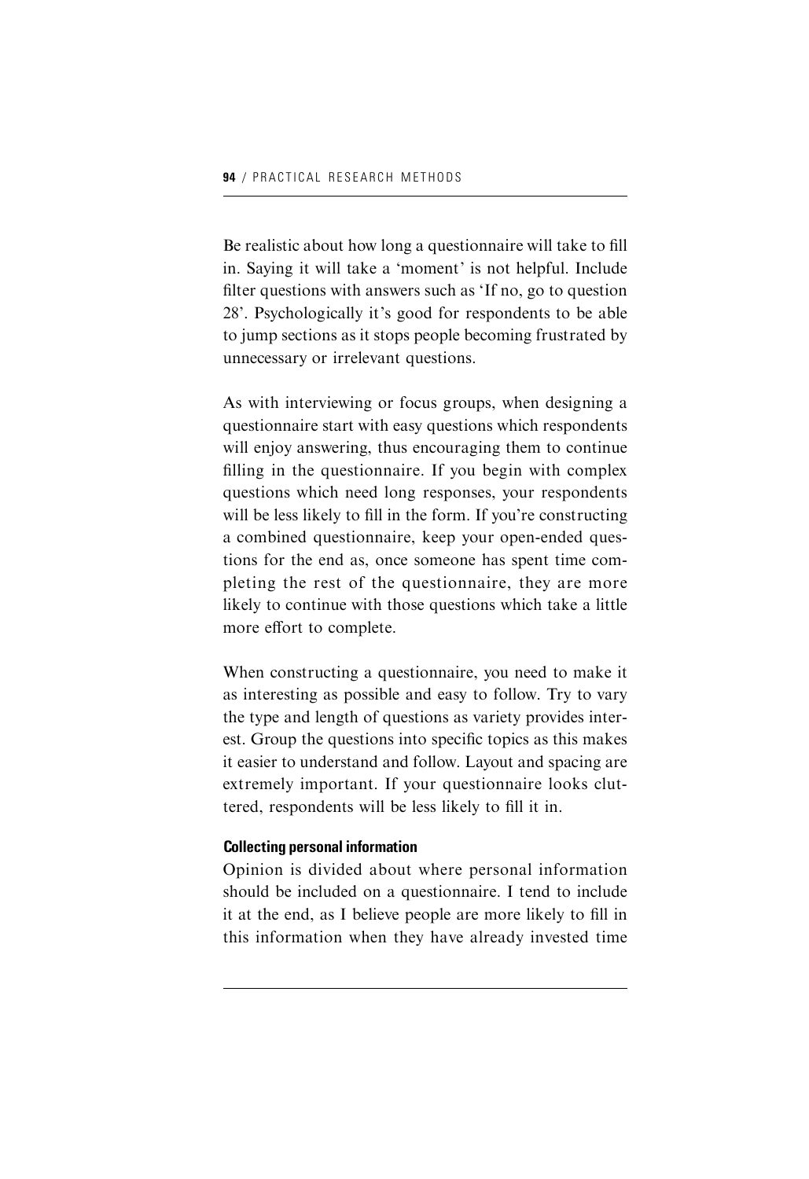Be realistic about how long a questionnaire will take to fill in. Saying it will take a 'moment' is not helpful. Include filter questions with answers such as 'If no, go to question 28'. Psychologically it's good for respondents to be able to jump sections as it stops people becoming frustrated by unnecessary or irrelevant questions.

As with interviewing or focus groups, when designing a questionnaire start with easy questions which respondents will enjoy answering, thus encouraging them to continue filling in the questionnaire. If you begin with complex questions which need long responses, your respondents will be less likely to fill in the form. If you're constructing a combined questionnaire, keep your open-ended questions for the end as, once someone has spent time completing the rest of the questionnaire, they are more likely to continue with those questions which take a little more effort to complete.

When constructing a questionnaire, you need to make it as interesting as possible and easy to follow. Try to vary the type and length of questions as variety provides interest. Group the questions into specific topics as this makes it easier to understand and follow. Layout and spacing are extremely important. If your questionnaire looks cluttered, respondents will be less likely to fill it in.

### Collecting personal information

Opinion is divided about where personal information should be included on a questionnaire. I tend to include it at the end, as I believe people are more likely to fill in this information when they have already invested time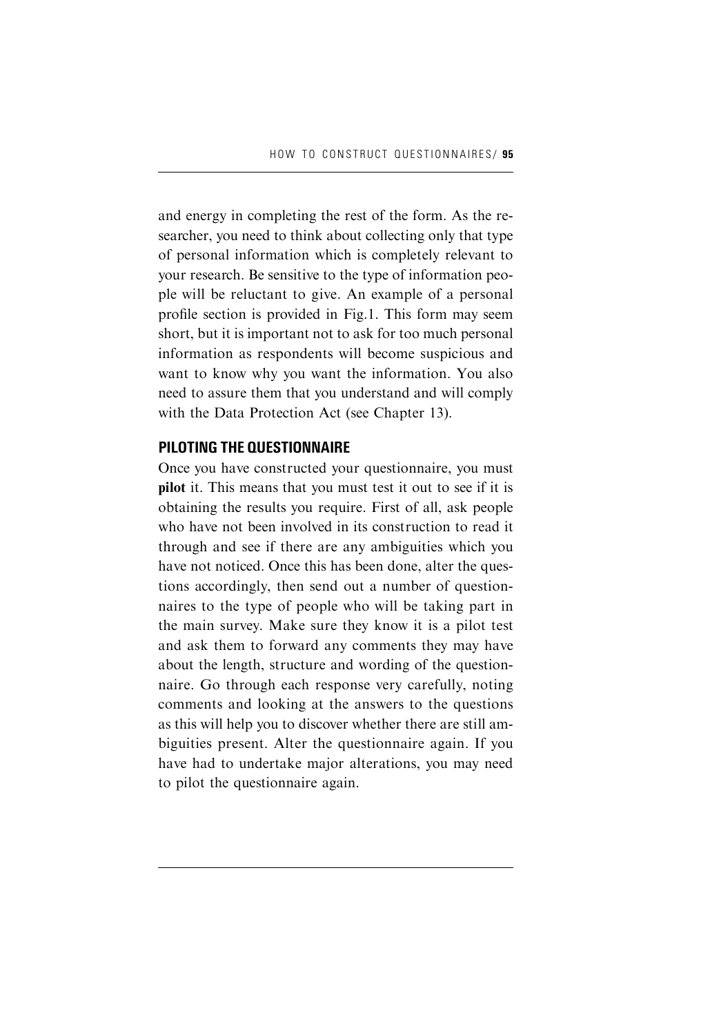and energy in completing the rest of the form. As the researcher, you need to think about collecting only that type of personal information which is completely relevant to your research. Be sensitive to the type of information people will be reluctant to give. An example of a personal profile section is provided in Fig.1. This form may seem short, but it is important not to ask for too much personal information as respondents will become suspicious and want to know why you want the information. You also need to assure them that you understand and will comply with the Data Protection Act (see Chapter 13).

## PILOTING THE QUESTIONNAIRE

Once you have constructed your questionnaire, you must **pilot** it. This means that you must test it out to see if it is obtaining the results you require. First of all, ask people who have not been involved in its construction to read it through and see if there are any ambiguities which you have not noticed. Once this has been done, alter the questions accordingly, then send out a number of questionnaires to the type of people who will be taking part in the main survey. Make sure they know it is a pilot test and ask them to forward any comments they may have about the length, structure and wording of the questionnaire. Go through each response very carefully, noting comments and looking at the answers to the questions as this will help you to discover whether there are still ambiguities present. Alter the questionnaire again. If you have had to undertake major alterations, you may need to pilot the questionnaire again.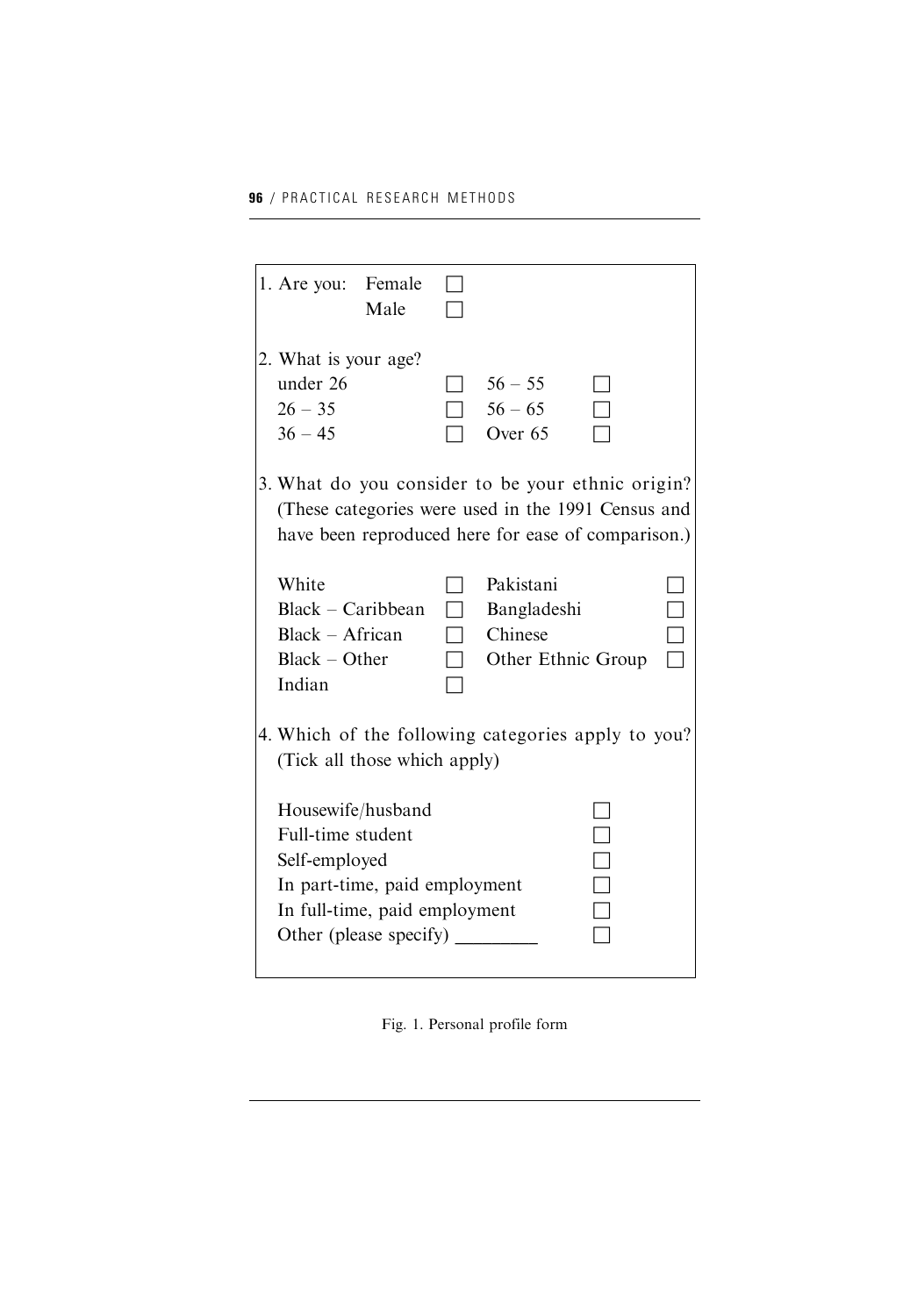1. Are you: Female ☐
   Male ☐

2. What is your age?

| | | | |
|---|---|---|---|
| under 26 | ☐ | 56 – 55 | ☐ |
| 26 – 35 | ☐ | 56 – 65 | ☐ |
| 36 – 45 | ☐ | Over 65 | ☐ |

3. What do you consider to be your ethnic origin? (These categories were used in the 1991 Census and have been reproduced here for ease of comparison.)

| | | | |
|---|---|---|---|
| White | ☐ | Pakistani | ☐ |
| Black – Caribbean | ☐ | Bangladeshi | ☐ |
| Black – African | ☐ | Chinese | ☐ |
| Black – Other | ☐ | Other Ethnic Group | ☐ |
| Indian | ☐ | | |

4. Which of the following categories apply to you? (Tick all those which apply)

| | |
|---|---|
| Housewife/husband | ☐ |
| Full-time student | ☐ |
| Self-employed | ☐ |
| In part-time, paid employment | ☐ |
| In full-time, paid employment | ☐ |
| Other (please specify) _________ | ☐ |

Fig. 1. Personal profile form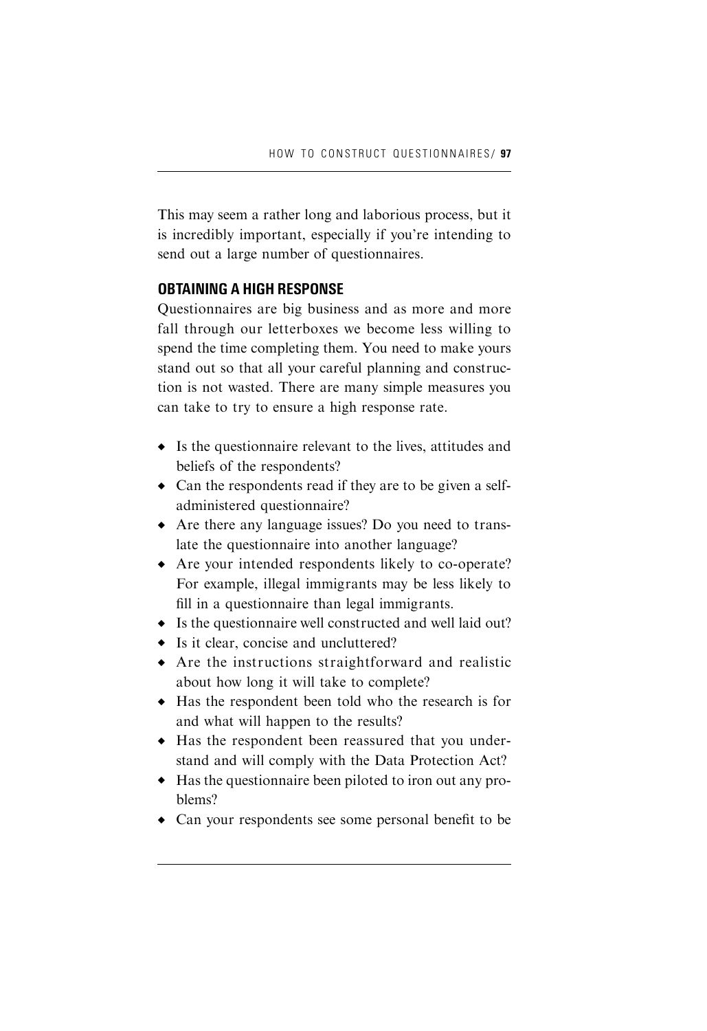This may seem a rather long and laborious process, but it is incredibly important, especially if you're intending to send out a large number of questionnaires.

## OBTAINING A HIGH RESPONSE

Questionnaires are big business and as more and more fall through our letterboxes we become less willing to spend the time completing them. You need to make yours stand out so that all your careful planning and construction is not wasted. There are many simple measures you can take to try to ensure a high response rate.

- Is the questionnaire relevant to the lives, attitudes and beliefs of the respondents?
- Can the respondents read if they are to be given a self-administered questionnaire?
- Are there any language issues? Do you need to translate the questionnaire into another language?
- Are your intended respondents likely to co-operate? For example, illegal immigrants may be less likely to fill in a questionnaire than legal immigrants.
- Is the questionnaire well constructed and well laid out?
- Is it clear, concise and uncluttered?
- Are the instructions straightforward and realistic about how long it will take to complete?
- Has the respondent been told who the research is for and what will happen to the results?
- Has the respondent been reassured that you understand and will comply with the Data Protection Act?
- Has the questionnaire been piloted to iron out any problems?
- Can your respondents see some personal benefit to be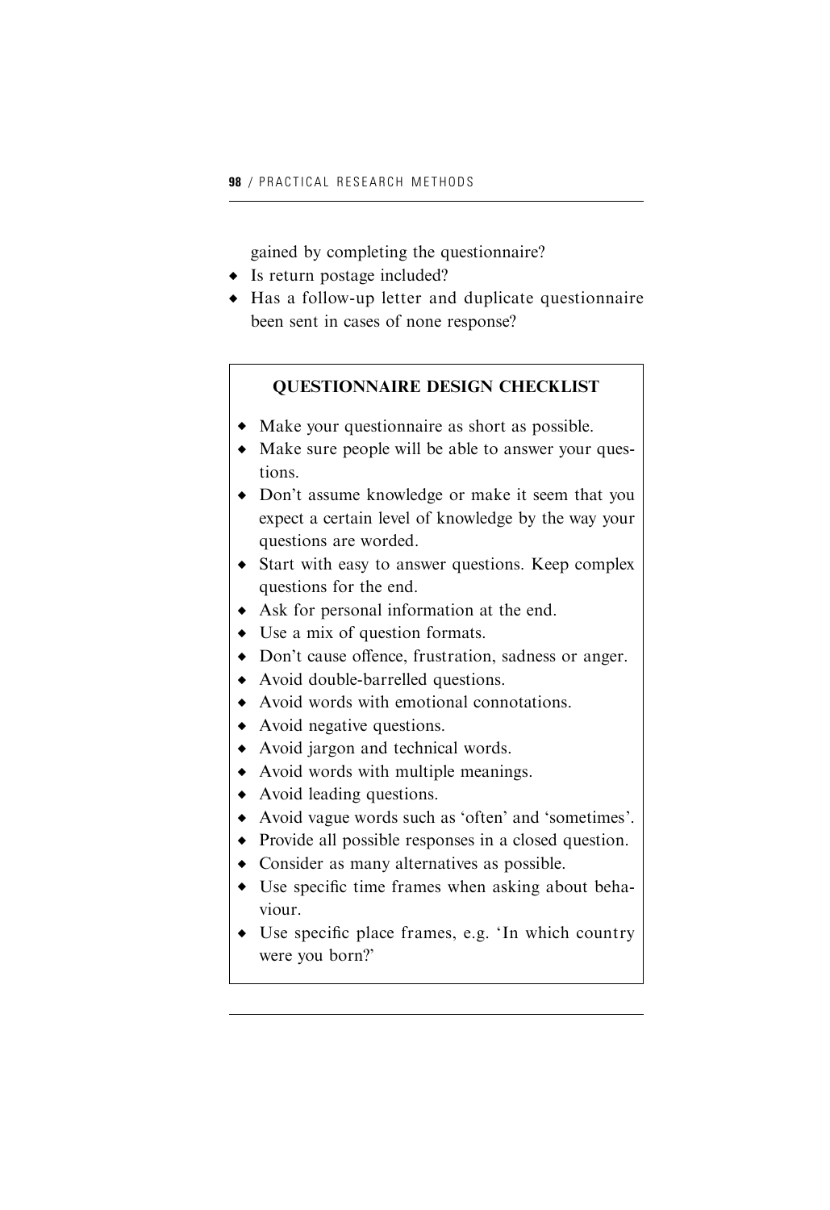gained by completing the questionnaire?

- Is return postage included?
- Has a follow-up letter and duplicate questionnaire been sent in cases of none response?

**QUESTIONNAIRE DESIGN CHECKLIST**

- Make your questionnaire as short as possible.
- Make sure people will be able to answer your questions.
- Don't assume knowledge or make it seem that you expect a certain level of knowledge by the way your questions are worded.
- Start with easy to answer questions. Keep complex questions for the end.
- Ask for personal information at the end.
- Use a mix of question formats.
- Don't cause offence, frustration, sadness or anger.
- Avoid double-barrelled questions.
- Avoid words with emotional connotations.
- Avoid negative questions.
- Avoid jargon and technical words.
- Avoid words with multiple meanings.
- Avoid leading questions.
- Avoid vague words such as 'often' and 'sometimes'.
- Provide all possible responses in a closed question.
- Consider as many alternatives as possible.
- Use specific time frames when asking about behaviour.
- Use specific place frames, e.g. 'In which country were you born?'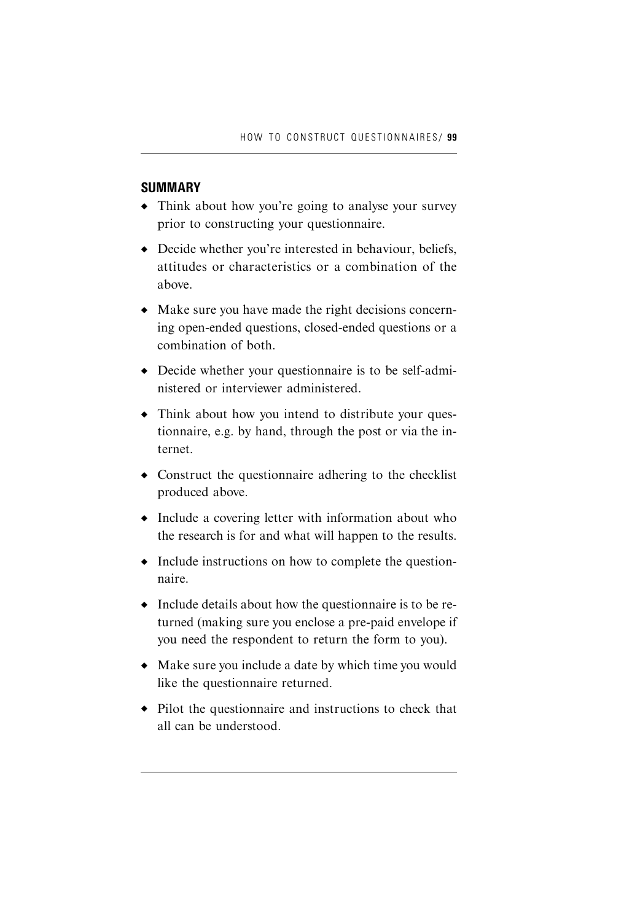## SUMMARY

- Think about how you're going to analyse your survey prior to constructing your questionnaire.
- Decide whether you're interested in behaviour, beliefs, attitudes or characteristics or a combination of the above.
- Make sure you have made the right decisions concerning open-ended questions, closed-ended questions or a combination of both.
- Decide whether your questionnaire is to be self-administered or interviewer administered.
- Think about how you intend to distribute your questionnaire, e.g. by hand, through the post or via the internet.
- Construct the questionnaire adhering to the checklist produced above.
- Include a covering letter with information about who the research is for and what will happen to the results.
- Include instructions on how to complete the questionnaire.
- Include details about how the questionnaire is to be returned (making sure you enclose a pre-paid envelope if you need the respondent to return the form to you).
- Make sure you include a date by which time you would like the questionnaire returned.
- Pilot the questionnaire and instructions to check that all can be understood.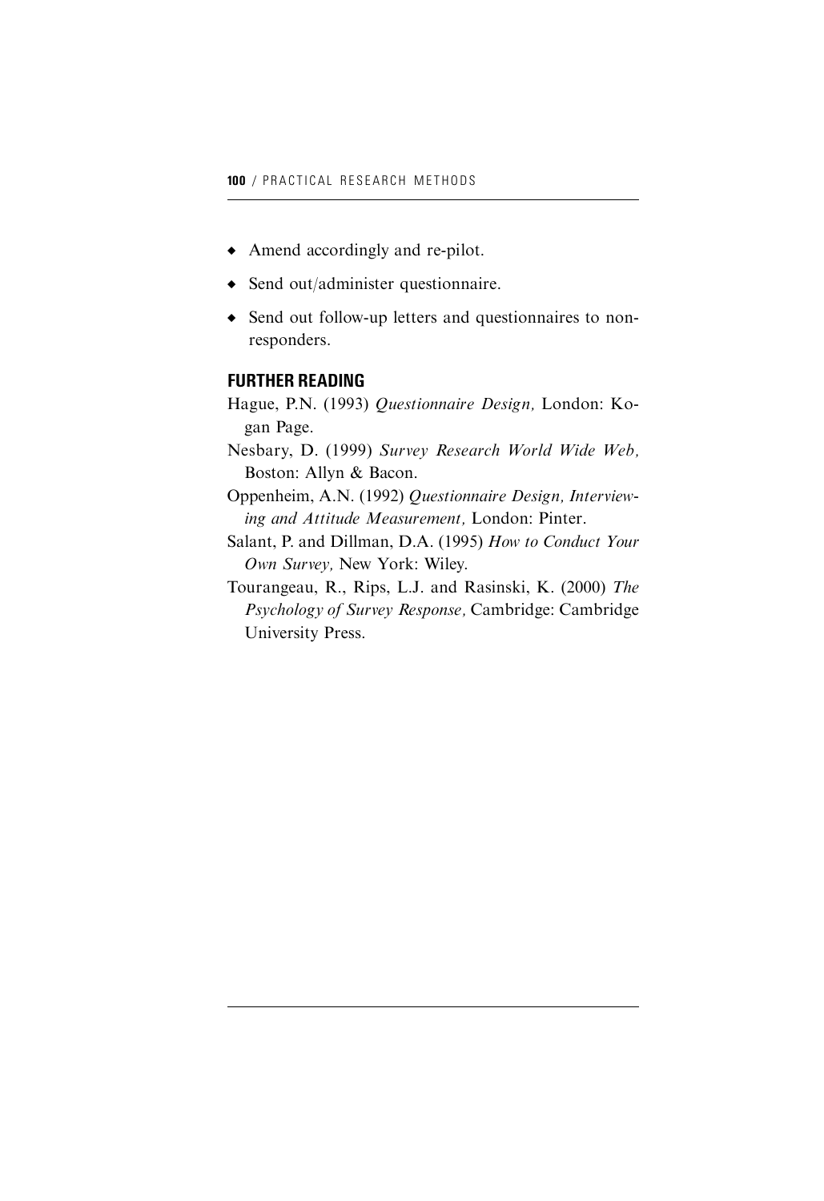- Amend accordingly and re-pilot.
- Send out/administer questionnaire.
- Send out follow-up letters and questionnaires to non-responders.

## FURTHER READING

Hague, P.N. (1993) *Questionnaire Design,* London: Kogan Page.

Nesbary, D. (1999) *Survey Research World Wide Web,* Boston: Allyn & Bacon.

Oppenheim, A.N. (1992) *Questionnaire Design, Interviewing and Attitude Measurement,* London: Pinter.

Salant, P. and Dillman, D.A. (1995) *How to Conduct Your Own Survey,* New York: Wiley.

Tourangeau, R., Rips, L.J. and Rasinski, K. (2000) *The Psychology of Survey Response,* Cambridge: Cambridge University Press.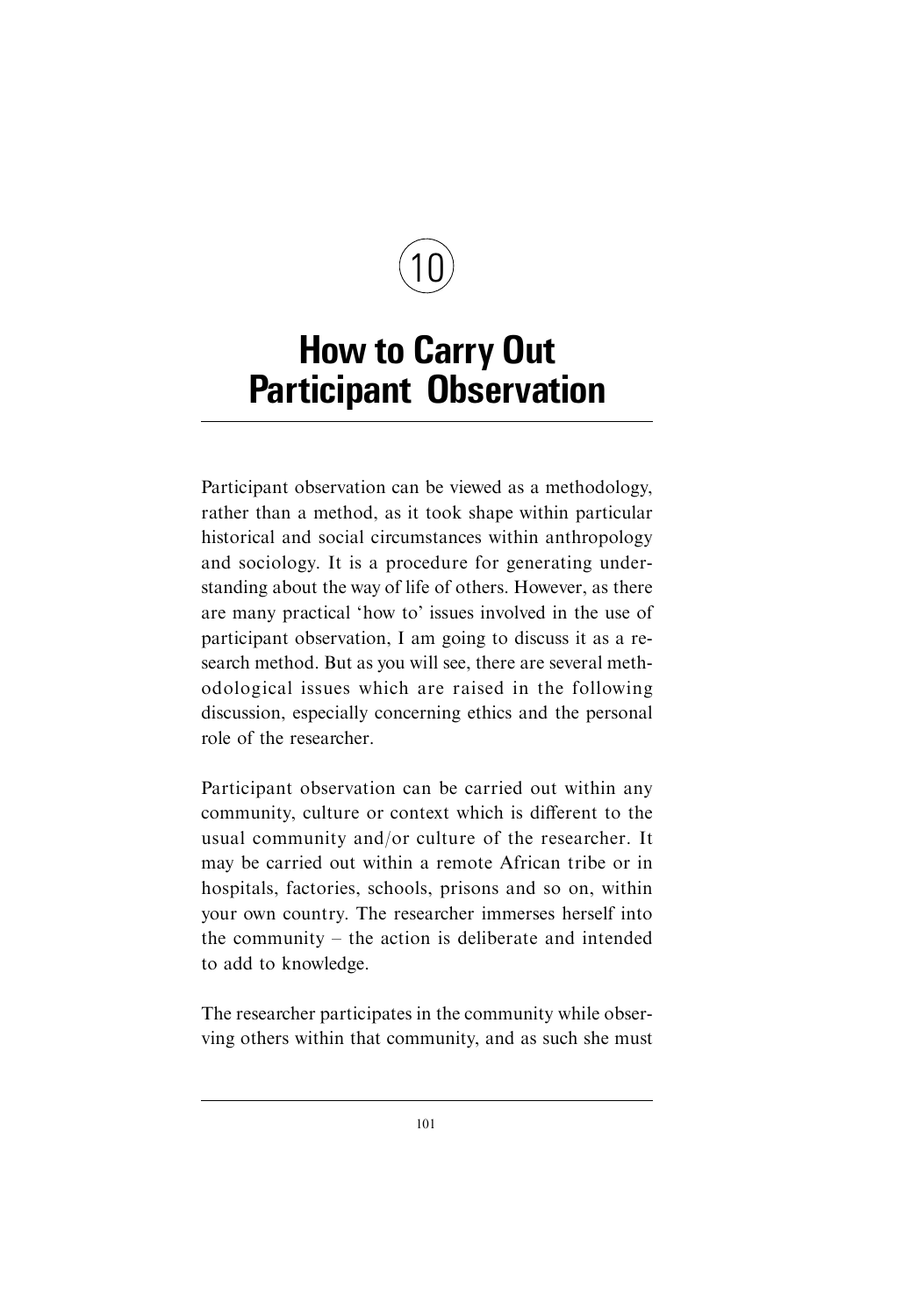10

# How to Carry Out Participant Observation

Participant observation can be viewed as a methodology, rather than a method, as it took shape within particular historical and social circumstances within anthropology and sociology. It is a procedure for generating understanding about the way of life of others. However, as there are many practical 'how to' issues involved in the use of participant observation, I am going to discuss it as a research method. But as you will see, there are several methodological issues which are raised in the following discussion, especially concerning ethics and the personal role of the researcher.

Participant observation can be carried out within any community, culture or context which is different to the usual community and/or culture of the researcher. It may be carried out within a remote African tribe or in hospitals, factories, schools, prisons and so on, within your own country. The researcher immerses herself into the community – the action is deliberate and intended to add to knowledge.

The researcher participates in the community while observing others within that community, and as such she must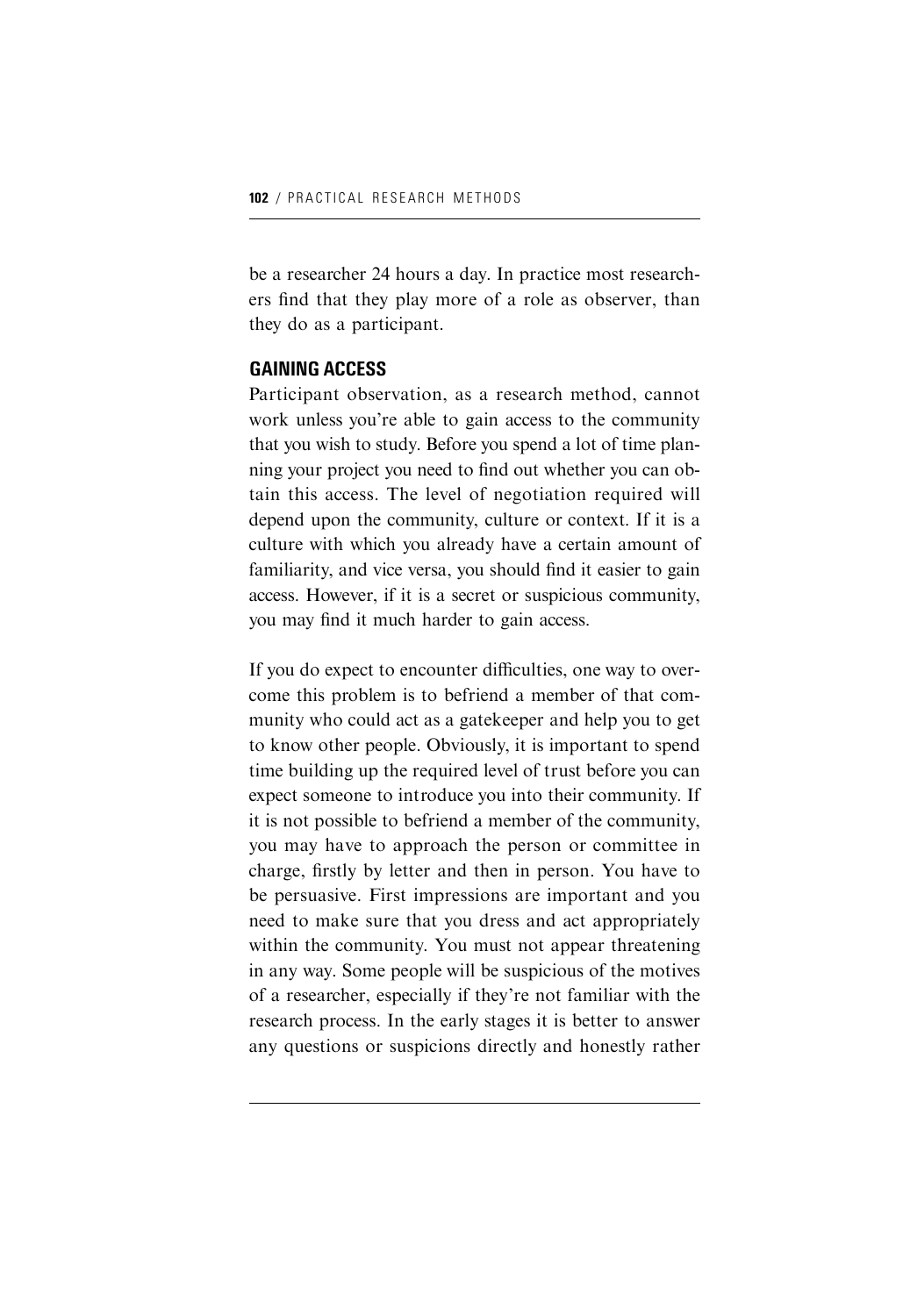be a researcher 24 hours a day. In practice most researchers find that they play more of a role as observer, than they do as a participant.

## GAINING ACCESS

Participant observation, as a research method, cannot work unless you're able to gain access to the community that you wish to study. Before you spend a lot of time planning your project you need to find out whether you can obtain this access. The level of negotiation required will depend upon the community, culture or context. If it is a culture with which you already have a certain amount of familiarity, and vice versa, you should find it easier to gain access. However, if it is a secret or suspicious community, you may find it much harder to gain access.

If you do expect to encounter difficulties, one way to overcome this problem is to befriend a member of that community who could act as a gatekeeper and help you to get to know other people. Obviously, it is important to spend time building up the required level of trust before you can expect someone to introduce you into their community. If it is not possible to befriend a member of the community, you may have to approach the person or committee in charge, firstly by letter and then in person. You have to be persuasive. First impressions are important and you need to make sure that you dress and act appropriately within the community. You must not appear threatening in any way. Some people will be suspicious of the motives of a researcher, especially if they're not familiar with the research process. In the early stages it is better to answer any questions or suspicions directly and honestly rather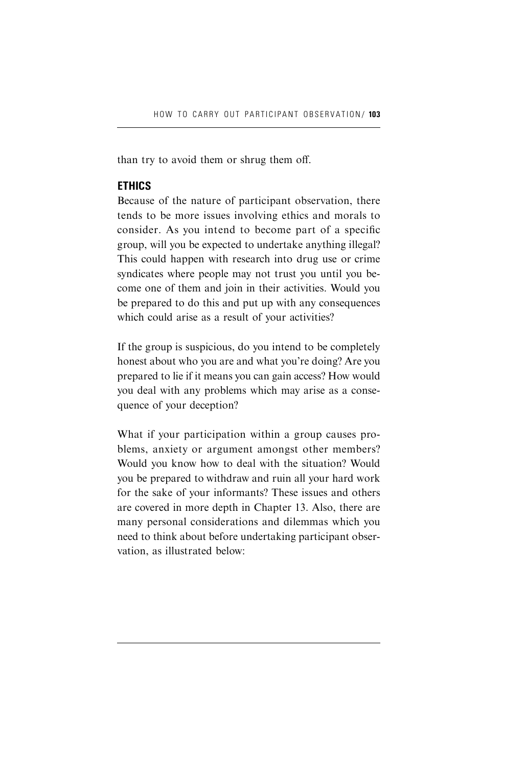than try to avoid them or shrug them off.

## ETHICS

Because of the nature of participant observation, there tends to be more issues involving ethics and morals to consider. As you intend to become part of a specific group, will you be expected to undertake anything illegal? This could happen with research into drug use or crime syndicates where people may not trust you until you become one of them and join in their activities. Would you be prepared to do this and put up with any consequences which could arise as a result of your activities?

If the group is suspicious, do you intend to be completely honest about who you are and what you're doing? Are you prepared to lie if it means you can gain access? How would you deal with any problems which may arise as a consequence of your deception?

What if your participation within a group causes problems, anxiety or argument amongst other members? Would you know how to deal with the situation? Would you be prepared to withdraw and ruin all your hard work for the sake of your informants? These issues and others are covered in more depth in Chapter 13. Also, there are many personal considerations and dilemmas which you need to think about before undertaking participant observation, as illustrated below: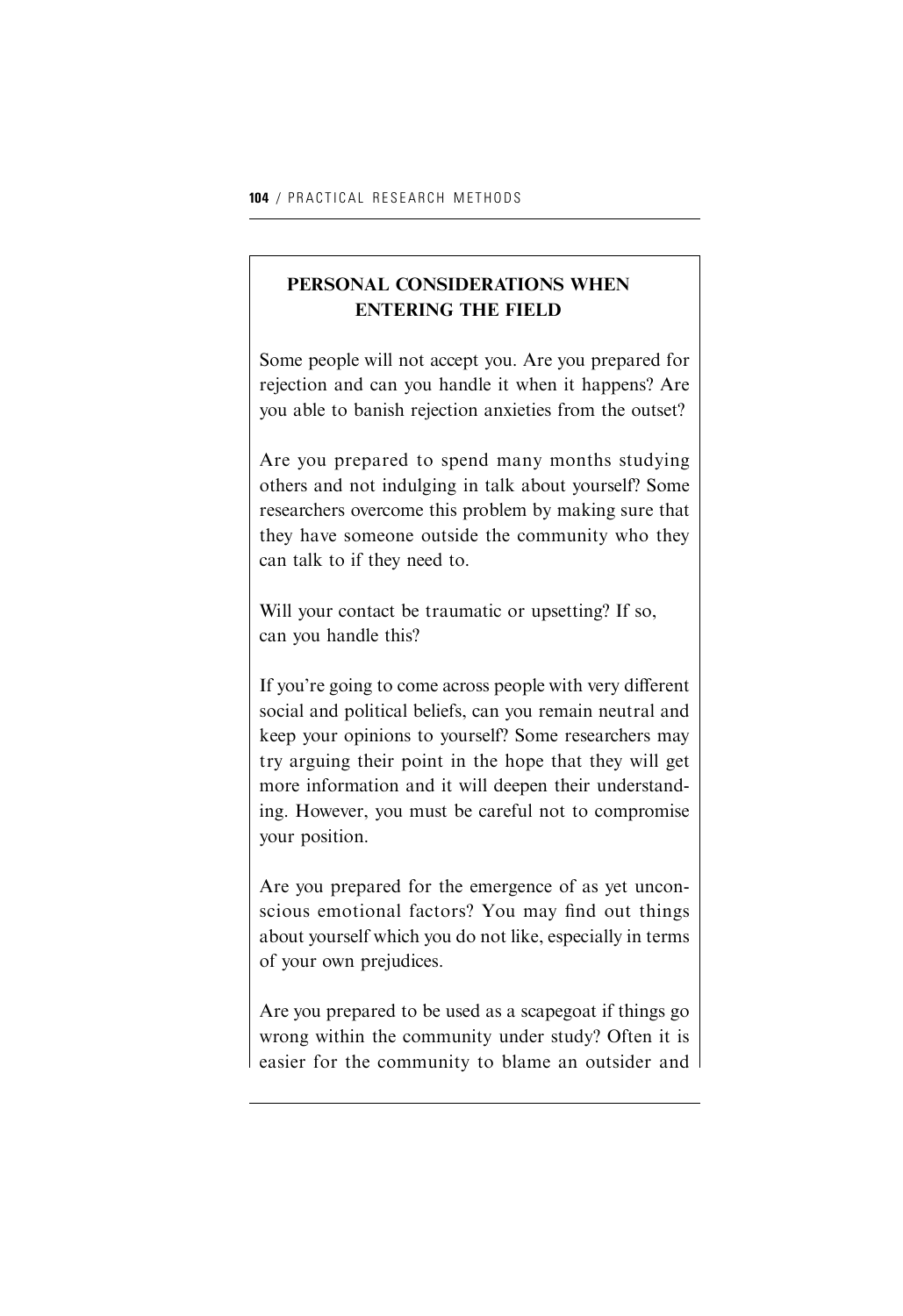## PERSONAL CONSIDERATIONS WHEN ENTERING THE FIELD

Some people will not accept you. Are you prepared for rejection and can you handle it when it happens? Are you able to banish rejection anxieties from the outset?

Are you prepared to spend many months studying others and not indulging in talk about yourself? Some researchers overcome this problem by making sure that they have someone outside the community who they can talk to if they need to.

Will your contact be traumatic or upsetting? If so, can you handle this?

If you're going to come across people with very different social and political beliefs, can you remain neutral and keep your opinions to yourself? Some researchers may try arguing their point in the hope that they will get more information and it will deepen their understanding. However, you must be careful not to compromise your position.

Are you prepared for the emergence of as yet unconscious emotional factors? You may find out things about yourself which you do not like, especially in terms of your own prejudices.

Are you prepared to be used as a scapegoat if things go wrong within the community under study? Often it is easier for the community to blame an outsider and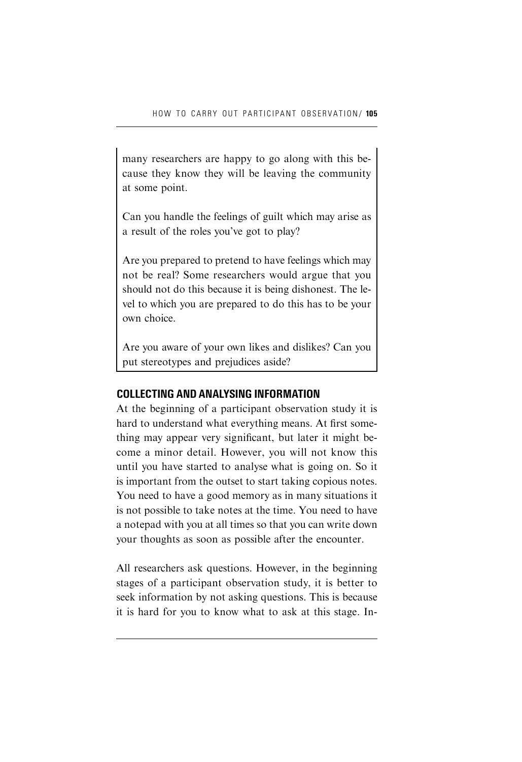many researchers are happy to go along with this because they know they will be leaving the community at some point.

Can you handle the feelings of guilt which may arise as a result of the roles you've got to play?

Are you prepared to pretend to have feelings which may not be real? Some researchers would argue that you should not do this because it is being dishonest. The level to which you are prepared to do this has to be your own choice.

Are you aware of your own likes and dislikes? Can you put stereotypes and prejudices aside?

### COLLECTING AND ANALYSING INFORMATION

At the beginning of a participant observation study it is hard to understand what everything means. At first something may appear very significant, but later it might become a minor detail. However, you will not know this until you have started to analyse what is going on. So it is important from the outset to start taking copious notes. You need to have a good memory as in many situations it is not possible to take notes at the time. You need to have a notepad with you at all times so that you can write down your thoughts as soon as possible after the encounter.

All researchers ask questions. However, in the beginning stages of a participant observation study, it is better to seek information by not asking questions. This is because it is hard for you to know what to ask at this stage. In-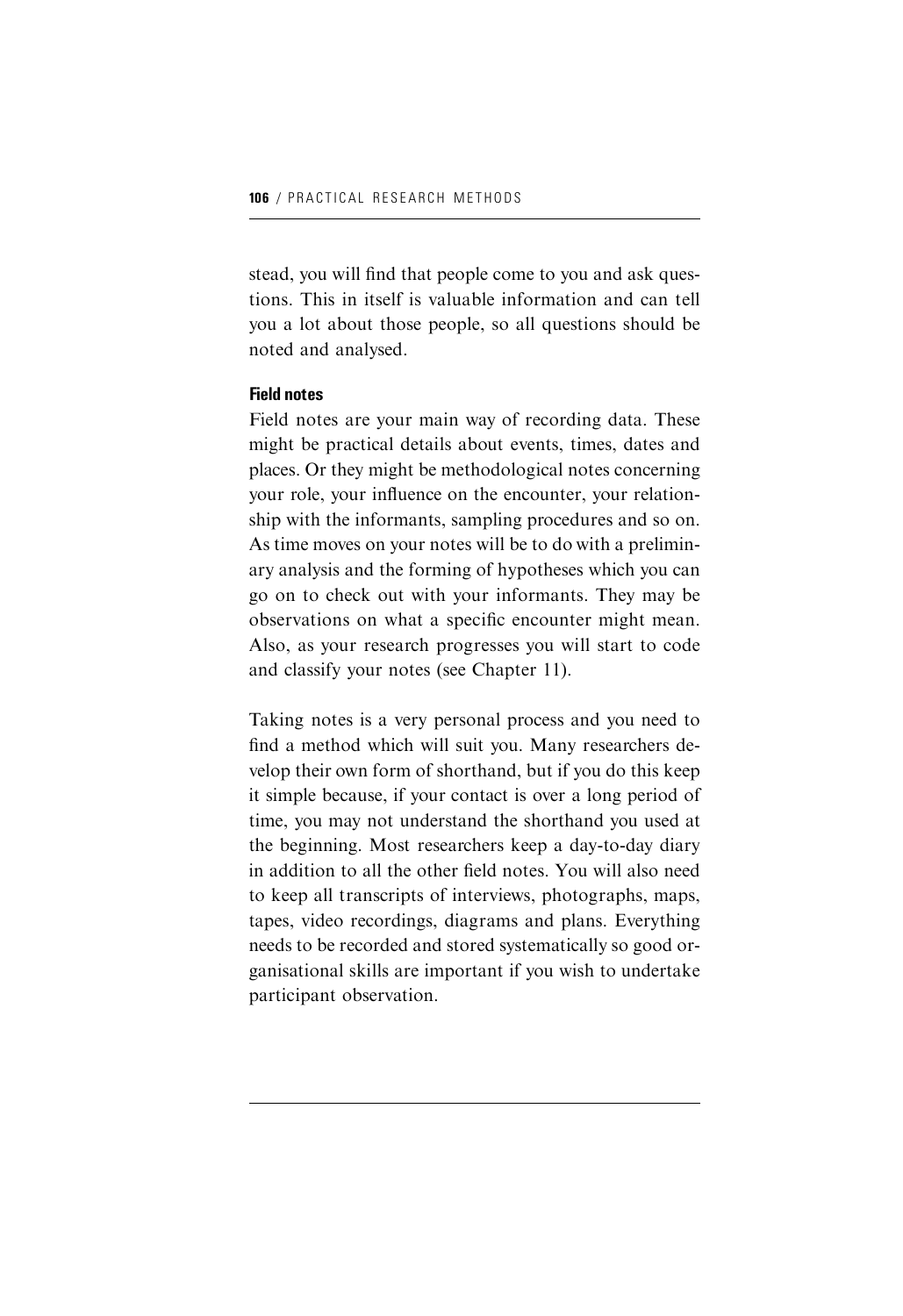stead, you will find that people come to you and ask questions. This in itself is valuable information and can tell you a lot about those people, so all questions should be noted and analysed.

### Field notes

Field notes are your main way of recording data. These might be practical details about events, times, dates and places. Or they might be methodological notes concerning your role, your influence on the encounter, your relationship with the informants, sampling procedures and so on. As time moves on your notes will be to do with a preliminary analysis and the forming of hypotheses which you can go on to check out with your informants. They may be observations on what a specific encounter might mean. Also, as your research progresses you will start to code and classify your notes (see Chapter 11).

Taking notes is a very personal process and you need to find a method which will suit you. Many researchers develop their own form of shorthand, but if you do this keep it simple because, if your contact is over a long period of time, you may not understand the shorthand you used at the beginning. Most researchers keep a day-to-day diary in addition to all the other field notes. You will also need to keep all transcripts of interviews, photographs, maps, tapes, video recordings, diagrams and plans. Everything needs to be recorded and stored systematically so good organisational skills are important if you wish to undertake participant observation.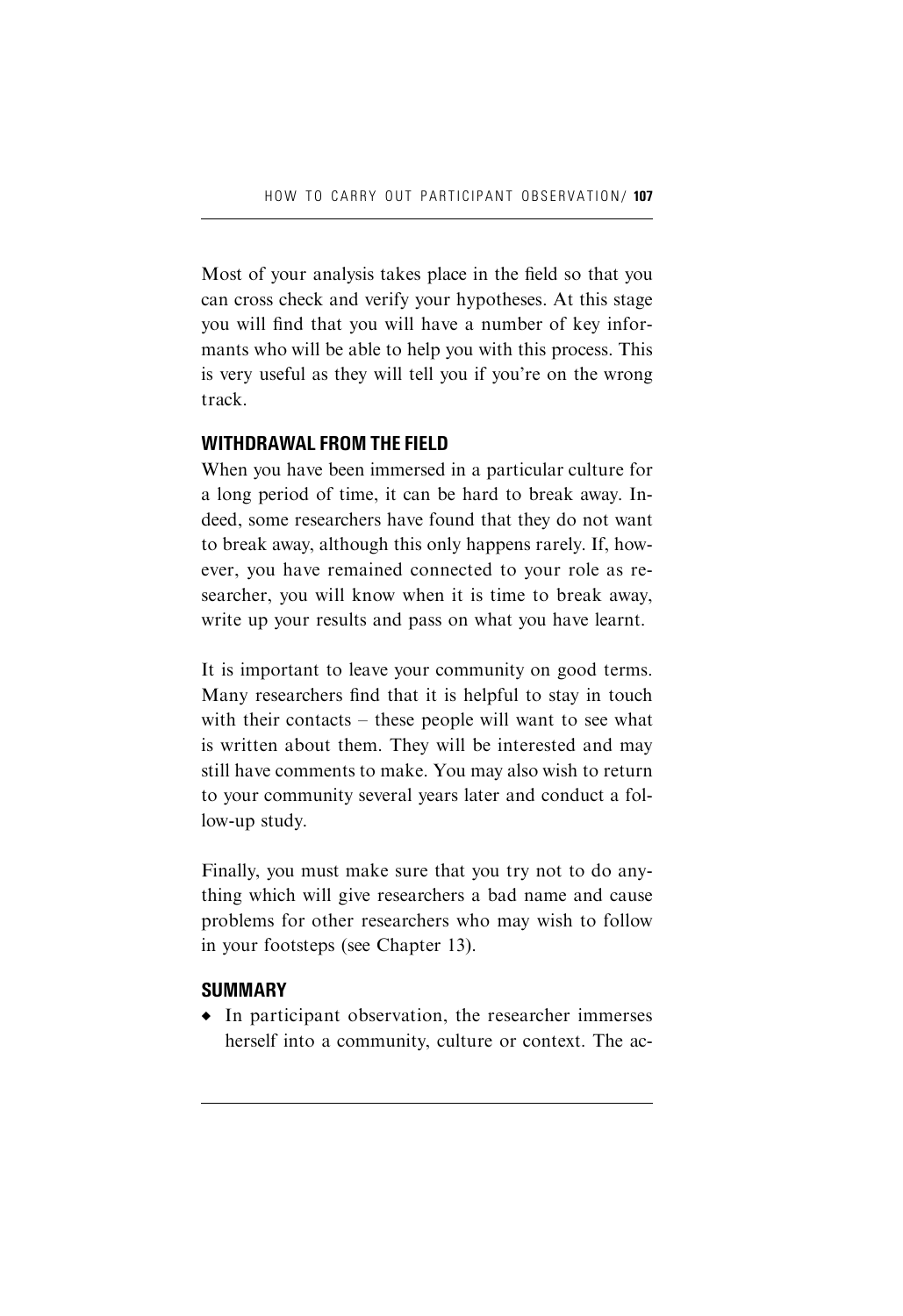Most of your analysis takes place in the field so that you can cross check and verify your hypotheses. At this stage you will find that you will have a number of key informants who will be able to help you with this process. This is very useful as they will tell you if you're on the wrong track.

## WITHDRAWAL FROM THE FIELD

When you have been immersed in a particular culture for a long period of time, it can be hard to break away. Indeed, some researchers have found that they do not want to break away, although this only happens rarely. If, however, you have remained connected to your role as researcher, you will know when it is time to break away, write up your results and pass on what you have learnt.

It is important to leave your community on good terms. Many researchers find that it is helpful to stay in touch with their contacts – these people will want to see what is written about them. They will be interested and may still have comments to make. You may also wish to return to your community several years later and conduct a follow-up study.

Finally, you must make sure that you try not to do anything which will give researchers a bad name and cause problems for other researchers who may wish to follow in your footsteps (see Chapter 13).

## SUMMARY

- In participant observation, the researcher immerses herself into a community, culture or context. The ac-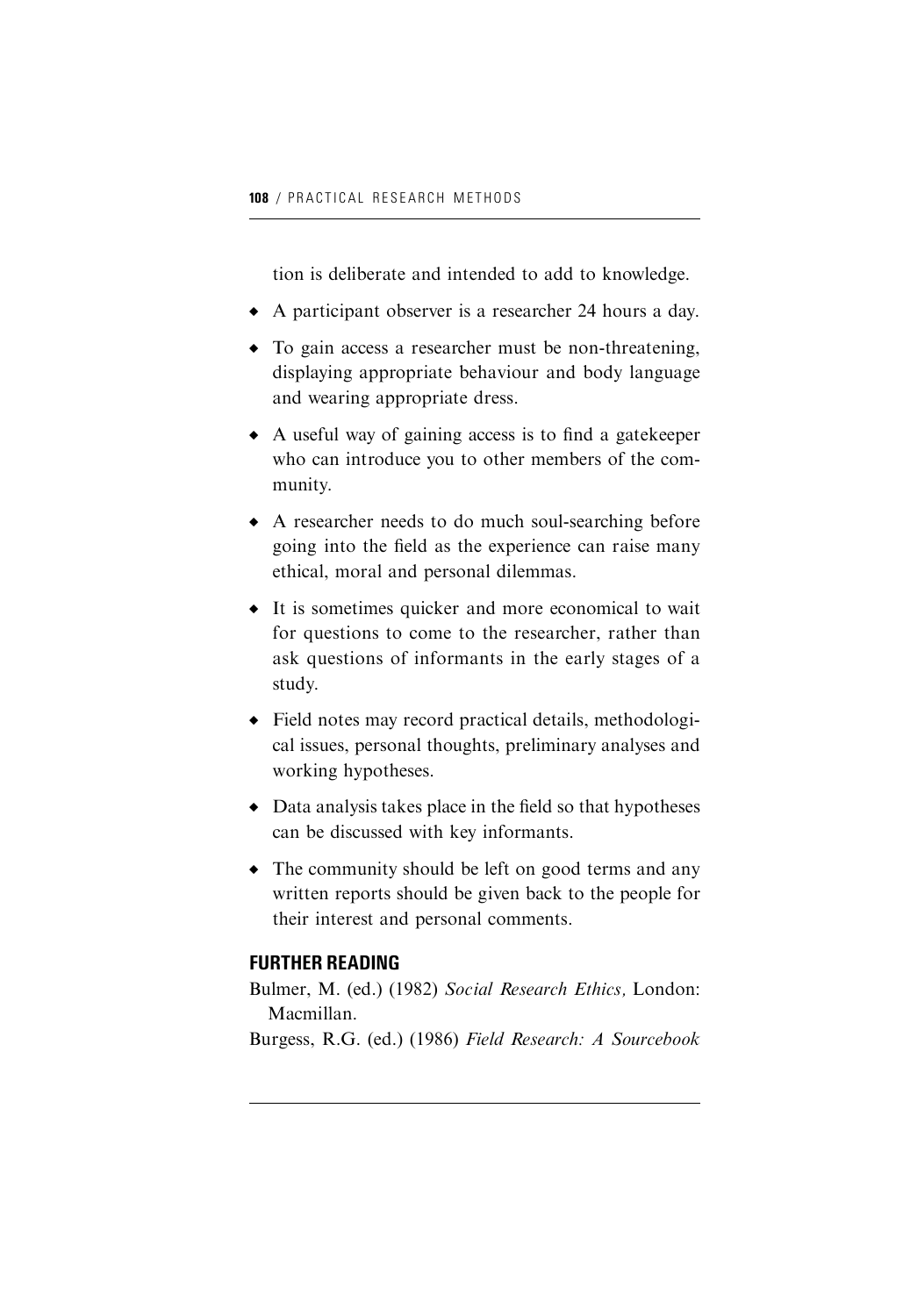tion is deliberate and intended to add to knowledge.

- A participant observer is a researcher 24 hours a day.
- To gain access a researcher must be non-threatening, displaying appropriate behaviour and body language and wearing appropriate dress.
- A useful way of gaining access is to find a gatekeeper who can introduce you to other members of the community.
- A researcher needs to do much soul-searching before going into the field as the experience can raise many ethical, moral and personal dilemmas.
- It is sometimes quicker and more economical to wait for questions to come to the researcher, rather than ask questions of informants in the early stages of a study.
- Field notes may record practical details, methodological issues, personal thoughts, preliminary analyses and working hypotheses.
- Data analysis takes place in the field so that hypotheses can be discussed with key informants.
- The community should be left on good terms and any written reports should be given back to the people for their interest and personal comments.

## FURTHER READING

Bulmer, M. (ed.) (1982) *Social Research Ethics,* London: Macmillan.

Burgess, R.G. (ed.) (1986) *Field Research: A Sourcebook*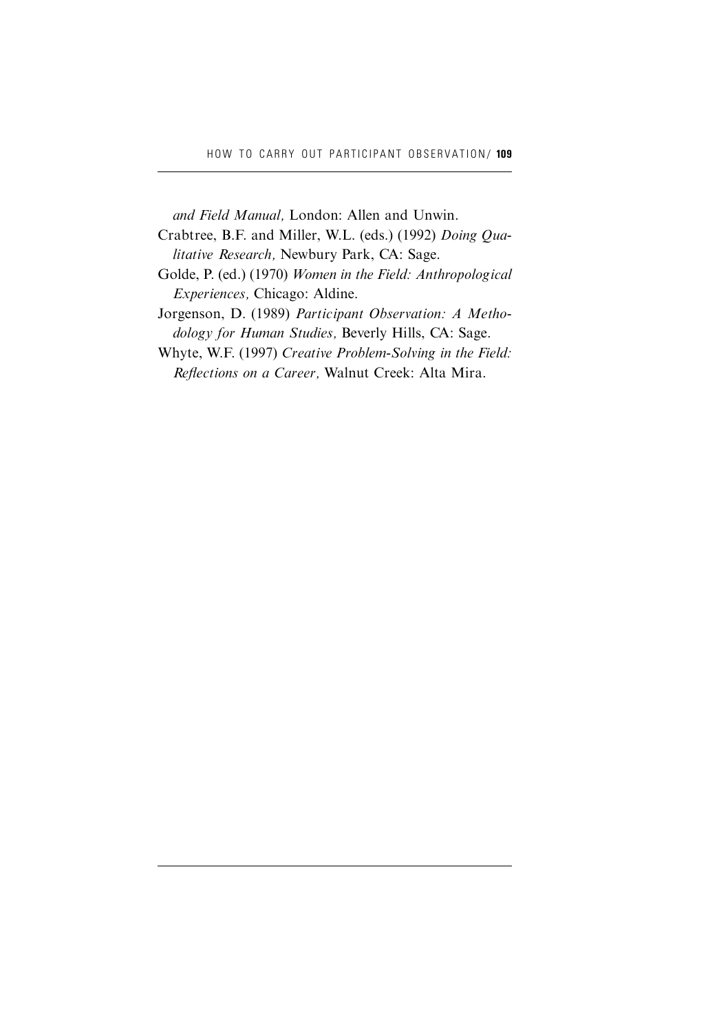*and Field Manual,* London: Allen and Unwin.

Crabtree, B.F. and Miller, W.L. (eds.) (1992) *Doing Qualitative Research,* Newbury Park, CA: Sage.

Golde, P. (ed.) (1970) *Women in the Field: Anthropological Experiences,* Chicago: Aldine.

Jorgenson, D. (1989) *Participant Observation: A Methodology for Human Studies,* Beverly Hills, CA: Sage.

Whyte, W.F. (1997) *Creative Problem-Solving in the Field: Reflections on a Career,* Walnut Creek: Alta Mira.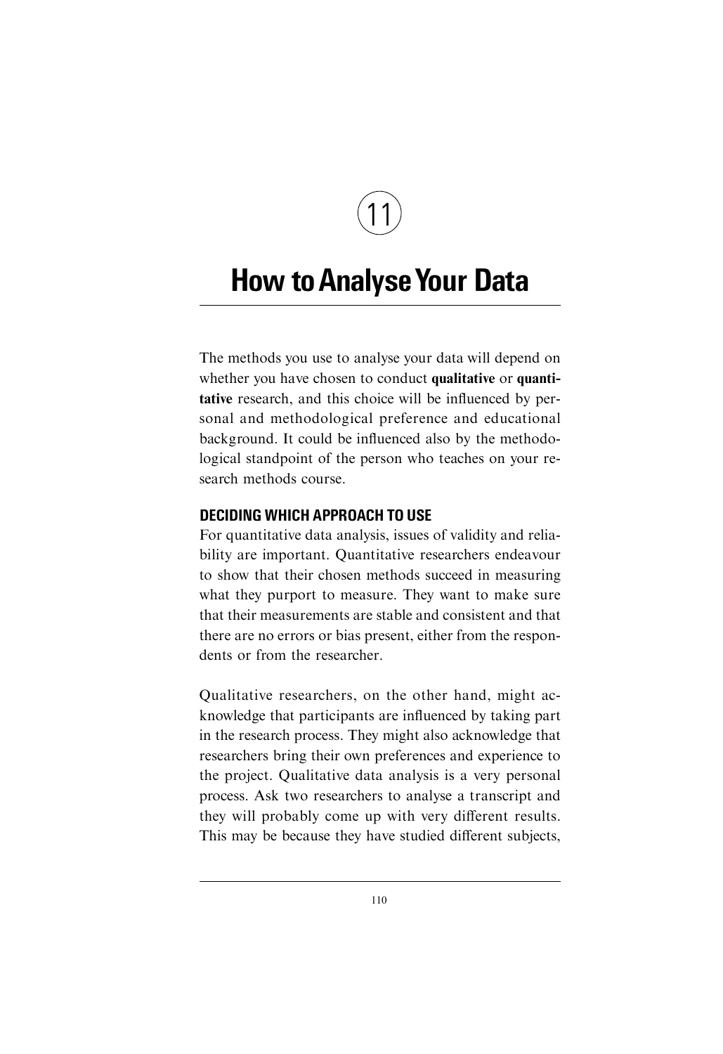# 11

# How to Analyse Your Data

The methods you use to analyse your data will depend on whether you have chosen to conduct **qualitative** or **quantitative** research, and this choice will be influenced by personal and methodological preference and educational background. It could be influenced also by the methodological standpoint of the person who teaches on your research methods course.

## DECIDING WHICH APPROACH TO USE

For quantitative data analysis, issues of validity and reliability are important. Quantitative researchers endeavour to show that their chosen methods succeed in measuring what they purport to measure. They want to make sure that their measurements are stable and consistent and that there are no errors or bias present, either from the respondents or from the researcher.

Qualitative researchers, on the other hand, might acknowledge that participants are influenced by taking part in the research process. They might also acknowledge that researchers bring their own preferences and experience to the project. Qualitative data analysis is a very personal process. Ask two researchers to analyse a transcript and they will probably come up with very different results. This may be because they have studied different subjects,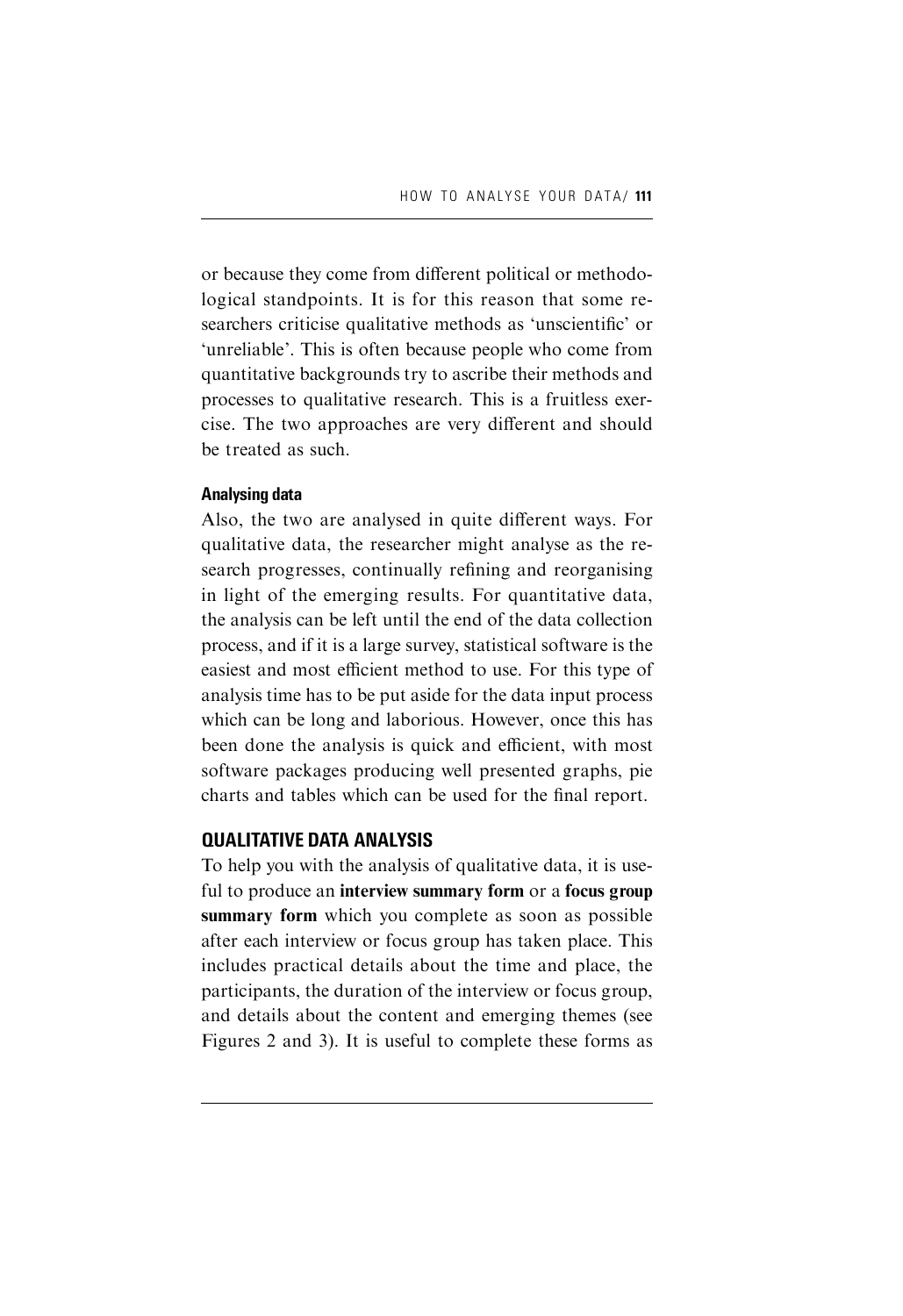or because they come from different political or methodological standpoints. It is for this reason that some researchers criticise qualitative methods as 'unscientific' or 'unreliable'. This is often because people who come from quantitative backgrounds try to ascribe their methods and processes to qualitative research. This is a fruitless exercise. The two approaches are very different and should be treated as such.

#### Analysing data

Also, the two are analysed in quite different ways. For qualitative data, the researcher might analyse as the research progresses, continually refining and reorganising in light of the emerging results. For quantitative data, the analysis can be left until the end of the data collection process, and if it is a large survey, statistical software is the easiest and most efficient method to use. For this type of analysis time has to be put aside for the data input process which can be long and laborious. However, once this has been done the analysis is quick and efficient, with most software packages producing well presented graphs, pie charts and tables which can be used for the final report.

### QUALITATIVE DATA ANALYSIS

To help you with the analysis of qualitative data, it is useful to produce an **interview summary form** or a **focus group summary form** which you complete as soon as possible after each interview or focus group has taken place. This includes practical details about the time and place, the participants, the duration of the interview or focus group, and details about the content and emerging themes (see Figures 2 and 3). It is useful to complete these forms as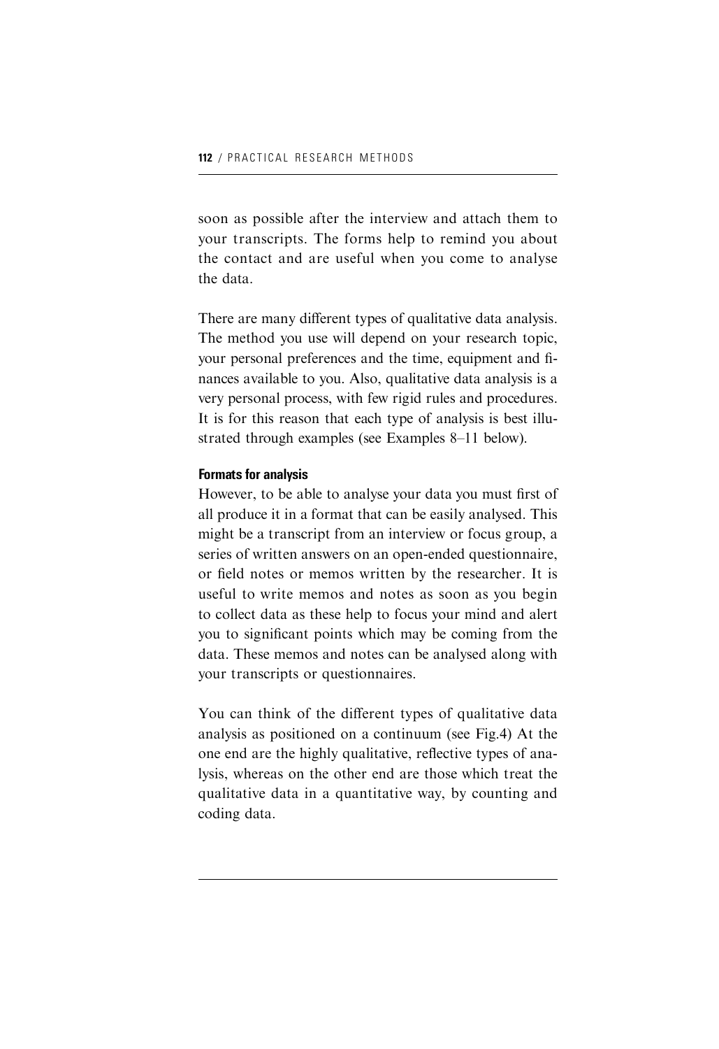soon as possible after the interview and attach them to your transcripts. The forms help to remind you about the contact and are useful when you come to analyse the data.

There are many different types of qualitative data analysis. The method you use will depend on your research topic, your personal preferences and the time, equipment and finances available to you. Also, qualitative data analysis is a very personal process, with few rigid rules and procedures. It is for this reason that each type of analysis is best illustrated through examples (see Examples 8–11 below).

**Formats for analysis**

However, to be able to analyse your data you must first of all produce it in a format that can be easily analysed. This might be a transcript from an interview or focus group, a series of written answers on an open-ended questionnaire, or field notes or memos written by the researcher. It is useful to write memos and notes as soon as you begin to collect data as these help to focus your mind and alert you to significant points which may be coming from the data. These memos and notes can be analysed along with your transcripts or questionnaires.

You can think of the different types of qualitative data analysis as positioned on a continuum (see Fig.4) At the one end are the highly qualitative, reflective types of analysis, whereas on the other end are those which treat the qualitative data in a quantitative way, by counting and coding data.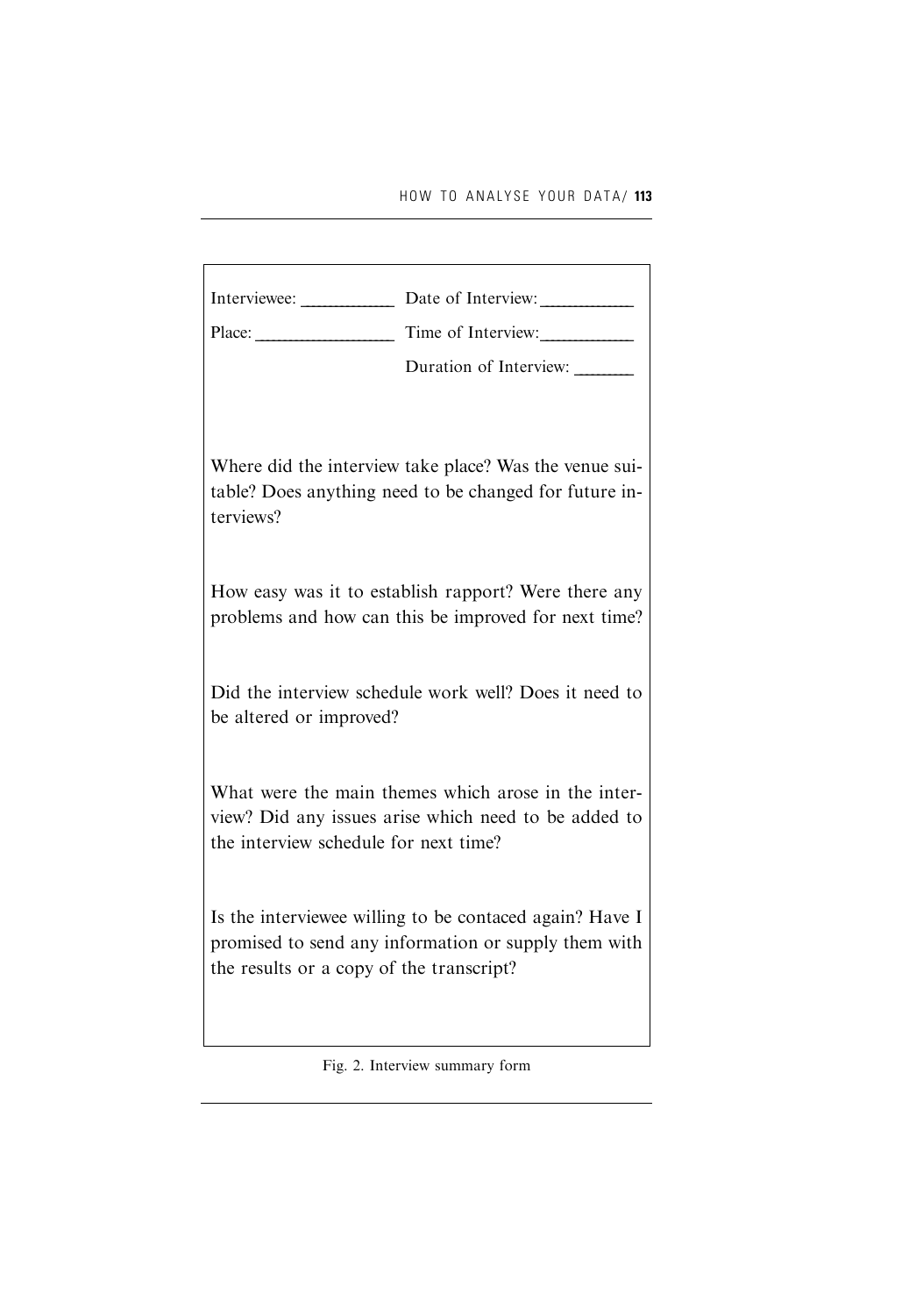Interviewee: ___________ Date of Interview: ___________

Place: _________________ Time of Interview: ___________

Duration of Interview: _______

Where did the interview take place? Was the venue suitable? Does anything need to be changed for future interviews?

How easy was it to establish rapport? Were there any problems and how can this be improved for next time?

Did the interview schedule work well? Does it need to be altered or improved?

What were the main themes which arose in the interview? Did any issues arise which need to be added to the interview schedule for next time?

Is the interviewee willing to be contaced again? Have I promised to send any information or supply them with the results or a copy of the transcript?

Fig. 2. Interview summary form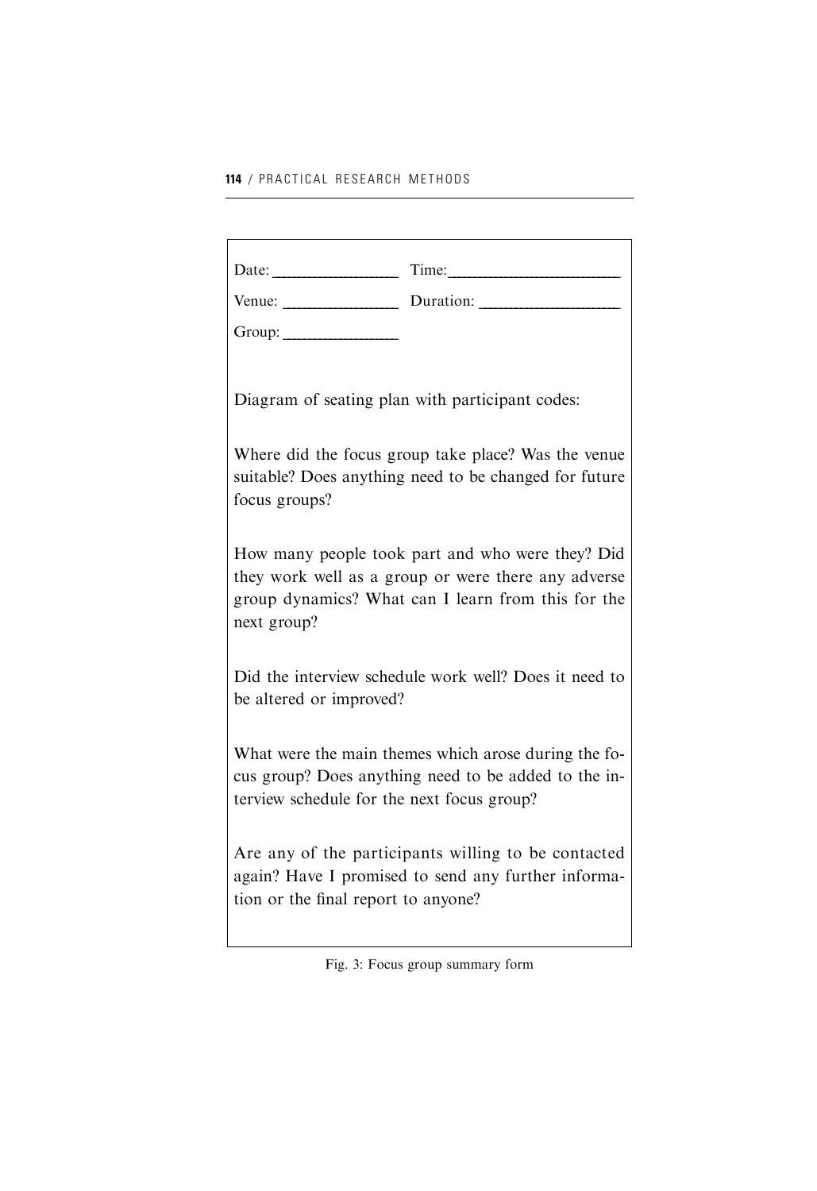Date: _________________ Time: _________________________

Venue: ________________ Duration: ___________________

Group: ________________

Diagram of seating plan with participant codes:

Where did the focus group take place? Was the venue suitable? Does anything need to be changed for future focus groups?

How many people took part and who were they? Did they work well as a group or were there any adverse group dynamics? What can I learn from this for the next group?

Did the interview schedule work well? Does it need to be altered or improved?

What were the main themes which arose during the focus group? Does anything need to be added to the interview schedule for the next focus group?

Are any of the participants willing to be contacted again? Have I promised to send any further information or the final report to anyone?

Fig. 3: Focus group summary form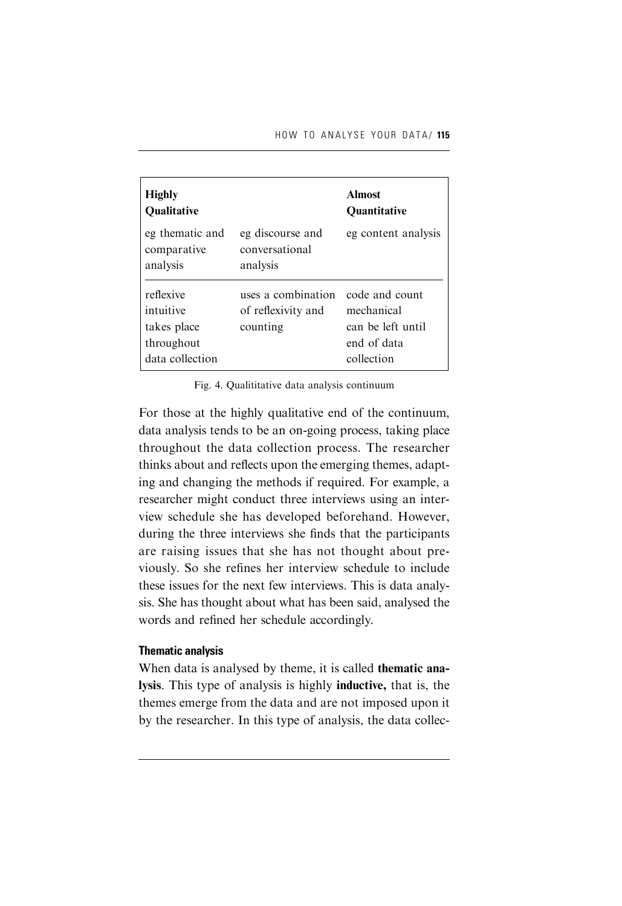| Highly Qualitative | | Almost Quantitative |
|---|---|---|
| eg thematic and comparative analysis | eg discourse and conversational analysis | eg content analysis |
| reflexive<br>intuitive<br>takes place throughout data collection | uses a combination of reflexivity and counting | code and count<br>mechanical<br>can be left until end of data collection |

Fig. 4. Qualititative data analysis continuum

For those at the highly qualitative end of the continuum, data analysis tends to be an on-going process, taking place throughout the data collection process. The researcher thinks about and reflects upon the emerging themes, adapting and changing the methods if required. For example, a researcher might conduct three interviews using an interview schedule she has developed beforehand. However, during the three interviews she finds that the participants are raising issues that she has not thought about previously. So she refines her interview schedule to include these issues for the next few interviews. This is data analysis. She has thought about what has been said, analysed the words and refined her schedule accordingly.

#### Thematic analysis

When data is analysed by theme, it is called **thematic analysis**. This type of analysis is highly **inductive,** that is, the themes emerge from the data and are not imposed upon it by the researcher. In this type of analysis, the data collec-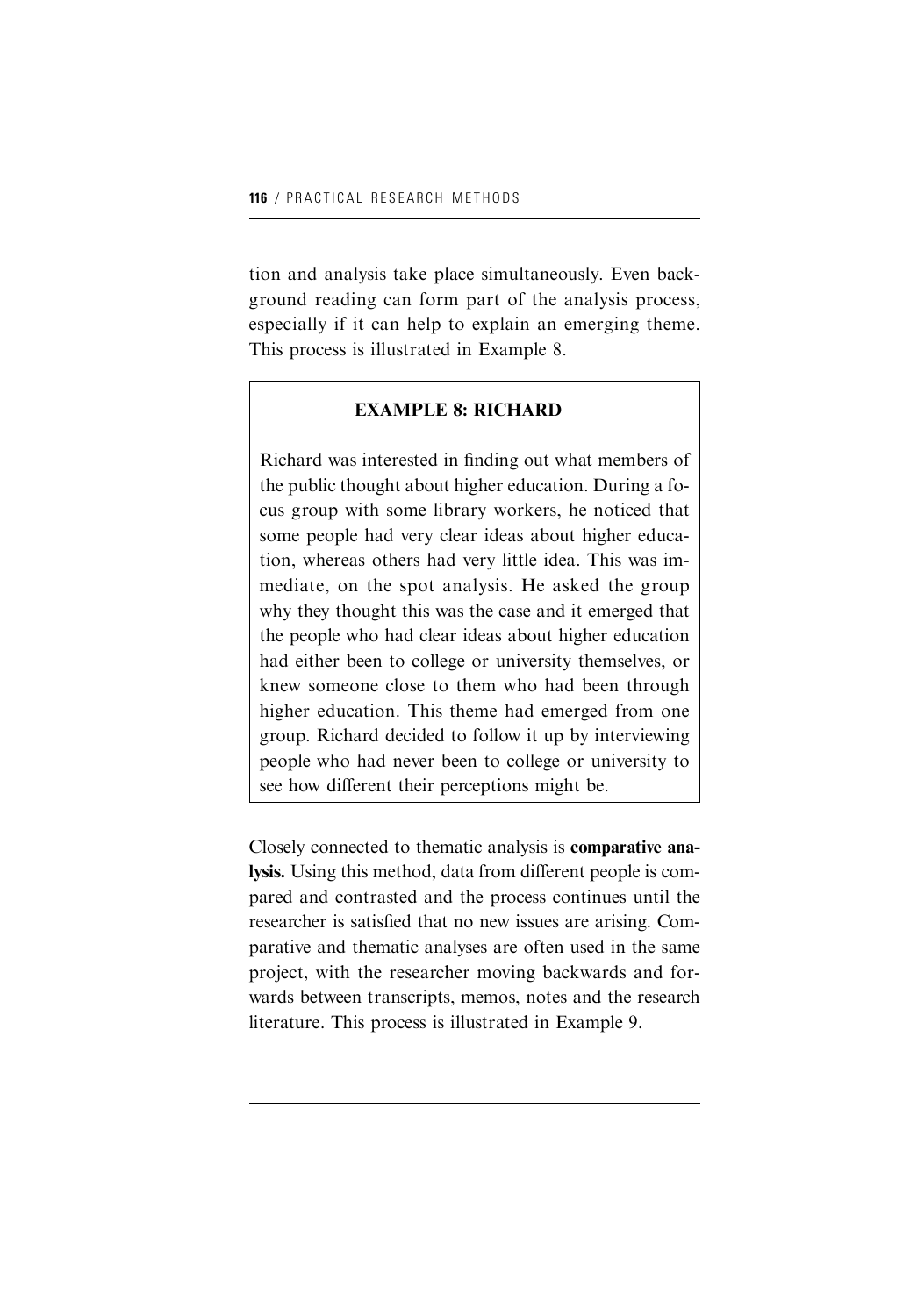tion and analysis take place simultaneously. Even background reading can form part of the analysis process, especially if it can help to explain an emerging theme. This process is illustrated in Example 8.

> **EXAMPLE 8: RICHARD**
>
> Richard was interested in finding out what members of the public thought about higher education. During a focus group with some library workers, he noticed that some people had very clear ideas about higher education, whereas others had very little idea. This was immediate, on the spot analysis. He asked the group why they thought this was the case and it emerged that the people who had clear ideas about higher education had either been to college or university themselves, or knew someone close to them who had been through higher education. This theme had emerged from one group. Richard decided to follow it up by interviewing people who had never been to college or university to see how different their perceptions might be.

Closely connected to thematic analysis is **comparative analysis.** Using this method, data from different people is compared and contrasted and the process continues until the researcher is satisfied that no new issues are arising. Comparative and thematic analyses are often used in the same project, with the researcher moving backwards and forwards between transcripts, memos, notes and the research literature. This process is illustrated in Example 9.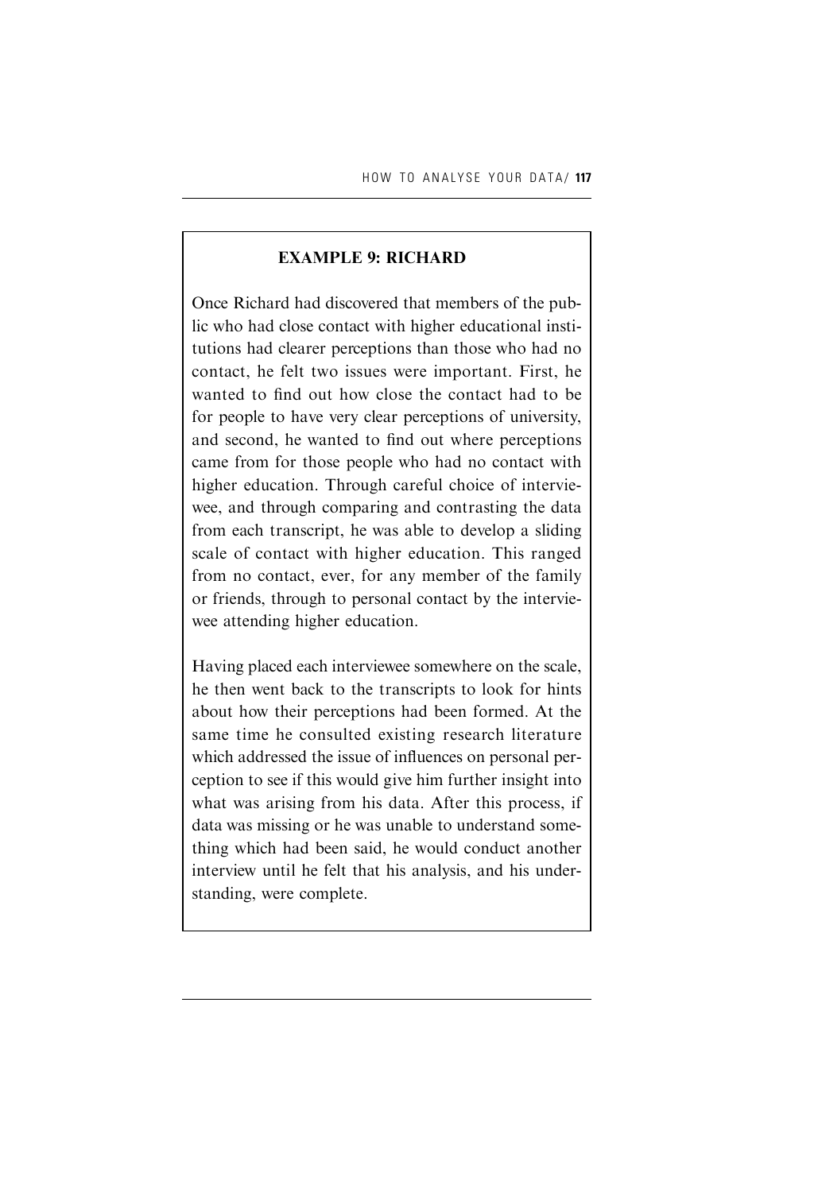**EXAMPLE 9: RICHARD**

Once Richard had discovered that members of the public who had close contact with higher educational institutions had clearer perceptions than those who had no contact, he felt two issues were important. First, he wanted to find out how close the contact had to be for people to have very clear perceptions of university, and second, he wanted to find out where perceptions came from for those people who had no contact with higher education. Through careful choice of interviewee, and through comparing and contrasting the data from each transcript, he was able to develop a sliding scale of contact with higher education. This ranged from no contact, ever, for any member of the family or friends, through to personal contact by the interviewee attending higher education.

Having placed each interviewee somewhere on the scale, he then went back to the transcripts to look for hints about how their perceptions had been formed. At the same time he consulted existing research literature which addressed the issue of influences on personal perception to see if this would give him further insight into what was arising from his data. After this process, if data was missing or he was unable to understand something which had been said, he would conduct another interview until he felt that his analysis, and his understanding, were complete.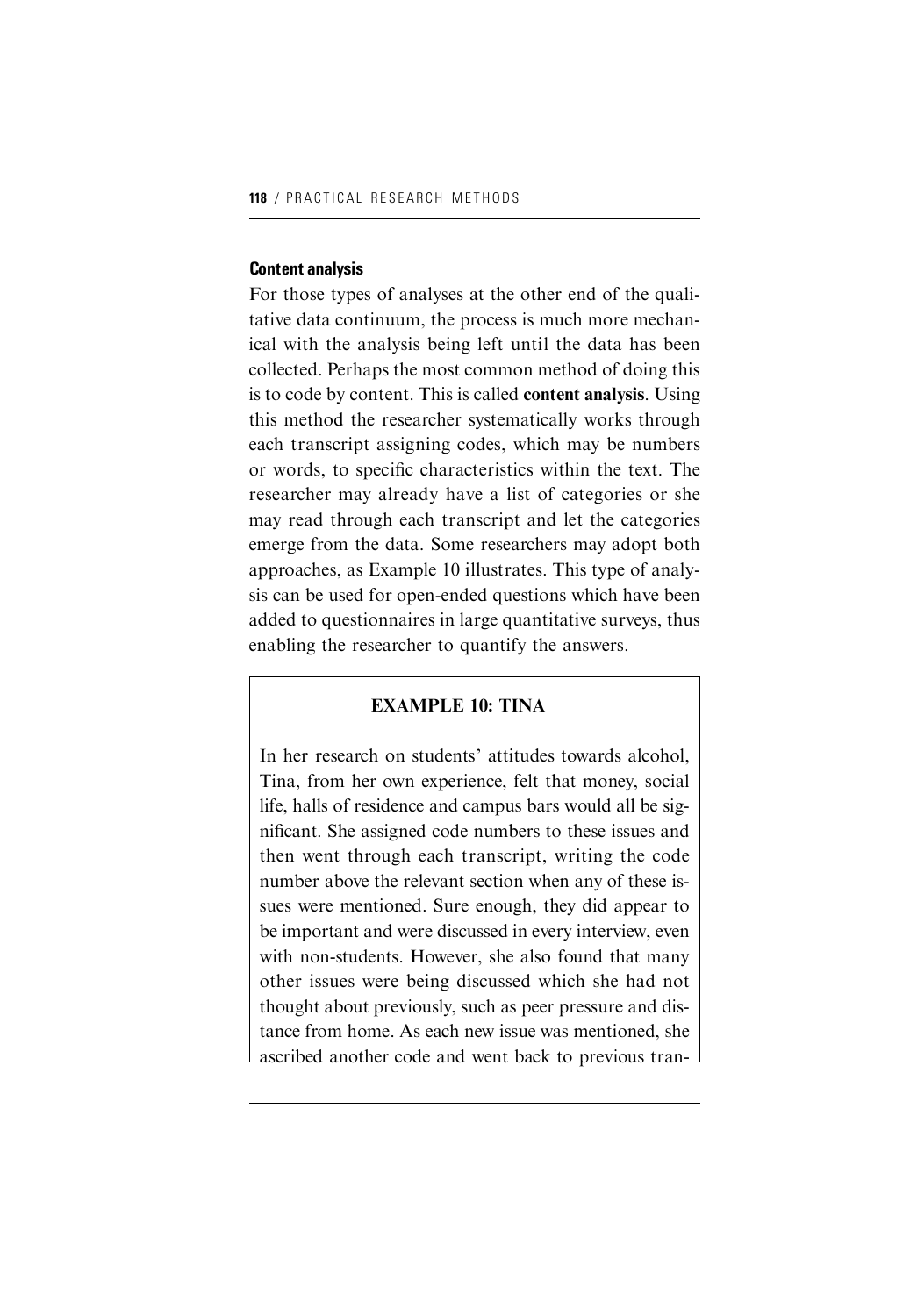### Content analysis

For those types of analyses at the other end of the qualitative data continuum, the process is much more mechanical with the analysis being left until the data has been collected. Perhaps the most common method of doing this is to code by content. This is called **content analysis**. Using this method the researcher systematically works through each transcript assigning codes, which may be numbers or words, to specific characteristics within the text. The researcher may already have a list of categories or she may read through each transcript and let the categories emerge from the data. Some researchers may adopt both approaches, as Example 10 illustrates. This type of analysis can be used for open-ended questions which have been added to questionnaires in large quantitative surveys, thus enabling the researcher to quantify the answers.

**EXAMPLE 10: TINA**

In her research on students' attitudes towards alcohol, Tina, from her own experience, felt that money, social life, halls of residence and campus bars would all be significant. She assigned code numbers to these issues and then went through each transcript, writing the code number above the relevant section when any of these issues were mentioned. Sure enough, they did appear to be important and were discussed in every interview, even with non-students. However, she also found that many other issues were being discussed which she had not thought about previously, such as peer pressure and distance from home. As each new issue was mentioned, she ascribed another code and went back to previous tran-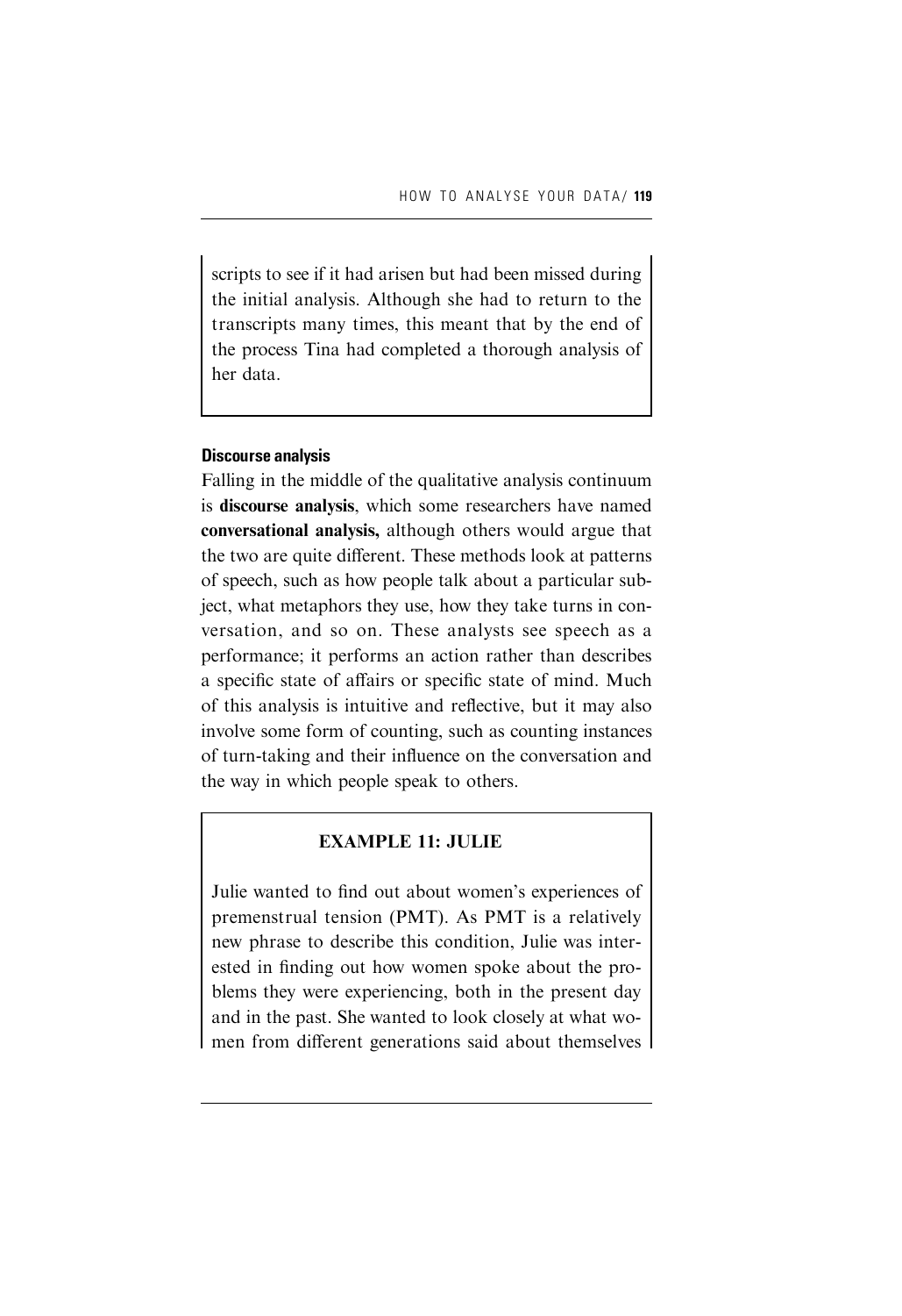scripts to see if it had arisen but had been missed during the initial analysis. Although she had to return to the transcripts many times, this meant that by the end of the process Tina had completed a thorough analysis of her data.

### Discourse analysis

Falling in the middle of the qualitative analysis continuum is **discourse analysis**, which some researchers have named **conversational analysis,** although others would argue that the two are quite different. These methods look at patterns of speech, such as how people talk about a particular subject, what metaphors they use, how they take turns in conversation, and so on. These analysts see speech as a performance; it performs an action rather than describes a specific state of affairs or specific state of mind. Much of this analysis is intuitive and reflective, but it may also involve some form of counting, such as counting instances of turn-taking and their influence on the conversation and the way in which people speak to others.

**EXAMPLE 11: JULIE**

Julie wanted to find out about women's experiences of premenstrual tension (PMT). As PMT is a relatively new phrase to describe this condition, Julie was interested in finding out how women spoke about the problems they were experiencing, both in the present day and in the past. She wanted to look closely at what women from different generations said about themselves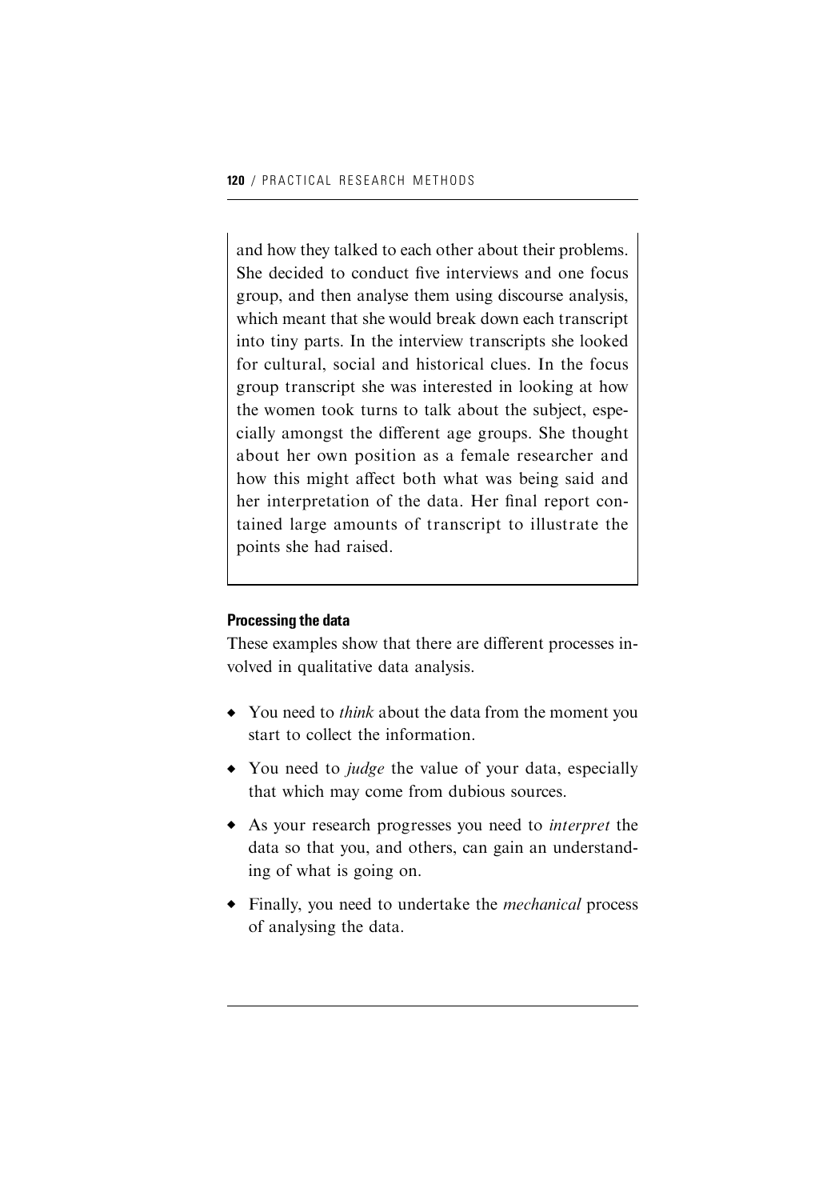and how they talked to each other about their problems. She decided to conduct five interviews and one focus group, and then analyse them using discourse analysis, which meant that she would break down each transcript into tiny parts. In the interview transcripts she looked for cultural, social and historical clues. In the focus group transcript she was interested in looking at how the women took turns to talk about the subject, especially amongst the different age groups. She thought about her own position as a female researcher and how this might affect both what was being said and her interpretation of the data. Her final report contained large amounts of transcript to illustrate the points she had raised.

### Processing the data

These examples show that there are different processes involved in qualitative data analysis.

- You need to *think* about the data from the moment you start to collect the information.
- You need to *judge* the value of your data, especially that which may come from dubious sources.
- As your research progresses you need to *interpret* the data so that you, and others, can gain an understanding of what is going on.
- Finally, you need to undertake the *mechanical* process of analysing the data.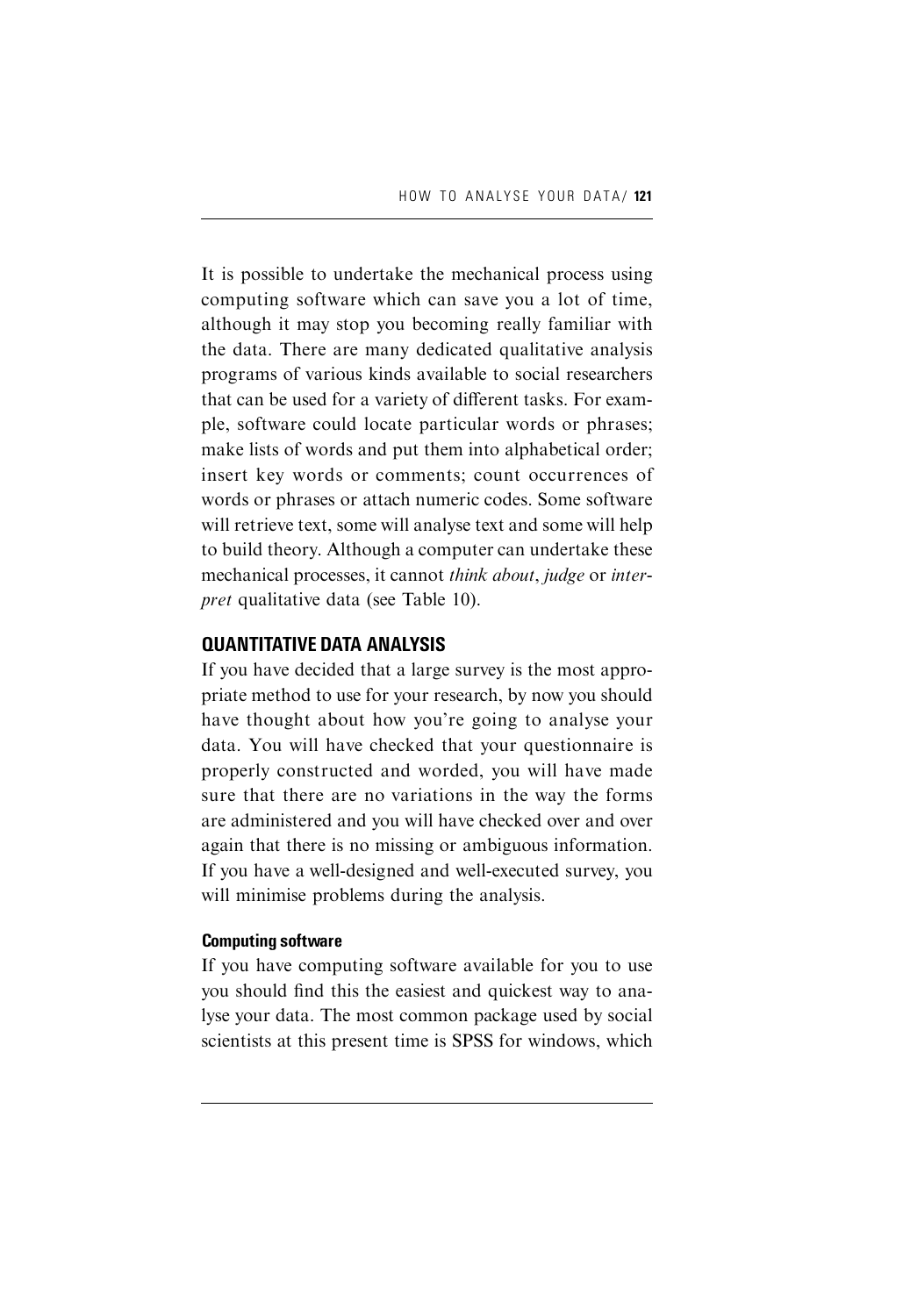It is possible to undertake the mechanical process using computing software which can save you a lot of time, although it may stop you becoming really familiar with the data. There are many dedicated qualitative analysis programs of various kinds available to social researchers that can be used for a variety of different tasks. For example, software could locate particular words or phrases; make lists of words and put them into alphabetical order; insert key words or comments; count occurrences of words or phrases or attach numeric codes. Some software will retrieve text, some will analyse text and some will help to build theory. Although a computer can undertake these mechanical processes, it cannot *think about*, *judge* or *interpret* qualitative data (see Table 10).

## QUANTITATIVE DATA ANALYSIS

If you have decided that a large survey is the most appropriate method to use for your research, by now you should have thought about how you're going to analyse your data. You will have checked that your questionnaire is properly constructed and worded, you will have made sure that there are no variations in the way the forms are administered and you will have checked over and over again that there is no missing or ambiguous information. If you have a well-designed and well-executed survey, you will minimise problems during the analysis.

### Computing software

If you have computing software available for you to use you should find this the easiest and quickest way to analyse your data. The most common package used by social scientists at this present time is SPSS for windows, which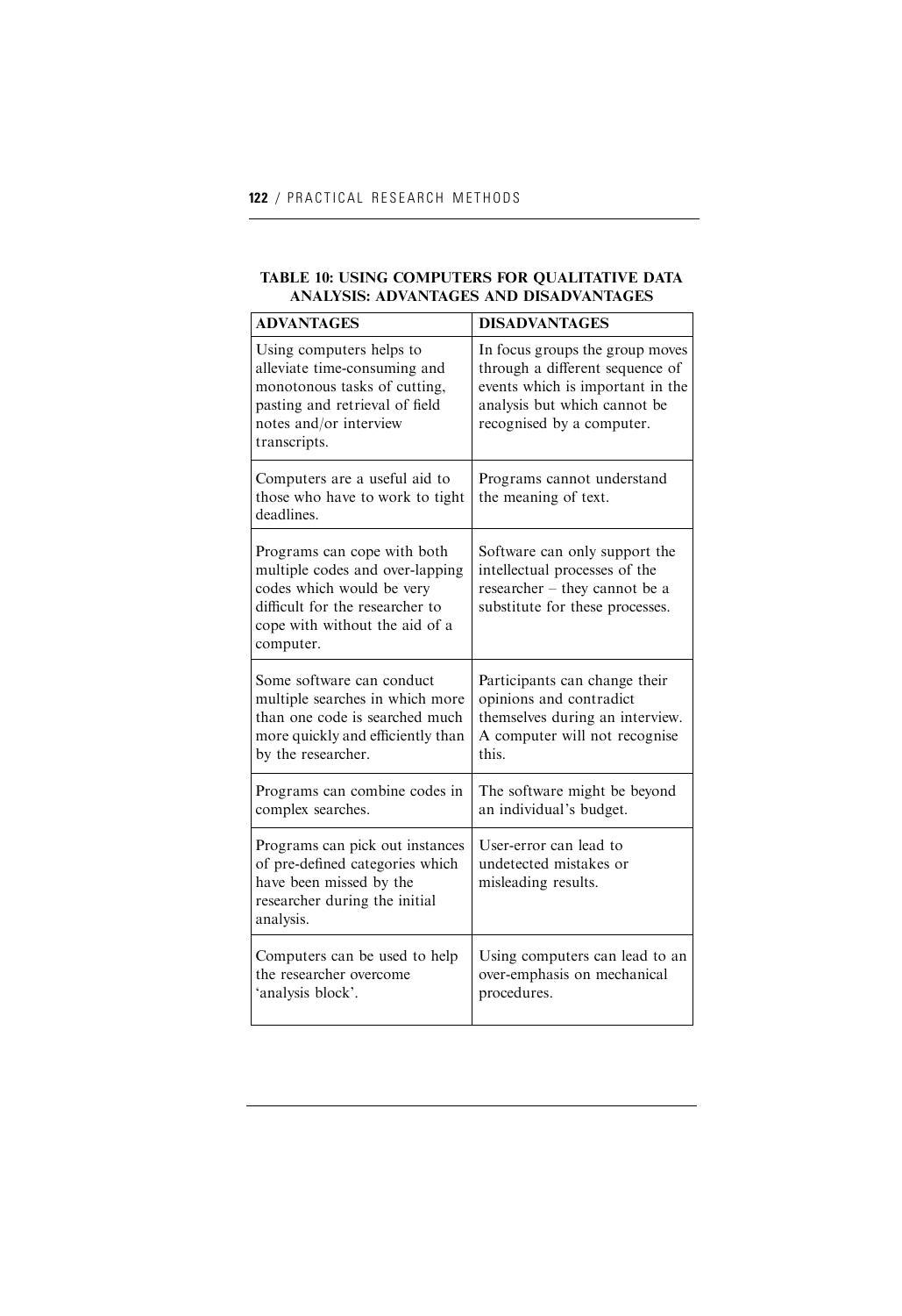**TABLE 10: USING COMPUTERS FOR QUALITATIVE DATA ANALYSIS: ADVANTAGES AND DISADVANTAGES**

| ADVANTAGES | DISADVANTAGES |
|---|---|
| Using computers helps to alleviate time-consuming and monotonous tasks of cutting, pasting and retrieval of field notes and/or interview transcripts. | In focus groups the group moves through a different sequence of events which is important in the analysis but which cannot be recognised by a computer. |
| Computers are a useful aid to those who have to work to tight deadlines. | Programs cannot understand the meaning of text. |
| Programs can cope with both multiple codes and over-lapping codes which would be very difficult for the researcher to cope with without the aid of a computer. | Software can only support the intellectual processes of the researcher – they cannot be a substitute for these processes. |
| Some software can conduct multiple searches in which more than one code is searched much more quickly and efficiently than by the researcher. | Participants can change their opinions and contradict themselves during an interview. A computer will not recognise this. |
| Programs can combine codes in complex searches. | The software might be beyond an individual's budget. |
| Programs can pick out instances of pre-defined categories which have been missed by the researcher during the initial analysis. | User-error can lead to undetected mistakes or misleading results. |
| Computers can be used to help the researcher overcome 'analysis block'. | Using computers can lead to an over-emphasis on mechanical procedures. |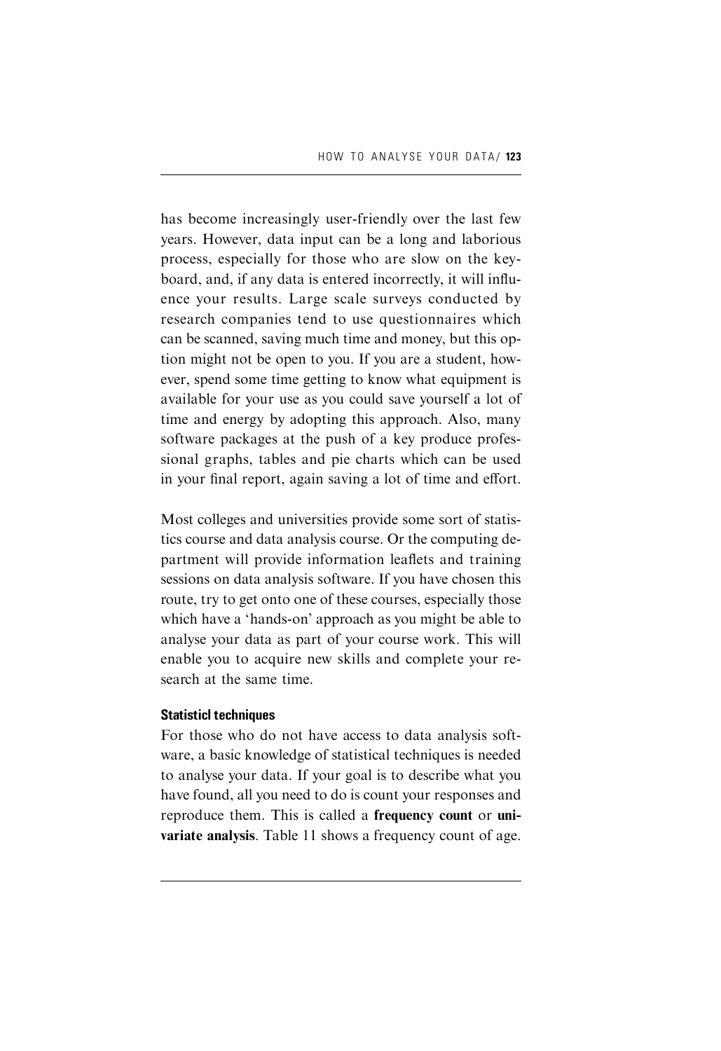has become increasingly user-friendly over the last few years. However, data input can be a long and laborious process, especially for those who are slow on the keyboard, and, if any data is entered incorrectly, it will influence your results. Large scale surveys conducted by research companies tend to use questionnaires which can be scanned, saving much time and money, but this option might not be open to you. If you are a student, however, spend some time getting to know what equipment is available for your use as you could save yourself a lot of time and energy by adopting this approach. Also, many software packages at the push of a key produce professional graphs, tables and pie charts which can be used in your final report, again saving a lot of time and effort.

Most colleges and universities provide some sort of statistics course and data analysis course. Or the computing department will provide information leaflets and training sessions on data analysis software. If you have chosen this route, try to get onto one of these courses, especially those which have a 'hands-on' approach as you might be able to analyse your data as part of your course work. This will enable you to acquire new skills and complete your research at the same time.

### Statisticl techniques

For those who do not have access to data analysis software, a basic knowledge of statistical techniques is needed to analyse your data. If your goal is to describe what you have found, all you need to do is count your responses and reproduce them. This is called a **frequency count** or **univariate analysis**. Table 11 shows a frequency count of age.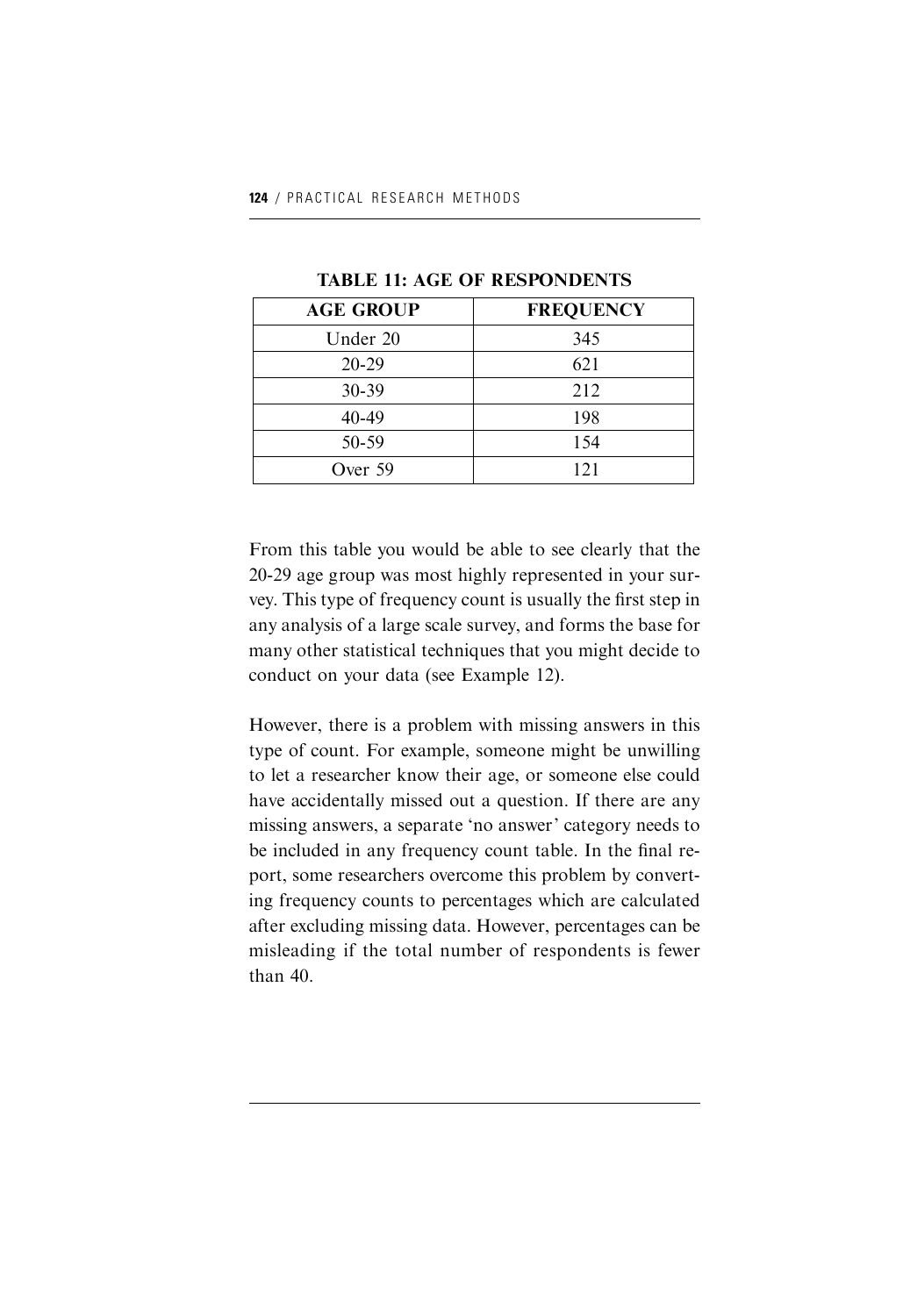**TABLE 11: AGE OF RESPONDENTS**

| AGE GROUP | FREQUENCY |
|---|---|
| Under 20 | 345 |
| 20-29 | 621 |
| 30-39 | 212 |
| 40-49 | 198 |
| 50-59 | 154 |
| Over 59 | 121 |

From this table you would be able to see clearly that the 20-29 age group was most highly represented in your survey. This type of frequency count is usually the first step in any analysis of a large scale survey, and forms the base for many other statistical techniques that you might decide to conduct on your data (see Example 12).

However, there is a problem with missing answers in this type of count. For example, someone might be unwilling to let a researcher know their age, or someone else could have accidentally missed out a question. If there are any missing answers, a separate 'no answer' category needs to be included in any frequency count table. In the final report, some researchers overcome this problem by converting frequency counts to percentages which are calculated after excluding missing data. However, percentages can be misleading if the total number of respondents is fewer than 40.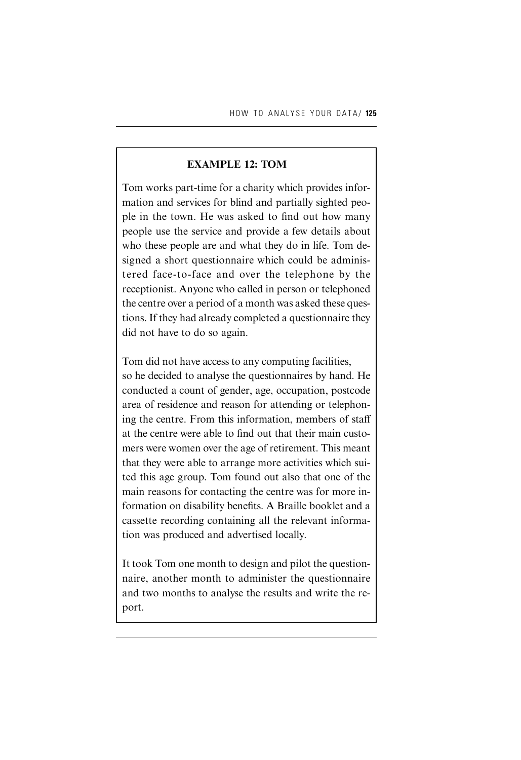### EXAMPLE 12: TOM

Tom works part-time for a charity which provides information and services for blind and partially sighted people in the town. He was asked to find out how many people use the service and provide a few details about who these people are and what they do in life. Tom designed a short questionnaire which could be administered face-to-face and over the telephone by the receptionist. Anyone who called in person or telephoned the centre over a period of a month was asked these questions. If they had already completed a questionnaire they did not have to do so again.

Tom did not have access to any computing facilities, so he decided to analyse the questionnaires by hand. He conducted a count of gender, age, occupation, postcode area of residence and reason for attending or telephoning the centre. From this information, members of staff at the centre were able to find out that their main customers were women over the age of retirement. This meant that they were able to arrange more activities which suited this age group. Tom found out also that one of the main reasons for contacting the centre was for more information on disability benefits. A Braille booklet and a cassette recording containing all the relevant information was produced and advertised locally.

It took Tom one month to design and pilot the questionnaire, another month to administer the questionnaire and two months to analyse the results and write the report.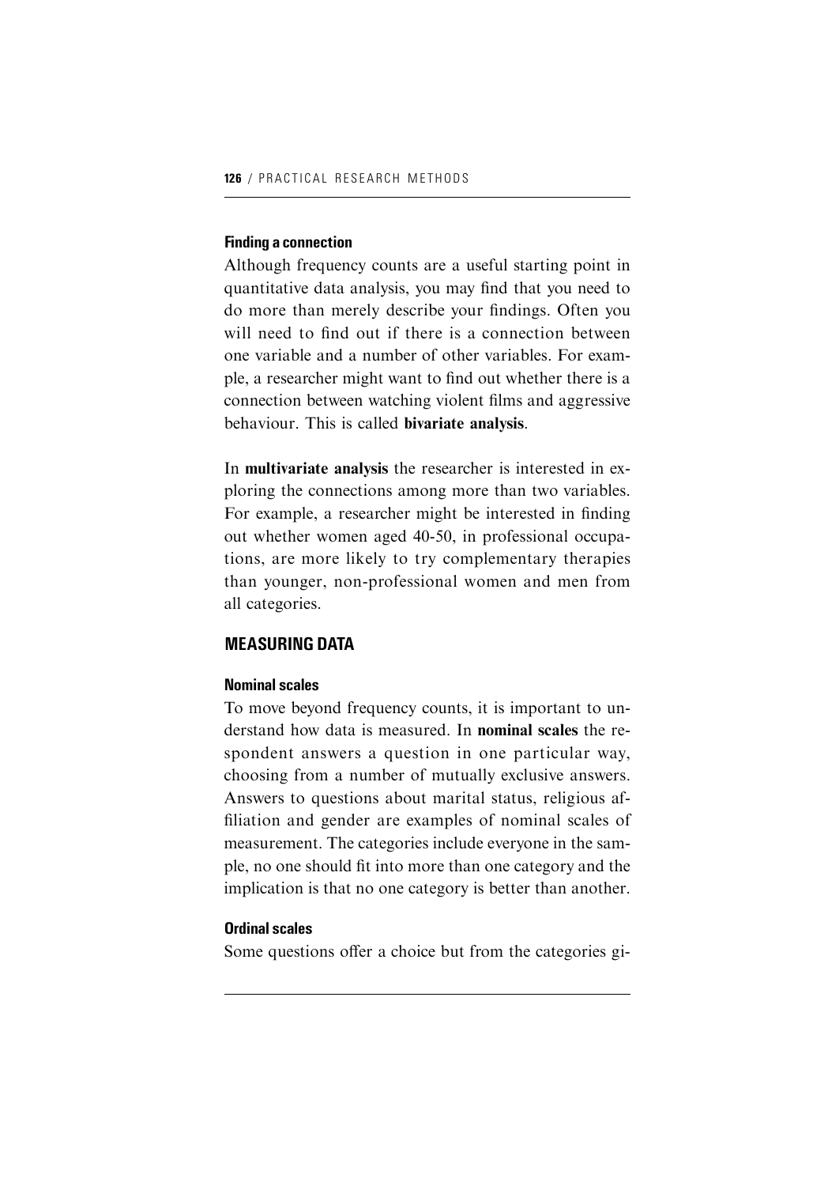### Finding a connection

Although frequency counts are a useful starting point in quantitative data analysis, you may find that you need to do more than merely describe your findings. Often you will need to find out if there is a connection between one variable and a number of other variables. For example, a researcher might want to find out whether there is a connection between watching violent films and aggressive behaviour. This is called **bivariate analysis**.

In **multivariate analysis** the researcher is interested in exploring the connections among more than two variables. For example, a researcher might be interested in finding out whether women aged 40-50, in professional occupations, are more likely to try complementary therapies than younger, non-professional women and men from all categories.

## MEASURING DATA

### Nominal scales

To move beyond frequency counts, it is important to understand how data is measured. In **nominal scales** the respondent answers a question in one particular way, choosing from a number of mutually exclusive answers. Answers to questions about marital status, religious affiliation and gender are examples of nominal scales of measurement. The categories include everyone in the sample, no one should fit into more than one category and the implication is that no one category is better than another.

### Ordinal scales

Some questions offer a choice but from the categories gi-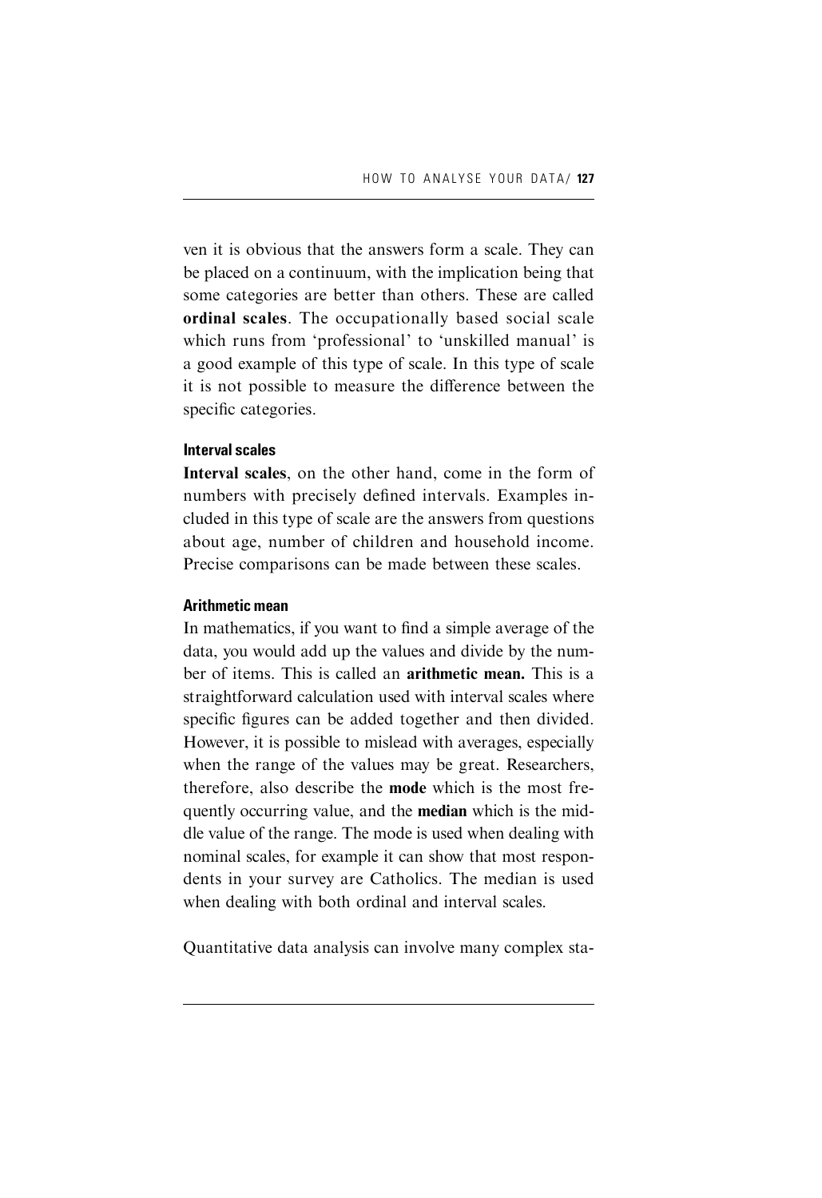ven it is obvious that the answers form a scale. They can be placed on a continuum, with the implication being that some categories are better than others. These are called **ordinal scales**. The occupationally based social scale which runs from 'professional' to 'unskilled manual' is a good example of this type of scale. In this type of scale it is not possible to measure the difference between the specific categories.

#### Interval scales

**Interval scales**, on the other hand, come in the form of numbers with precisely defined intervals. Examples included in this type of scale are the answers from questions about age, number of children and household income. Precise comparisons can be made between these scales.

#### Arithmetic mean

In mathematics, if you want to find a simple average of the data, you would add up the values and divide by the number of items. This is called an **arithmetic mean.** This is a straightforward calculation used with interval scales where specific figures can be added together and then divided. However, it is possible to mislead with averages, especially when the range of the values may be great. Researchers, therefore, also describe the **mode** which is the most frequently occurring value, and the **median** which is the middle value of the range. The mode is used when dealing with nominal scales, for example it can show that most respondents in your survey are Catholics. The median is used when dealing with both ordinal and interval scales.

Quantitative data analysis can involve many complex sta-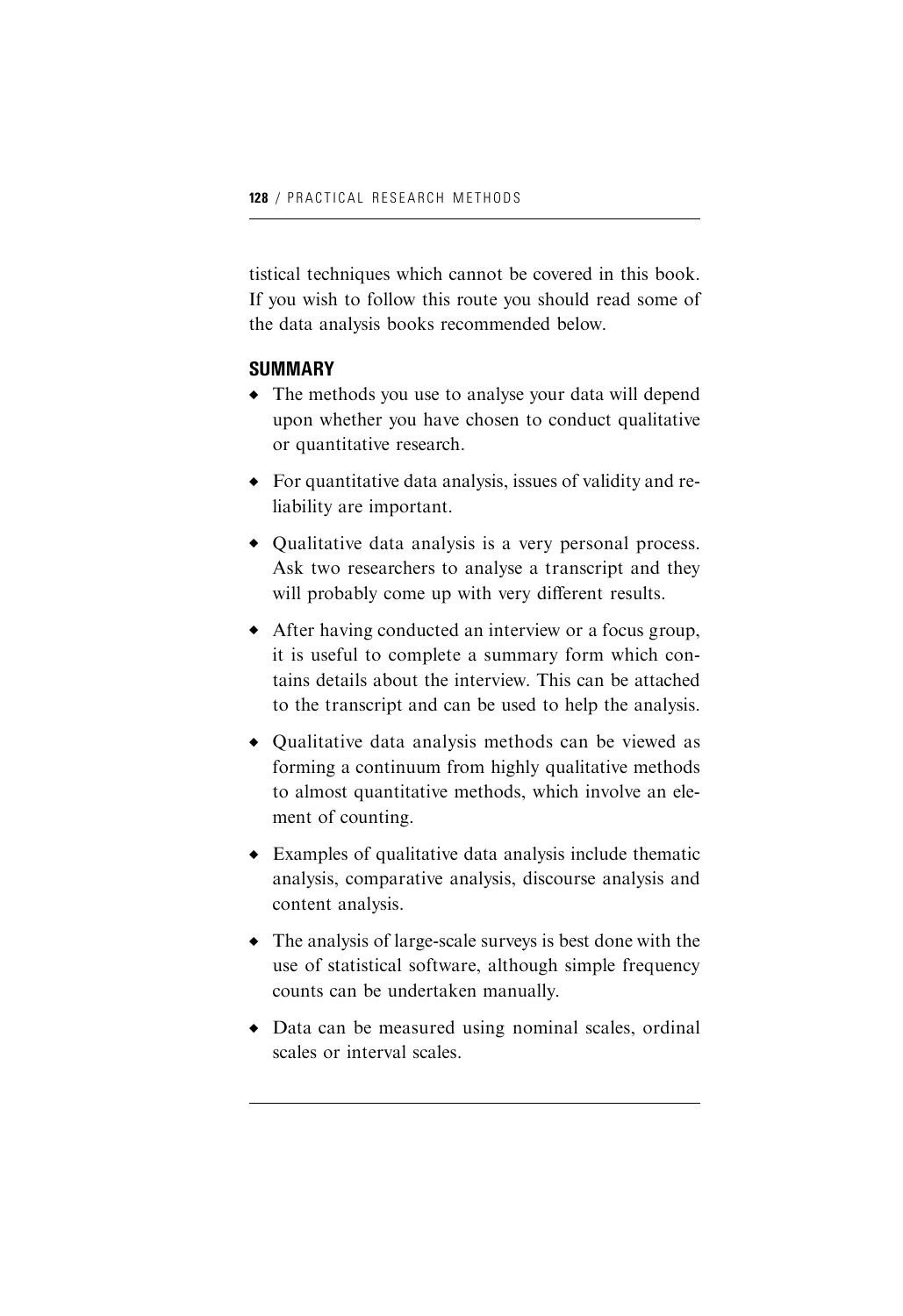tistical techniques which cannot be covered in this book. If you wish to follow this route you should read some of the data analysis books recommended below.

## SUMMARY

- The methods you use to analyse your data will depend upon whether you have chosen to conduct qualitative or quantitative research.
- For quantitative data analysis, issues of validity and reliability are important.
- Qualitative data analysis is a very personal process. Ask two researchers to analyse a transcript and they will probably come up with very different results.
- After having conducted an interview or a focus group, it is useful to complete a summary form which contains details about the interview. This can be attached to the transcript and can be used to help the analysis.
- Qualitative data analysis methods can be viewed as forming a continuum from highly qualitative methods to almost quantitative methods, which involve an element of counting.
- Examples of qualitative data analysis include thematic analysis, comparative analysis, discourse analysis and content analysis.
- The analysis of large-scale surveys is best done with the use of statistical software, although simple frequency counts can be undertaken manually.
- Data can be measured using nominal scales, ordinal scales or interval scales.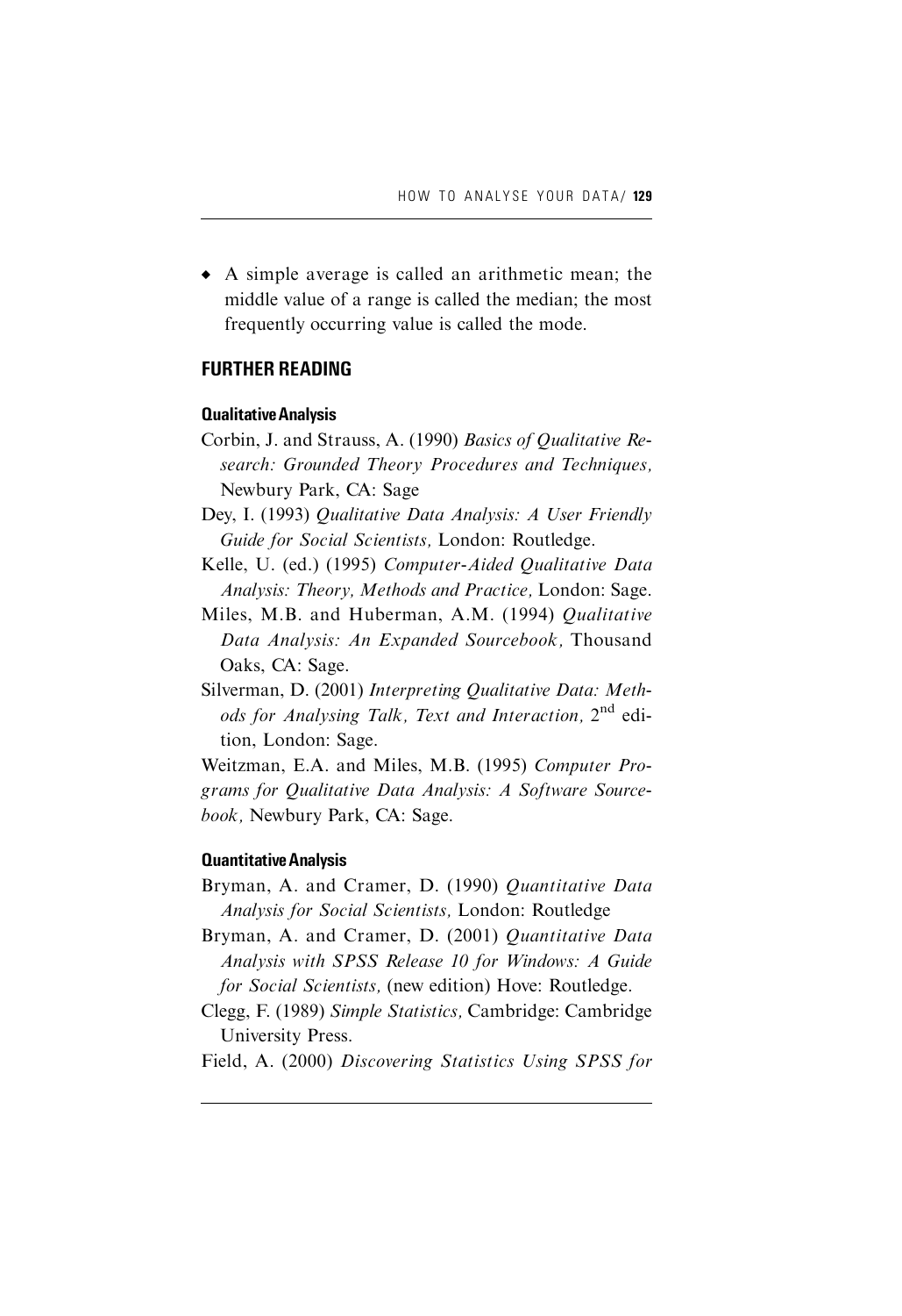- A simple average is called an arithmetic mean; the middle value of a range is called the median; the most frequently occurring value is called the mode.

## FURTHER READING

### Qualitative Analysis

Corbin, J. and Strauss, A. (1990) *Basics of Qualitative Research: Grounded Theory Procedures and Techniques,* Newbury Park, CA: Sage

Dey, I. (1993) *Qualitative Data Analysis: A User Friendly Guide for Social Scientists,* London: Routledge.

Kelle, U. (ed.) (1995) *Computer-Aided Qualitative Data Analysis: Theory, Methods and Practice,* London: Sage.

Miles, M.B. and Huberman, A.M. (1994) *Qualitative Data Analysis: An Expanded Sourcebook,* Thousand Oaks, CA: Sage.

Silverman, D. (2001) *Interpreting Qualitative Data: Methods for Analysing Talk, Text and Interaction,* 2nd edition, London: Sage.

Weitzman, E.A. and Miles, M.B. (1995) *Computer Programs for Qualitative Data Analysis: A Software Sourcebook,* Newbury Park, CA: Sage.

### Quantitative Analysis

Bryman, A. and Cramer, D. (1990) *Quantitative Data Analysis for Social Scientists,* London: Routledge

Bryman, A. and Cramer, D. (2001) *Quantitative Data Analysis with SPSS Release 10 for Windows: A Guide for Social Scientists,* (new edition) Hove: Routledge.

Clegg, F. (1989) *Simple Statistics,* Cambridge: Cambridge University Press.

Field, A. (2000) *Discovering Statistics Using SPSS for*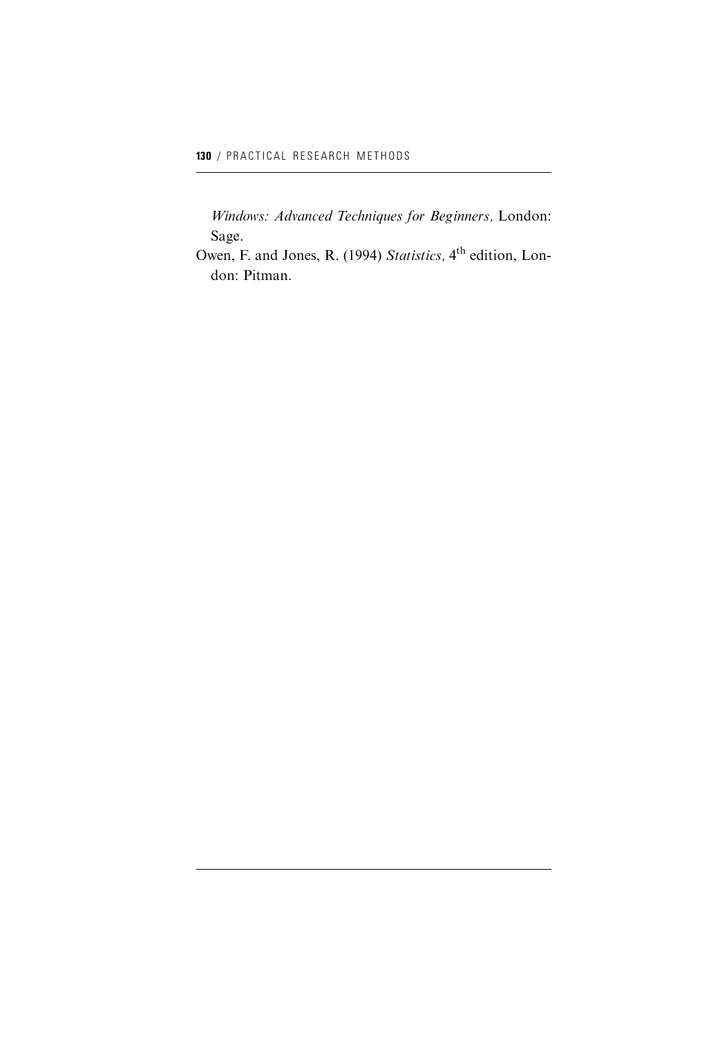*Windows: Advanced Techniques for Beginners,* London: Sage.

Owen, F. and Jones, R. (1994) *Statistics,* $4^{th}$ edition, London: Pitman.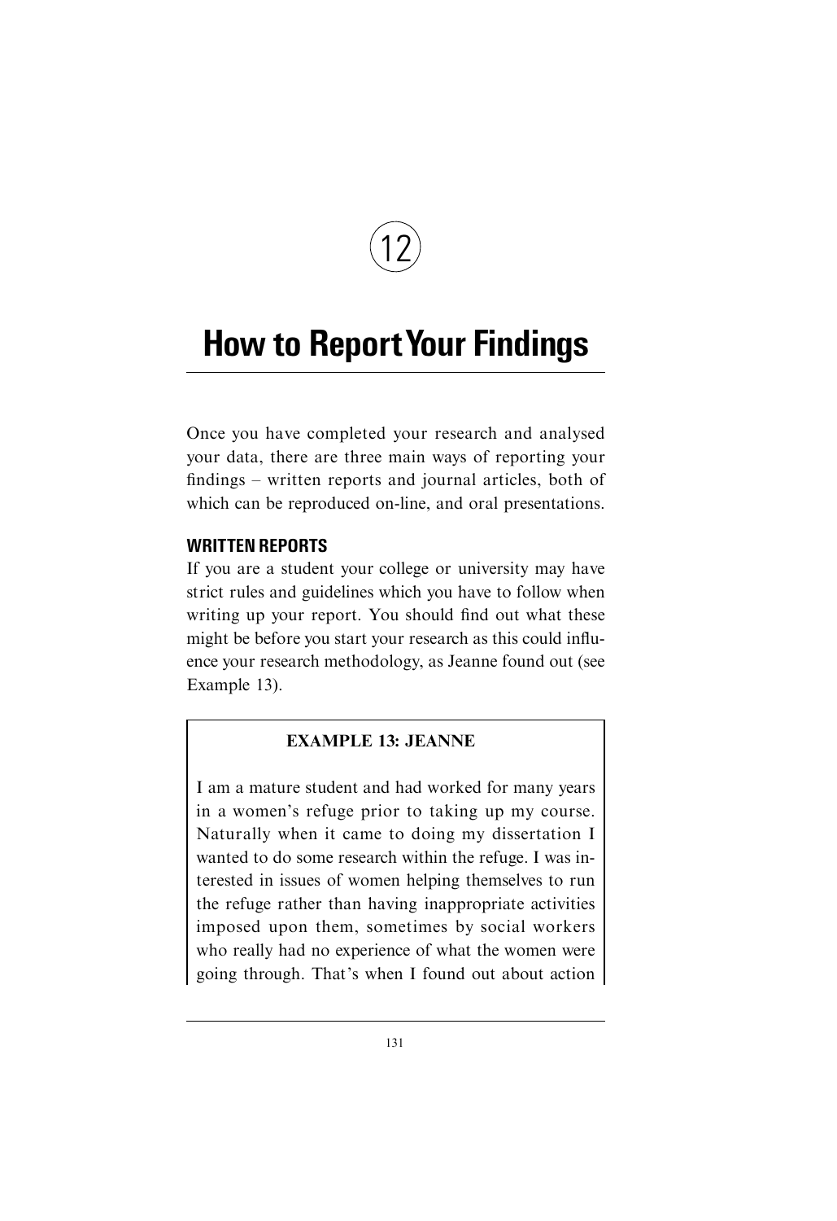# 12

# How to Report Your Findings

Once you have completed your research and analysed your data, there are three main ways of reporting your findings – written reports and journal articles, both of which can be reproduced on-line, and oral presentations.

## WRITTEN REPORTS

If you are a student your college or university may have strict rules and guidelines which you have to follow when writing up your report. You should find out what these might be before you start your research as this could influence your research methodology, as Jeanne found out (see Example 13).

> **EXAMPLE 13: JEANNE**
>
> I am a mature student and had worked for many years in a women's refuge prior to taking up my course. Naturally when it came to doing my dissertation I wanted to do some research within the refuge. I was interested in issues of women helping themselves to run the refuge rather than having inappropriate activities imposed upon them, sometimes by social workers who really had no experience of what the women were going through. That's when I found out about action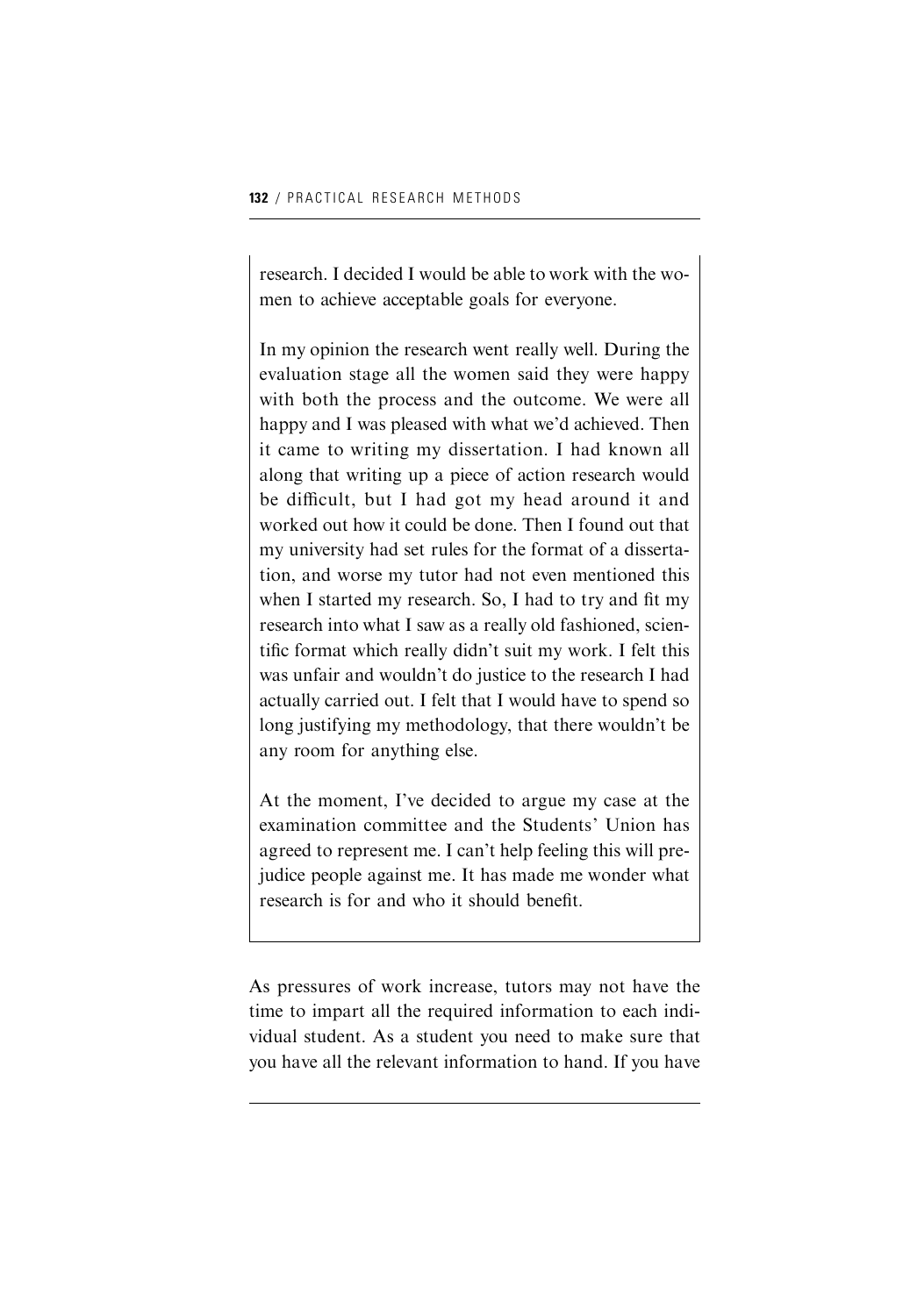research. I decided I would be able to work with the women to achieve acceptable goals for everyone.

In my opinion the research went really well. During the evaluation stage all the women said they were happy with both the process and the outcome. We were all happy and I was pleased with what we'd achieved. Then it came to writing my dissertation. I had known all along that writing up a piece of action research would be difficult, but I had got my head around it and worked out how it could be done. Then I found out that my university had set rules for the format of a dissertation, and worse my tutor had not even mentioned this when I started my research. So, I had to try and fit my research into what I saw as a really old fashioned, scientific format which really didn't suit my work. I felt this was unfair and wouldn't do justice to the research I had actually carried out. I felt that I would have to spend so long justifying my methodology, that there wouldn't be any room for anything else.

At the moment, I've decided to argue my case at the examination committee and the Students' Union has agreed to represent me. I can't help feeling this will prejudice people against me. It has made me wonder what research is for and who it should benefit.

As pressures of work increase, tutors may not have the time to impart all the required information to each individual student. As a student you need to make sure that you have all the relevant information to hand. If you have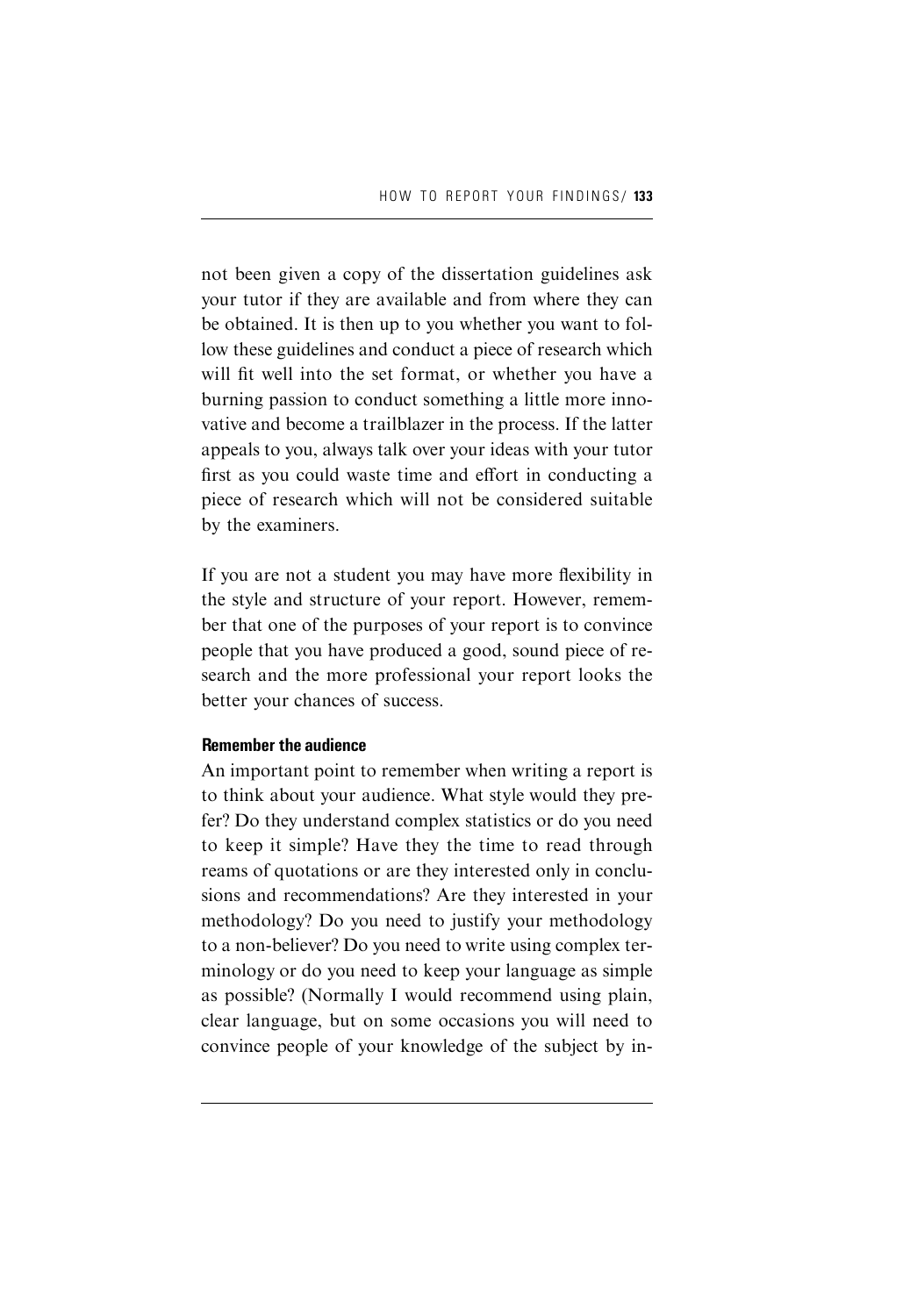not been given a copy of the dissertation guidelines ask your tutor if they are available and from where they can be obtained. It is then up to you whether you want to follow these guidelines and conduct a piece of research which will fit well into the set format, or whether you have a burning passion to conduct something a little more innovative and become a trailblazer in the process. If the latter appeals to you, always talk over your ideas with your tutor first as you could waste time and effort in conducting a piece of research which will not be considered suitable by the examiners.

If you are not a student you may have more flexibility in the style and structure of your report. However, remember that one of the purposes of your report is to convince people that you have produced a good, sound piece of research and the more professional your report looks the better your chances of success.

**Remember the audience**

An important point to remember when writing a report is to think about your audience. What style would they prefer? Do they understand complex statistics or do you need to keep it simple? Have they the time to read through reams of quotations or are they interested only in conclusions and recommendations? Are they interested in your methodology? Do you need to justify your methodology to a non-believer? Do you need to write using complex terminology or do you need to keep your language as simple as possible? (Normally I would recommend using plain, clear language, but on some occasions you will need to convince people of your knowledge of the subject by in-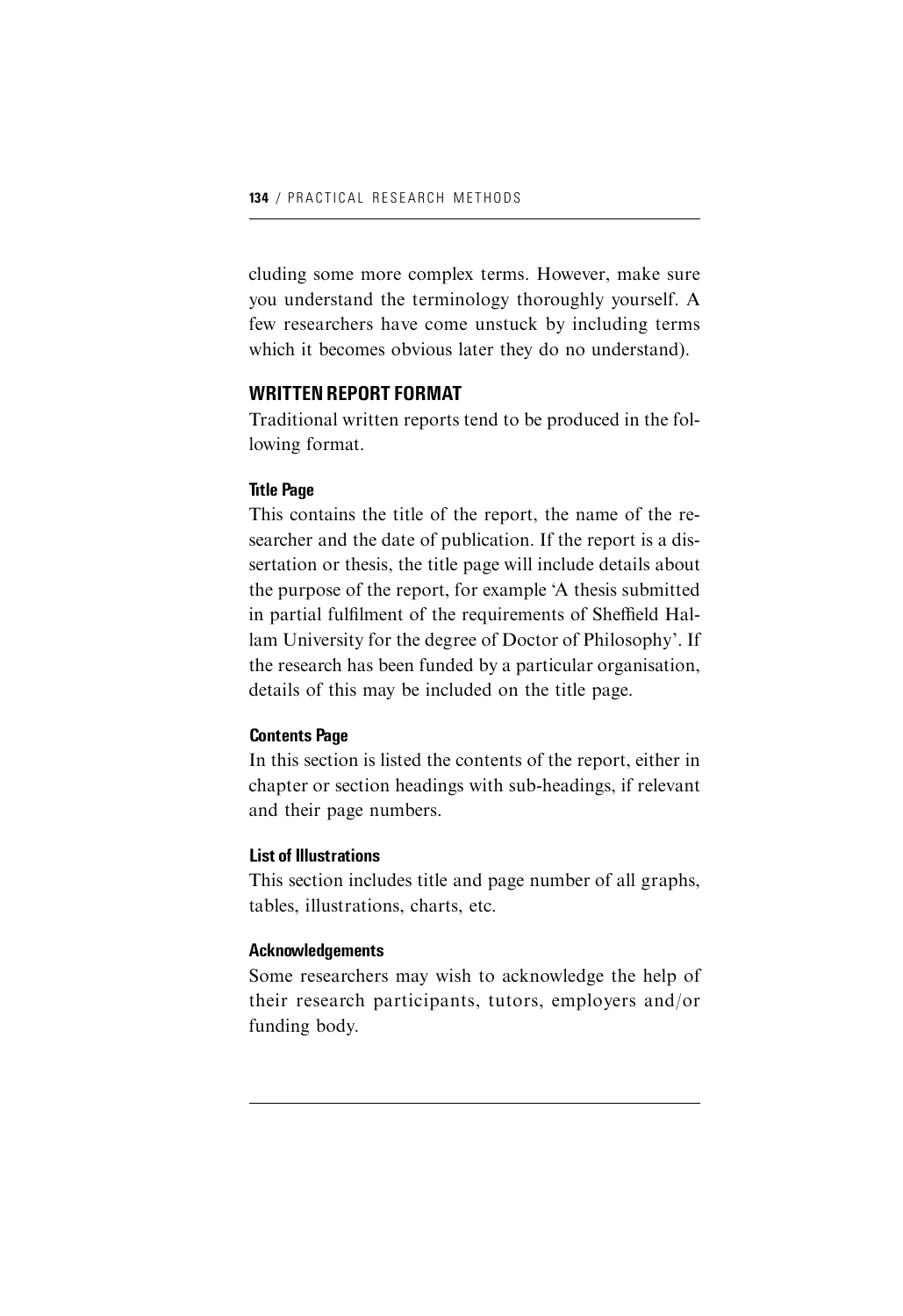cluding some more complex terms. However, make sure you understand the terminology thoroughly yourself. A few researchers have come unstuck by including terms which it becomes obvious later they do no understand).

## WRITTEN REPORT FORMAT

Traditional written reports tend to be produced in the following format.

### Title Page

This contains the title of the report, the name of the researcher and the date of publication. If the report is a dissertation or thesis, the title page will include details about the purpose of the report, for example 'A thesis submitted in partial fulfilment of the requirements of Sheffield Hallam University for the degree of Doctor of Philosophy'. If the research has been funded by a particular organisation, details of this may be included on the title page.

### Contents Page

In this section is listed the contents of the report, either in chapter or section headings with sub-headings, if relevant and their page numbers.

### List of Illustrations

This section includes title and page number of all graphs, tables, illustrations, charts, etc.

### Acknowledgements

Some researchers may wish to acknowledge the help of their research participants, tutors, employers and/or funding body.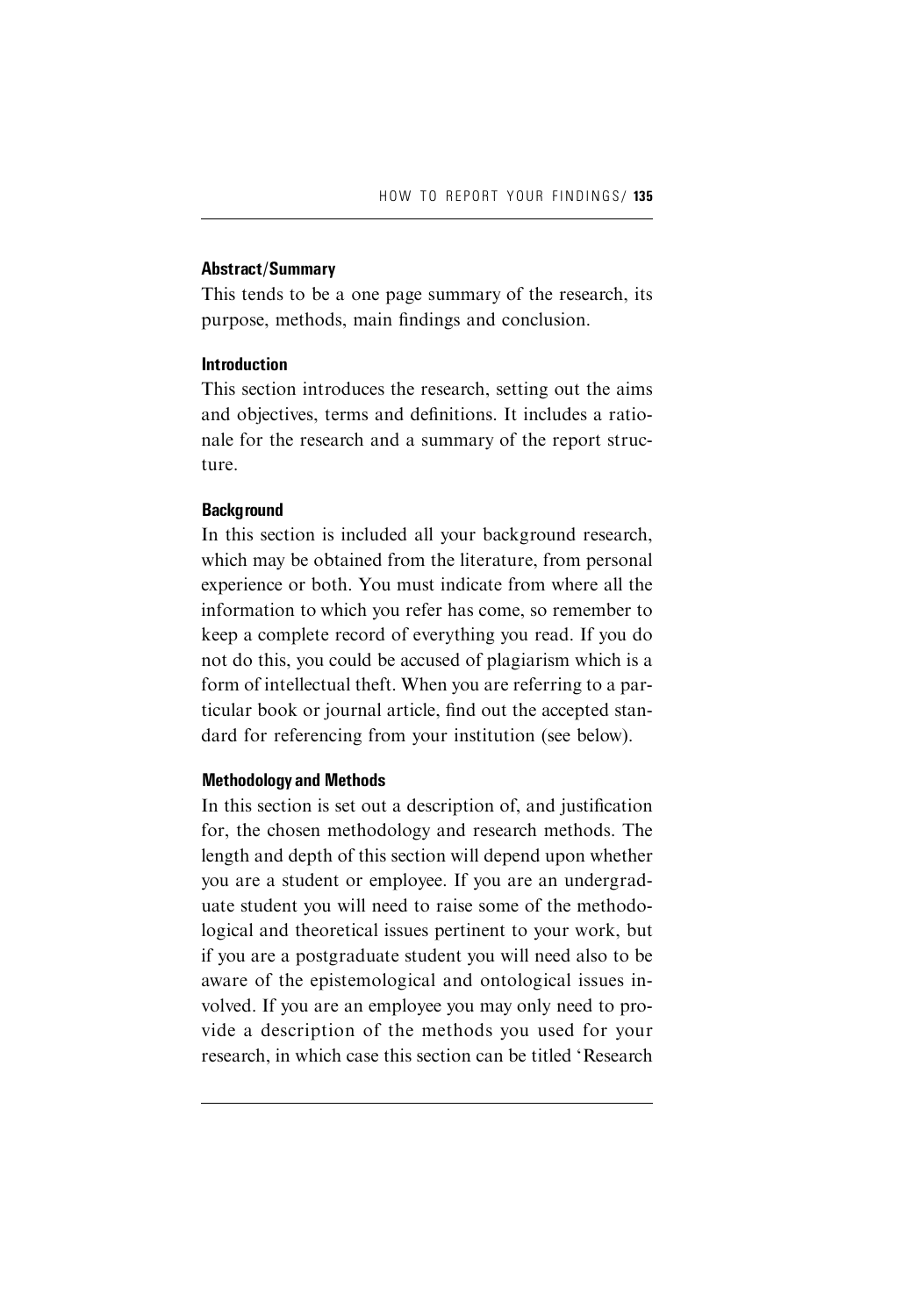### Abstract/Summary

This tends to be a one page summary of the research, its purpose, methods, main findings and conclusion.

### Introduction

This section introduces the research, setting out the aims and objectives, terms and definitions. It includes a rationale for the research and a summary of the report structure.

### Background

In this section is included all your background research, which may be obtained from the literature, from personal experience or both. You must indicate from where all the information to which you refer has come, so remember to keep a complete record of everything you read. If you do not do this, you could be accused of plagiarism which is a form of intellectual theft. When you are referring to a particular book or journal article, find out the accepted standard for referencing from your institution (see below).

### Methodology and Methods

In this section is set out a description of, and justification for, the chosen methodology and research methods. The length and depth of this section will depend upon whether you are a student or employee. If you are an undergraduate student you will need to raise some of the methodological and theoretical issues pertinent to your work, but if you are a postgraduate student you will need also to be aware of the epistemological and ontological issues involved. If you are an employee you may only need to provide a description of the methods you used for your research, in which case this section can be titled 'Research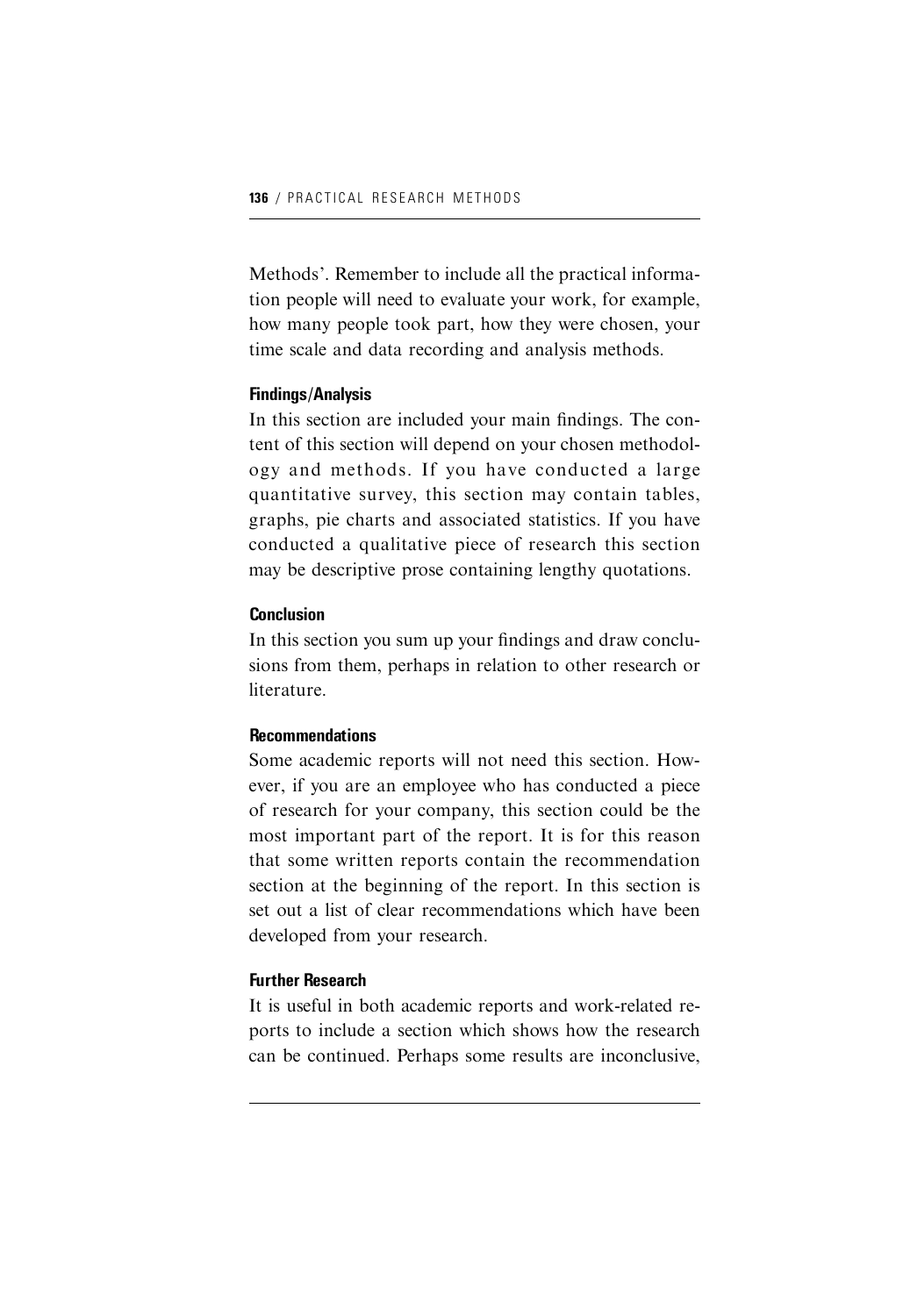Methods'. Remember to include all the practical information people will need to evaluate your work, for example, how many people took part, how they were chosen, your time scale and data recording and analysis methods.

#### Findings/Analysis

In this section are included your main findings. The content of this section will depend on your chosen methodology and methods. If you have conducted a large quantitative survey, this section may contain tables, graphs, pie charts and associated statistics. If you have conducted a qualitative piece of research this section may be descriptive prose containing lengthy quotations.

#### Conclusion

In this section you sum up your findings and draw conclusions from them, perhaps in relation to other research or literature.

#### Recommendations

Some academic reports will not need this section. However, if you are an employee who has conducted a piece of research for your company, this section could be the most important part of the report. It is for this reason that some written reports contain the recommendation section at the beginning of the report. In this section is set out a list of clear recommendations which have been developed from your research.

#### Further Research

It is useful in both academic reports and work-related reports to include a section which shows how the research can be continued. Perhaps some results are inconclusive,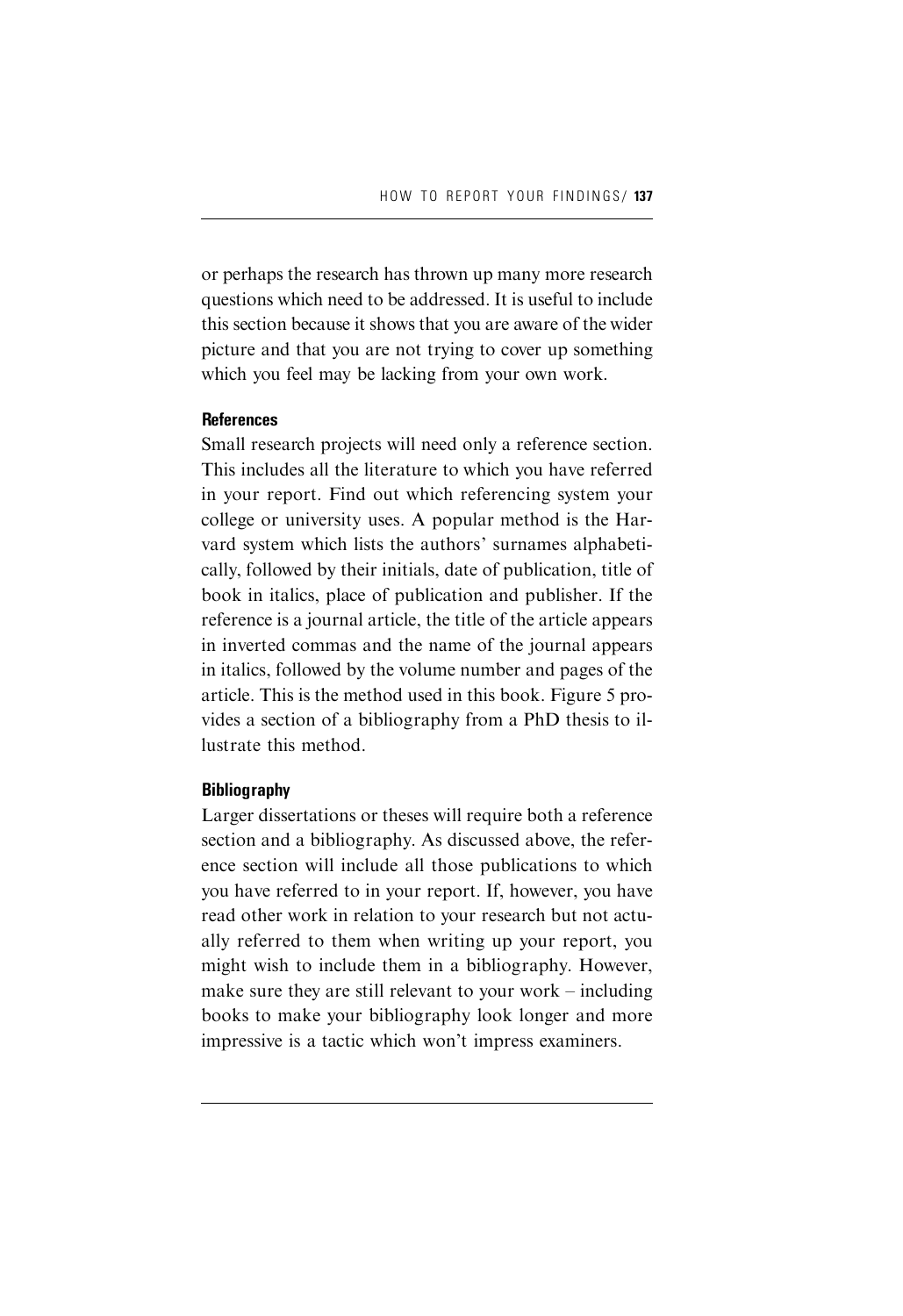or perhaps the research has thrown up many more research questions which need to be addressed. It is useful to include this section because it shows that you are aware of the wider picture and that you are not trying to cover up something which you feel may be lacking from your own work.

### References

Small research projects will need only a reference section. This includes all the literature to which you have referred in your report. Find out which referencing system your college or university uses. A popular method is the Harvard system which lists the authors' surnames alphabetically, followed by their initials, date of publication, title of book in italics, place of publication and publisher. If the reference is a journal article, the title of the article appears in inverted commas and the name of the journal appears in italics, followed by the volume number and pages of the article. This is the method used in this book. Figure 5 provides a section of a bibliography from a PhD thesis to illustrate this method.

### Bibliography

Larger dissertations or theses will require both a reference section and a bibliography. As discussed above, the reference section will include all those publications to which you have referred to in your report. If, however, you have read other work in relation to your research but not actually referred to them when writing up your report, you might wish to include them in a bibliography. However, make sure they are still relevant to your work – including books to make your bibliography look longer and more impressive is a tactic which won't impress examiners.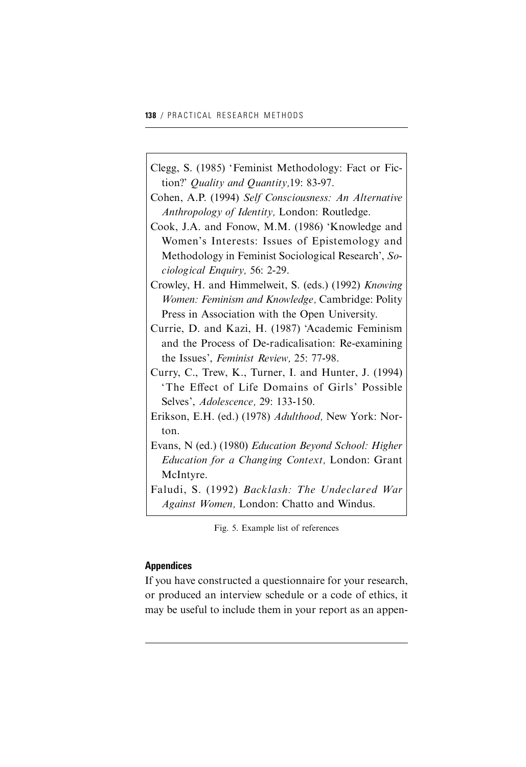Clegg, S. (1985) 'Feminist Methodology: Fact or Fiction?' *Quality and Quantity*,19: 83-97.

Cohen, A.P. (1994) *Self Consciousness: An Alternative Anthropology of Identity,* London: Routledge.

Cook, J.A. and Fonow, M.M. (1986) 'Knowledge and Women's Interests: Issues of Epistemology and Methodology in Feminist Sociological Research', *Sociological Enquiry,* 56: 2-29.

Crowley, H. and Himmelweit, S. (eds.) (1992) *Knowing Women: Feminism and Knowledge,* Cambridge: Polity Press in Association with the Open University.

Currie, D. and Kazi, H. (1987) 'Academic Feminism and the Process of De-radicalisation: Re-examining the Issues', *Feminist Review,* 25: 77-98.

Curry, C., Trew, K., Turner, I. and Hunter, J. (1994) 'The Effect of Life Domains of Girls' Possible Selves', *Adolescence,* 29: 133-150.

Erikson, E.H. (ed.) (1978) *Adulthood,* New York: Norton.

Evans, N (ed.) (1980) *Education Beyond School: Higher Education for a Changing Context,* London: Grant McIntyre.

Faludi, S. (1992) *Backlash: The Undeclared War Against Women,* London: Chatto and Windus.

Fig. 5. Example list of references

#### Appendices

If you have constructed a questionnaire for your research, or produced an interview schedule or a code of ethics, it may be useful to include them in your report as an appen-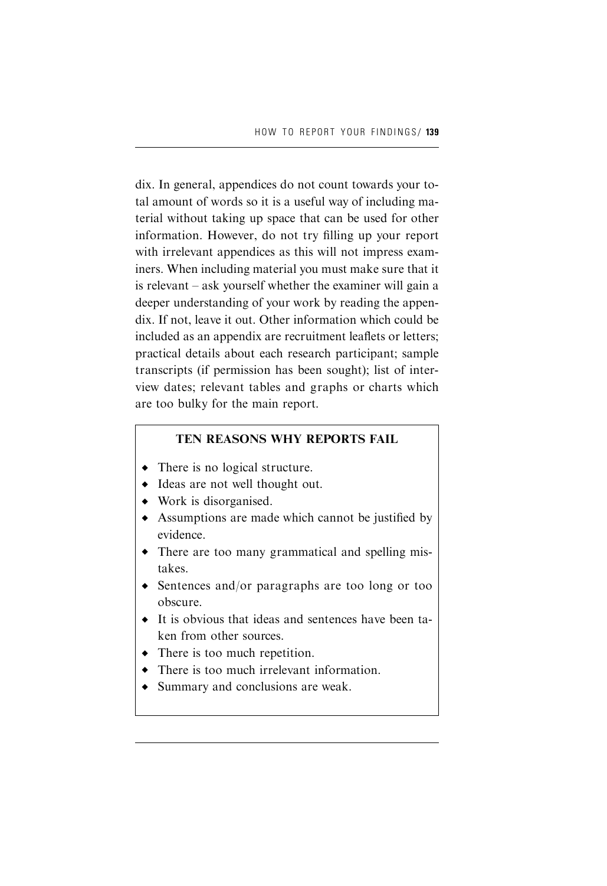dix. In general, appendices do not count towards your total amount of words so it is a useful way of including material without taking up space that can be used for other information. However, do not try filling up your report with irrelevant appendices as this will not impress examiners. When including material you must make sure that it is relevant – ask yourself whether the examiner will gain a deeper understanding of your work by reading the appendix. If not, leave it out. Other information which could be included as an appendix are recruitment leaflets or letters; practical details about each research participant; sample transcripts (if permission has been sought); list of interview dates; relevant tables and graphs or charts which are too bulky for the main report.

**TEN REASONS WHY REPORTS FAIL**

- There is no logical structure.
- Ideas are not well thought out.
- Work is disorganised.
- Assumptions are made which cannot be justified by evidence.
- There are too many grammatical and spelling mistakes.
- Sentences and/or paragraphs are too long or too obscure.
- It is obvious that ideas and sentences have been taken from other sources.
- There is too much repetition.
- There is too much irrelevant information.
- Summary and conclusions are weak.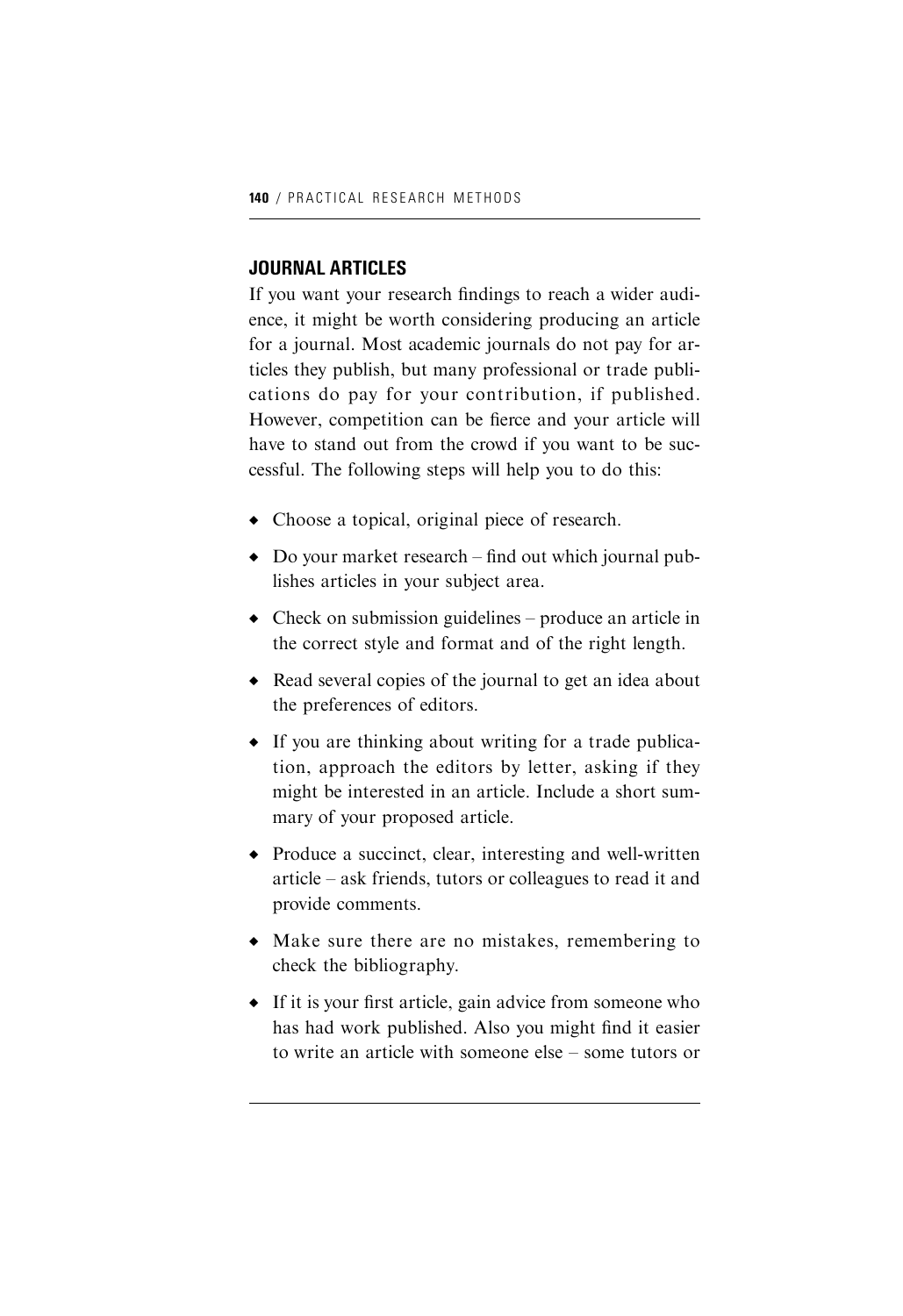## JOURNAL ARTICLES

If you want your research findings to reach a wider audience, it might be worth considering producing an article for a journal. Most academic journals do not pay for articles they publish, but many professional or trade publications do pay for your contribution, if published. However, competition can be fierce and your article will have to stand out from the crowd if you want to be successful. The following steps will help you to do this:

- Choose a topical, original piece of research.
- Do your market research – find out which journal publishes articles in your subject area.
- Check on submission guidelines – produce an article in the correct style and format and of the right length.
- Read several copies of the journal to get an idea about the preferences of editors.
- If you are thinking about writing for a trade publication, approach the editors by letter, asking if they might be interested in an article. Include a short summary of your proposed article.
- Produce a succinct, clear, interesting and well-written article – ask friends, tutors or colleagues to read it and provide comments.
- Make sure there are no mistakes, remembering to check the bibliography.
- If it is your first article, gain advice from someone who has had work published. Also you might find it easier to write an article with someone else – some tutors or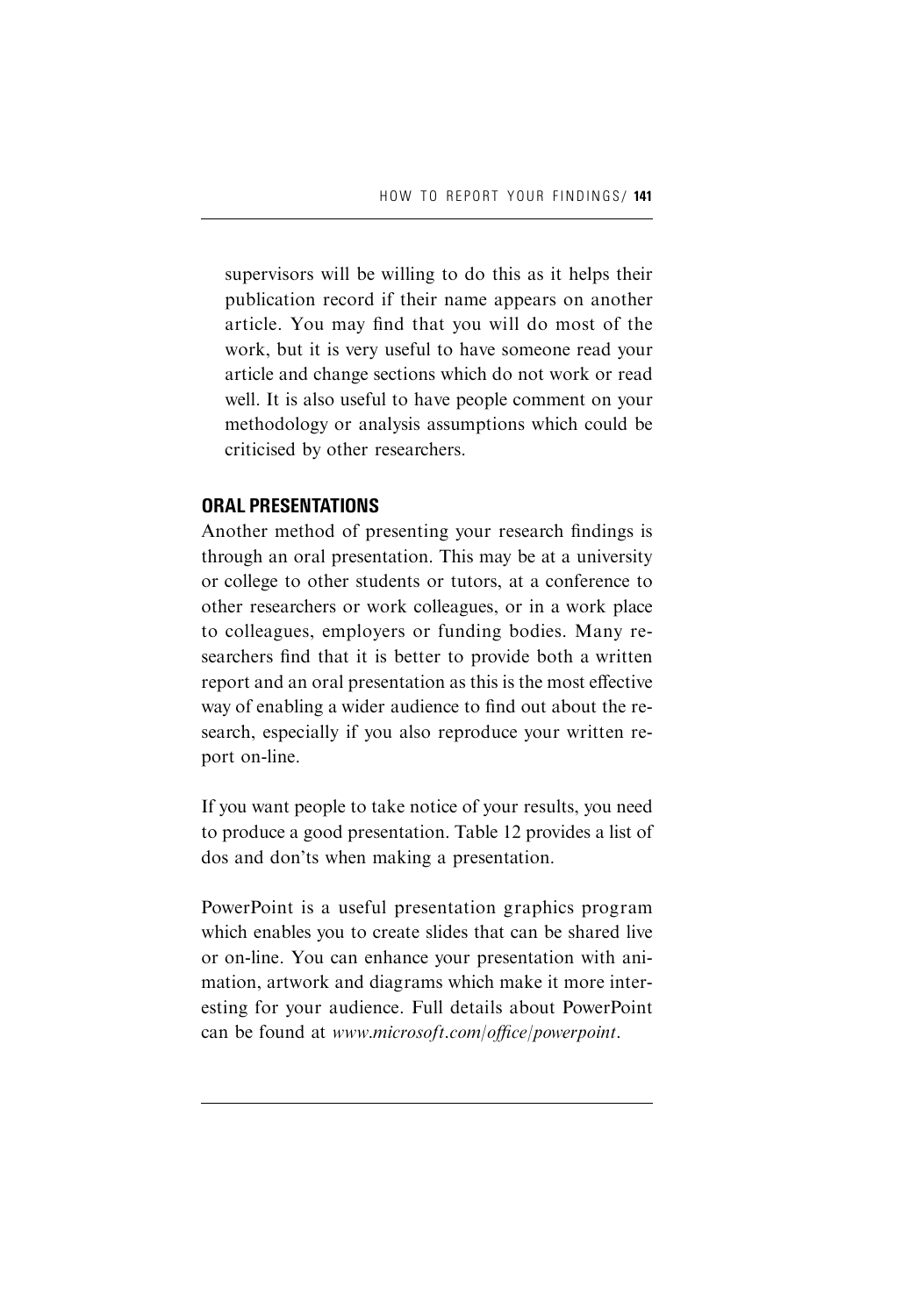supervisors will be willing to do this as it helps their publication record if their name appears on another article. You may find that you will do most of the work, but it is very useful to have someone read your article and change sections which do not work or read well. It is also useful to have people comment on your methodology or analysis assumptions which could be criticised by other researchers.

## ORAL PRESENTATIONS

Another method of presenting your research findings is through an oral presentation. This may be at a university or college to other students or tutors, at a conference to other researchers or work colleagues, or in a work place to colleagues, employers or funding bodies. Many researchers find that it is better to provide both a written report and an oral presentation as this is the most effective way of enabling a wider audience to find out about the research, especially if you also reproduce your written report on-line.

If you want people to take notice of your results, you need to produce a good presentation. Table 12 provides a list of dos and don'ts when making a presentation.

PowerPoint is a useful presentation graphics program which enables you to create slides that can be shared live or on-line. You can enhance your presentation with animation, artwork and diagrams which make it more interesting for your audience. Full details about PowerPoint can be found at *www.microsoft.com/office/powerpoint*.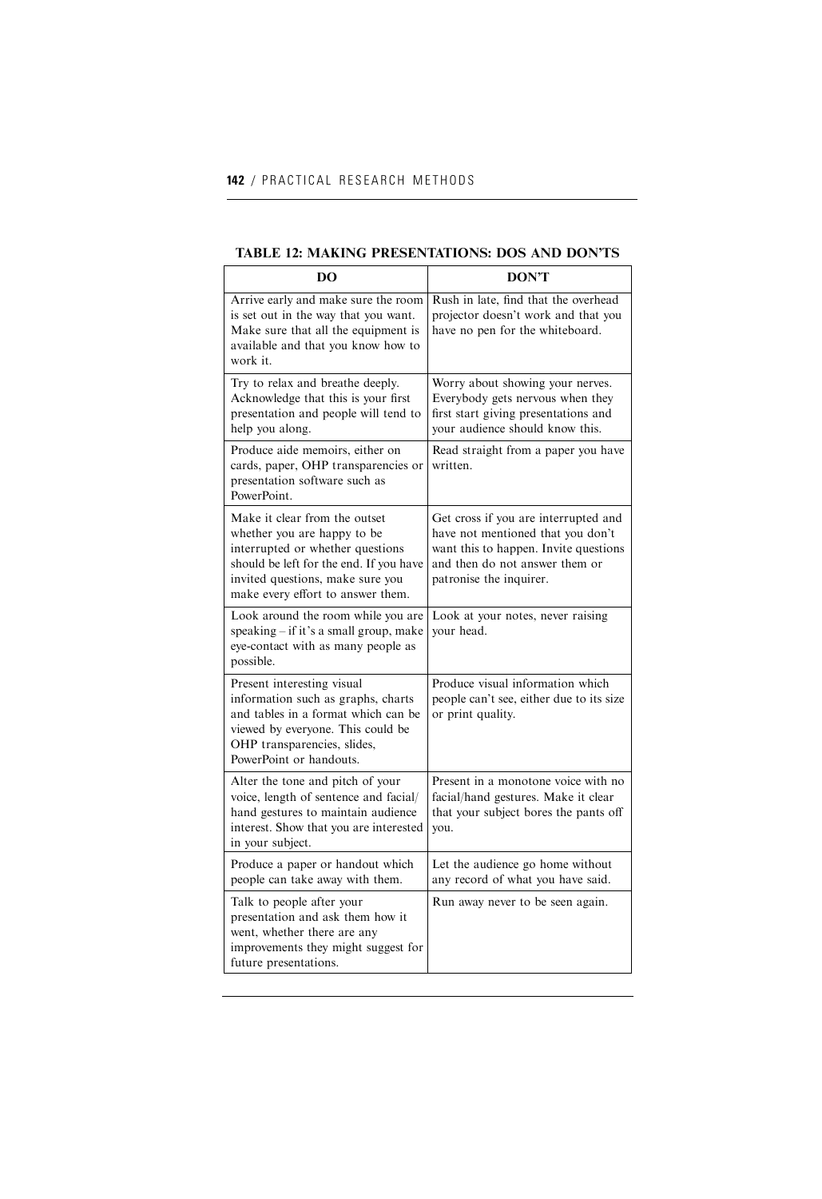**TABLE 12: MAKING PRESENTATIONS: DOS AND DON'TS**

| DO | DON'T |
|---|---|
| Arrive early and make sure the room is set out in the way that you want. Make sure that all the equipment is available and that you know how to work it. | Rush in late, find that the overhead projector doesn't work and that you have no pen for the whiteboard. |
| Try to relax and breathe deeply. Acknowledge that this is your first presentation and people will tend to help you along. | Worry about showing your nerves. Everybody gets nervous when they first start giving presentations and your audience should know this. |
| Produce aide memoirs, either on cards, paper, OHP transparencies or presentation software such as PowerPoint. | Read straight from a paper you have written. |
| Make it clear from the outset whether you are happy to be interrupted or whether questions should be left for the end. If you have invited questions, make sure you make every effort to answer them. | Get cross if you are interrupted and have not mentioned that you don't want this to happen. Invite questions and then do not answer them or patronise the inquirer. |
| Look around the room while you are speaking – if it's a small group, make eye-contact with as many people as possible. | Look at your notes, never raising your head. |
| Present interesting visual information such as graphs, charts and tables in a format which can be viewed by everyone. This could be OHP transparencies, slides, PowerPoint or handouts. | Produce visual information which people can't see, either due to its size or print quality. |
| Alter the tone and pitch of your voice, length of sentence and facial/hand gestures to maintain audience interest. Show that you are interested in your subject. | Present in a monotone voice with no facial/hand gestures. Make it clear that your subject bores the pants off you. |
| Produce a paper or handout which people can take away with them. | Let the audience go home without any record of what you have said. |
| Talk to people after your presentation and ask them how it went, whether there are any improvements they might suggest for future presentations. | Run away never to be seen again. |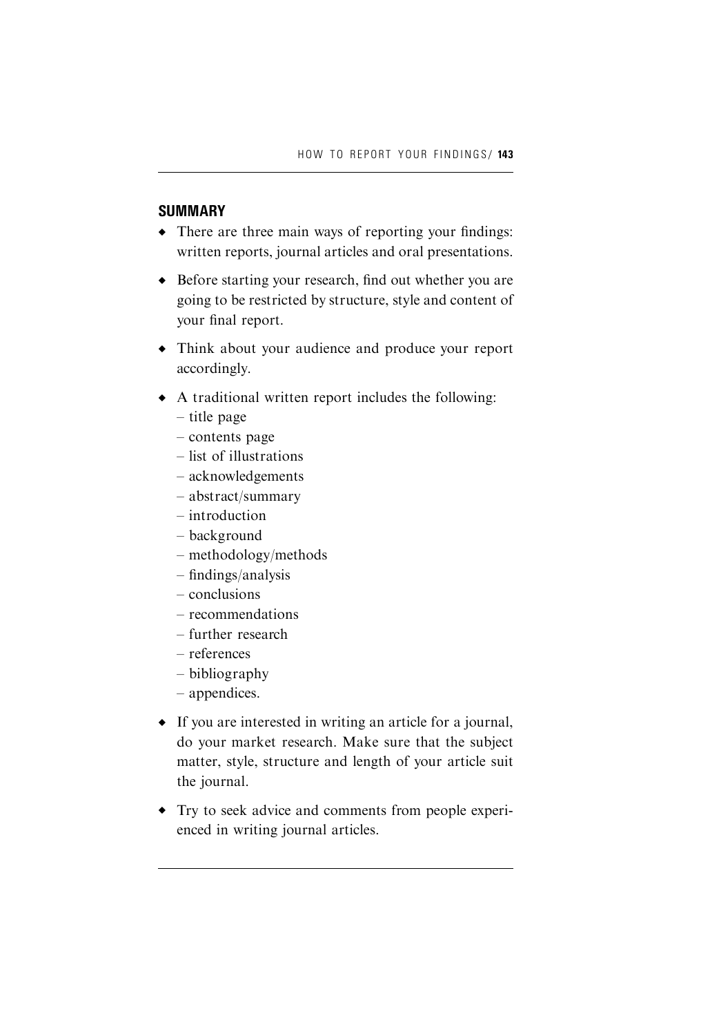## SUMMARY

- There are three main ways of reporting your findings: written reports, journal articles and oral presentations.
- Before starting your research, find out whether you are going to be restricted by structure, style and content of your final report.
- Think about your audience and produce your report accordingly.
- A traditional written report includes the following:
  - title page
  - contents page
  - list of illustrations
  - acknowledgements
  - abstract/summary
  - introduction
  - background
  - methodology/methods
  - findings/analysis
  - conclusions
  - recommendations
  - further research
  - references
  - bibliography
  - appendices.
- If you are interested in writing an article for a journal, do your market research. Make sure that the subject matter, style, structure and length of your article suit the journal.
- Try to seek advice and comments from people experienced in writing journal articles.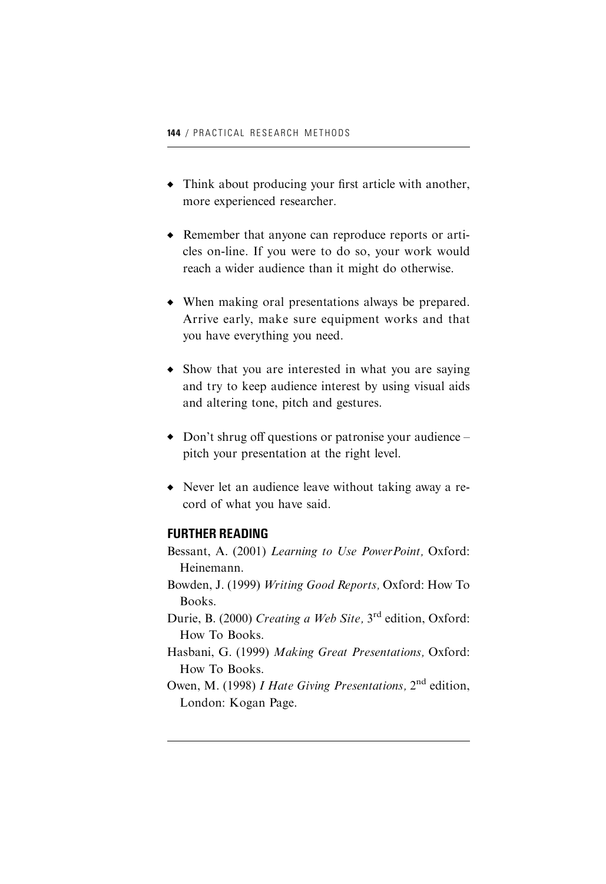- Think about producing your first article with another, more experienced researcher.

- Remember that anyone can reproduce reports or articles on-line. If you were to do so, your work would reach a wider audience than it might do otherwise.

- When making oral presentations always be prepared. Arrive early, make sure equipment works and that you have everything you need.

- Show that you are interested in what you are saying and try to keep audience interest by using visual aids and altering tone, pitch and gestures.

- Don't shrug off questions or patronise your audience – pitch your presentation at the right level.

- Never let an audience leave without taking away a record of what you have said.

## FURTHER READING

Bessant, A. (2001) *Learning to Use PowerPoint,* Oxford: Heinemann.

Bowden, J. (1999) *Writing Good Reports,* Oxford: How To Books.

Durie, B. (2000) *Creating a Web Site,* 3rd edition, Oxford: How To Books.

Hasbani, G. (1999) *Making Great Presentations,* Oxford: How To Books.

Owen, M. (1998) *I Hate Giving Presentations,* 2nd edition, London: Kogan Page.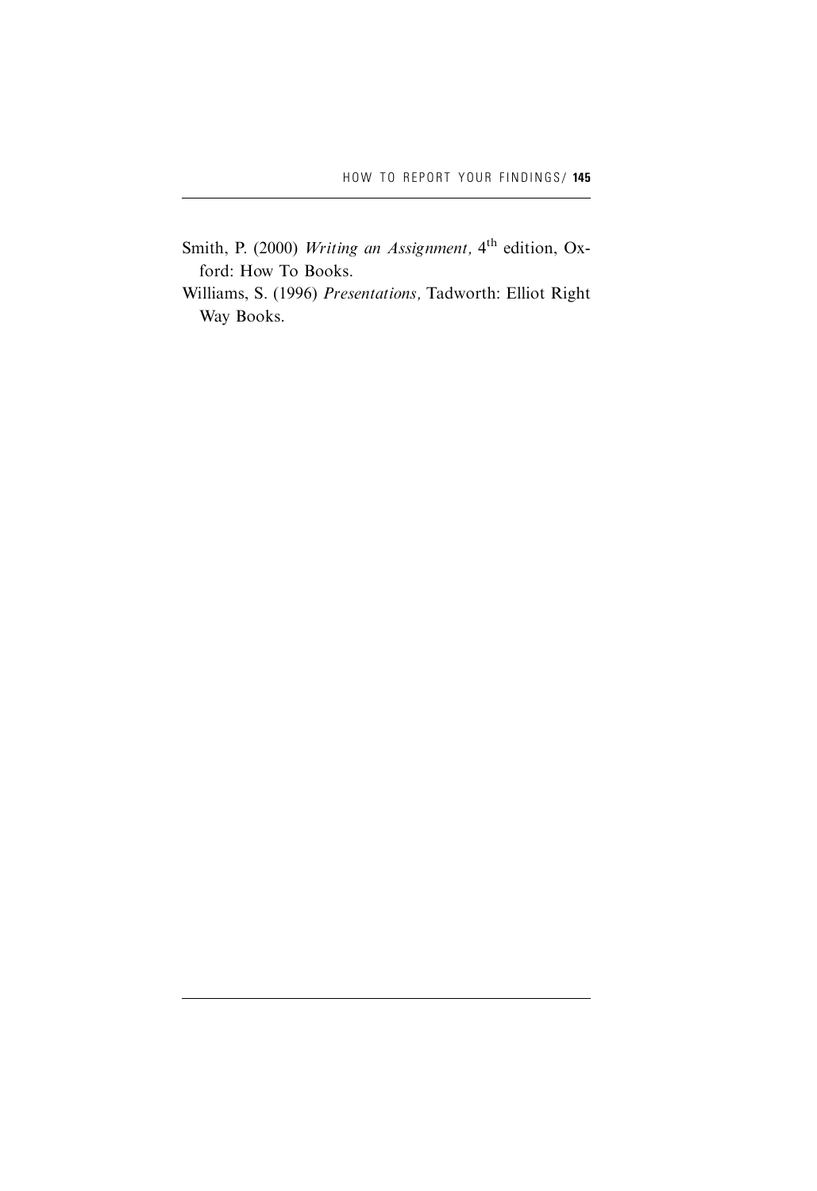Smith, P. (2000) *Writing an Assignment,* $4^{th}$ edition, Oxford: How To Books.

Williams, S. (1996) *Presentations,* Tadworth: Elliot Right Way Books.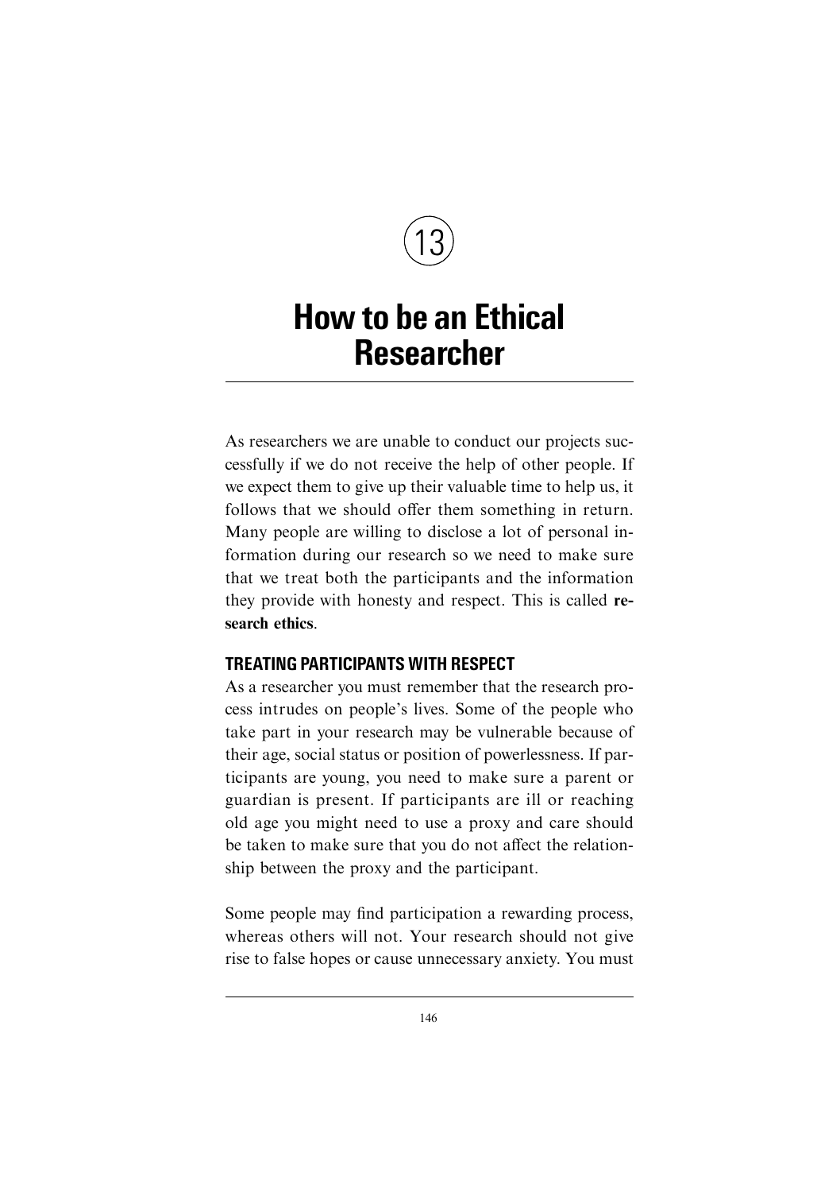# 13

# How to be an Ethical Researcher

As researchers we are unable to conduct our projects successfully if we do not receive the help of other people. If we expect them to give up their valuable time to help us, it follows that we should offer them something in return. Many people are willing to disclose a lot of personal information during our research so we need to make sure that we treat both the participants and the information they provide with honesty and respect. This is called **research ethics**.

## TREATING PARTICIPANTS WITH RESPECT

As a researcher you must remember that the research process intrudes on people's lives. Some of the people who take part in your research may be vulnerable because of their age, social status or position of powerlessness. If participants are young, you need to make sure a parent or guardian is present. If participants are ill or reaching old age you might need to use a proxy and care should be taken to make sure that you do not affect the relationship between the proxy and the participant.

Some people may find participation a rewarding process, whereas others will not. Your research should not give rise to false hopes or cause unnecessary anxiety. You must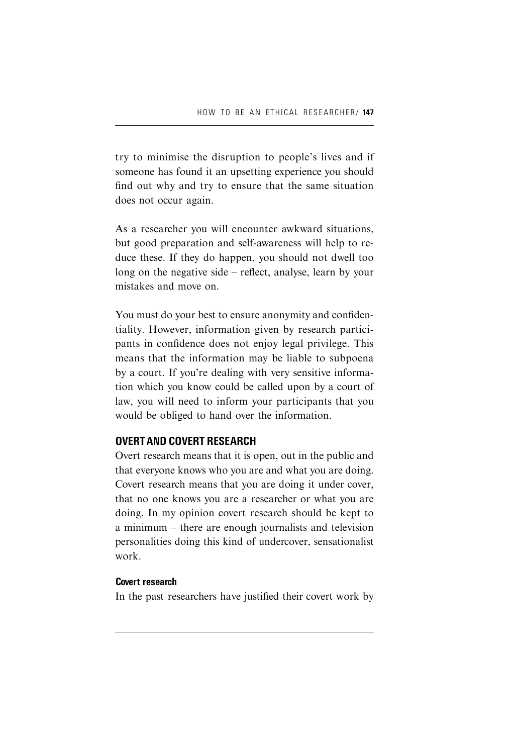try to minimise the disruption to people's lives and if someone has found it an upsetting experience you should find out why and try to ensure that the same situation does not occur again.

As a researcher you will encounter awkward situations, but good preparation and self-awareness will help to reduce these. If they do happen, you should not dwell too long on the negative side – reflect, analyse, learn by your mistakes and move on.

You must do your best to ensure anonymity and confidentiality. However, information given by research participants in confidence does not enjoy legal privilege. This means that the information may be liable to subpoena by a court. If you're dealing with very sensitive information which you know could be called upon by a court of law, you will need to inform your participants that you would be obliged to hand over the information.

## OVERT AND COVERT RESEARCH

Overt research means that it is open, out in the public and that everyone knows who you are and what you are doing. Covert research means that you are doing it under cover, that no one knows you are a researcher or what you are doing. In my opinion covert research should be kept to a minimum – there are enough journalists and television personalities doing this kind of undercover, sensationalist work.

### Covert research

In the past researchers have justified their covert work by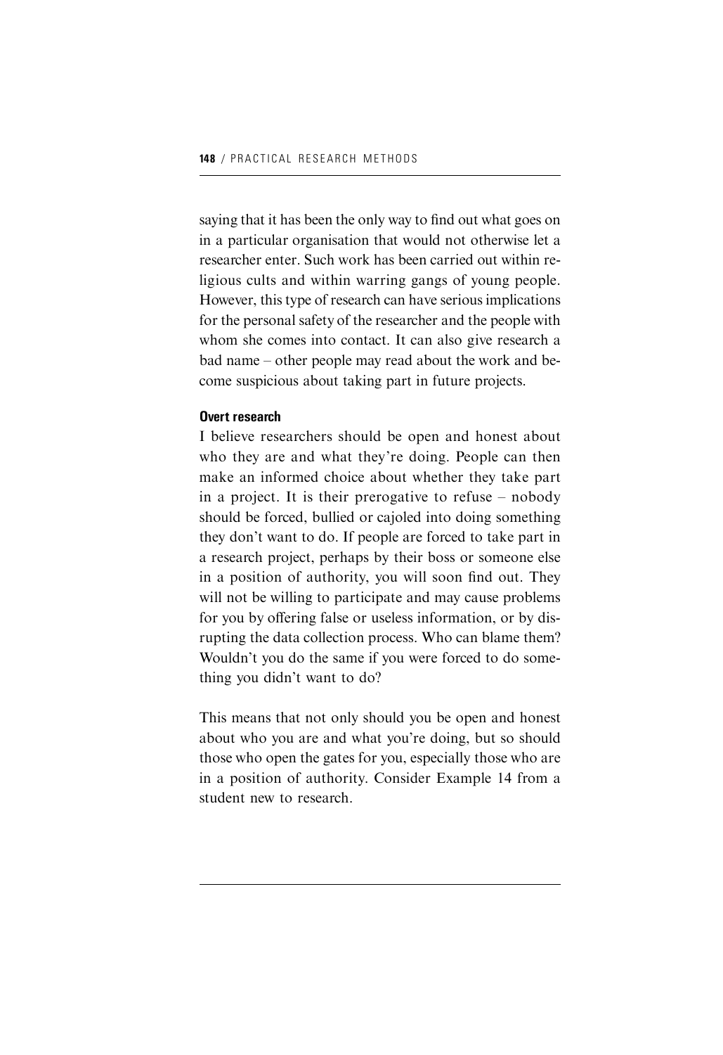saying that it has been the only way to find out what goes on in a particular organisation that would not otherwise let a researcher enter. Such work has been carried out within religious cults and within warring gangs of young people. However, this type of research can have serious implications for the personal safety of the researcher and the people with whom she comes into contact. It can also give research a bad name – other people may read about the work and become suspicious about taking part in future projects.

**Overt research**

I believe researchers should be open and honest about who they are and what they're doing. People can then make an informed choice about whether they take part in a project. It is their prerogative to refuse – nobody should be forced, bullied or cajoled into doing something they don't want to do. If people are forced to take part in a research project, perhaps by their boss or someone else in a position of authority, you will soon find out. They will not be willing to participate and may cause problems for you by offering false or useless information, or by disrupting the data collection process. Who can blame them? Wouldn't you do the same if you were forced to do something you didn't want to do?

This means that not only should you be open and honest about who you are and what you're doing, but so should those who open the gates for you, especially those who are in a position of authority. Consider Example 14 from a student new to research.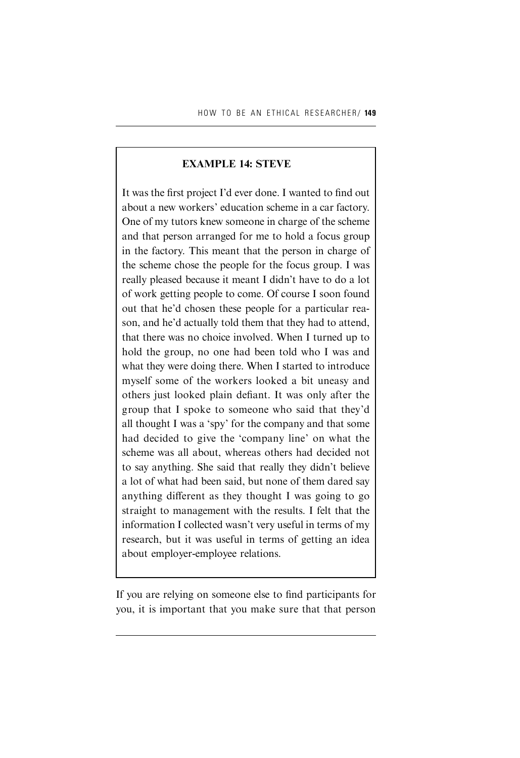**EXAMPLE 14: STEVE**

It was the first project I'd ever done. I wanted to find out about a new workers' education scheme in a car factory. One of my tutors knew someone in charge of the scheme and that person arranged for me to hold a focus group in the factory. This meant that the person in charge of the scheme chose the people for the focus group. I was really pleased because it meant I didn't have to do a lot of work getting people to come. Of course I soon found out that he'd chosen these people for a particular reason, and he'd actually told them that they had to attend, that there was no choice involved. When I turned up to hold the group, no one had been told who I was and what they were doing there. When I started to introduce myself some of the workers looked a bit uneasy and others just looked plain defiant. It was only after the group that I spoke to someone who said that they'd all thought I was a 'spy' for the company and that some had decided to give the 'company line' on what the scheme was all about, whereas others had decided not to say anything. She said that really they didn't believe a lot of what had been said, but none of them dared say anything different as they thought I was going to go straight to management with the results. I felt that the information I collected wasn't very useful in terms of my research, but it was useful in terms of getting an idea about employer-employee relations.

If you are relying on someone else to find participants for you, it is important that you make sure that that person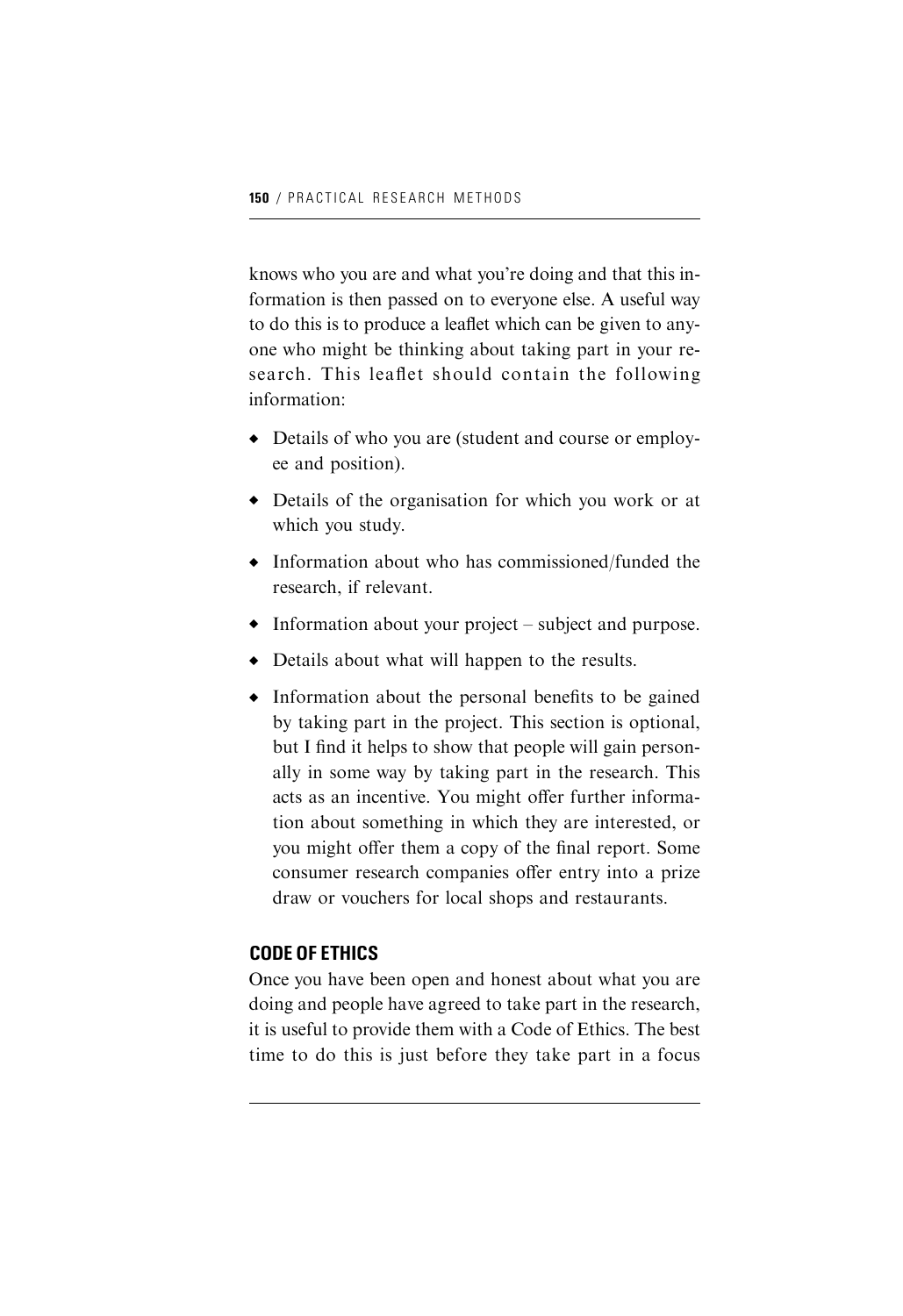knows who you are and what you're doing and that this information is then passed on to everyone else. A useful way to do this is to produce a leaflet which can be given to anyone who might be thinking about taking part in your research. This leaflet should contain the following information:

- Details of who you are (student and course or employee and position).
- Details of the organisation for which you work or at which you study.
- Information about who has commissioned/funded the research, if relevant.
- Information about your project – subject and purpose.
- Details about what will happen to the results.
- Information about the personal benefits to be gained by taking part in the project. This section is optional, but I find it helps to show that people will gain personally in some way by taking part in the research. This acts as an incentive. You might offer further information about something in which they are interested, or you might offer them a copy of the final report. Some consumer research companies offer entry into a prize draw or vouchers for local shops and restaurants.

## CODE OF ETHICS

Once you have been open and honest about what you are doing and people have agreed to take part in the research, it is useful to provide them with a Code of Ethics. The best time to do this is just before they take part in a focus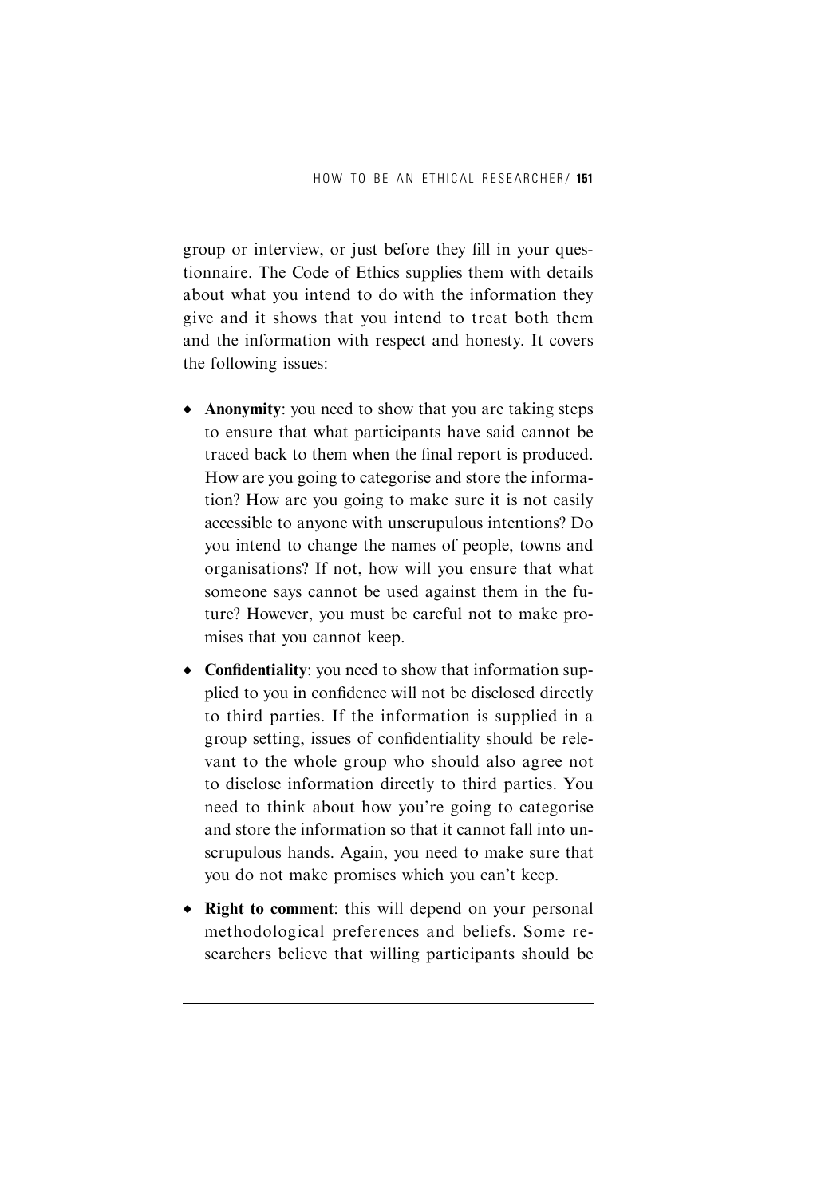group or interview, or just before they fill in your questionnaire. The Code of Ethics supplies them with details about what you intend to do with the information they give and it shows that you intend to treat both them and the information with respect and honesty. It covers the following issues:

- **Anonymity**: you need to show that you are taking steps to ensure that what participants have said cannot be traced back to them when the final report is produced. How are you going to categorise and store the information? How are you going to make sure it is not easily accessible to anyone with unscrupulous intentions? Do you intend to change the names of people, towns and organisations? If not, how will you ensure that what someone says cannot be used against them in the future? However, you must be careful not to make promises that you cannot keep.
- **Confidentiality**: you need to show that information supplied to you in confidence will not be disclosed directly to third parties. If the information is supplied in a group setting, issues of confidentiality should be relevant to the whole group who should also agree not to disclose information directly to third parties. You need to think about how you're going to categorise and store the information so that it cannot fall into unscrupulous hands. Again, you need to make sure that you do not make promises which you can't keep.
- **Right to comment**: this will depend on your personal methodological preferences and beliefs. Some researchers believe that willing participants should be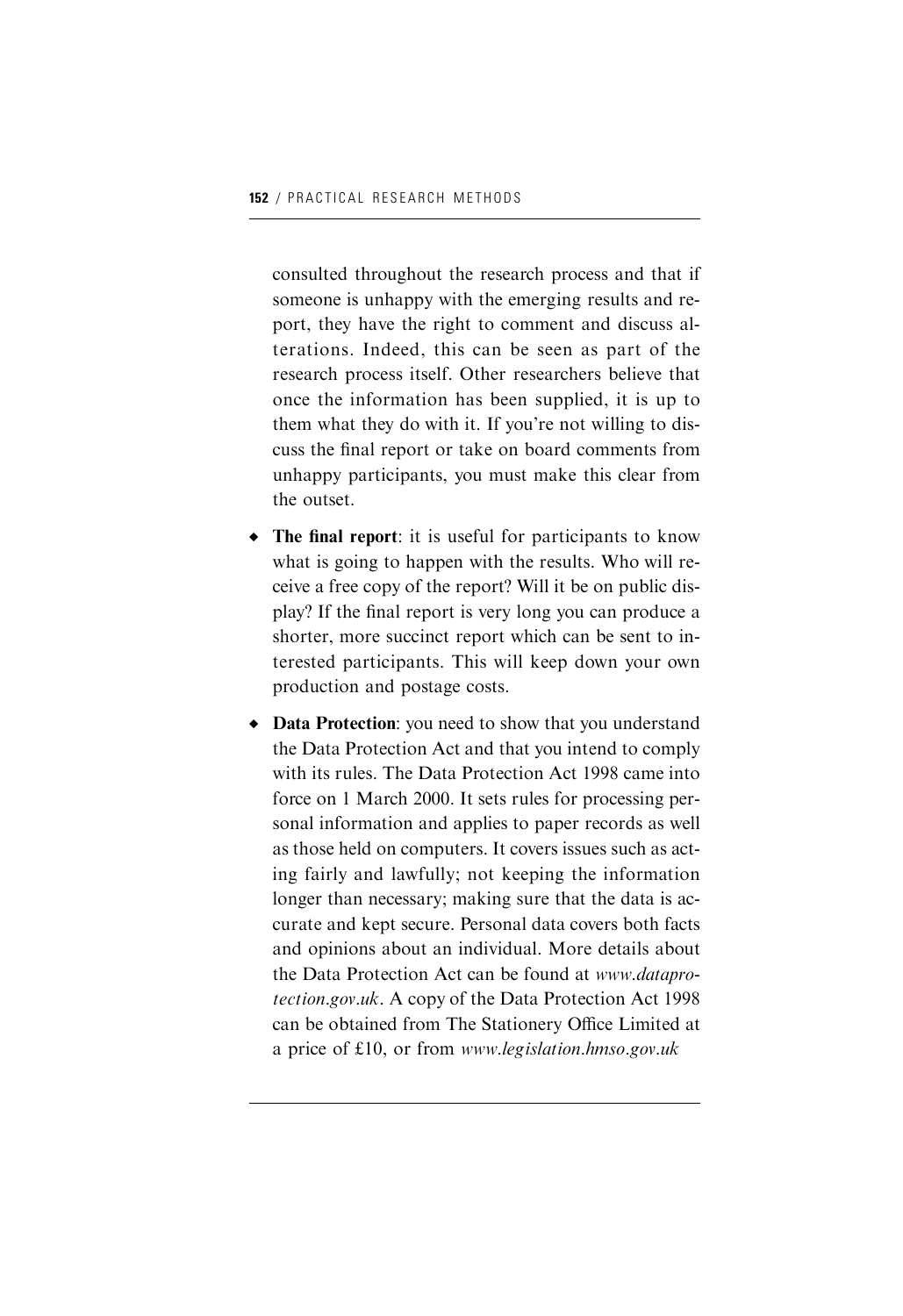consulted throughout the research process and that if someone is unhappy with the emerging results and report, they have the right to comment and discuss alterations. Indeed, this can be seen as part of the research process itself. Other researchers believe that once the information has been supplied, it is up to them what they do with it. If you're not willing to discuss the final report or take on board comments from unhappy participants, you must make this clear from the outset.

- **The final report**: it is useful for participants to know what is going to happen with the results. Who will receive a free copy of the report? Will it be on public display? If the final report is very long you can produce a shorter, more succinct report which can be sent to interested participants. This will keep down your own production and postage costs.
- **Data Protection**: you need to show that you understand the Data Protection Act and that you intend to comply with its rules. The Data Protection Act 1998 came into force on 1 March 2000. It sets rules for processing personal information and applies to paper records as well as those held on computers. It covers issues such as acting fairly and lawfully; not keeping the information longer than necessary; making sure that the data is accurate and kept secure. Personal data covers both facts and opinions about an individual. More details about the Data Protection Act can be found at *www.dataprotection.gov.uk*. A copy of the Data Protection Act 1998 can be obtained from The Stationery Office Limited at a price of £10, or from *www.legislation.hmso.gov.uk*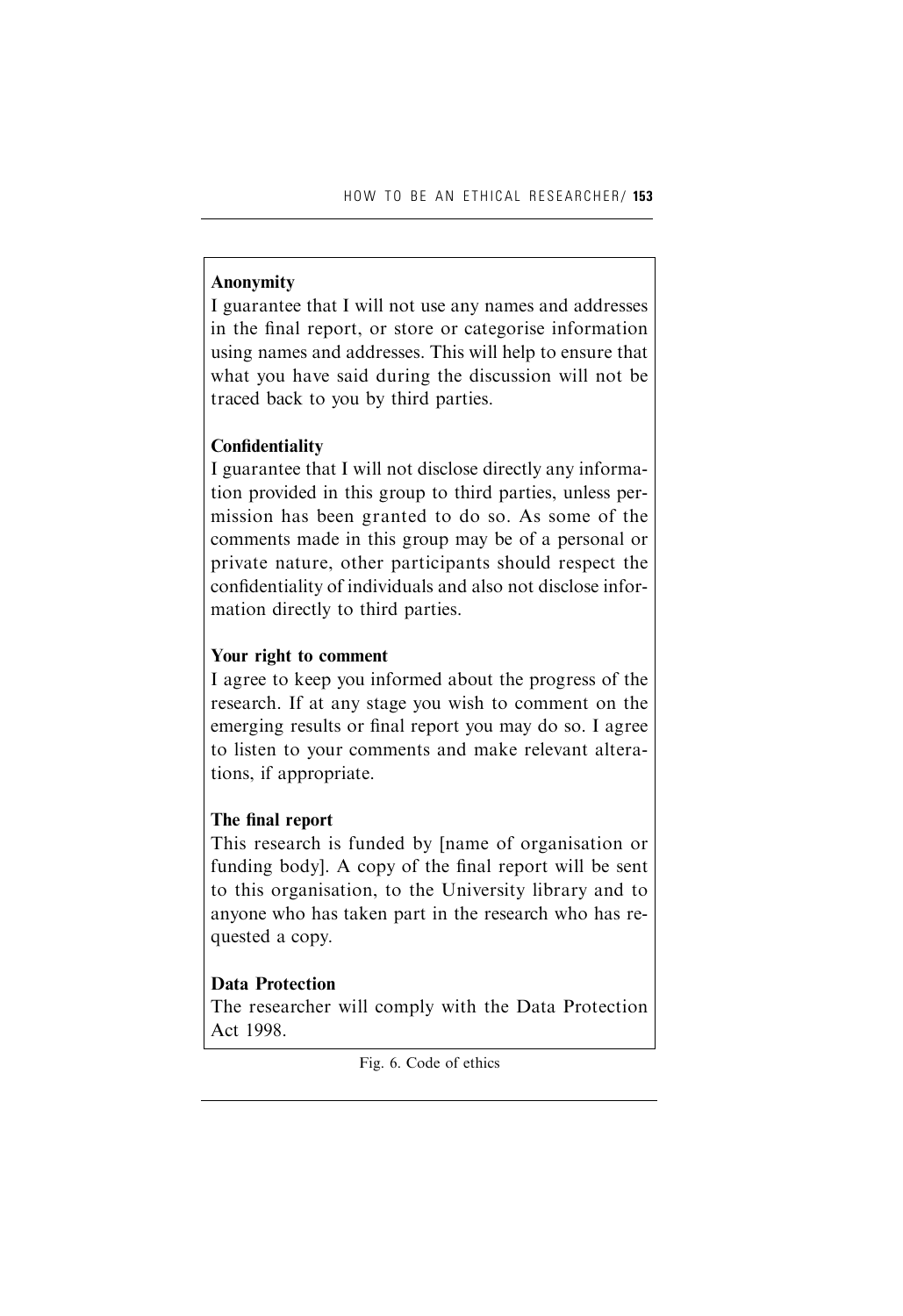**Anonymity**

I guarantee that I will not use any names and addresses in the final report, or store or categorise information using names and addresses. This will help to ensure that what you have said during the discussion will not be traced back to you by third parties.

**Confidentiality**

I guarantee that I will not disclose directly any information provided in this group to third parties, unless permission has been granted to do so. As some of the comments made in this group may be of a personal or private nature, other participants should respect the confidentiality of individuals and also not disclose information directly to third parties.

**Your right to comment**

I agree to keep you informed about the progress of the research. If at any stage you wish to comment on the emerging results or final report you may do so. I agree to listen to your comments and make relevant alterations, if appropriate.

**The final report**

This research is funded by [name of organisation or funding body]. A copy of the final report will be sent to this organisation, to the University library and to anyone who has taken part in the research who has requested a copy.

**Data Protection**

The researcher will comply with the Data Protection Act 1998.

Fig. 6. Code of ethics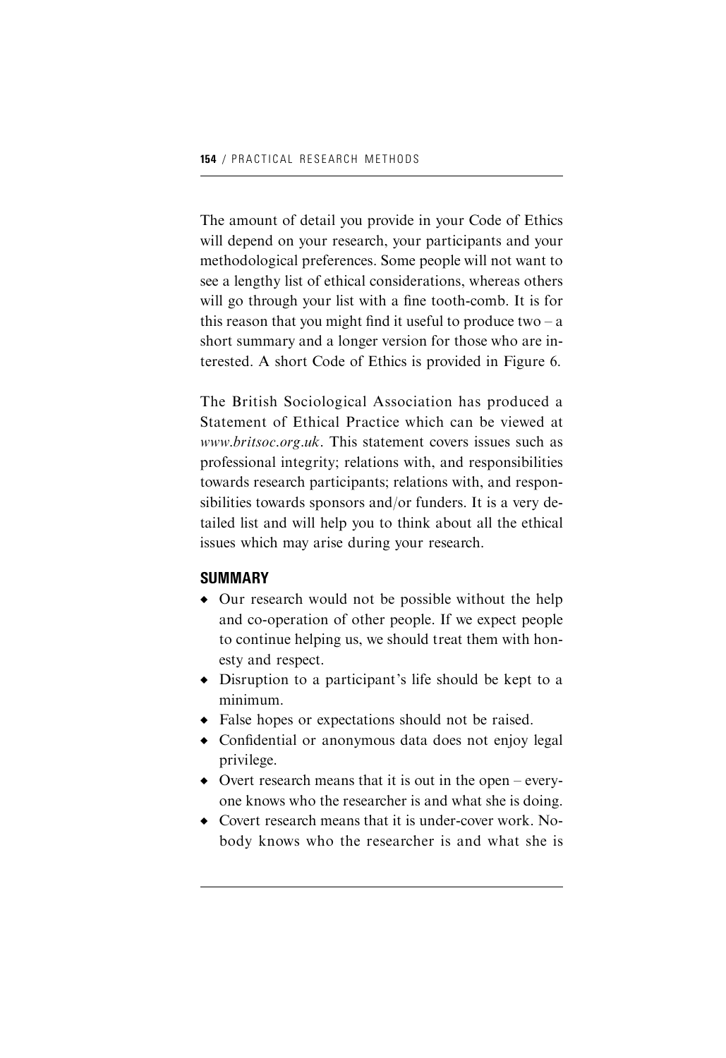The amount of detail you provide in your Code of Ethics will depend on your research, your participants and your methodological preferences. Some people will not want to see a lengthy list of ethical considerations, whereas others will go through your list with a fine tooth-comb. It is for this reason that you might find it useful to produce two – a short summary and a longer version for those who are interested. A short Code of Ethics is provided in Figure 6.

The British Sociological Association has produced a Statement of Ethical Practice which can be viewed at *www.britsoc.org.uk*. This statement covers issues such as professional integrity; relations with, and responsibilities towards research participants; relations with, and responsibilities towards sponsors and/or funders. It is a very detailed list and will help you to think about all the ethical issues which may arise during your research.

### SUMMARY

- Our research would not be possible without the help and co-operation of other people. If we expect people to continue helping us, we should treat them with honesty and respect.
- Disruption to a participant's life should be kept to a minimum.
- False hopes or expectations should not be raised.
- Confidential or anonymous data does not enjoy legal privilege.
- Overt research means that it is out in the open – everyone knows who the researcher is and what she is doing.
- Covert research means that it is under-cover work. Nobody knows who the researcher is and what she is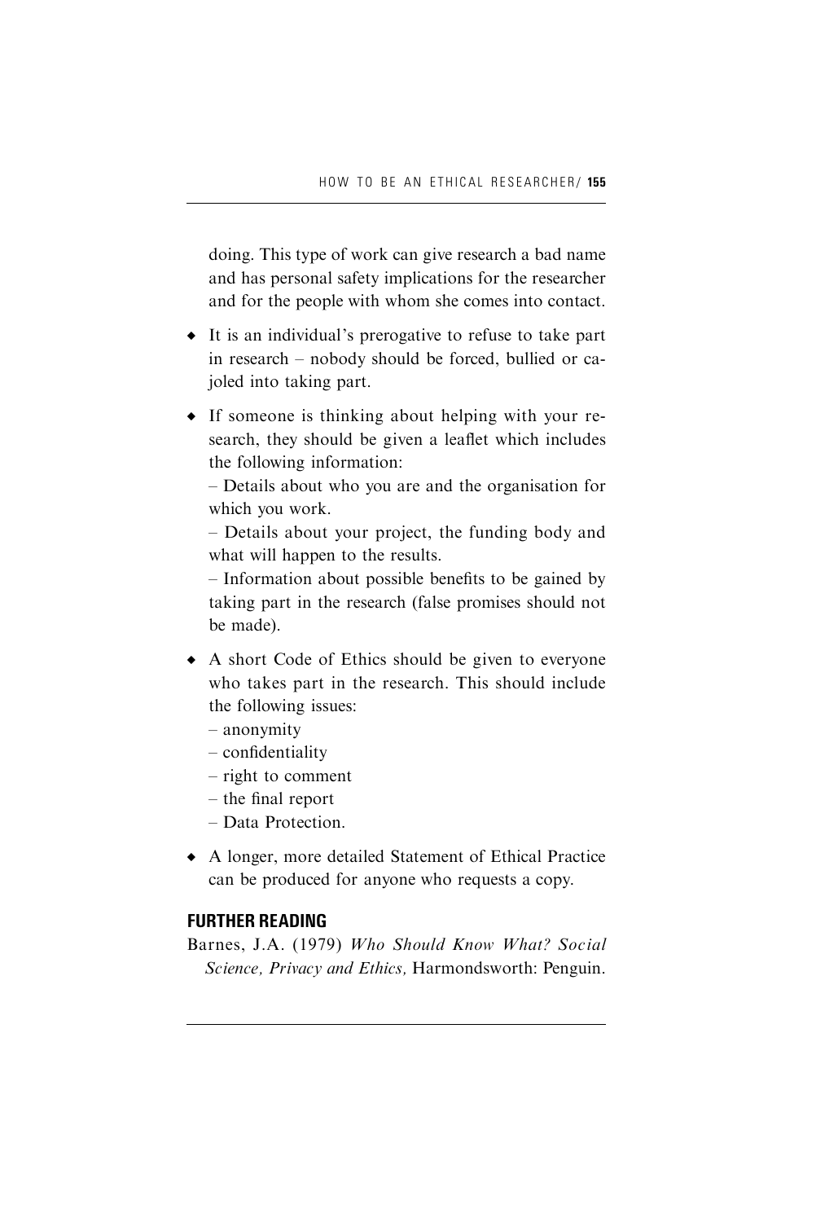doing. This type of work can give research a bad name and has personal safety implications for the researcher and for the people with whom she comes into contact.

- It is an individual's prerogative to refuse to take part in research – nobody should be forced, bullied or cajoled into taking part.
- If someone is thinking about helping with your research, they should be given a leaflet which includes the following information:
  – Details about who you are and the organisation for which you work.
  – Details about your project, the funding body and what will happen to the results.
  – Information about possible benefits to be gained by taking part in the research (false promises should not be made).
- A short Code of Ethics should be given to everyone who takes part in the research. This should include the following issues:
  – anonymity
  – confidentiality
  – right to comment
  – the final report
  – Data Protection.
- A longer, more detailed Statement of Ethical Practice can be produced for anyone who requests a copy.

## FURTHER READING

Barnes, J.A. (1979) *Who Should Know What? Social Science, Privacy and Ethics,* Harmondsworth: Penguin.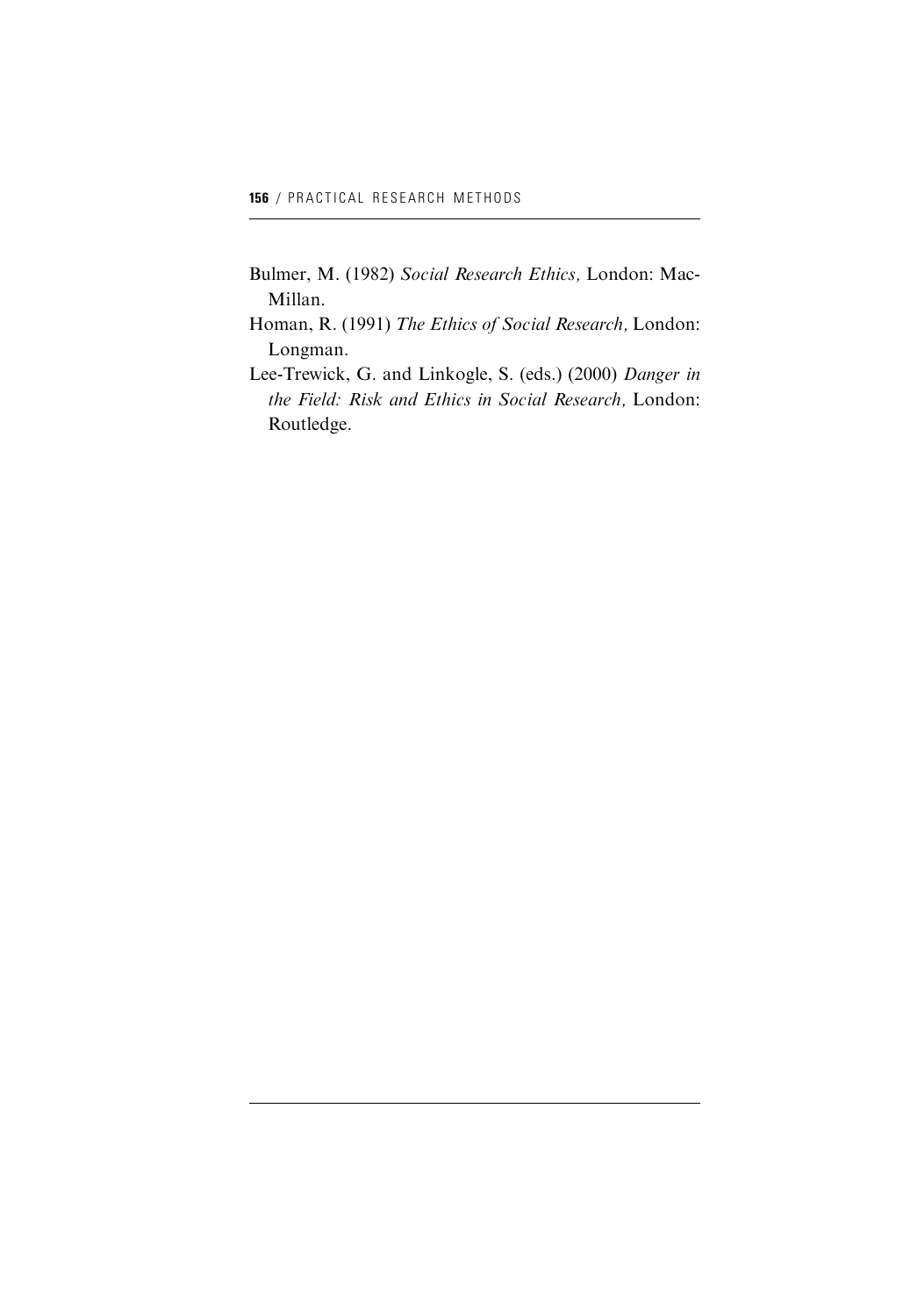Bulmer, M. (1982) *Social Research Ethics,* London: MacMillan.

Homan, R. (1991) *The Ethics of Social Research,* London: Longman.

Lee-Trewick, G. and Linkogle, S. (eds.) (2000) *Danger in the Field: Risk and Ethics in Social Research,* London: Routledge.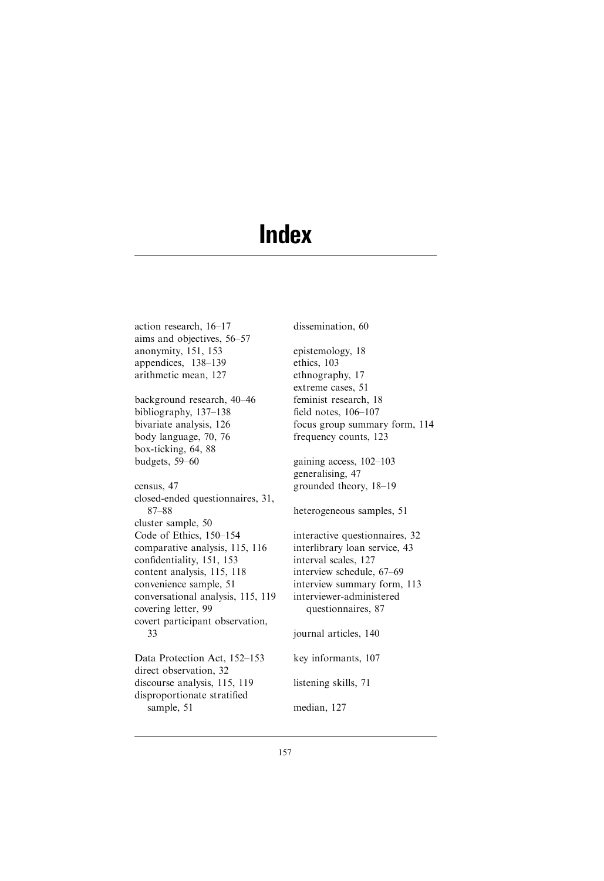# Index

action research, 16–17
aims and objectives, 56–57
anonymity, 151, 153
appendices, 138–139
arithmetic mean, 127

background research, 40–46
bibliography, 137–138
bivariate analysis, 126
body language, 70, 76
box-ticking, 64, 88
budgets, 59–60

census, 47
closed-ended questionnaires, 31, 87–88
cluster sample, 50
Code of Ethics, 150–154
comparative analysis, 115, 116
confidentiality, 151, 153
content analysis, 115, 118
convenience sample, 51
conversational analysis, 115, 119
covering letter, 99
covert participant observation, 33

Data Protection Act, 152–153
direct observation, 32
discourse analysis, 115, 119
disproportionate stratified sample, 51

dissemination, 60

epistemology, 18
ethics, 103
ethnography, 17
extreme cases, 51
feminist research, 18
field notes, 106–107
focus group summary form, 114
frequency counts, 123

gaining access, 102–103
generalising, 47
grounded theory, 18–19

heterogeneous samples, 51

interactive questionnaires, 32
interlibrary loan service, 43
interval scales, 127
interview schedule, 67–69
interview summary form, 113
interviewer-administered questionnaires, 87

journal articles, 140

key informants, 107

listening skills, 71

median, 127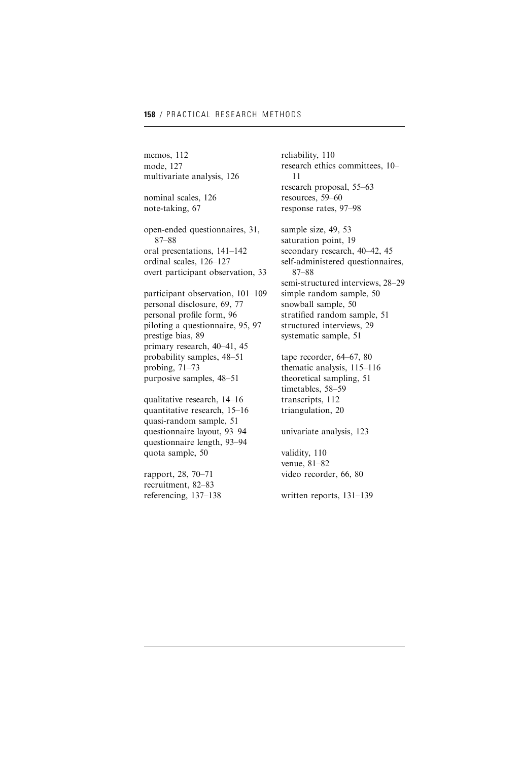memos, 112
mode, 127
multivariate analysis, 126

nominal scales, 126
note-taking, 67

open-ended questionnaires, 31, 87–88
oral presentations, 141–142
ordinal scales, 126–127
overt participant observation, 33

participant observation, 101–109
personal disclosure, 69, 77
personal profile form, 96
piloting a questionnaire, 95, 97
prestige bias, 89
primary research, 40–41, 45
probability samples, 48–51
probing, 71–73
purposive samples, 48–51

qualitative research, 14–16
quantitative research, 15–16
quasi-random sample, 51
questionnaire layout, 93–94
questionnaire length, 93–94
quota sample, 50

rapport, 28, 70–71
recruitment, 82–83
referencing, 137–138
reliability, 110
research ethics committees, 10–11
research proposal, 55–63
resources, 59–60
response rates, 97–98

sample size, 49, 53
saturation point, 19
secondary research, 40–42, 45
self-administered questionnaires, 87–88
semi-structured interviews, 28–29
simple random sample, 50
snowball sample, 50
stratified random sample, 51
structured interviews, 29
systematic sample, 51

tape recorder, 64–67, 80
thematic analysis, 115–116
theoretical sampling, 51
timetables, 58–59
transcripts, 112
triangulation, 20

univariate analysis, 123

validity, 110
venue, 81–82
video recorder, 66, 80

written reports, 131–139